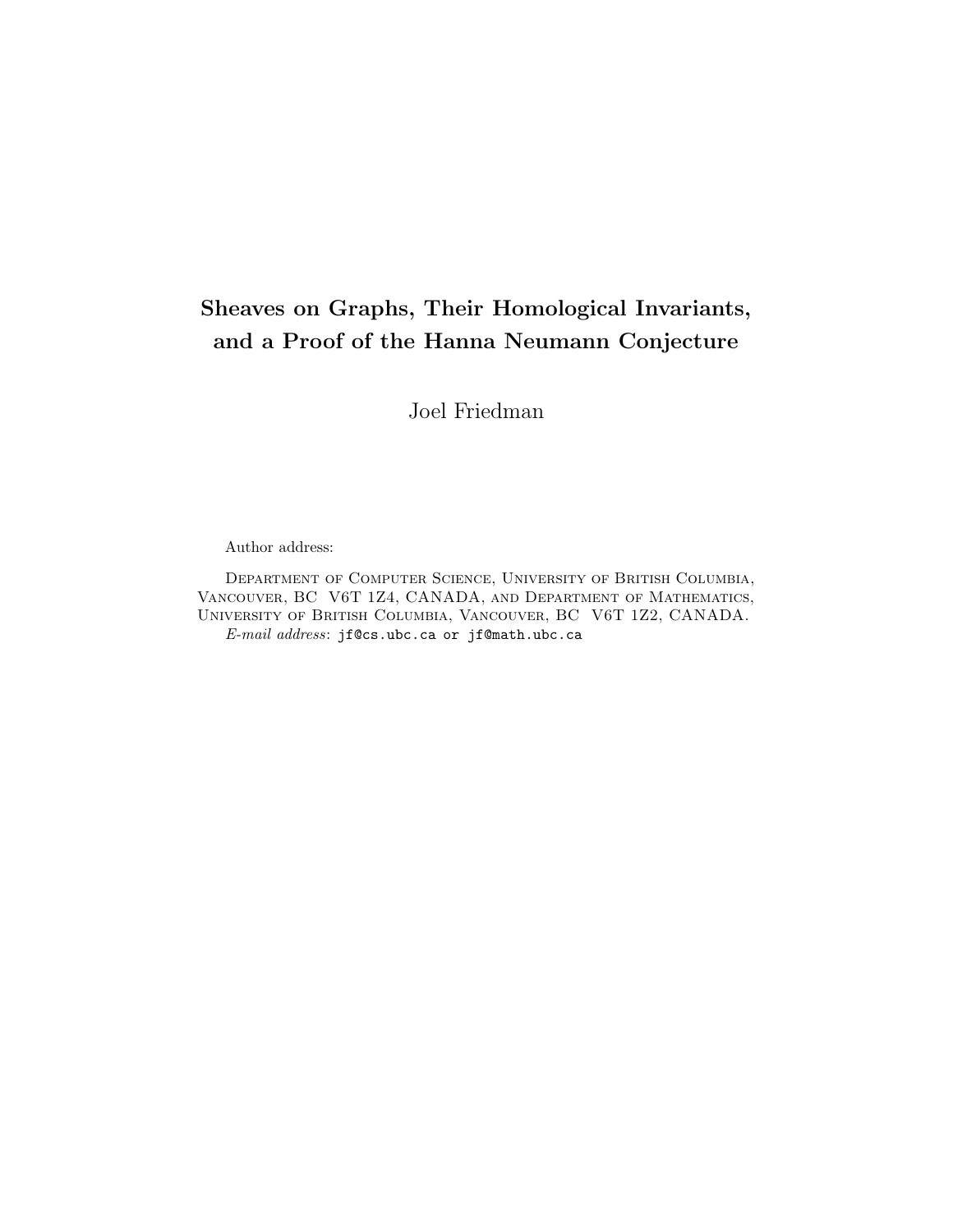# Sheaves on Graphs, Their Homological Invariants, and a Proof of the Hanna Neumann Conjecture

Joel Friedman

Author address:

Department of Computer Science, University of British Columbia, Vancouver, BC V6T 1Z4, CANADA, and Department of Mathematics, University of British Columbia, Vancouver, BC V6T 1Z2, CANADA.

*E-mail address*: `jf@cs.ubc.ca` or `jf@math.ubc.ca`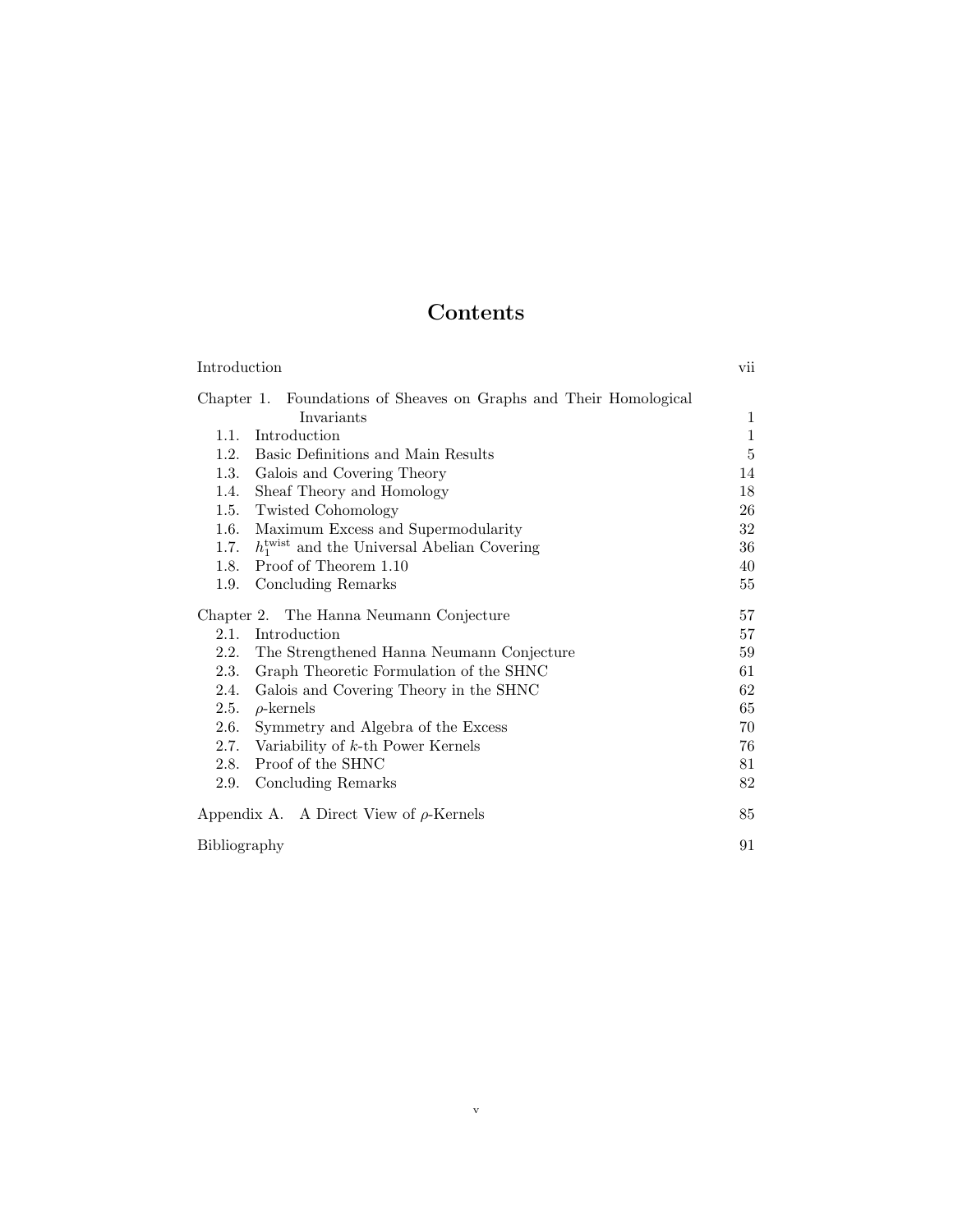# Contents

Introduction vii

Chapter 1. Foundations of Sheaves on Graphs and Their Homological Invariants 1

- 1.1. Introduction 1
- 1.2. Basic Definitions and Main Results 5
- 1.3. Galois and Covering Theory 14
- 1.4. Sheaf Theory and Homology 18
- 1.5. Twisted Cohomology 26
- 1.6. Maximum Excess and Supermodularity 32
- 1.7. $h_1^{\text{twist}}$ and the Universal Abelian Covering 36
- 1.8. Proof of Theorem 1.10 40
- 1.9. Concluding Remarks 55

Chapter 2. The Hanna Neumann Conjecture 57

- 2.1. Introduction 57
- 2.2. The Strengthened Hanna Neumann Conjecture 59
- 2.3. Graph Theoretic Formulation of the SHNC 61
- 2.4. Galois and Covering Theory in the SHNC 62
- 2.5. $\rho$-kernels 65
- 2.6. Symmetry and Algebra of the Excess 70
- 2.7. Variability of $k$-th Power Kernels 76
- 2.8. Proof of the SHNC 81
- 2.9. Concluding Remarks 82

Appendix A. A Direct View of $\rho$-Kernels 85

Bibliography 91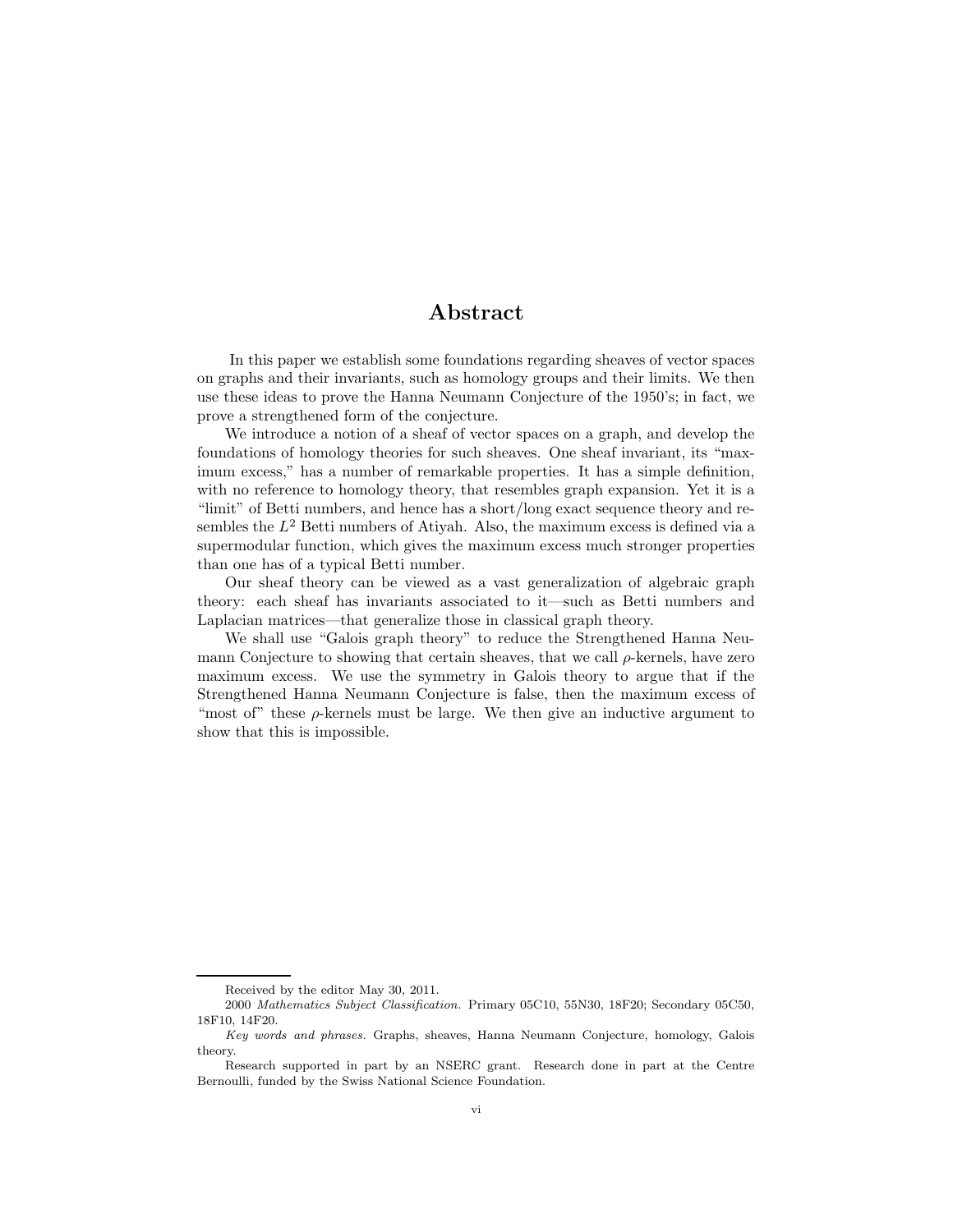# Abstract

In this paper we establish some foundations regarding sheaves of vector spaces on graphs and their invariants, such as homology groups and their limits. We then use these ideas to prove the Hanna Neumann Conjecture of the 1950's; in fact, we prove a strengthened form of the conjecture.

We introduce a notion of a sheaf of vector spaces on a graph, and develop the foundations of homology theories for such sheaves. One sheaf invariant, its "maximum excess," has a number of remarkable properties. It has a simple definition, with no reference to homology theory, that resembles graph expansion. Yet it is a "limit" of Betti numbers, and hence has a short/long exact sequence theory and resembles the $L^2$ Betti numbers of Atiyah. Also, the maximum excess is defined via a supermodular function, which gives the maximum excess much stronger properties than one has of a typical Betti number.

Our sheaf theory can be viewed as a vast generalization of algebraic graph theory: each sheaf has invariants associated to it—such as Betti numbers and Laplacian matrices—that generalize those in classical graph theory.

We shall use "Galois graph theory" to reduce the Strengthened Hanna Neumann Conjecture to showing that certain sheaves, that we call $\rho$-kernels, have zero maximum excess. We use the symmetry in Galois theory to argue that if the Strengthened Hanna Neumann Conjecture is false, then the maximum excess of "most of" these $\rho$-kernels must be large. We then give an inductive argument to show that this is impossible.

---

Received by the editor May 30, 2011.

2000 *Mathematics Subject Classification.* Primary 05C10, 55N30, 18F20; Secondary 05C50, 18F10, 14F20.

*Key words and phrases.* Graphs, sheaves, Hanna Neumann Conjecture, homology, Galois theory.

Research supported in part by an NSERC grant. Research done in part at the Centre Bernoulli, funded by the Swiss National Science Foundation.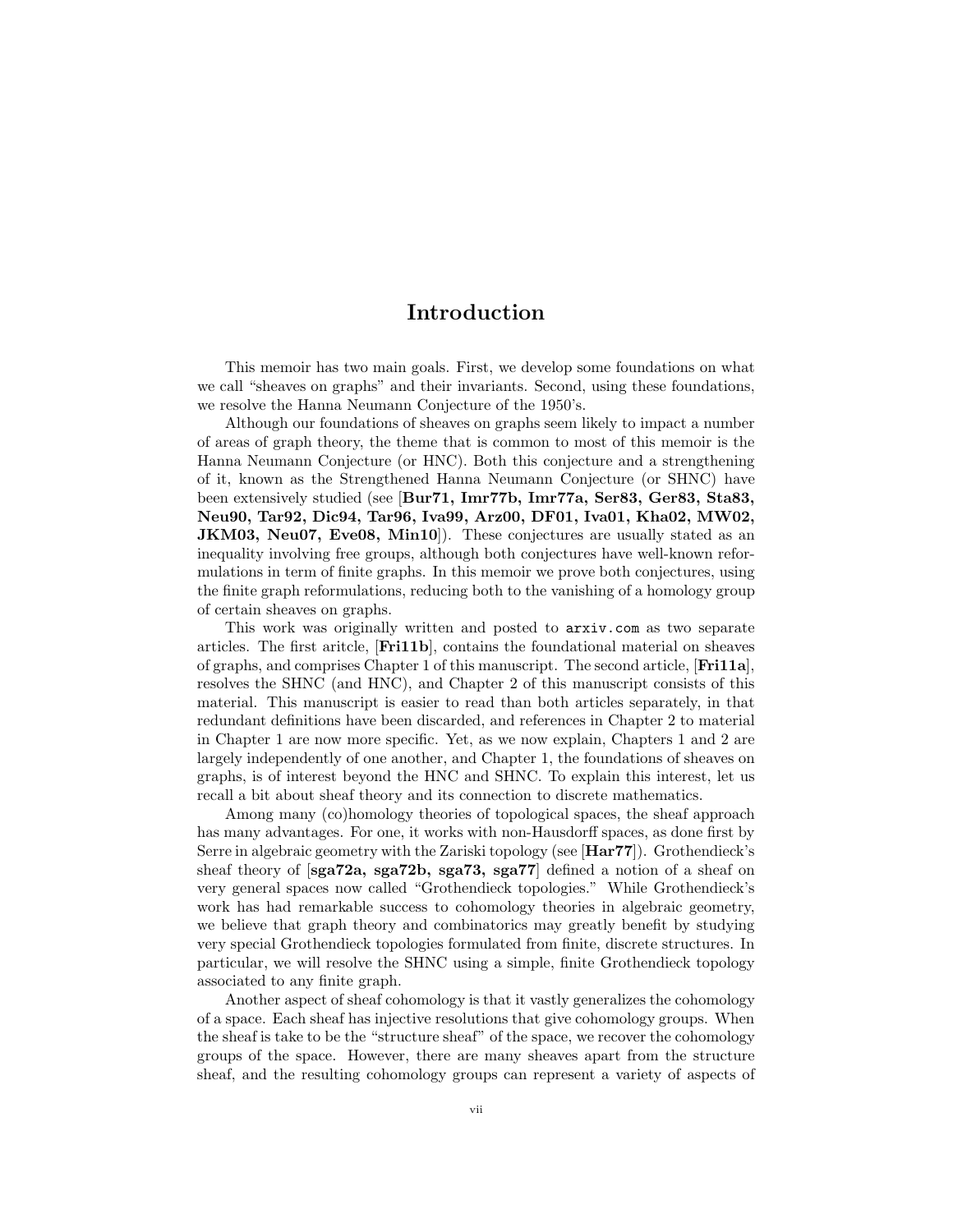# Introduction

This memoir has two main goals. First, we develop some foundations on what we call "sheaves on graphs" and their invariants. Second, using these foundations, we resolve the Hanna Neumann Conjecture of the 1950's.

Although our foundations of sheaves on graphs seem likely to impact a number of areas of graph theory, the theme that is common to most of this memoir is the Hanna Neumann Conjecture (or HNC). Both this conjecture and a strengthening of it, known as the Strengthened Hanna Neumann Conjecture (or SHNC) have been extensively studied (see [**Bur71, Imr77b, Imr77a, Ser83, Ger83, Sta83, Neu90, Tar92, Dic94, Tar96, Iva99, Arz00, DF01, Iva01, Kha02, MW02, JKM03, Neu07, Eve08, Min10**]). These conjectures are usually stated as an inequality involving free groups, although both conjectures have well-known reformulations in term of finite graphs. In this memoir we prove both conjectures, using the finite graph reformulations, reducing both to the vanishing of a homology group of certain sheaves on graphs.

This work was originally written and posted to `arxiv.com` as two separate articles. The first aritcle, [**Fri11b**], contains the foundational material on sheaves of graphs, and comprises Chapter 1 of this manuscript. The second article, [**Fri11a**], resolves the SHNC (and HNC), and Chapter 2 of this manuscript consists of this material. This manuscript is easier to read than both articles separately, in that redundant definitions have been discarded, and references in Chapter 2 to material in Chapter 1 are now more specific. Yet, as we now explain, Chapters 1 and 2 are largely independently of one another, and Chapter 1, the foundations of sheaves on graphs, is of interest beyond the HNC and SHNC. To explain this interest, let us recall a bit about sheaf theory and its connection to discrete mathematics.

Among many (co)homology theories of topological spaces, the sheaf approach has many advantages. For one, it works with non-Hausdorff spaces, as done first by Serre in algebraic geometry with the Zariski topology (see [**Har77**]). Grothendieck's sheaf theory of [**sga72a, sga72b, sga73, sga77**] defined a notion of a sheaf on very general spaces now called "Grothendieck topologies." While Grothendieck's work has had remarkable success to cohomology theories in algebraic geometry, we believe that graph theory and combinatorics may greatly benefit by studying very special Grothendieck topologies formulated from finite, discrete structures. In particular, we will resolve the SHNC using a simple, finite Grothendieck topology associated to any finite graph.

Another aspect of sheaf cohomology is that it vastly generalizes the cohomology of a space. Each sheaf has injective resolutions that give cohomology groups. When the sheaf is take to be the "structure sheaf" of the space, we recover the cohomology groups of the space. However, there are many sheaves apart from the structure sheaf, and the resulting cohomology groups can represent a variety of aspects of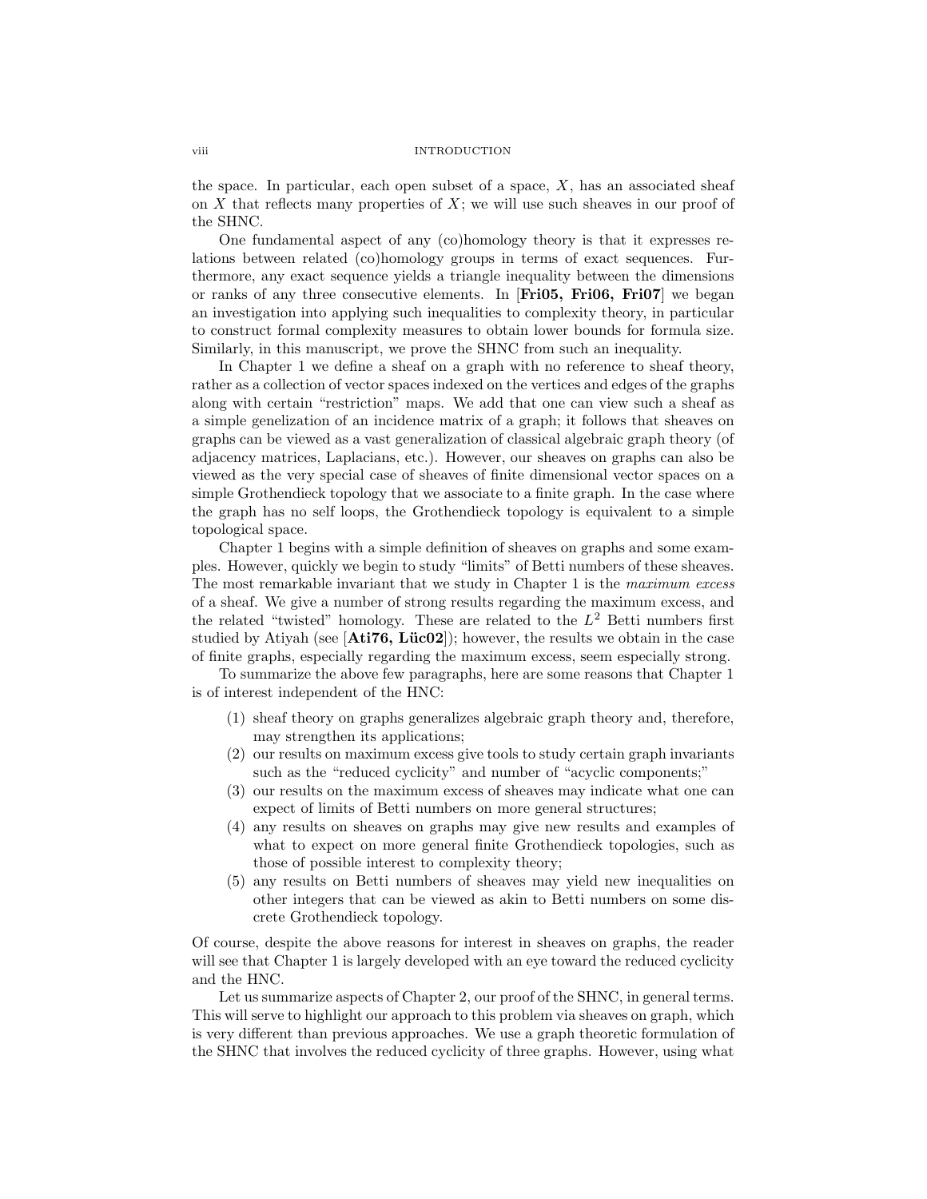the space. In particular, each open subset of a space, $X$, has an associated sheaf on $X$ that reflects many properties of $X$; we will use such sheaves in our proof of the SHNC.

One fundamental aspect of any (co)homology theory is that it expresses relations between related (co)homology groups in terms of exact sequences. Furthermore, any exact sequence yields a triangle inequality between the dimensions or ranks of any three consecutive elements. In [**Fri05, Fri06, Fri07**] we began an investigation into applying such inequalities to complexity theory, in particular to construct formal complexity measures to obtain lower bounds for formula size. Similarly, in this manuscript, we prove the SHNC from such an inequality.

In Chapter 1 we define a sheaf on a graph with no reference to sheaf theory, rather as a collection of vector spaces indexed on the vertices and edges of the graphs along with certain "restriction" maps. We add that one can view such a sheaf as a simple genelization of an incidence matrix of a graph; it follows that sheaves on graphs can be viewed as a vast generalization of classical algebraic graph theory (of adjacency matrices, Laplacians, etc.). However, our sheaves on graphs can also be viewed as the very special case of sheaves of finite dimensional vector spaces on a simple Grothendieck topology that we associate to a finite graph. In the case where the graph has no self loops, the Grothendieck topology is equivalent to a simple topological space.

Chapter 1 begins with a simple definition of sheaves on graphs and some examples. However, quickly we begin to study "limits" of Betti numbers of these sheaves. The most remarkable invariant that we study in Chapter 1 is the *maximum excess* of a sheaf. We give a number of strong results regarding the maximum excess, and the related "twisted" homology. These are related to the $L^2$ Betti numbers first studied by Atiyah (see [**Ati76, Lüc02**]); however, the results we obtain in the case of finite graphs, especially regarding the maximum excess, seem especially strong.

To summarize the above few paragraphs, here are some reasons that Chapter 1 is of interest independent of the HNC:

(1) sheaf theory on graphs generalizes algebraic graph theory and, therefore, may strengthen its applications;
(2) our results on maximum excess give tools to study certain graph invariants such as the "reduced cyclicity" and number of "acyclic components;"
(3) our results on the maximum excess of sheaves may indicate what one can expect of limits of Betti numbers on more general structures;
(4) any results on sheaves on graphs may give new results and examples of what to expect on more general finite Grothendieck topologies, such as those of possible interest to complexity theory;
(5) any results on Betti numbers of sheaves may yield new inequalities on other integers that can be viewed as akin to Betti numbers on some discrete Grothendieck topology.

Of course, despite the above reasons for interest in sheaves on graphs, the reader will see that Chapter 1 is largely developed with an eye toward the reduced cyclicity and the HNC.

Let us summarize aspects of Chapter 2, our proof of the SHNC, in general terms. This will serve to highlight our approach to this problem via sheaves on graph, which is very different than previous approaches. We use a graph theoretic formulation of the SHNC that involves the reduced cyclicity of three graphs. However, using what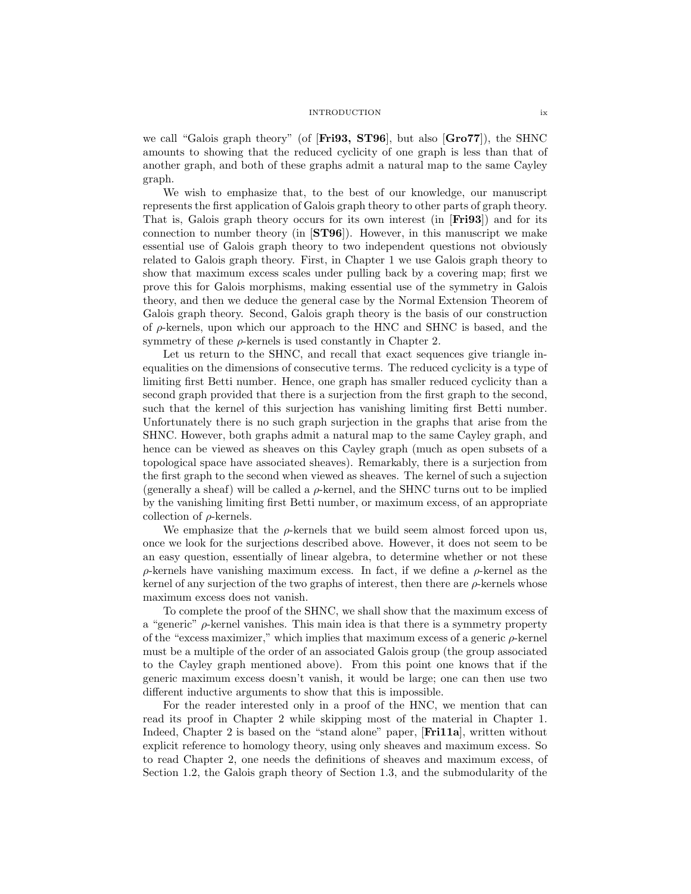we call "Galois graph theory" (of [**Fri93, ST96**], but also [**Gro77**]), the SHNC amounts to showing that the reduced cyclicity of one graph is less than that of another graph, and both of these graphs admit a natural map to the same Cayley graph.

We wish to emphasize that, to the best of our knowledge, our manuscript represents the first application of Galois graph theory to other parts of graph theory. That is, Galois graph theory occurs for its own interest (in [**Fri93**]) and for its connection to number theory (in [**ST96**]). However, in this manuscript we make essential use of Galois graph theory to two independent questions not obviously related to Galois graph theory. First, in Chapter 1 we use Galois graph theory to show that maximum excess scales under pulling back by a covering map; first we prove this for Galois morphisms, making essential use of the symmetry in Galois theory, and then we deduce the general case by the Normal Extension Theorem of Galois graph theory. Second, Galois graph theory is the basis of our construction of $\rho$-kernels, upon which our approach to the HNC and SHNC is based, and the symmetry of these $\rho$-kernels is used constantly in Chapter 2.

Let us return to the SHNC, and recall that exact sequences give triangle inequalities on the dimensions of consecutive terms. The reduced cyclicity is a type of limiting first Betti number. Hence, one graph has smaller reduced cyclicity than a second graph provided that there is a surjection from the first graph to the second, such that the kernel of this surjection has vanishing limiting first Betti number. Unfortunately there is no such graph surjection in the graphs that arise from the SHNC. However, both graphs admit a natural map to the same Cayley graph, and hence can be viewed as sheaves on this Cayley graph (much as open subsets of a topological space have associated sheaves). Remarkably, there is a surjection from the first graph to the second when viewed as sheaves. The kernel of such a sujection (generally a sheaf) will be called a $\rho$-kernel, and the SHNC turns out to be implied by the vanishing limiting first Betti number, or maximum excess, of an appropriate collection of $\rho$-kernels.

We emphasize that the $\rho$-kernels that we build seem almost forced upon us, once we look for the surjections described above. However, it does not seem to be an easy question, essentially of linear algebra, to determine whether or not these $\rho$-kernels have vanishing maximum excess. In fact, if we define a $\rho$-kernel as the kernel of any surjection of the two graphs of interest, then there are $\rho$-kernels whose maximum excess does not vanish.

To complete the proof of the SHNC, we shall show that the maximum excess of a "generic" $\rho$-kernel vanishes. This main idea is that there is a symmetry property of the "excess maximizer," which implies that maximum excess of a generic $\rho$-kernel must be a multiple of the order of an associated Galois group (the group associated to the Cayley graph mentioned above). From this point one knows that if the generic maximum excess doesn't vanish, it would be large; one can then use two different inductive arguments to show that this is impossible.

For the reader interested only in a proof of the HNC, we mention that can read its proof in Chapter 2 while skipping most of the material in Chapter 1. Indeed, Chapter 2 is based on the "stand alone" paper, [**Fri11a**], written without explicit reference to homology theory, using only sheaves and maximum excess. So to read Chapter 2, one needs the definitions of sheaves and maximum excess, of Section 1.2, the Galois graph theory of Section 1.3, and the submodularity of the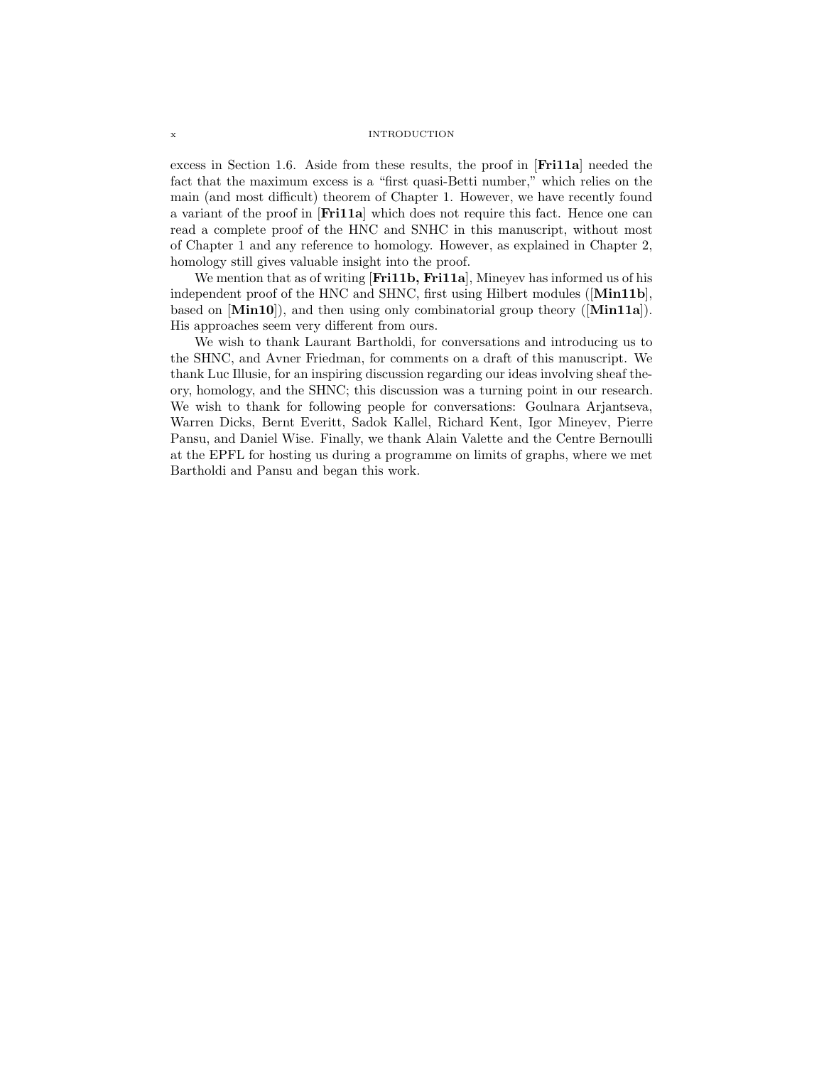excess in Section 1.6. Aside from these results, the proof in [**Fri11a**] needed the fact that the maximum excess is a "first quasi-Betti number," which relies on the main (and most difficult) theorem of Chapter 1. However, we have recently found a variant of the proof in [**Fri11a**] which does not require this fact. Hence one can read a complete proof of the HNC and SNHC in this manuscript, without most of Chapter 1 and any reference to homology. However, as explained in Chapter 2, homology still gives valuable insight into the proof.

We mention that as of writing [**Fri11b, Fri11a**], Mineyev has informed us of his independent proof of the HNC and SHNC, first using Hilbert modules ([**Min11b**], based on [**Min10**]), and then using only combinatorial group theory ([**Min11a**]). His approaches seem very different from ours.

We wish to thank Laurant Bartholdi, for conversations and introducing us to the SHNC, and Avner Friedman, for comments on a draft of this manuscript. We thank Luc Illusie, for an inspiring discussion regarding our ideas involving sheaf theory, homology, and the SHNC; this discussion was a turning point in our research. We wish to thank for following people for conversations: Goulnara Arjantseva, Warren Dicks, Bernt Everitt, Sadok Kallel, Richard Kent, Igor Mineyev, Pierre Pansu, and Daniel Wise. Finally, we thank Alain Valette and the Centre Bernoulli at the EPFL for hosting us during a programme on limits of graphs, where we met Bartholdi and Pansu and began this work.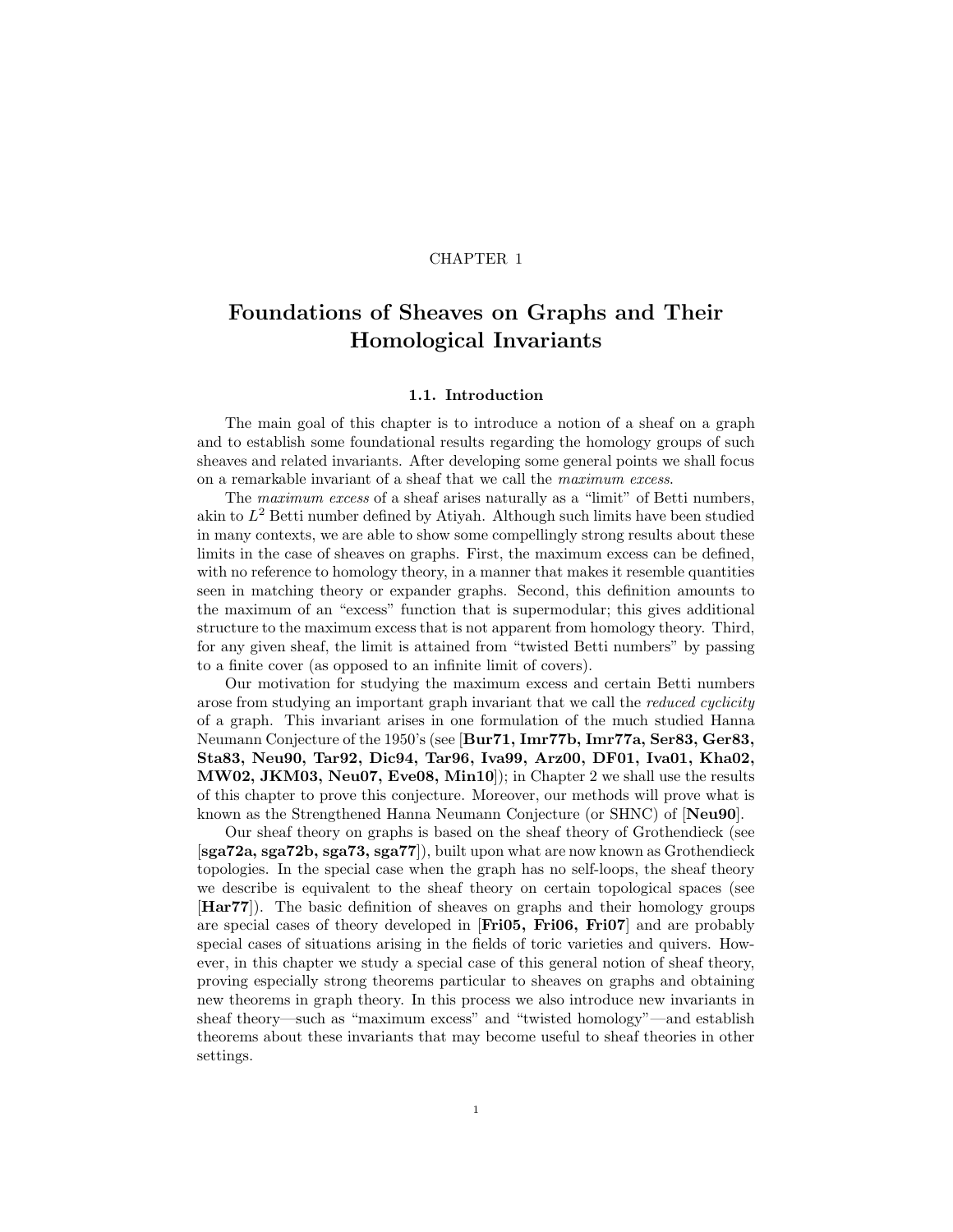CHAPTER 1

# Foundations of Sheaves on Graphs and Their Homological Invariants

## 1.1. Introduction

The main goal of this chapter is to introduce a notion of a sheaf on a graph and to establish some foundational results regarding the homology groups of such sheaves and related invariants. After developing some general points we shall focus on a remarkable invariant of a sheaf that we call the *maximum excess*.

The *maximum excess* of a sheaf arises naturally as a "limit" of Betti numbers, akin to $L^2$ Betti number defined by Atiyah. Although such limits have been studied in many contexts, we are able to show some compellingly strong results about these limits in the case of sheaves on graphs. First, the maximum excess can be defined, with no reference to homology theory, in a manner that makes it resemble quantities seen in matching theory or expander graphs. Second, this definition amounts to the maximum of an "excess" function that is supermodular; this gives additional structure to the maximum excess that is not apparent from homology theory. Third, for any given sheaf, the limit is attained from "twisted Betti numbers" by passing to a finite cover (as opposed to an infinite limit of covers).

Our motivation for studying the maximum excess and certain Betti numbers arose from studying an important graph invariant that we call the *reduced cyclicity* of a graph. This invariant arises in one formulation of the much studied Hanna Neumann Conjecture of the 1950's (see [**Bur71, Imr77b, Imr77a, Ser83, Ger83, Sta83, Neu90, Tar92, Dic94, Tar96, Iva99, Arz00, DF01, Iva01, Kha02, MW02, JKM03, Neu07, Eve08, Min10**]); in Chapter 2 we shall use the results of this chapter to prove this conjecture. Moreover, our methods will prove what is known as the Strengthened Hanna Neumann Conjecture (or SHNC) of [**Neu90**].

Our sheaf theory on graphs is based on the sheaf theory of Grothendieck (see [**sga72a, sga72b, sga73, sga77**]), built upon what are now known as Grothendieck topologies. In the special case when the graph has no self-loops, the sheaf theory we describe is equivalent to the sheaf theory on certain topological spaces (see [**Har77**]). The basic definition of sheaves on graphs and their homology groups are special cases of theory developed in [**Fri05, Fri06, Fri07**] and are probably special cases of situations arising in the fields of toric varieties and quivers. However, in this chapter we study a special case of this general notion of sheaf theory, proving especially strong theorems particular to sheaves on graphs and obtaining new theorems in graph theory. In this process we also introduce new invariants in sheaf theory—such as "maximum excess" and "twisted homology"—and establish theorems about these invariants that may become useful to sheaf theories in other settings.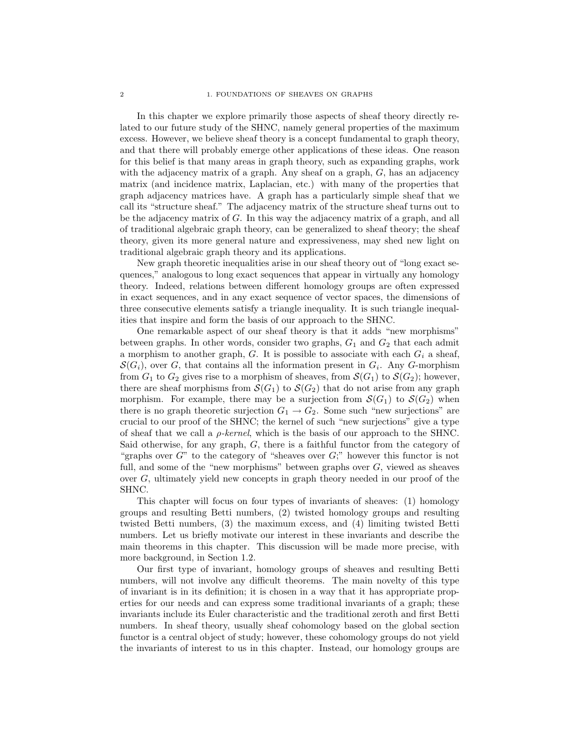In this chapter we explore primarily those aspects of sheaf theory directly related to our future study of the SHNC, namely general properties of the maximum excess. However, we believe sheaf theory is a concept fundamental to graph theory, and that there will probably emerge other applications of these ideas. One reason for this belief is that many areas in graph theory, such as expanding graphs, work with the adjacency matrix of a graph. Any sheaf on a graph, $G$, has an adjacency matrix (and incidence matrix, Laplacian, etc.) with many of the properties that graph adjacency matrices have. A graph has a particularly simple sheaf that we call its "structure sheaf." The adjacency matrix of the structure sheaf turns out to be the adjacency matrix of $G$. In this way the adjacency matrix of a graph, and all of traditional algebraic graph theory, can be generalized to sheaf theory; the sheaf theory, given its more general nature and expressiveness, may shed new light on traditional algebraic graph theory and its applications.

New graph theoretic inequalities arise in our sheaf theory out of "long exact sequences," analogous to long exact sequences that appear in virtually any homology theory. Indeed, relations between different homology groups are often expressed in exact sequences, and in any exact sequence of vector spaces, the dimensions of three consecutive elements satisfy a triangle inequality. It is such triangle inequalities that inspire and form the basis of our approach to the SHNC.

One remarkable aspect of our sheaf theory is that it adds "new morphisms" between graphs. In other words, consider two graphs, $G_1$ and $G_2$ that each admit a morphism to another graph, $G$. It is possible to associate with each $G_i$ a sheaf, $\mathcal{S}(G_i)$, over $G$, that contains all the information present in $G_i$. Any $G$-morphism from $G_1$ to $G_2$ gives rise to a morphism of sheaves, from $\mathcal{S}(G_1)$ to $\mathcal{S}(G_2)$; however, there are sheaf morphisms from $\mathcal{S}(G_1)$ to $\mathcal{S}(G_2)$ that do not arise from any graph morphism. For example, there may be a surjection from $\mathcal{S}(G_1)$ to $\mathcal{S}(G_2)$ when there is no graph theoretic surjection $G_1 \to G_2$. Some such "new surjections" are crucial to our proof of the SHNC; the kernel of such "new surjections" give a type of sheaf that we call a *$\rho$-kernel*, which is the basis of our approach to the SHNC. Said otherwise, for any graph, $G$, there is a faithful functor from the category of "graphs over $G$" to the category of "sheaves over $G$;" however this functor is not full, and some of the "new morphisms" between graphs over $G$, viewed as sheaves over $G$, ultimately yield new concepts in graph theory needed in our proof of the SHNC.

This chapter will focus on four types of invariants of sheaves: (1) homology groups and resulting Betti numbers, (2) twisted homology groups and resulting twisted Betti numbers, (3) the maximum excess, and (4) limiting twisted Betti numbers. Let us briefly motivate our interest in these invariants and describe the main theorems in this chapter. This discussion will be made more precise, with more background, in Section 1.2.

Our first type of invariant, homology groups of sheaves and resulting Betti numbers, will not involve any difficult theorems. The main novelty of this type of invariant is in its definition; it is chosen in a way that it has appropriate properties for our needs and can express some traditional invariants of a graph; these invariants include its Euler characteristic and the traditional zeroth and first Betti numbers. In sheaf theory, usually sheaf cohomology based on the global section functor is a central object of study; however, these cohomology groups do not yield the invariants of interest to us in this chapter. Instead, our homology groups are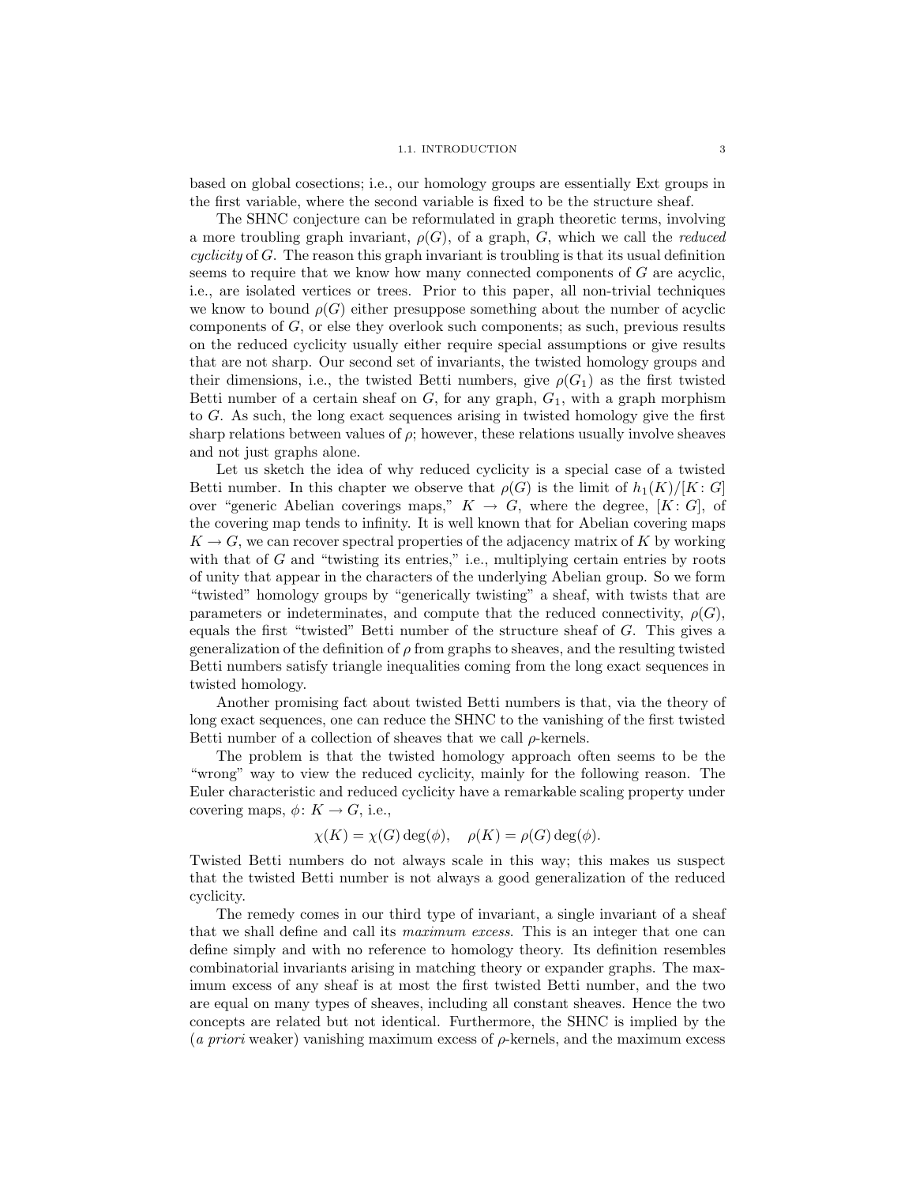based on global cosections; i.e., our homology groups are essentially Ext groups in the first variable, where the second variable is fixed to be the structure sheaf.

The SHNC conjecture can be reformulated in graph theoretic terms, involving a more troubling graph invariant, $\rho(G)$, of a graph, $G$, which we call the *reduced cyclicity* of $G$. The reason this graph invariant is troubling is that its usual definition seems to require that we know how many connected components of $G$ are acyclic, i.e., are isolated vertices or trees. Prior to this paper, all non-trivial techniques we know to bound $\rho(G)$ either presuppose something about the number of acyclic components of $G$, or else they overlook such components; as such, previous results on the reduced cyclicity usually either require special assumptions or give results that are not sharp. Our second set of invariants, the twisted homology groups and their dimensions, i.e., the twisted Betti numbers, give $\rho(G_1)$ as the first twisted Betti number of a certain sheaf on $G$, for any graph, $G_1$, with a graph morphism to $G$. As such, the long exact sequences arising in twisted homology give the first sharp relations between values of $\rho$; however, these relations usually involve sheaves and not just graphs alone.

Let us sketch the idea of why reduced cyclicity is a special case of a twisted Betti number. In this chapter we observe that $\rho(G)$ is the limit of $h_1(K)/[K\colon G]$ over "generic Abelian coverings maps," $K \to G$, where the degree, $[K\colon G]$, of the covering map tends to infinity. It is well known that for Abelian covering maps $K \to G$, we can recover spectral properties of the adjacency matrix of $K$ by working with that of $G$ and "twisting its entries," i.e., multiplying certain entries by roots of unity that appear in the characters of the underlying Abelian group. So we form "twisted" homology groups by "generically twisting" a sheaf, with twists that are parameters or indeterminates, and compute that the reduced connectivity, $\rho(G)$, equals the first "twisted" Betti number of the structure sheaf of $G$. This gives a generalization of the definition of $\rho$ from graphs to sheaves, and the resulting twisted Betti numbers satisfy triangle inequalities coming from the long exact sequences in twisted homology.

Another promising fact about twisted Betti numbers is that, via the theory of long exact sequences, one can reduce the SHNC to the vanishing of the first twisted Betti number of a collection of sheaves that we call $\rho$-kernels.

The problem is that the twisted homology approach often seems to be the "wrong" way to view the reduced cyclicity, mainly for the following reason. The Euler characteristic and reduced cyclicity have a remarkable scaling property under covering maps, $\phi\colon K \to G$, i.e.,

$$\chi(K) = \chi(G)\deg(\phi), \quad \rho(K) = \rho(G)\deg(\phi).$$

Twisted Betti numbers do not always scale in this way; this makes us suspect that the twisted Betti number is not always a good generalization of the reduced cyclicity.

The remedy comes in our third type of invariant, a single invariant of a sheaf that we shall define and call its *maximum excess*. This is an integer that one can define simply and with no reference to homology theory. Its definition resembles combinatorial invariants arising in matching theory or expander graphs. The maximum excess of any sheaf is at most the first twisted Betti number, and the two are equal on many types of sheaves, including all constant sheaves. Hence the two concepts are related but not identical. Furthermore, the SHNC is implied by the (*a priori* weaker) vanishing maximum excess of $\rho$-kernels, and the maximum excess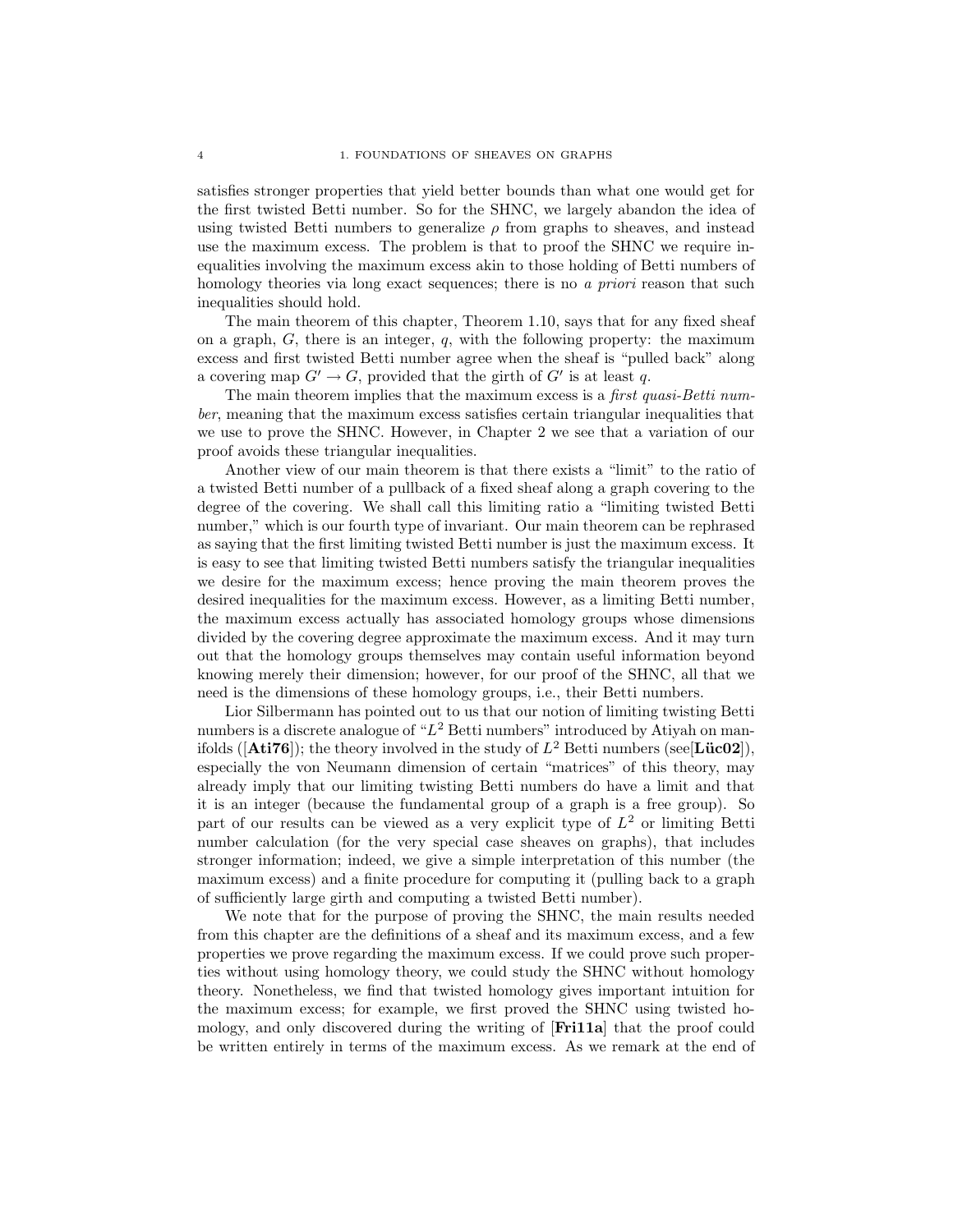satisfies stronger properties that yield better bounds than what one would get for the first twisted Betti number. So for the SHNC, we largely abandon the idea of using twisted Betti numbers to generalize $\rho$ from graphs to sheaves, and instead use the maximum excess. The problem is that to proof the SHNC we require inequalities involving the maximum excess akin to those holding of Betti numbers of homology theories via long exact sequences; there is no *a priori* reason that such inequalities should hold.

The main theorem of this chapter, Theorem 1.10, says that for any fixed sheaf on a graph, $G$, there is an integer, $q$, with the following property: the maximum excess and first twisted Betti number agree when the sheaf is "pulled back" along a covering map $G' \to G$, provided that the girth of $G'$ is at least $q$.

The main theorem implies that the maximum excess is a *first quasi-Betti number*, meaning that the maximum excess satisfies certain triangular inequalities that we use to prove the SHNC. However, in Chapter 2 we see that a variation of our proof avoids these triangular inequalities.

Another view of our main theorem is that there exists a "limit" to the ratio of a twisted Betti number of a pullback of a fixed sheaf along a graph covering to the degree of the covering. We shall call this limiting ratio a "limiting twisted Betti number," which is our fourth type of invariant. Our main theorem can be rephrased as saying that the first limiting twisted Betti number is just the maximum excess. It is easy to see that limiting twisted Betti numbers satisfy the triangular inequalities we desire for the maximum excess; hence proving the main theorem proves the desired inequalities for the maximum excess. However, as a limiting Betti number, the maximum excess actually has associated homology groups whose dimensions divided by the covering degree approximate the maximum excess. And it may turn out that the homology groups themselves may contain useful information beyond knowing merely their dimension; however, for our proof of the SHNC, all that we need is the dimensions of these homology groups, i.e., their Betti numbers.

Lior Silbermann has pointed out to us that our notion of limiting twisting Betti numbers is a discrete analogue of "$L^2$ Betti numbers" introduced by Atiyah on manifolds ([**Ati76**]); the theory involved in the study of $L^2$ Betti numbers (see[**Lüc02**]), especially the von Neumann dimension of certain "matrices" of this theory, may already imply that our limiting twisting Betti numbers do have a limit and that it is an integer (because the fundamental group of a graph is a free group). So part of our results can be viewed as a very explicit type of $L^2$ or limiting Betti number calculation (for the very special case sheaves on graphs), that includes stronger information; indeed, we give a simple interpretation of this number (the maximum excess) and a finite procedure for computing it (pulling back to a graph of sufficiently large girth and computing a twisted Betti number).

We note that for the purpose of proving the SHNC, the main results needed from this chapter are the definitions of a sheaf and its maximum excess, and a few properties we prove regarding the maximum excess. If we could prove such properties without using homology theory, we could study the SHNC without homology theory. Nonetheless, we find that twisted homology gives important intuition for the maximum excess; for example, we first proved the SHNC using twisted homology, and only discovered during the writing of [**Fri11a**] that the proof could be written entirely in terms of the maximum excess. As we remark at the end of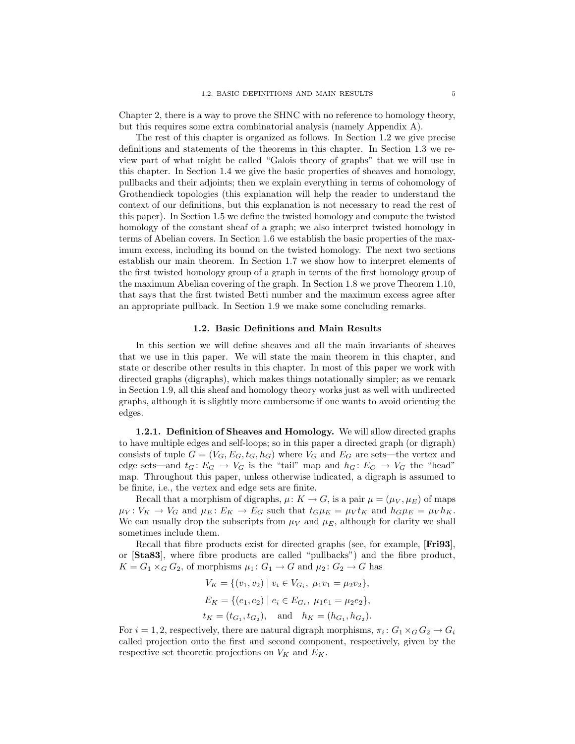Chapter 2, there is a way to prove the SHNC with no reference to homology theory, but this requires some extra combinatorial analysis (namely Appendix A).

The rest of this chapter is organized as follows. In Section 1.2 we give precise definitions and statements of the theorems in this chapter. In Section 1.3 we review part of what might be called "Galois theory of graphs" that we will use in this chapter. In Section 1.4 we give the basic properties of sheaves and homology, pullbacks and their adjoints; then we explain everything in terms of cohomology of Grothendieck topologies (this explanation will help the reader to understand the context of our definitions, but this explanation is not necessary to read the rest of this paper). In Section 1.5 we define the twisted homology and compute the twisted homology of the constant sheaf of a graph; we also interpret twisted homology in terms of Abelian covers. In Section 1.6 we establish the basic properties of the maximum excess, including its bound on the twisted homology. The next two sections establish our main theorem. In Section 1.7 we show how to interpret elements of the first twisted homology group of a graph in terms of the first homology group of the maximum Abelian covering of the graph. In Section 1.8 we prove Theorem 1.10, that says that the first twisted Betti number and the maximum excess agree after an appropriate pullback. In Section 1.9 we make some concluding remarks.

## 1.2. Basic Definitions and Main Results

In this section we will define sheaves and all the main invariants of sheaves that we use in this paper. We will state the main theorem in this chapter, and state or describe other results in this chapter. In most of this paper we work with directed graphs (digraphs), which makes things notationally simpler; as we remark in Section 1.9, all this sheaf and homology theory works just as well with undirected graphs, although it is slightly more cumbersome if one wants to avoid orienting the edges.

**1.2.1. Definition of Sheaves and Homology.** We will allow directed graphs to have multiple edges and self-loops; so in this paper a directed graph (or digraph) consists of tuple $G = (V_G, E_G, t_G, h_G)$ where $V_G$ and $E_G$ are sets—the vertex and edge sets—and $t_G\colon E_G \to V_G$ is the "tail" map and $h_G\colon E_G \to V_G$ the "head" map. Throughout this paper, unless otherwise indicated, a digraph is assumed to be finite, i.e., the vertex and edge sets are finite.

Recall that a morphism of digraphs, $\mu\colon K \to G$, is a pair $\mu = (\mu_V, \mu_E)$ of maps $\mu_V\colon V_K \to V_G$ and $\mu_E\colon E_K \to E_G$ such that $t_G\mu_E = \mu_V t_K$ and $h_G\mu_E = \mu_V h_K$. We can usually drop the subscripts from $\mu_V$ and $\mu_E$, although for clarity we shall sometimes include them.

Recall that fibre products exist for directed graphs (see, for example, [**Fri93**], or [**Sta83**], where fibre products are called "pullbacks") and the fibre product, $K = G_1 \times_G G_2$, of morphisms $\mu_1\colon G_1 \to G$ and $\mu_2\colon G_2 \to G$ has

$$V_K = \{(v_1, v_2) \mid v_i \in V_{G_i},\ \mu_1 v_1 = \mu_2 v_2\},$$

$$E_K = \{(e_1, e_2) \mid e_i \in E_{G_i},\ \mu_1 e_1 = \mu_2 e_2\},$$

$$t_K = (t_{G_1}, t_{G_2}), \quad \text{and} \quad h_K = (h_{G_1}, h_{G_2}).$$

For $i = 1, 2$, respectively, there are natural digraph morphisms, $\pi_i\colon G_1 \times_G G_2 \to G_i$ called projection onto the first and second component, respectively, given by the respective set theoretic projections on $V_K$ and $E_K$.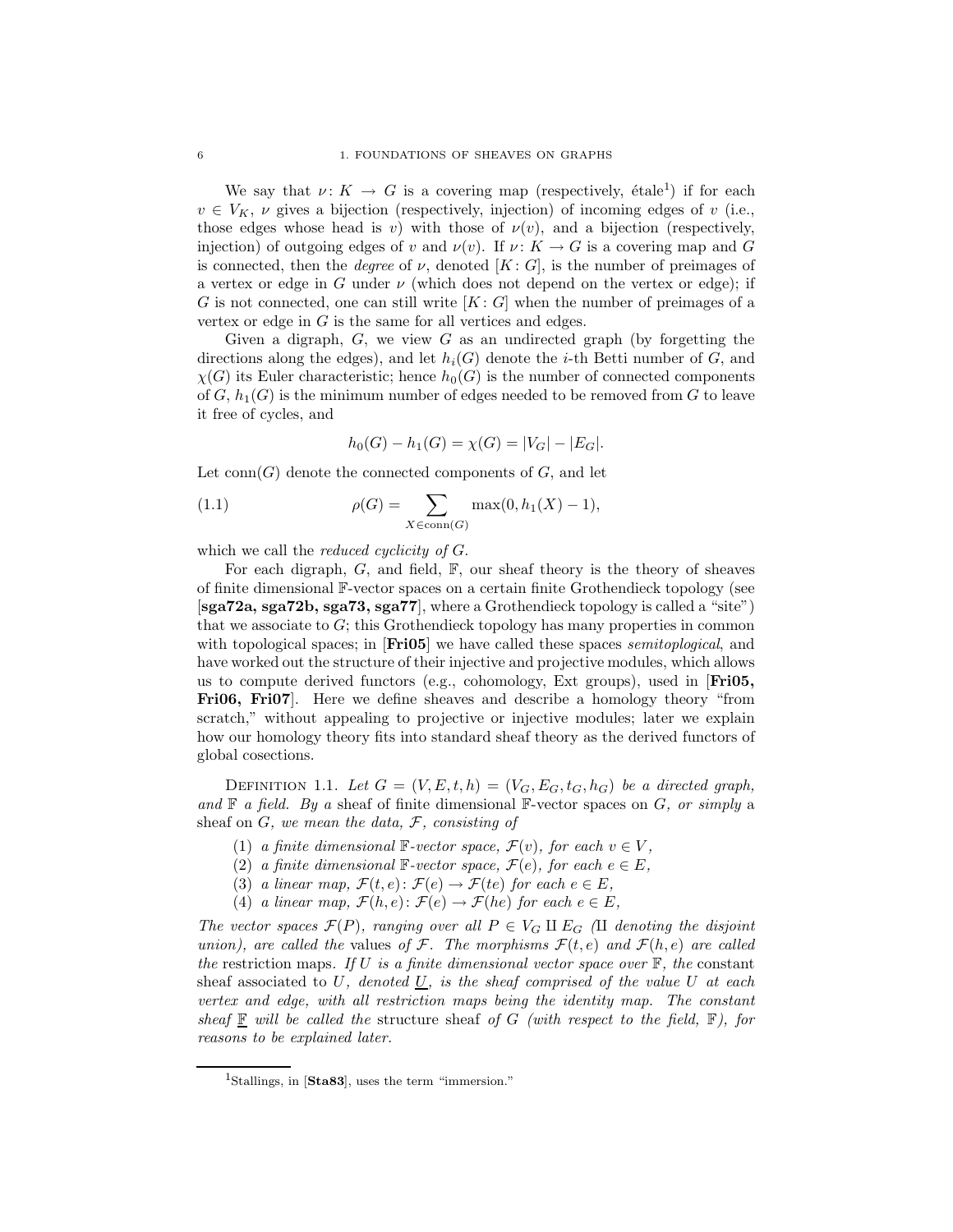We say that $\nu\colon K \to G$ is a covering map (respectively, étale[1]) if for each $v \in V_K$, $\nu$ gives a bijection (respectively, injection) of incoming edges of $v$ (i.e., those edges whose head is $v$) with those of $\nu(v)$, and a bijection (respectively, injection) of outgoing edges of $v$ and $\nu(v)$. If $\nu\colon K \to G$ is a covering map and $G$ is connected, then the *degree* of $\nu$, denoted $[K\colon G]$, is the number of preimages of a vertex or edge in $G$ under $\nu$ (which does not depend on the vertex or edge); if $G$ is not connected, one can still write $[K\colon G]$ when the number of preimages of a vertex or edge in $G$ is the same for all vertices and edges.

Given a digraph, $G$, we view $G$ as an undirected graph (by forgetting the directions along the edges), and let $h_i(G)$ denote the $i$-th Betti number of $G$, and $\chi(G)$ its Euler characteristic; hence $h_0(G)$ is the number of connected components of $G$, $h_1(G)$ is the minimum number of edges needed to be removed from $G$ to leave it free of cycles, and

$$h_0(G) - h_1(G) = \chi(G) = |V_G| - |E_G|.$$

Let $\operatorname{conn}(G)$ denote the connected components of $G$, and let

$$\rho(G) = \sum_{X \in \operatorname{conn}(G)} \max(0, h_1(X) - 1), \tag{1.1}$$

which we call the *reduced cyclicity of* $G$.

For each digraph, $G$, and field, $\mathbb{F}$, our sheaf theory is the theory of sheaves of finite dimensional $\mathbb{F}$-vector spaces on a certain finite Grothendieck topology (see [**sga72a, sga72b, sga73, sga77**], where a Grothendieck topology is called a "site") that we associate to $G$; this Grothendieck topology has many properties in common with topological spaces; in [**Fri05**] we have called these spaces *semitoplogical*, and have worked out the structure of their injective and projective modules, which allows us to compute derived functors (e.g., cohomology, Ext groups), used in [**Fri05, Fri06, Fri07**]. Here we define sheaves and describe a homology theory "from scratch," without appealing to projective or injective modules; later we explain how our homology theory fits into standard sheaf theory as the derived functors of global cosections.

Definition 1.1. *Let $G = (V, E, t, h) = (V_G, E_G, t_G, h_G)$ be a directed graph, and $\mathbb{F}$ a field. By a* sheaf of finite dimensional $\mathbb{F}$-vector spaces on $G$*, or simply a* sheaf on $G$*, we mean the data, $\mathcal{F}$, consisting of*

1. *a finite dimensional $\mathbb{F}$-vector space, $\mathcal{F}(v)$, for each $v \in V$,*
2. *a finite dimensional $\mathbb{F}$-vector space, $\mathcal{F}(e)$, for each $e \in E$,*
3. *a linear map, $\mathcal{F}(t, e)\colon \mathcal{F}(e) \to \mathcal{F}(te)$ for each $e \in E$,*
4. *a linear map, $\mathcal{F}(h, e)\colon \mathcal{F}(e) \to \mathcal{F}(he)$ for each $e \in E$,*

*The vector spaces $\mathcal{F}(P)$, ranging over all $P \in V_G \amalg E_G$ ($\amalg$ denoting the disjoint union), are called the* values *of $\mathcal{F}$. The morphisms $\mathcal{F}(t, e)$ and $\mathcal{F}(h, e)$ are called the* restriction maps*. If $U$ is a finite dimensional vector space over $\mathbb{F}$, the* constant sheaf *associated to $U$, denoted $\underline{U}$, is the sheaf comprised of the value $U$ at each vertex and edge, with all restriction maps being the identity map. The constant sheaf $\underline{\mathbb{F}}$ will be called the* structure sheaf *of $G$ (with respect to the field, $\mathbb{F}$), for reasons to be explained later.*

[1] Stallings, in [**Sta83**], uses the term "immersion."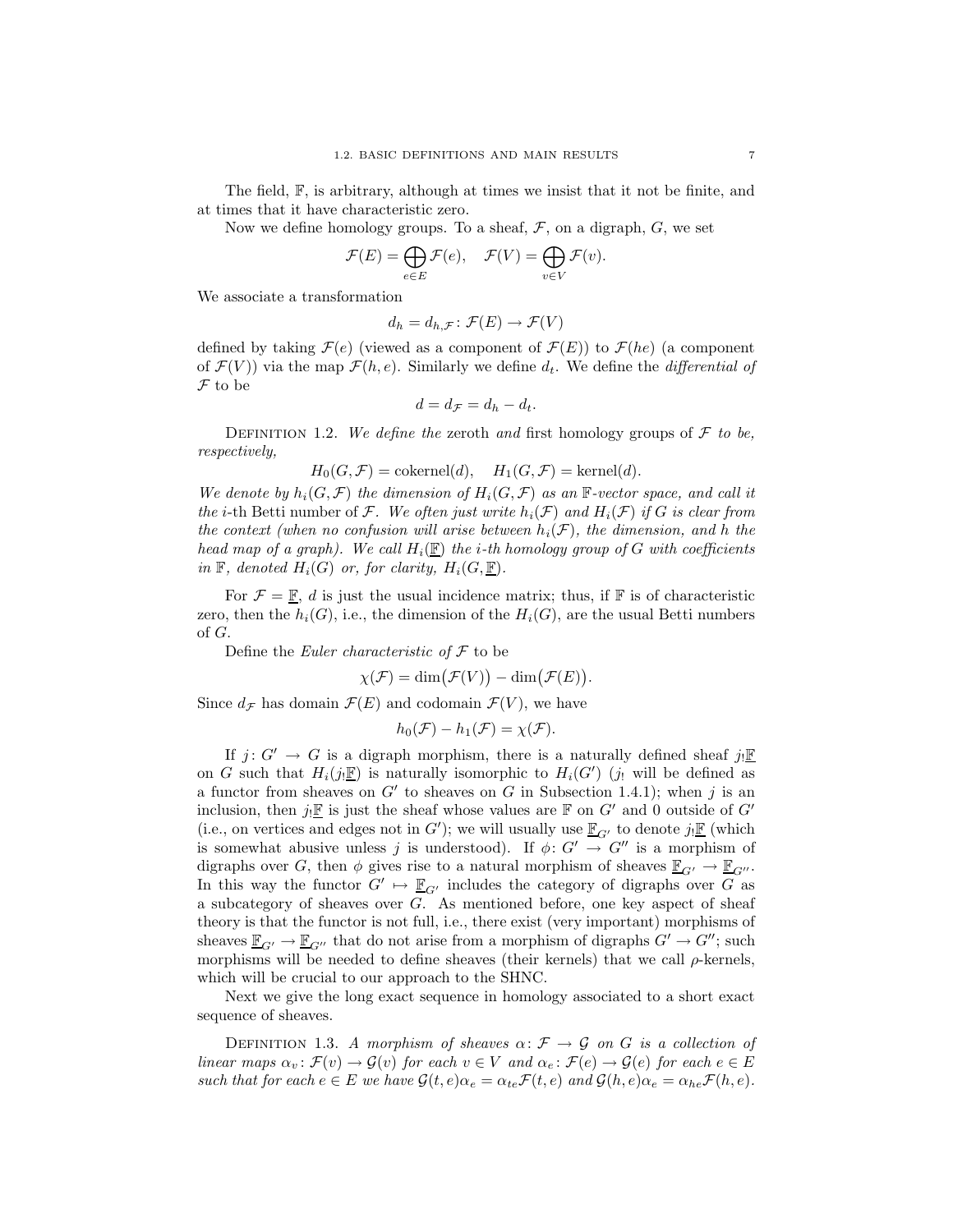The field, $\mathbb{F}$, is arbitrary, although at times we insist that it not be finite, and at times that it have characteristic zero.

Now we define homology groups. To a sheaf, $\mathcal{F}$, on a digraph, $G$, we set

$$\mathcal{F}(E) = \bigoplus_{e \in E} \mathcal{F}(e), \quad \mathcal{F}(V) = \bigoplus_{v \in V} \mathcal{F}(v).$$

We associate a transformation

$$d_h = d_{h,\mathcal{F}} \colon \mathcal{F}(E) \to \mathcal{F}(V)$$

defined by taking $\mathcal{F}(e)$ (viewed as a component of $\mathcal{F}(E)$) to $\mathcal{F}(he)$ (a component of $\mathcal{F}(V)$) via the map $\mathcal{F}(h,e)$. Similarly we define $d_t$. We define the *differential of* $\mathcal{F}$ to be

$$d = d_{\mathcal{F}} = d_h - d_t.$$

DEFINITION 1.2. *We define the* zeroth *and* first homology groups of $\mathcal{F}$ *to be, respectively,*

$$H_0(G, \mathcal{F}) = \text{cokernel}(d), \quad H_1(G, \mathcal{F}) = \text{kernel}(d).$$

*We denote by $h_i(G, \mathcal{F})$ the dimension of $H_i(G, \mathcal{F})$ as an $\mathbb{F}$-vector space, and call it the $i$-th Betti number of $\mathcal{F}$. We often just write $h_i(\mathcal{F})$ and $H_i(\mathcal{F})$ if $G$ is clear from the context (when no confusion will arise between $h_i(\mathcal{F})$, the dimension, and $h$ the head map of a graph). We call $H_i(\underline{\mathbb{F}})$ the $i$-th homology group of $G$ with coefficients in $\mathbb{F}$, denoted $H_i(G)$ or, for clarity, $H_i(G, \underline{\mathbb{F}})$.*

For $\mathcal{F} = \underline{\mathbb{F}}$, $d$ is just the usual incidence matrix; thus, if $\mathbb{F}$ is of characteristic zero, then the $h_i(G)$, i.e., the dimension of the $H_i(G)$, are the usual Betti numbers of $G$.

Define the *Euler characteristic of* $\mathcal{F}$ to be

$$\chi(\mathcal{F}) = \dim\bigl(\mathcal{F}(V)\bigr) - \dim\bigl(\mathcal{F}(E)\bigr).$$

Since $d_{\mathcal{F}}$ has domain $\mathcal{F}(E)$ and codomain $\mathcal{F}(V)$, we have

$$h_0(\mathcal{F}) - h_1(\mathcal{F}) = \chi(\mathcal{F}).$$

If $j \colon G' \to G$ is a digraph morphism, there is a naturally defined sheaf $j_!\underline{\mathbb{F}}$ on $G$ such that $H_i(j_!\underline{\mathbb{F}})$ is naturally isomorphic to $H_i(G')$ ($j_!$ will be defined as a functor from sheaves on $G'$ to sheaves on $G$ in Subsection 1.4.1); when $j$ is an inclusion, then $j_!\underline{\mathbb{F}}$ is just the sheaf whose values are $\mathbb{F}$ on $G'$ and 0 outside of $G'$ (i.e., on vertices and edges not in $G'$); we will usually use $\underline{\mathbb{F}}_{G'}$ to denote $j_!\underline{\mathbb{F}}$ (which is somewhat abusive unless $j$ is understood). If $\phi \colon G' \to G''$ is a morphism of digraphs over $G$, then $\phi$ gives rise to a natural morphism of sheaves $\underline{\mathbb{F}}_{G'} \to \underline{\mathbb{F}}_{G''}$. In this way the functor $G' \mapsto \underline{\mathbb{F}}_{G'}$ includes the category of digraphs over $G$ as a subcategory of sheaves over $G$. As mentioned before, one key aspect of sheaf theory is that the functor is not full, i.e., there exist (very important) morphisms of sheaves $\underline{\mathbb{F}}_{G'} \to \underline{\mathbb{F}}_{G''}$ that do not arise from a morphism of digraphs $G' \to G''$; such morphisms will be needed to define sheaves (their kernels) that we call $\rho$-kernels, which will be crucial to our approach to the SHNC.

Next we give the long exact sequence in homology associated to a short exact sequence of sheaves.

DEFINITION 1.3. *A morphism of sheaves $\alpha \colon \mathcal{F} \to \mathcal{G}$ on $G$ is a collection of linear maps $\alpha_v \colon \mathcal{F}(v) \to \mathcal{G}(v)$ for each $v \in V$ and $\alpha_e \colon \mathcal{F}(e) \to \mathcal{G}(e)$ for each $e \in E$ such that for each $e \in E$ we have $\mathcal{G}(t,e)\alpha_e = \alpha_{te}\mathcal{F}(t,e)$ and $\mathcal{G}(h,e)\alpha_e = \alpha_{he}\mathcal{F}(h,e)$.*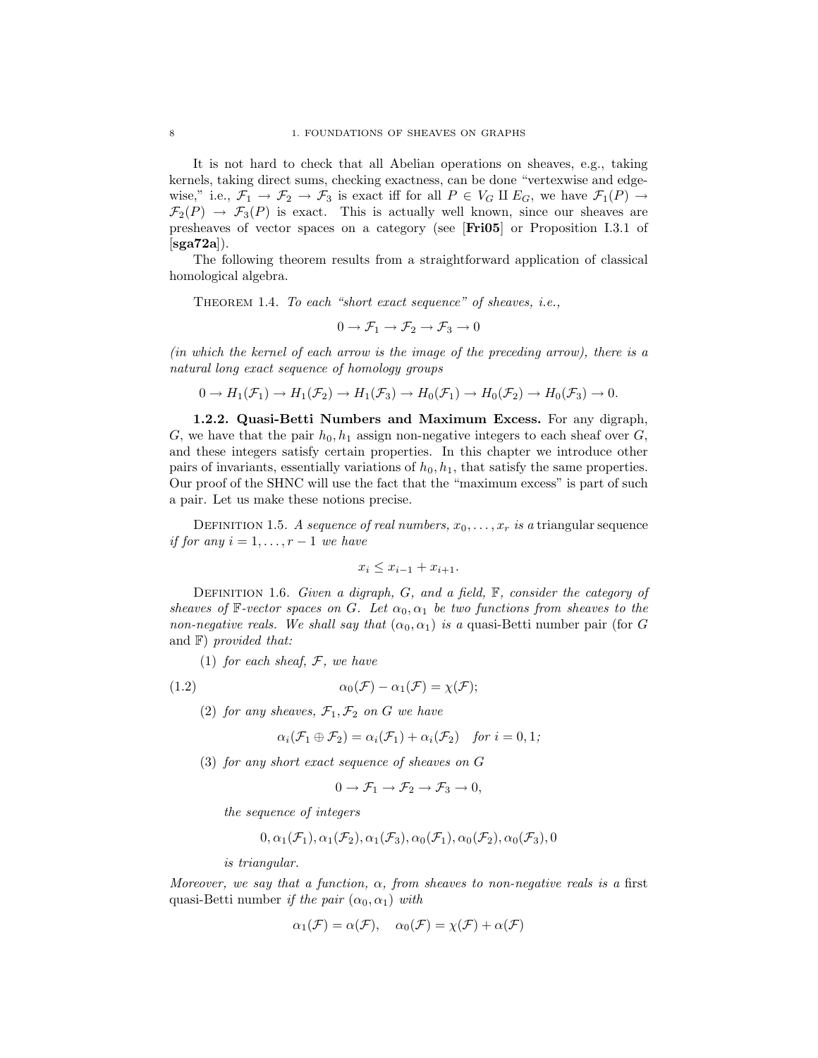It is not hard to check that all Abelian operations on sheaves, e.g., taking kernels, taking direct sums, checking exactness, can be done "vertexwise and edgewise," i.e., $\mathcal{F}_1 \to \mathcal{F}_2 \to \mathcal{F}_3$ is exact iff for all $P \in V_G \amalg E_G$, we have $\mathcal{F}_1(P) \to \mathcal{F}_2(P) \to \mathcal{F}_3(P)$ is exact. This is actually well known, since our sheaves are presheaves of vector spaces on a category (see [**Fri05**] or Proposition I.3.1 of [**sga72a**]).

The following theorem results from a straightforward application of classical homological algebra.

THEOREM 1.4. *To each "short exact sequence" of sheaves, i.e.,*

$$0 \to \mathcal{F}_1 \to \mathcal{F}_2 \to \mathcal{F}_3 \to 0$$

*(in which the kernel of each arrow is the image of the preceding arrow), there is a natural long exact sequence of homology groups*

$$0 \to H_1(\mathcal{F}_1) \to H_1(\mathcal{F}_2) \to H_1(\mathcal{F}_3) \to H_0(\mathcal{F}_1) \to H_0(\mathcal{F}_2) \to H_0(\mathcal{F}_3) \to 0.$$

**1.2.2. Quasi-Betti Numbers and Maximum Excess.** For any digraph, $G$, we have that the pair $h_0, h_1$ assign non-negative integers to each sheaf over $G$, and these integers satisfy certain properties. In this chapter we introduce other pairs of invariants, essentially variations of $h_0, h_1$, that satisfy the same properties. Our proof of the SHNC will use the fact that the "maximum excess" is part of such a pair. Let us make these notions precise.

DEFINITION 1.5. *A sequence of real numbers, $x_0, \ldots, x_r$ is a* triangular sequence *if for any $i = 1, \ldots, r-1$ we have*

$$x_i \le x_{i-1} + x_{i+1}.$$

DEFINITION 1.6. *Given a digraph, $G$, and a field, $\mathbb{F}$, consider the category of sheaves of $\mathbb{F}$-vector spaces on $G$. Let $\alpha_0, \alpha_1$ be two functions from sheaves to the non-negative reals. We shall say that $(\alpha_0, \alpha_1)$ is a* quasi-Betti number pair *(for $G$ and $\mathbb{F}$) provided that:*

(1) *for each sheaf, $\mathcal{F}$, we have*

$$\alpha_0(\mathcal{F}) - \alpha_1(\mathcal{F}) = \chi(\mathcal{F}); \tag{1.2}$$

(2) *for any sheaves, $\mathcal{F}_1, \mathcal{F}_2$ on $G$ we have*

$$\alpha_i(\mathcal{F}_1 \oplus \mathcal{F}_2) = \alpha_i(\mathcal{F}_1) + \alpha_i(\mathcal{F}_2) \quad \text{for } i = 0, 1;$$

(3) *for any short exact sequence of sheaves on $G$*

$$0 \to \mathcal{F}_1 \to \mathcal{F}_2 \to \mathcal{F}_3 \to 0,$$

*the sequence of integers*

$$0, \alpha_1(\mathcal{F}_1), \alpha_1(\mathcal{F}_2), \alpha_1(\mathcal{F}_3), \alpha_0(\mathcal{F}_1), \alpha_0(\mathcal{F}_2), \alpha_0(\mathcal{F}_3), 0$$

*is triangular.*

*Moreover, we say that a function, $\alpha$, from sheaves to non-negative reals is a* first quasi-Betti number *if the pair $(\alpha_0, \alpha_1)$ with*

$$\alpha_1(\mathcal{F}) = \alpha(\mathcal{F}), \quad \alpha_0(\mathcal{F}) = \chi(\mathcal{F}) + \alpha(\mathcal{F})$$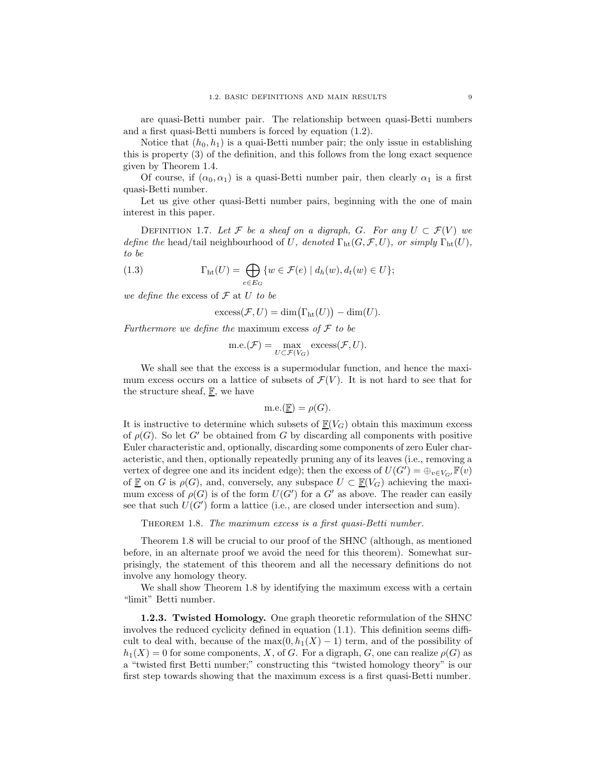are quasi-Betti number pair. The relationship between quasi-Betti numbers and a first quasi-Betti numbers is forced by equation (1.2).

Notice that $(h_0, h_1)$ is a quai-Betti number pair; the only issue in establishing this is property (3) of the definition, and this follows from the long exact sequence given by Theorem 1.4.

Of course, if $(\alpha_0, \alpha_1)$ is a quasi-Betti number pair, then clearly $\alpha_1$ is a first quasi-Betti number.

Let us give other quasi-Betti number pairs, beginning with the one of main interest in this paper.

Definition 1.7. *Let $\mathcal{F}$ be a sheaf on a digraph, $G$. For any $U \subset \mathcal{F}(V)$ we define the* head/tail neighbourhood of $U$, *denoted $\Gamma_{\mathrm{ht}}(G, \mathcal{F}, U)$, or simply $\Gamma_{\mathrm{ht}}(U)$, to be*

$$\Gamma_{\mathrm{ht}}(U) = \bigoplus_{e \in E_G} \{w \in \mathcal{F}(e) \mid d_h(w), d_t(w) \in U\}; \tag{1.3}$$

*we define the* excess of $\mathcal{F}$ at $U$ *to be*

$$\mathrm{excess}(\mathcal{F}, U) = \dim\bigl(\Gamma_{\mathrm{ht}}(U)\bigr) - \dim(U).$$

*Furthermore we define the* maximum excess *of $\mathcal{F}$ to be*

$$\mathrm{m.e.}(\mathcal{F}) = \max_{U \subset \mathcal{F}(V_G)} \mathrm{excess}(\mathcal{F}, U).$$

We shall see that the excess is a supermodular function, and hence the maximum excess occurs on a lattice of subsets of $\mathcal{F}(V)$. It is not hard to see that for the structure sheaf, $\underline{\mathbb{F}}$, we have

$$\mathrm{m.e.}(\underline{\mathbb{F}}) = \rho(G).$$

It is instructive to determine which subsets of $\underline{\mathbb{F}}(V_G)$ obtain this maximum excess of $\rho(G)$. So let $G'$ be obtained from $G$ by discarding all components with positive Euler characteristic and, optionally, discarding some components of zero Euler characteristic, and then, optionally repeatedly pruning any of its leaves (i.e., removing a vertex of degree one and its incident edge); then the excess of $U(G') = \oplus_{v \in V_{G'}} \mathbb{F}(v)$ of $\underline{\mathbb{F}}$ on $G$ is $\rho(G)$, and, conversely, any subspace $U \subset \underline{\mathbb{F}}(V_G)$ achieving the maximum excess of $\rho(G)$ is of the form $U(G')$ for a $G'$ as above. The reader can easily see that such $U(G')$ form a lattice (i.e., are closed under intersection and sum).

Theorem 1.8. *The maximum excess is a first quasi-Betti number.*

Theorem 1.8 will be crucial to our proof of the SHNC (although, as mentioned before, in an alternate proof we avoid the need for this theorem). Somewhat surprisingly, the statement of this theorem and all the necessary definitions do not involve any homology theory.

We shall show Theorem 1.8 by identifying the maximum excess with a certain "limit" Betti number.

**1.2.3. Twisted Homology.** One graph theoretic reformulation of the SHNC involves the reduced cyclicity defined in equation (1.1). This definition seems difficult to deal with, because of the $\max(0, h_1(X) - 1)$ term, and of the possibility of $h_1(X) = 0$ for some components, $X$, of $G$. For a digraph, $G$, one can realize $\rho(G)$ as a "twisted first Betti number;" constructing this "twisted homology theory" is our first step towards showing that the maximum excess is a first quasi-Betti number.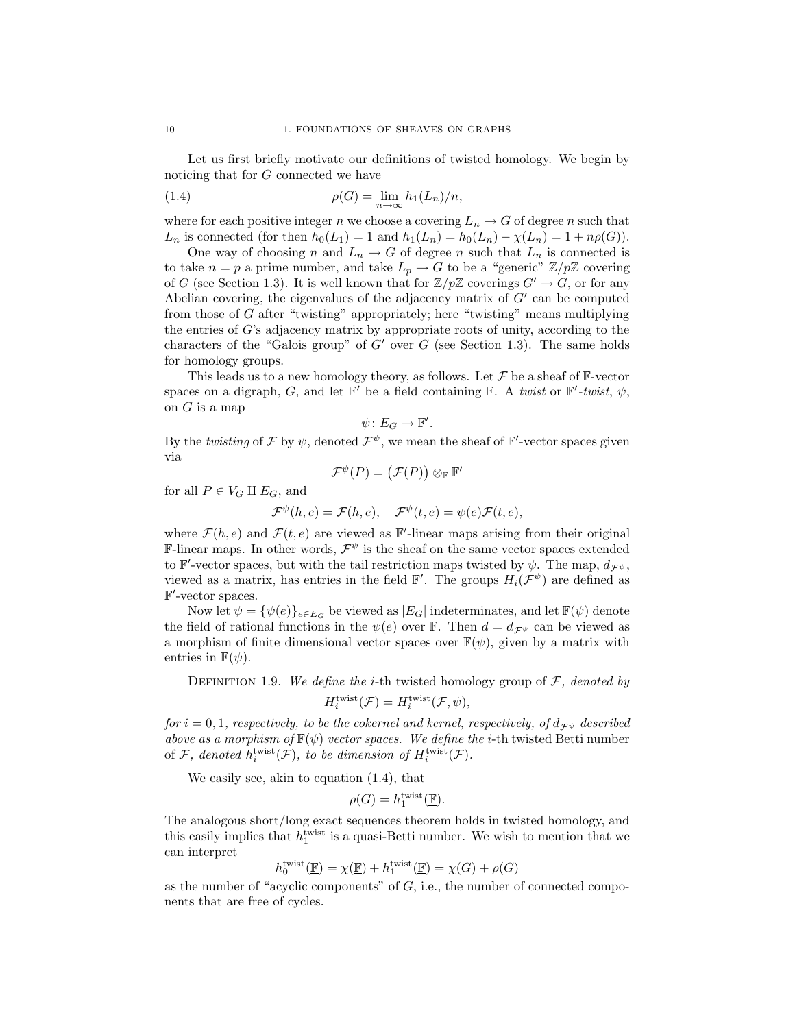Let us first briefly motivate our definitions of twisted homology. We begin by noticing that for $G$ connected we have

$$\rho(G) = \lim_{n\to\infty} h_1(L_n)/n, \tag{1.4}$$

where for each positive integer $n$ we choose a covering $L_n \to G$ of degree $n$ such that $L_n$ is connected (for then $h_0(L_1) = 1$ and $h_1(L_n) = h_0(L_n) - \chi(L_n) = 1 + n\rho(G)$).

One way of choosing $n$ and $L_n \to G$ of degree $n$ such that $L_n$ is connected is to take $n = p$ a prime number, and take $L_p \to G$ to be a "generic" $\mathbb{Z}/p\mathbb{Z}$ covering of $G$ (see Section 1.3). It is well known that for $\mathbb{Z}/p\mathbb{Z}$ coverings $G' \to G$, or for any Abelian covering, the eigenvalues of the adjacency matrix of $G'$ can be computed from those of $G$ after "twisting" appropriately; here "twisting" means multiplying the entries of $G$'s adjacency matrix by appropriate roots of unity, according to the characters of the "Galois group" of $G'$ over $G$ (see Section 1.3). The same holds for homology groups.

This leads us to a new homology theory, as follows. Let $\mathcal{F}$ be a sheaf of $\mathbb{F}$-vector spaces on a digraph, $G$, and let $\mathbb{F}'$ be a field containing $\mathbb{F}$. A *twist* or $\mathbb{F}'$-*twist*, $\psi$, on $G$ is a map

$$\psi\colon E_G \to \mathbb{F}'.$$

By the *twisting* of $\mathcal{F}$ by $\psi$, denoted $\mathcal{F}^\psi$, we mean the sheaf of $\mathbb{F}'$-vector spaces given via

$$\mathcal{F}^\psi(P) = \big(\mathcal{F}(P)\big) \otimes_{\mathbb{F}} \mathbb{F}'$$

for all $P \in V_G \amalg E_G$, and

$$\mathcal{F}^\psi(h,e) = \mathcal{F}(h,e), \quad \mathcal{F}^\psi(t,e) = \psi(e)\mathcal{F}(t,e),$$

where $\mathcal{F}(h,e)$ and $\mathcal{F}(t,e)$ are viewed as $\mathbb{F}'$-linear maps arising from their original $\mathbb{F}$-linear maps. In other words, $\mathcal{F}^\psi$ is the sheaf on the same vector spaces extended to $\mathbb{F}'$-vector spaces, but with the tail restriction maps twisted by $\psi$. The map, $d_{\mathcal{F}^\psi}$, viewed as a matrix, has entries in the field $\mathbb{F}'$. The groups $H_i(\mathcal{F}^\psi)$ are defined as $\mathbb{F}'$-vector spaces.

Now let $\psi = \{\psi(e)\}_{e\in E_G}$ be viewed as $|E_G|$ indeterminates, and let $\mathbb{F}(\psi)$ denote the field of rational functions in the $\psi(e)$ over $\mathbb{F}$. Then $d = d_{\mathcal{F}^\psi}$ can be viewed as a morphism of finite dimensional vector spaces over $\mathbb{F}(\psi)$, given by a matrix with entries in $\mathbb{F}(\psi)$.

Definition 1.9. *We define the $i$-th* twisted homology group *of $\mathcal{F}$, denoted by*

$$H_i^{\rm twist}(\mathcal{F}) = H_i^{\rm twist}(\mathcal{F}, \psi),$$

*for $i = 0, 1$, respectively, to be the cokernel and kernel, respectively, of $d_{\mathcal{F}^\psi}$ described above as a morphism of $\mathbb{F}(\psi)$ vector spaces. We define the $i$-th* twisted Betti number *of $\mathcal{F}$, denoted $h_i^{\rm twist}(\mathcal{F})$, to be dimension of $H_i^{\rm twist}(\mathcal{F})$.*

We easily see, akin to equation (1.4), that

$$\rho(G) = h_1^{\rm twist}(\underline{\mathbb{F}}).$$

The analogous short/long exact sequences theorem holds in twisted homology, and this easily implies that $h_1^{\rm twist}$ is a quasi-Betti number. We wish to mention that we can interpret

$$h_0^{\rm twist}(\underline{\mathbb{F}}) = \chi(\underline{\mathbb{F}}) + h_1^{\rm twist}(\underline{\mathbb{F}}) = \chi(G) + \rho(G)$$

as the number of "acyclic components" of $G$, i.e., the number of connected components that are free of cycles.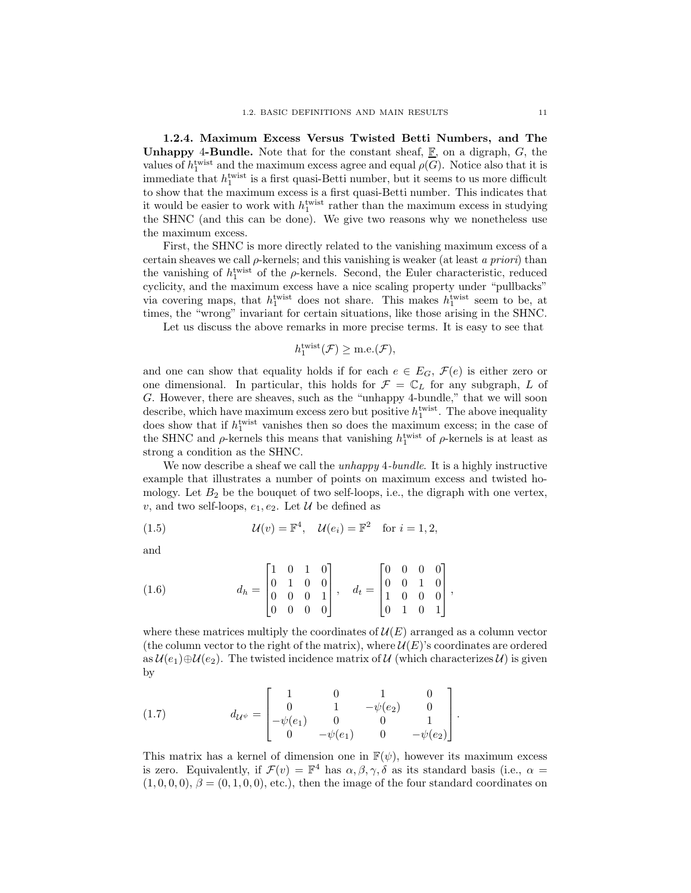**1.2.4. Maximum Excess Versus Twisted Betti Numbers, and The Unhappy 4-Bundle.** Note that for the constant sheaf, $\underline{\mathbb{F}}$, on a digraph, $G$, the values of $h_1^{\rm twist}$ and the maximum excess agree and equal $\rho(G)$. Notice also that it is immediate that $h_1^{\rm twist}$ is a first quasi-Betti number, but it seems to us more difficult to show that the maximum excess is a first quasi-Betti number. This indicates that it would be easier to work with $h_1^{\rm twist}$ rather than the maximum excess in studying the SHNC (and this can be done). We give two reasons why we nonetheless use the maximum excess.

First, the SHNC is more directly related to the vanishing maximum excess of a certain sheaves we call $\rho$-kernels; and this vanishing is weaker (at least *a priori*) than the vanishing of $h_1^{\rm twist}$ of the $\rho$-kernels. Second, the Euler characteristic, reduced cyclicity, and the maximum excess have a nice scaling property under "pullbacks" via covering maps, that $h_1^{\rm twist}$ does not share. This makes $h_1^{\rm twist}$ seem to be, at times, the "wrong" invariant for certain situations, like those arising in the SHNC.

Let us discuss the above remarks in more precise terms. It is easy to see that

$$h_1^{\rm twist}(\mathcal{F}) \geq {\rm m.e.}(\mathcal{F}),$$

and one can show that equality holds if for each $e \in E_G$, $\mathcal{F}(e)$ is either zero or one dimensional. In particular, this holds for $\mathcal{F} = \mathbb{C}_L$ for any subgraph, $L$ of $G$. However, there are sheaves, such as the "unhappy 4-bundle," that we will soon describe, which have maximum excess zero but positive $h_1^{\rm twist}$. The above inequality does show that if $h_1^{\rm twist}$ vanishes then so does the maximum excess; in the case of the SHNC and $\rho$-kernels this means that vanishing $h_1^{\rm twist}$ of $\rho$-kernels is at least as strong a condition as the SHNC.

We now describe a sheaf we call the *unhappy* 4*-bundle*. It is a highly instructive example that illustrates a number of points on maximum excess and twisted homology. Let $B_2$ be the bouquet of two self-loops, i.e., the digraph with one vertex, $v$, and two self-loops, $e_1, e_2$. Let $\mathcal{U}$ be defined as

$$\mathcal{U}(v) = \mathbb{F}^4, \quad \mathcal{U}(e_i) = \mathbb{F}^2 \quad \text{for } i = 1, 2, \tag{1.5}$$

and

$$d_h = \begin{bmatrix} 1 & 0 & 1 & 0 \\ 0 & 1 & 0 & 0 \\ 0 & 0 & 0 & 1 \\ 0 & 0 & 0 & 0 \end{bmatrix}, \quad d_t = \begin{bmatrix} 0 & 0 & 0 & 0 \\ 0 & 0 & 1 & 0 \\ 1 & 0 & 0 & 0 \\ 0 & 1 & 0 & 1 \end{bmatrix}, \tag{1.6}$$

where these matrices multiply the coordinates of $\mathcal{U}(E)$ arranged as a column vector (the column vector to the right of the matrix), where $\mathcal{U}(E)$'s coordinates are ordered as $\mathcal{U}(e_1) \oplus \mathcal{U}(e_2)$. The twisted incidence matrix of $\mathcal{U}$ (which characterizes $\mathcal{U}$) is given by

$$d_{\mathcal{U}^\psi} = \begin{bmatrix} 1 & 0 & 1 & 0 \\ 0 & 1 & -\psi(e_2) & 0 \\ -\psi(e_1) & 0 & 0 & 1 \\ 0 & -\psi(e_1) & 0 & -\psi(e_2) \end{bmatrix}. \tag{1.7}$$

This matrix has a kernel of dimension one in $\mathbb{F}(\psi)$, however its maximum excess is zero. Equivalently, if $\mathcal{F}(v) = \mathbb{F}^4$ has $\alpha, \beta, \gamma, \delta$ as its standard basis (i.e., $\alpha = (1, 0, 0, 0)$, $\beta = (0, 1, 0, 0)$, etc.), then the image of the four standard coordinates on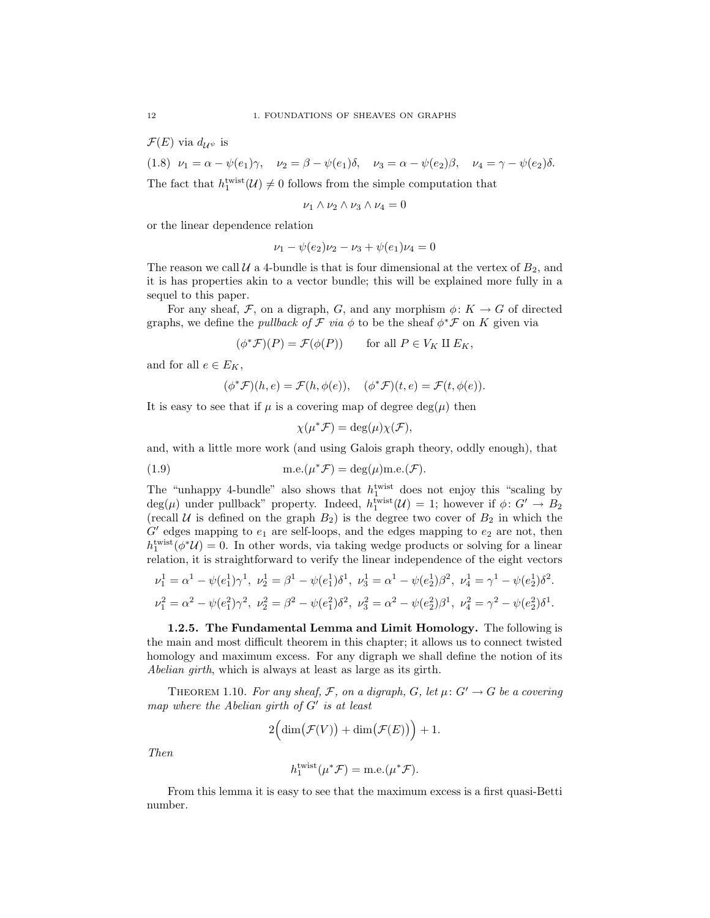$\mathcal{F}(E)$ via $d_{\mathcal{U}^\psi}$ is

$$\nu_1 = \alpha - \psi(e_1)\gamma, \quad \nu_2 = \beta - \psi(e_1)\delta, \quad \nu_3 = \alpha - \psi(e_2)\beta, \quad \nu_4 = \gamma - \psi(e_2)\delta. \tag{1.8}$$

The fact that $h_1^{\rm twist}(\mathcal{U}) \neq 0$ follows from the simple computation that

$$\nu_1 \wedge \nu_2 \wedge \nu_3 \wedge \nu_4 = 0$$

or the linear dependence relation

$$\nu_1 - \psi(e_2)\nu_2 - \nu_3 + \psi(e_1)\nu_4 = 0$$

The reason we call $\mathcal{U}$ a 4-bundle is that is four dimensional at the vertex of $B_2$, and it is has properties akin to a vector bundle; this will be explained more fully in a sequel to this paper.

For any sheaf, $\mathcal{F}$, on a digraph, $G$, and any morphism $\phi\colon K \to G$ of directed graphs, we define the *pullback of $\mathcal{F}$ via $\phi$* to be the sheaf $\phi^*\mathcal{F}$ on $K$ given via

$$(\phi^*\mathcal{F})(P) = \mathcal{F}(\phi(P)) \qquad \text{for all } P \in V_K \amalg E_K,$$

and for all $e \in E_K$,

$$(\phi^*\mathcal{F})(h,e) = \mathcal{F}(h,\phi(e)), \quad (\phi^*\mathcal{F})(t,e) = \mathcal{F}(t,\phi(e)).$$

It is easy to see that if $\mu$ is a covering map of degree $\deg(\mu)$ then

$$\chi(\mu^*\mathcal{F}) = \deg(\mu)\chi(\mathcal{F}),$$

and, with a little more work (and using Galois graph theory, oddly enough), that

$$\text{m.e.}(\mu^*\mathcal{F}) = \deg(\mu)\text{m.e.}(\mathcal{F}). \tag{1.9}$$

The "unhappy 4-bundle" also shows that $h_1^{\rm twist}$ does not enjoy this "scaling by $\deg(\mu)$ under pullback" property. Indeed, $h_1^{\rm twist}(\mathcal{U}) = 1$; however if $\phi\colon G' \to B_2$ (recall $\mathcal{U}$ is defined on the graph $B_2$) is the degree two cover of $B_2$ in which the $G'$ edges mapping to $e_1$ are self-loops, and the edges mapping to $e_2$ are not, then $h_1^{\rm twist}(\phi^*\mathcal{U}) = 0$. In other words, via taking wedge products or solving for a linear relation, it is straightforward to verify the linear independence of the eight vectors

$$\nu_1^1 = \alpha^1 - \psi(e_1^1)\gamma^1,\ \nu_2^1 = \beta^1 - \psi(e_1^1)\delta^1,\ \nu_3^1 = \alpha^1 - \psi(e_2^1)\beta^2,\ \nu_4^1 = \gamma^1 - \psi(e_2^1)\delta^2.$$

$$\nu_1^2 = \alpha^2 - \psi(e_1^2)\gamma^2,\ \nu_2^2 = \beta^2 - \psi(e_1^2)\delta^2,\ \nu_3^2 = \alpha^2 - \psi(e_2^2)\beta^1,\ \nu_4^2 = \gamma^2 - \psi(e_2^2)\delta^1.$$

### 1.2.5. The Fundamental Lemma and Limit Homology.

The following is the main and most difficult theorem in this chapter; it allows us to connect twisted homology and maximum excess. For any digraph we shall define the notion of its *Abelian girth*, which is always at least as large as its girth.

THEOREM 1.10. *For any sheaf, $\mathcal{F}$, on a digraph, $G$, let $\mu\colon G' \to G$ be a covering map where the Abelian girth of $G'$ is at least*

$$2\Big(\dim\big(\mathcal{F}(V)\big) + \dim\big(\mathcal{F}(E)\big)\Big) + 1.$$

*Then*

$$h_1^{\rm twist}(\mu^*\mathcal{F}) = \text{m.e.}(\mu^*\mathcal{F}).$$

From this lemma it is easy to see that the maximum excess is a first quasi-Betti number.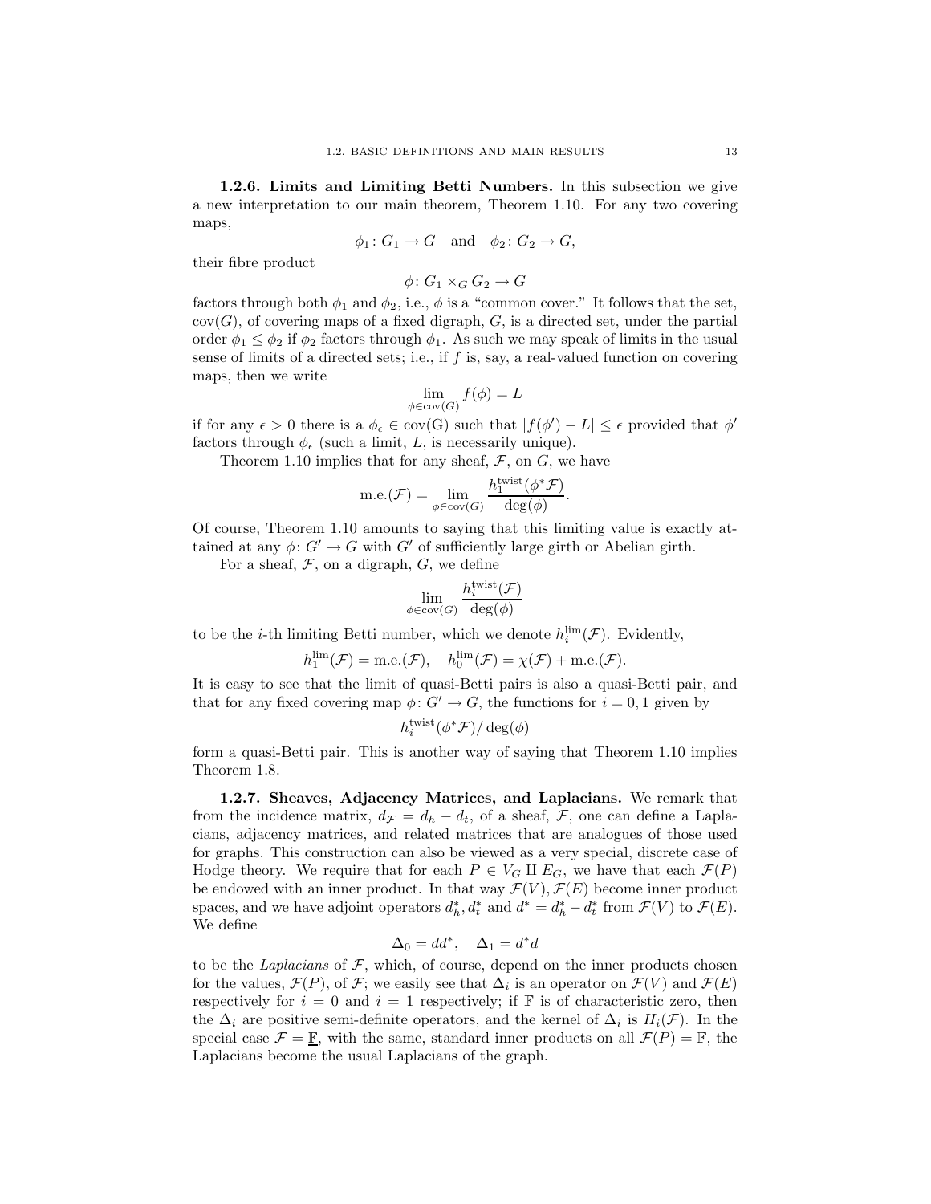**1.2.6. Limits and Limiting Betti Numbers.** In this subsection we give a new interpretation to our main theorem, Theorem 1.10. For any two covering maps,

$$\phi_1 \colon G_1 \to G \quad \text{and} \quad \phi_2 \colon G_2 \to G,$$

their fibre product

$$\phi \colon G_1 \times_G G_2 \to G$$

factors through both $\phi_1$ and $\phi_2$, i.e., $\phi$ is a "common cover." It follows that the set, $\mathrm{cov}(G)$, of covering maps of a fixed digraph, $G$, is a directed set, under the partial order $\phi_1 \le \phi_2$ if $\phi_2$ factors through $\phi_1$. As such we may speak of limits in the usual sense of limits of a directed sets; i.e., if $f$ is, say, a real-valued function on covering maps, then we write

$$\lim_{\phi \in \mathrm{cov}(G)} f(\phi) = L$$

if for any $\epsilon > 0$ there is a $\phi_\epsilon \in \mathrm{cov(G)}$ such that $|f(\phi') - L| \le \epsilon$ provided that $\phi'$ factors through $\phi_\epsilon$ (such a limit, $L$, is necessarily unique).

Theorem 1.10 implies that for any sheaf, $\mathcal{F}$, on $G$, we have

$$\mathrm{m.e.}(\mathcal{F}) = \lim_{\phi \in \mathrm{cov}(G)} \frac{h_1^{\mathrm{twist}}(\phi^*\mathcal{F})}{\deg(\phi)}.$$

Of course, Theorem 1.10 amounts to saying that this limiting value is exactly attained at any $\phi \colon G' \to G$ with $G'$ of sufficiently large girth or Abelian girth.

For a sheaf, $\mathcal{F}$, on a digraph, $G$, we define

$$\lim_{\phi \in \mathrm{cov}(G)} \frac{h_i^{\mathrm{twist}}(\mathcal{F})}{\deg(\phi)}$$

to be the $i$-th limiting Betti number, which we denote $h_i^{\lim}(\mathcal{F})$. Evidently,

$$h_1^{\lim}(\mathcal{F}) = \mathrm{m.e.}(\mathcal{F}), \quad h_0^{\lim}(\mathcal{F}) = \chi(\mathcal{F}) + \mathrm{m.e.}(\mathcal{F}).$$

It is easy to see that the limit of quasi-Betti pairs is also a quasi-Betti pair, and that for any fixed covering map $\phi \colon G' \to G$, the functions for $i = 0, 1$ given by

$$h_i^{\mathrm{twist}}(\phi^*\mathcal{F}) / \deg(\phi)$$

form a quasi-Betti pair. This is another way of saying that Theorem 1.10 implies Theorem 1.8.

**1.2.7. Sheaves, Adjacency Matrices, and Laplacians.** We remark that from the incidence matrix, $d_{\mathcal{F}} = d_h - d_t$, of a sheaf, $\mathcal{F}$, one can define a Laplacians, adjacency matrices, and related matrices that are analogues of those used for graphs. This construction can also be viewed as a very special, discrete case of Hodge theory. We require that for each $P \in V_G \amalg E_G$, we have that each $\mathcal{F}(P)$ be endowed with an inner product. In that way $\mathcal{F}(V), \mathcal{F}(E)$ become inner product spaces, and we have adjoint operators $d_h^*, d_t^*$ and $d^* = d_h^* - d_t^*$ from $\mathcal{F}(V)$ to $\mathcal{F}(E)$. We define

$$\Delta_0 = dd^*, \quad \Delta_1 = d^*d$$

to be the *Laplacians* of $\mathcal{F}$, which, of course, depend on the inner products chosen for the values, $\mathcal{F}(P)$, of $\mathcal{F}$; we easily see that $\Delta_i$ is an operator on $\mathcal{F}(V)$ and $\mathcal{F}(E)$ respectively for $i = 0$ and $i = 1$ respectively; if $\mathbb{F}$ is of characteristic zero, then the $\Delta_i$ are positive semi-definite operators, and the kernel of $\Delta_i$ is $H_i(\mathcal{F})$. In the special case $\mathcal{F} = \underline{\mathbb{F}}$, with the same, standard inner products on all $\mathcal{F}(P) = \mathbb{F}$, the Laplacians become the usual Laplacians of the graph.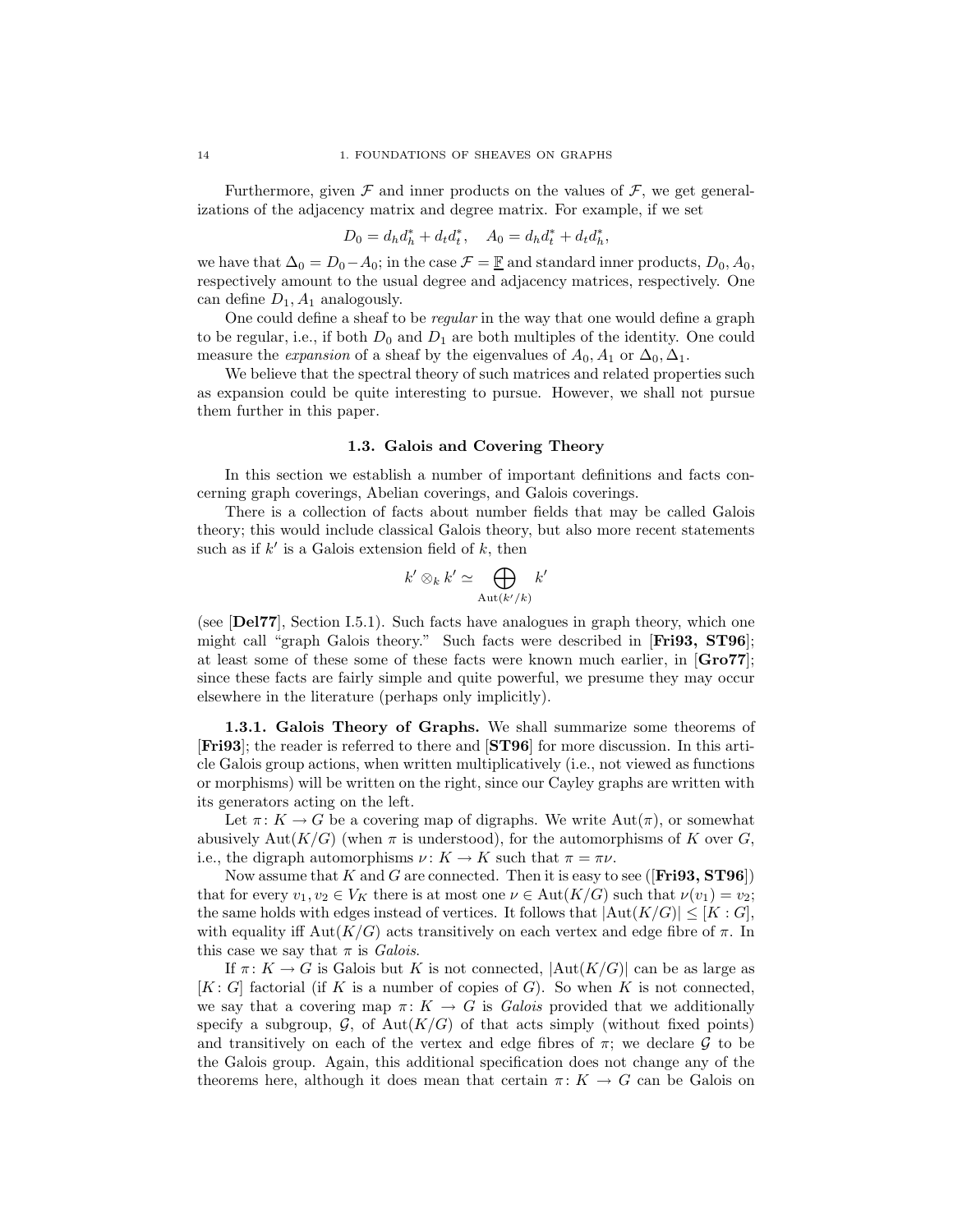Furthermore, given $\mathcal{F}$ and inner products on the values of $\mathcal{F}$, we get generalizations of the adjacency matrix and degree matrix. For example, if we set

$$D_0 = d_h d_h^* + d_t d_t^*, \quad A_0 = d_h d_t^* + d_t d_h^*,$$

we have that $\Delta_0 = D_0 - A_0$; in the case $\mathcal{F} = \underline{\mathbb{F}}$ and standard inner products, $D_0, A_0$, respectively amount to the usual degree and adjacency matrices, respectively. One can define $D_1, A_1$ analogously.

One could define a sheaf to be *regular* in the way that one would define a graph to be regular, i.e., if both $D_0$ and $D_1$ are both multiples of the identity. One could measure the *expansion* of a sheaf by the eigenvalues of $A_0, A_1$ or $\Delta_0, \Delta_1$.

We believe that the spectral theory of such matrices and related properties such as expansion could be quite interesting to pursue. However, we shall not pursue them further in this paper.

## 1.3. Galois and Covering Theory

In this section we establish a number of important definitions and facts concerning graph coverings, Abelian coverings, and Galois coverings.

There is a collection of facts about number fields that may be called Galois theory; this would include classical Galois theory, but also more recent statements such as if $k'$ is a Galois extension field of $k$, then

$$k' \otimes_k k' \simeq \bigoplus_{\mathrm{Aut}(k'/k)} k'$$

(see [**Del77**], Section I.5.1). Such facts have analogues in graph theory, which one might call "graph Galois theory." Such facts were described in [**Fri93, ST96**]; at least some of these some of these facts were known much earlier, in [**Gro77**]; since these facts are fairly simple and quite powerful, we presume they may occur elsewhere in the literature (perhaps only implicitly).

**1.3.1. Galois Theory of Graphs.** We shall summarize some theorems of [**Fri93**]; the reader is referred to there and [**ST96**] for more discussion. In this article Galois group actions, when written multiplicatively (i.e., not viewed as functions or morphisms) will be written on the right, since our Cayley graphs are written with its generators acting on the left.

Let $\pi\colon K \to G$ be a covering map of digraphs. We write $\mathrm{Aut}(\pi)$, or somewhat abusively $\mathrm{Aut}(K/G)$ (when $\pi$ is understood), for the automorphisms of $K$ over $G$, i.e., the digraph automorphisms $\nu\colon K \to K$ such that $\pi = \pi\nu$.

Now assume that $K$ and $G$ are connected. Then it is easy to see ([**Fri93, ST96**]) that for every $v_1, v_2 \in V_K$ there is at most one $\nu \in \mathrm{Aut}(K/G)$ such that $\nu(v_1) = v_2$; the same holds with edges instead of vertices. It follows that $|\mathrm{Aut}(K/G)| \le [K : G]$, with equality iff $\mathrm{Aut}(K/G)$ acts transitively on each vertex and edge fibre of $\pi$. In this case we say that $\pi$ is *Galois*.

If $\pi\colon K \to G$ is Galois but $K$ is not connected, $|\mathrm{Aut}(K/G)|$ can be as large as $[K\colon G]$ factorial (if $K$ is a number of copies of $G$). So when $K$ is not connected, we say that a covering map $\pi\colon K \to G$ is *Galois* provided that we additionally specify a subgroup, $\mathcal{G}$, of $\mathrm{Aut}(K/G)$ of that acts simply (without fixed points) and transitively on each of the vertex and edge fibres of $\pi$; we declare $\mathcal{G}$ to be the Galois group. Again, this additional specification does not change any of the theorems here, although it does mean that certain $\pi\colon K \to G$ can be Galois on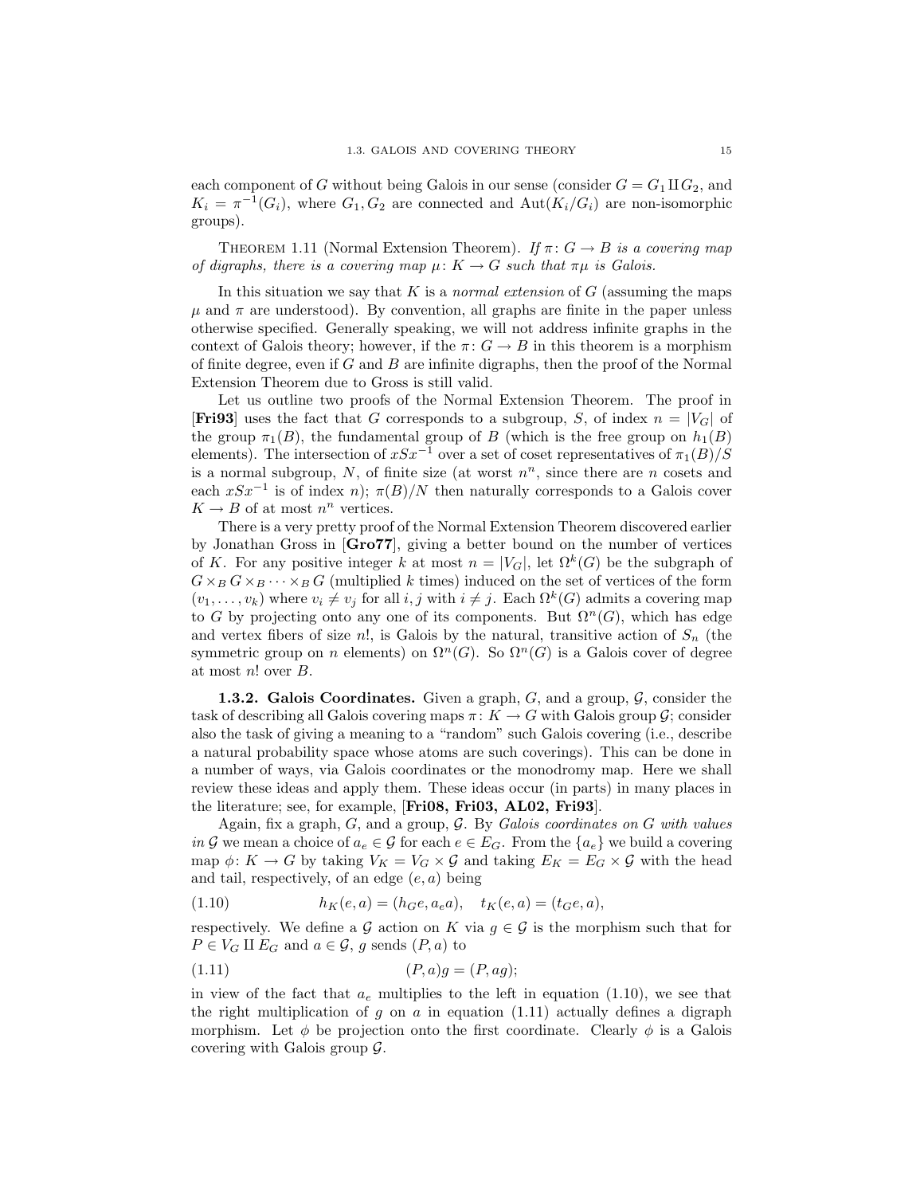each component of $G$ without being Galois in our sense (consider $G = G_1 \amalg G_2$, and $K_i = \pi^{-1}(G_i)$, where $G_1, G_2$ are connected and $\mathrm{Aut}(K_i/G_i)$ are non-isomorphic groups).

THEOREM 1.11 (Normal Extension Theorem). *If $\pi\colon G \to B$ is a covering map of digraphs, there is a covering map $\mu\colon K \to G$ such that $\pi\mu$ is Galois.*

In this situation we say that $K$ is a *normal extension* of $G$ (assuming the maps $\mu$ and $\pi$ are understood). By convention, all graphs are finite in the paper unless otherwise specified. Generally speaking, we will not address infinite graphs in the context of Galois theory; however, if the $\pi\colon G \to B$ in this theorem is a morphism of finite degree, even if $G$ and $B$ are infinite digraphs, then the proof of the Normal Extension Theorem due to Gross is still valid.

Let us outline two proofs of the Normal Extension Theorem. The proof in [**Fri93**] uses the fact that $G$ corresponds to a subgroup, $S$, of index $n = |V_G|$ of the group $\pi_1(B)$, the fundamental group of $B$ (which is the free group on $h_1(B)$ elements). The intersection of $xSx^{-1}$ over a set of coset representatives of $\pi_1(B)/S$ is a normal subgroup, $N$, of finite size (at worst $n^n$, since there are $n$ cosets and each $xSx^{-1}$ is of index $n$); $\pi(B)/N$ then naturally corresponds to a Galois cover $K \to B$ of at most $n^n$ vertices.

There is a very pretty proof of the Normal Extension Theorem discovered earlier by Jonathan Gross in [**Gro77**], giving a better bound on the number of vertices of $K$. For any positive integer $k$ at most $n = |V_G|$, let $\Omega^k(G)$ be the subgraph of $G \times_B G \times_B \cdots \times_B G$ (multiplied $k$ times) induced on the set of vertices of the form $(v_1, \ldots, v_k)$ where $v_i \neq v_j$ for all $i, j$ with $i \neq j$. Each $\Omega^k(G)$ admits a covering map to $G$ by projecting onto any one of its components. But $\Omega^n(G)$, which has edge and vertex fibers of size $n!$, is Galois by the natural, transitive action of $S_n$ (the symmetric group on $n$ elements) on $\Omega^n(G)$. So $\Omega^n(G)$ is a Galois cover of degree at most $n!$ over $B$.

**1.3.2. Galois Coordinates.** Given a graph, $G$, and a group, $\mathcal{G}$, consider the task of describing all Galois covering maps $\pi\colon K \to G$ with Galois group $\mathcal{G}$; consider also the task of giving a meaning to a "random" such Galois covering (i.e., describe a natural probability space whose atoms are such coverings). This can be done in a number of ways, via Galois coordinates or the monodromy map. Here we shall review these ideas and apply them. These ideas occur (in parts) in many places in the literature; see, for example, [**Fri08, Fri03, AL02, Fri93**].

Again, fix a graph, $G$, and a group, $\mathcal{G}$. By *Galois coordinates on $G$ with values in $\mathcal{G}$* we mean a choice of $a_e \in \mathcal{G}$ for each $e \in E_G$. From the $\{a_e\}$ we build a covering map $\phi\colon K \to G$ by taking $V_K = V_G \times \mathcal{G}$ and taking $E_K = E_G \times \mathcal{G}$ with the head and tail, respectively, of an edge $(e, a)$ being

$$h_K(e,a) = (h_G e, a_e a), \quad t_K(e,a) = (t_G e, a), \tag{1.10}$$

respectively. We define a $\mathcal{G}$ action on $K$ via $g \in \mathcal{G}$ is the morphism such that for $P \in V_G \amalg E_G$ and $a \in \mathcal{G}$, $g$ sends $(P, a)$ to

$$(P,a)g = (P, ag); \tag{1.11}$$

in view of the fact that $a_e$ multiplies to the left in equation (1.10), we see that the right multiplication of $g$ on $a$ in equation (1.11) actually defines a digraph morphism. Let $\phi$ be projection onto the first coordinate. Clearly $\phi$ is a Galois covering with Galois group $\mathcal{G}$.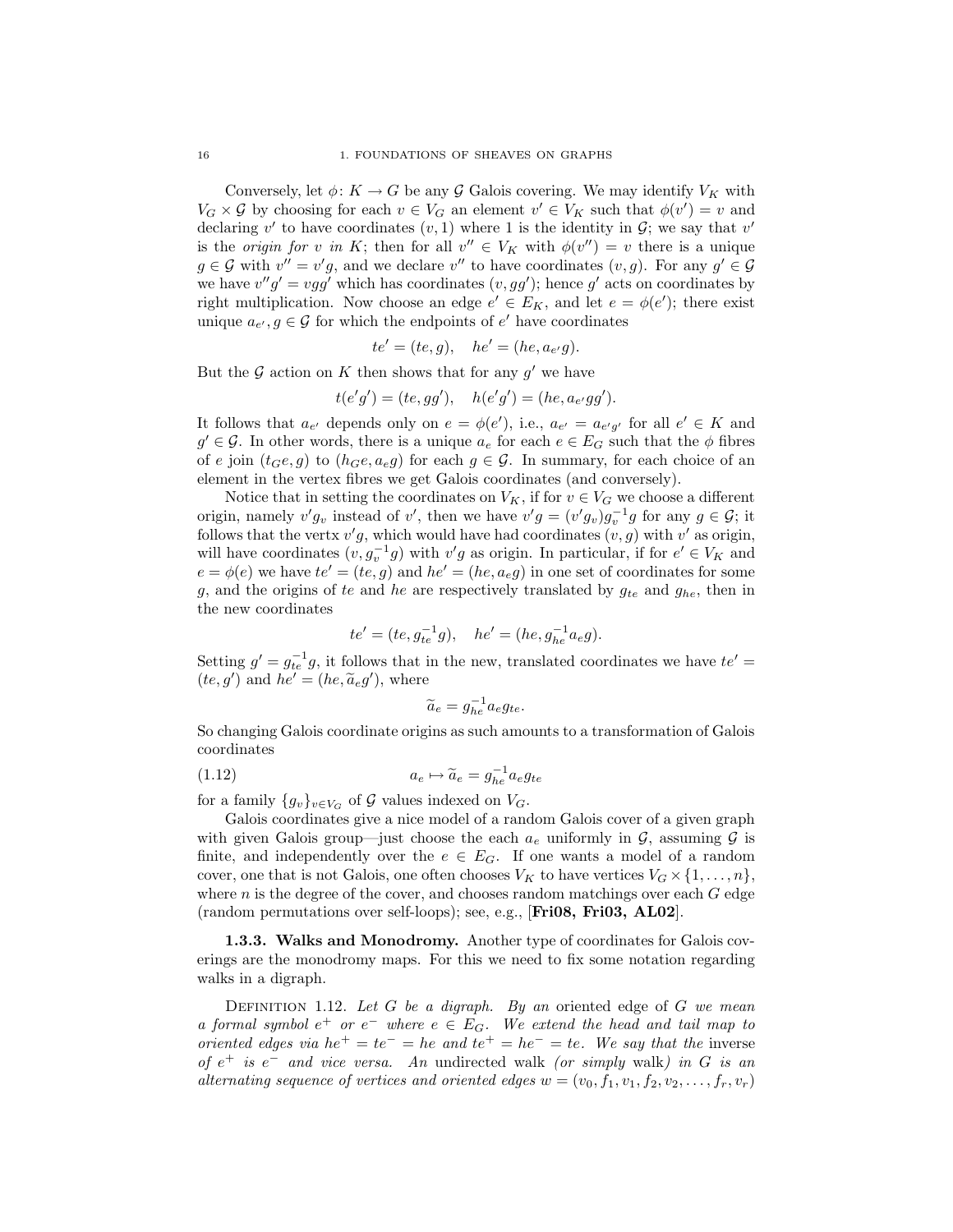Conversely, let $\phi\colon K \to G$ be any $\mathcal{G}$ Galois covering. We may identify $V_K$ with $V_G \times \mathcal{G}$ by choosing for each $v \in V_G$ an element $v' \in V_K$ such that $\phi(v') = v$ and declaring $v'$ to have coordinates $(v, 1)$ where 1 is the identity in $\mathcal{G}$; we say that $v'$ is the *origin for $v$ in $K$*; then for all $v'' \in V_K$ with $\phi(v'') = v$ there is a unique $g \in \mathcal{G}$ with $v'' = v'g$, and we declare $v''$ to have coordinates $(v, g)$. For any $g' \in \mathcal{G}$ we have $v''g' = vgg'$ which has coordinates $(v, gg')$; hence $g'$ acts on coordinates by right multiplication. Now choose an edge $e' \in E_K$, and let $e = \phi(e')$; there exist unique $a_{e'}, g \in \mathcal{G}$ for which the endpoints of $e'$ have coordinates

$$te' = (te, g), \quad he' = (he, a_{e'}g).$$

But the $\mathcal{G}$ action on $K$ then shows that for any $g'$ we have

$$t(e'g') = (te, gg'), \quad h(e'g') = (he, a_{e'}gg').$$

It follows that $a_{e'}$ depends only on $e = \phi(e')$, i.e., $a_{e'} = a_{e'g'}$ for all $e' \in K$ and $g' \in \mathcal{G}$. In other words, there is a unique $a_e$ for each $e \in E_G$ such that the $\phi$ fibres of $e$ join $(t_G e, g)$ to $(h_G e, a_e g)$ for each $g \in \mathcal{G}$. In summary, for each choice of an element in the vertex fibres we get Galois coordinates (and conversely).

Notice that in setting the coordinates on $V_K$, if for $v \in V_G$ we choose a different origin, namely $v'g_v$ instead of $v'$, then we have $v'g = (v'g_v)g_v^{-1}g$ for any $g \in \mathcal{G}$; it follows that the vertx $v'g$, which would have had coordinates $(v, g)$ with $v'$ as origin, will have coordinates $(v, g_v^{-1}g)$ with $v'g$ as origin. In particular, if for $e' \in V_K$ and $e = \phi(e)$ we have $te' = (te, g)$ and $he' = (he, a_e g)$ in one set of coordinates for some $g$, and the origins of $te$ and $he$ are respectively translated by $g_{te}$ and $g_{he}$, then in the new coordinates

$$te' = (te, g_{te}^{-1}g), \quad he' = (he, g_{he}^{-1}a_e g).$$

Setting $g' = g_{te}^{-1}g$, it follows that in the new, translated coordinates we have $te' = (te, g')$ and $he' = (he, \widetilde{a}_e g')$, where

$$\widetilde{a}_e = g_{he}^{-1}a_e g_{te}.$$

So changing Galois coordinate origins as such amounts to a transformation of Galois coordinates

$$a_e \mapsto \widetilde{a}_e = g_{he}^{-1}a_e g_{te} \tag{1.12}$$

for a family $\{g_v\}_{v \in V_G}$ of $\mathcal{G}$ values indexed on $V_G$.

Galois coordinates give a nice model of a random Galois cover of a given graph with given Galois group—just choose the each $a_e$ uniformly in $\mathcal{G}$, assuming $\mathcal{G}$ is finite, and independently over the $e \in E_G$. If one wants a model of a random cover, one that is not Galois, one often chooses $V_K$ to have vertices $V_G \times \{1, \ldots, n\}$, where $n$ is the degree of the cover, and chooses random matchings over each $G$ edge (random permutations over self-loops); see, e.g., [**Fri08, Fri03, AL02**].

**1.3.3. Walks and Monodromy.** Another type of coordinates for Galois coverings are the monodromy maps. For this we need to fix some notation regarding walks in a digraph.

Definition 1.12. *Let $G$ be a digraph. By an* oriented edge *of $G$ we mean a formal symbol $e^+$ or $e^-$ where $e \in E_G$. We extend the head and tail map to oriented edges via $he^+ = te^- = he$ and $te^+ = he^- = te$. We say that the* inverse *of $e^+$ is $e^-$ and vice versa. An* undirected walk *(or simply* walk*) in $G$ is an alternating sequence of vertices and oriented edges $w = (v_0, f_1, v_1, f_2, v_2, \ldots, f_r, v_r)$*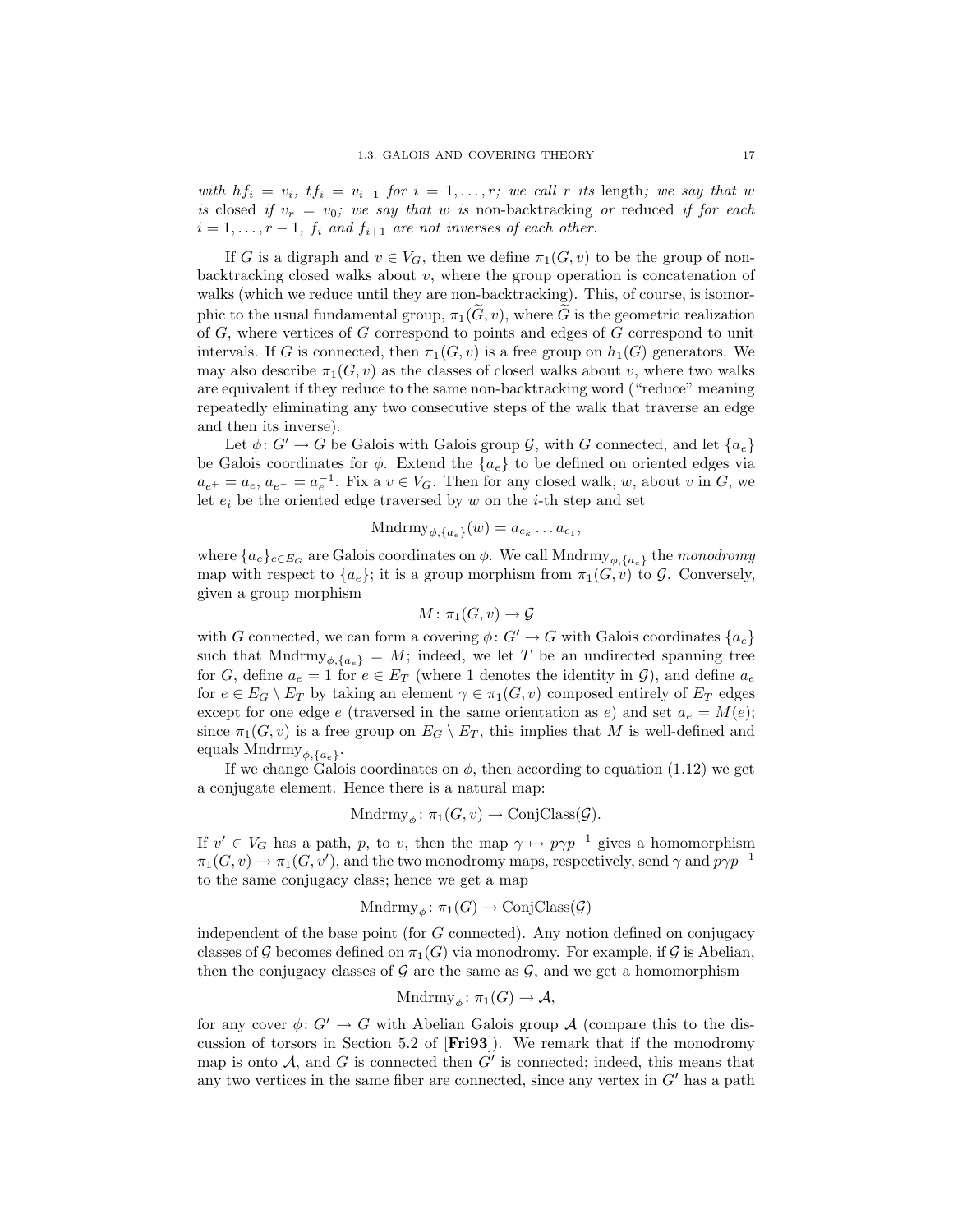*with $hf_i = v_i$, $tf_i = v_{i-1}$ for $i = 1, \ldots, r$; we call $r$ its* length*; we say that $w$ is* closed *if $v_r = v_0$; we say that $w$ is* non-backtracking *or* reduced *if for each $i = 1, \ldots, r-1$, $f_i$ and $f_{i+1}$ are not inverses of each other.*

If $G$ is a digraph and $v \in V_G$, then we define $\pi_1(G, v)$ to be the group of non-backtracking closed walks about $v$, where the group operation is concatenation of walks (which we reduce until they are non-backtracking). This, of course, is isomorphic to the usual fundamental group, $\pi_1(\widetilde{G}, v)$, where $\widetilde{G}$ is the geometric realization of $G$, where vertices of $G$ correspond to points and edges of $G$ correspond to unit intervals. If $G$ is connected, then $\pi_1(G, v)$ is a free group on $h_1(G)$ generators. We may also describe $\pi_1(G, v)$ as the classes of closed walks about $v$, where two walks are equivalent if they reduce to the same non-backtracking word ("reduce" meaning repeatedly eliminating any two consecutive steps of the walk that traverse an edge and then its inverse).

Let $\phi \colon G' \to G$ be Galois with Galois group $\mathcal{G}$, with $G$ connected, and let $\{a_e\}$ be Galois coordinates for $\phi$. Extend the $\{a_e\}$ to be defined on oriented edges via $a_{e^+} = a_e$, $a_{e^-} = a_e^{-1}$. Fix a $v \in V_G$. Then for any closed walk, $w$, about $v$ in $G$, we let $e_i$ be the oriented edge traversed by $w$ on the $i$-th step and set

$$\mathrm{Mndrmy}_{\phi, \{a_e\}}(w) = a_{e_k} \ldots a_{e_1},$$

where $\{a_e\}_{e \in E_G}$ are Galois coordinates on $\phi$. We call $\mathrm{Mndrmy}_{\phi, \{a_e\}}$ the *monodromy* map with respect to $\{a_e\}$; it is a group morphism from $\pi_1(G, v)$ to $\mathcal{G}$. Conversely, given a group morphism

$$M \colon \pi_1(G, v) \to \mathcal{G}$$

with $G$ connected, we can form a covering $\phi \colon G' \to G$ with Galois coordinates $\{a_e\}$ such that $\mathrm{Mndrmy}_{\phi, \{a_e\}} = M$; indeed, we let $T$ be an undirected spanning tree for $G$, define $a_e = 1$ for $e \in E_T$ (where 1 denotes the identity in $\mathcal{G}$), and define $a_e$ for $e \in E_G \setminus E_T$ by taking an element $\gamma \in \pi_1(G, v)$ composed entirely of $E_T$ edges except for one edge $e$ (traversed in the same orientation as $e$) and set $a_e = M(e)$; since $\pi_1(G, v)$ is a free group on $E_G \setminus E_T$, this implies that $M$ is well-defined and equals $\mathrm{Mndrmy}_{\phi, \{a_e\}}$.

If we change Galois coordinates on $\phi$, then according to equation (1.12) we get a conjugate element. Hence there is a natural map:

$$\mathrm{Mndrmy}_{\phi} \colon \pi_1(G, v) \to \mathrm{ConjClass}(\mathcal{G}).$$

If $v' \in V_G$ has a path, $p$, to $v$, then the map $\gamma \mapsto p\gamma p^{-1}$ gives a homomorphism $\pi_1(G, v) \to \pi_1(G, v')$, and the two monodromy maps, respectively, send $\gamma$ and $p\gamma p^{-1}$ to the same conjugacy class; hence we get a map

$$\mathrm{Mndrmy}_{\phi} \colon \pi_1(G) \to \mathrm{ConjClass}(\mathcal{G})$$

independent of the base point (for $G$ connected). Any notion defined on conjugacy classes of $\mathcal{G}$ becomes defined on $\pi_1(G)$ via monodromy. For example, if $\mathcal{G}$ is Abelian, then the conjugacy classes of $\mathcal{G}$ are the same as $\mathcal{G}$, and we get a homomorphism

$$\mathrm{Mndrmy}_{\phi} \colon \pi_1(G) \to \mathcal{A},$$

for any cover $\phi \colon G' \to G$ with Abelian Galois group $\mathcal{A}$ (compare this to the discussion of torsors in Section 5.2 of [**Fri93**]). We remark that if the monodromy map is onto $\mathcal{A}$, and $G$ is connected then $G'$ is connected; indeed, this means that any two vertices in the same fiber are connected, since any vertex in $G'$ has a path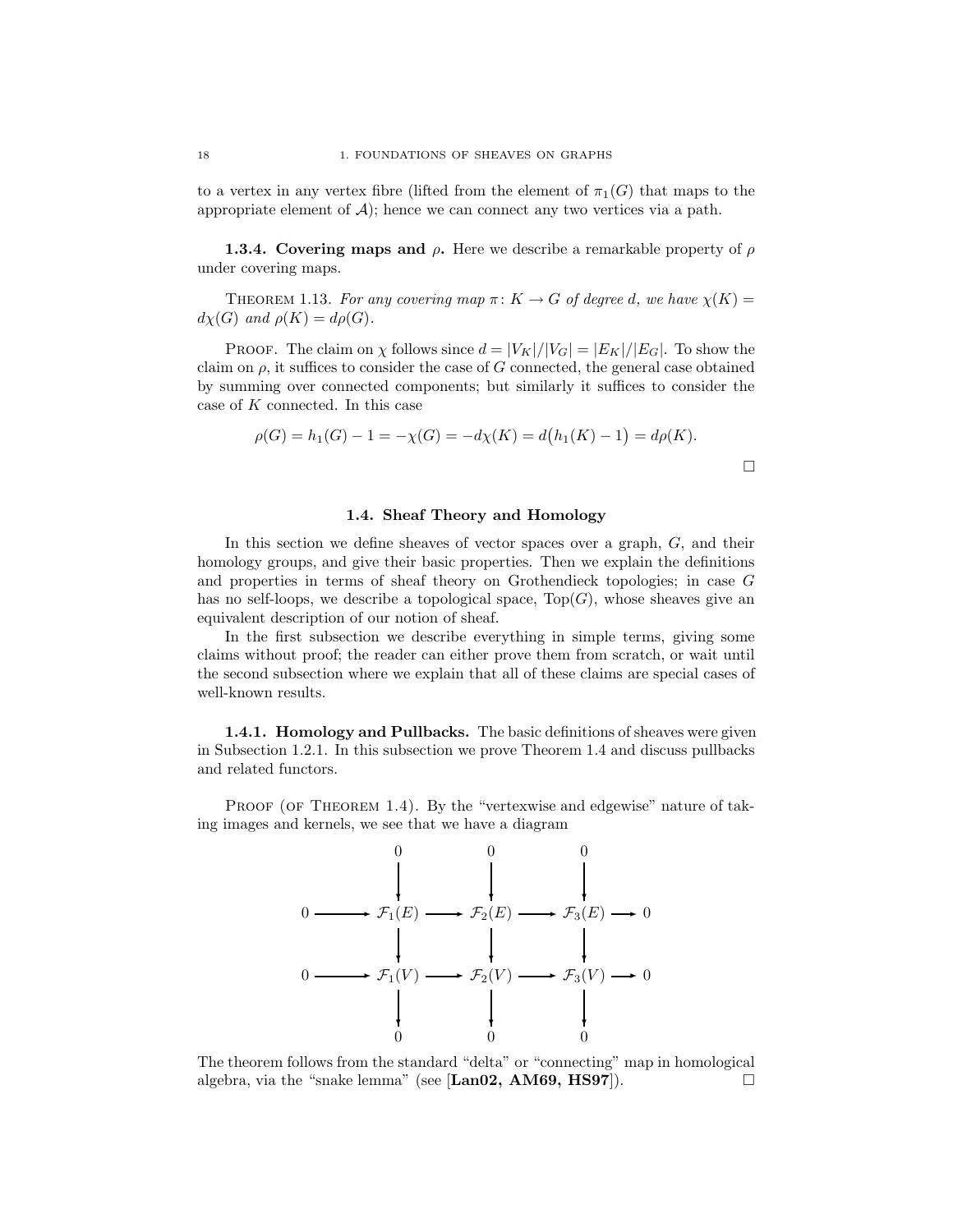to a vertex in any vertex fibre (lifted from the element of $\pi_1(G)$ that maps to the appropriate element of $\mathcal{A}$); hence we can connect any two vertices via a path.

**1.3.4. Covering maps and $\rho$.** Here we describe a remarkable property of $\rho$ under covering maps.

THEOREM 1.13. *For any covering map $\pi\colon K \to G$ of degree $d$, we have $\chi(K) = d\chi(G)$ and $\rho(K) = d\rho(G)$.*

PROOF. The claim on $\chi$ follows since $d = |V_K|/|V_G| = |E_K|/|E_G|$. To show the claim on $\rho$, it suffices to consider the case of $G$ connected, the general case obtained by summing over connected components; but similarly it suffices to consider the case of $K$ connected. In this case

$$\rho(G) = h_1(G) - 1 = -\chi(G) = -d\chi(K) = d\big(h_1(K) - 1\big) = d\rho(K).$$

□

## 1.4. Sheaf Theory and Homology

In this section we define sheaves of vector spaces over a graph, $G$, and their homology groups, and give their basic properties. Then we explain the definitions and properties in terms of sheaf theory on Grothendieck topologies; in case $G$ has no self-loops, we describe a topological space, $\mathrm{Top}(G)$, whose sheaves give an equivalent description of our notion of sheaf.

In the first subsection we describe everything in simple terms, giving some claims without proof; the reader can either prove them from scratch, or wait until the second subsection where we explain that all of these claims are special cases of well-known results.

**1.4.1. Homology and Pullbacks.** The basic definitions of sheaves were given in Subsection 1.2.1. In this subsection we prove Theorem 1.4 and discuss pullbacks and related functors.

PROOF (OF THEOREM 1.4). By the "vertexwise and edgewise" nature of taking images and kernels, we see that we have a diagram

$$\begin{array}{ccccccccc}
 & & 0 & & 0 & & 0 & & \\
 & & \downarrow & & \downarrow & & \downarrow & & \\
0 & \longrightarrow & \mathcal{F}_1(E) & \longrightarrow & \mathcal{F}_2(E) & \longrightarrow & \mathcal{F}_3(E) & \longrightarrow & 0 \\
 & & \downarrow & & \downarrow & & \downarrow & & \\
0 & \longrightarrow & \mathcal{F}_1(V) & \longrightarrow & \mathcal{F}_2(V) & \longrightarrow & \mathcal{F}_3(V) & \longrightarrow & 0 \\
 & & \downarrow & & \downarrow & & \downarrow & & \\
 & & 0 & & 0 & & 0 & &
\end{array}$$

The theorem follows from the standard "delta" or "connecting" map in homological algebra, via the "snake lemma" (see [**Lan02, AM69, HS97**]). □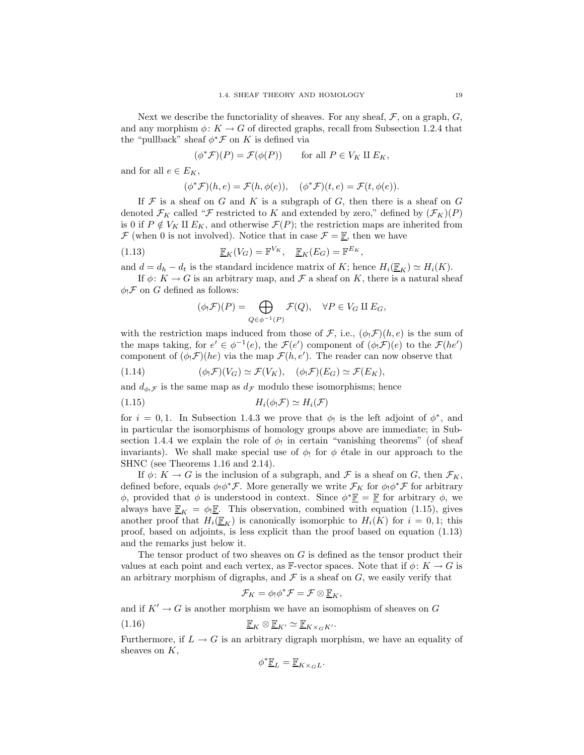Next we describe the functoriality of sheaves. For any sheaf, $\mathcal{F}$, on a graph, $G$, and any morphism $\phi\colon K \to G$ of directed graphs, recall from Subsection 1.2.4 that the "pullback" sheaf $\phi^*\mathcal{F}$ on $K$ is defined via

$$(\phi^*\mathcal{F})(P) = \mathcal{F}(\phi(P)) \qquad \text{for all } P \in V_K \amalg E_K,$$

and for all $e \in E_K$,

$$(\phi^*\mathcal{F})(h,e) = \mathcal{F}(h,\phi(e)), \quad (\phi^*\mathcal{F})(t,e) = \mathcal{F}(t,\phi(e)).$$

If $\mathcal{F}$ is a sheaf on $G$ and $K$ is a subgraph of $G$, then there is a sheaf on $G$ denoted $\mathcal{F}_K$ called "$\mathcal{F}$ restricted to $K$ and extended by zero," defined by $(\mathcal{F}_K)(P)$ is 0 if $P \notin V_K \amalg E_K$, and otherwise $\mathcal{F}(P)$; the restriction maps are inherited from $\mathcal{F}$ (when 0 is not involved). Notice that in case $\mathcal{F} = \underline{\mathbb{F}}$, then we have

$$\underline{\mathbb{F}}_K(V_G) = \mathbb{F}^{V_K}, \quad \underline{\mathbb{F}}_K(E_G) = \mathbb{F}^{E_K}, \tag{1.13}$$

and $d = d_h - d_t$ is the standard incidence matrix of $K$; hence $H_i(\underline{\mathbb{F}}_K) \simeq H_i(K)$.

If $\phi\colon K \to G$ is an arbitrary map, and $\mathcal{F}$ a sheaf on $K$, there is a natural sheaf $\phi_!\mathcal{F}$ on $G$ defined as follows:

$$(\phi_!\mathcal{F})(P) = \bigoplus_{Q \in \phi^{-1}(P)} \mathcal{F}(Q), \quad \forall P \in V_G \amalg E_G,$$

with the restriction maps induced from those of $\mathcal{F}$, i.e., $(\phi_!\mathcal{F})(h,e)$ is the sum of the maps taking, for $e' \in \phi^{-1}(e)$, the $\mathcal{F}(e')$ component of $(\phi_!\mathcal{F})(e)$ to the $\mathcal{F}(he')$ component of $(\phi_!\mathcal{F})(he)$ via the map $\mathcal{F}(h,e')$. The reader can now observe that

$$(\phi_!\mathcal{F})(V_G) \simeq \mathcal{F}(V_K), \quad (\phi_!\mathcal{F})(E_G) \simeq \mathcal{F}(E_K), \tag{1.14}$$

and $d_{\phi_!\mathcal{F}}$ is the same map as $d_{\mathcal{F}}$ modulo these isomorphisms; hence

$$H_i(\phi_!\mathcal{F}) \simeq H_i(\mathcal{F}) \tag{1.15}$$

for $i = 0,1$. In Subsection 1.4.3 we prove that $\phi_!$ is the left adjoint of $\phi^*$, and in particular the isomorphisms of homology groups above are immediate; in Subsection 1.4.4 we explain the role of $\phi_!$ in certain "vanishing theorems" (of sheaf invariants). We shall make special use of $\phi_!$ for $\phi$ étale in our approach to the SHNC (see Theorems 1.16 and 2.14).

If $\phi\colon K \to G$ is the inclusion of a subgraph, and $\mathcal{F}$ is a sheaf on $G$, then $\mathcal{F}_K$, defined before, equals $\phi_!\phi^*\mathcal{F}$. More generally we write $\mathcal{F}_K$ for $\phi_!\phi^*\mathcal{F}$ for arbitrary $\phi$, provided that $\phi$ is understood in context. Since $\phi^*\underline{\mathbb{F}} = \underline{\mathbb{F}}$ for arbitrary $\phi$, we always have $\underline{\mathbb{F}}_K = \phi_!\underline{\mathbb{F}}$. This observation, combined with equation (1.15), gives another proof that $H_i(\underline{\mathbb{F}}_K)$ is canonically isomorphic to $H_i(K)$ for $i = 0,1$; this proof, based on adjoints, is less explicit than the proof based on equation (1.13) and the remarks just below it.

The tensor product of two sheaves on $G$ is defined as the tensor product their values at each point and each vertex, as $\mathbb{F}$-vector spaces. Note that if $\phi\colon K \to G$ is an arbitrary morphism of digraphs, and $\mathcal{F}$ is a sheaf on $G$, we easily verify that

$$\mathcal{F}_K = \phi_!\phi^*\mathcal{F} = \mathcal{F} \otimes \underline{\mathbb{F}}_K,$$

and if $K' \to G$ is another morphism we have an isomophism of sheaves on $G$

$$\underline{\mathbb{F}}_K \otimes \underline{\mathbb{F}}_{K'} \simeq \underline{\mathbb{F}}_{K \times_G K'}. \tag{1.16}$$

Furthermore, if $L \to G$ is an arbitrary digraph morphism, we have an equality of sheaves on $K$,

$$\phi^*\underline{\mathbb{F}}_L = \underline{\mathbb{F}}_{K \times_G L}.$$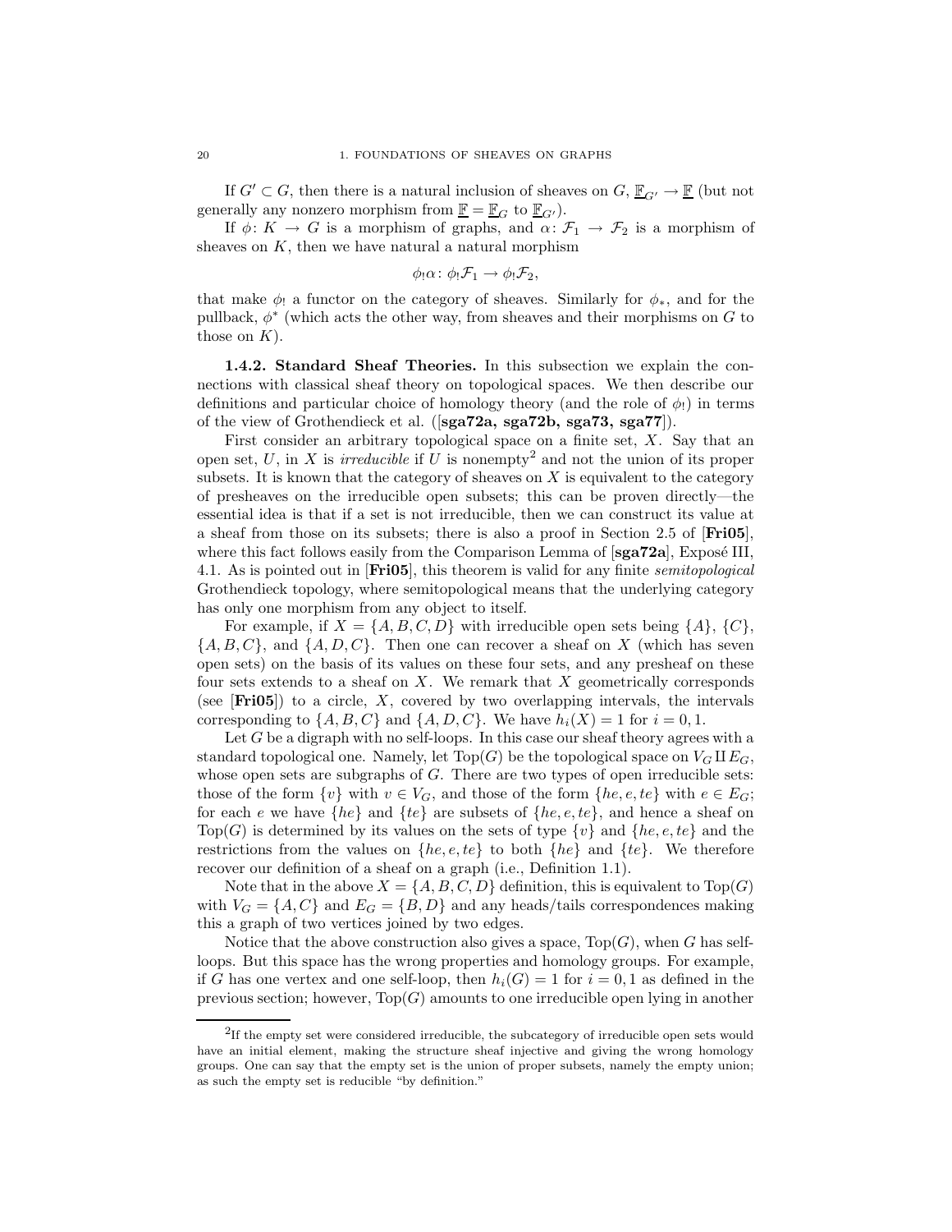If $G' \subset G$, then there is a natural inclusion of sheaves on $G$, $\underline{\mathbb{F}}_{G'} \to \underline{\mathbb{F}}$ (but not generally any nonzero morphism from $\underline{\mathbb{F}} = \underline{\mathbb{F}}_G$ to $\underline{\mathbb{F}}_{G'}$).

If $\phi\colon K \to G$ is a morphism of graphs, and $\alpha\colon \mathcal{F}_1 \to \mathcal{F}_2$ is a morphism of sheaves on $K$, then we have natural a natural morphism

$$\phi_! \alpha\colon \phi_! \mathcal{F}_1 \to \phi_! \mathcal{F}_2,$$

that make $\phi_!$ a functor on the category of sheaves. Similarly for $\phi_*$, and for the pullback, $\phi^*$ (which acts the other way, from sheaves and their morphisms on $G$ to those on $K$).

**1.4.2. Standard Sheaf Theories.** In this subsection we explain the connections with classical sheaf theory on topological spaces. We then describe our definitions and particular choice of homology theory (and the role of $\phi_!$) in terms of the view of Grothendieck et al. ([**sga72a, sga72b, sga73, sga77**]).

First consider an arbitrary topological space on a finite set, $X$. Say that an open set, $U$, in $X$ is *irreducible* if $U$ is nonempty[2] and not the union of its proper subsets. It is known that the category of sheaves on $X$ is equivalent to the category of presheaves on the irreducible open subsets; this can be proven directly—the essential idea is that if a set is not irreducible, then we can construct its value at a sheaf from those on its subsets; there is also a proof in Section 2.5 of [**Fri05**], where this fact follows easily from the Comparison Lemma of [**sga72a**], Exposé III, 4.1. As is pointed out in [**Fri05**], this theorem is valid for any finite *semitopological* Grothendieck topology, where semitopological means that the underlying category has only one morphism from any object to itself.

For example, if $X = \{A, B, C, D\}$ with irreducible open sets being $\{A\}$, $\{C\}$, $\{A, B, C\}$, and $\{A, D, C\}$. Then one can recover a sheaf on $X$ (which has seven open sets) on the basis of its values on these four sets, and any presheaf on these four sets extends to a sheaf on $X$. We remark that $X$ geometrically corresponds (see [**Fri05**]) to a circle, $X$, covered by two overlapping intervals, the intervals corresponding to $\{A, B, C\}$ and $\{A, D, C\}$. We have $h_i(X) = 1$ for $i = 0, 1$.

Let $G$ be a digraph with no self-loops. In this case our sheaf theory agrees with a standard topological one. Namely, let $\mathrm{Top}(G)$ be the topological space on $V_G \amalg E_G$, whose open sets are subgraphs of $G$. There are two types of open irreducible sets: those of the form $\{v\}$ with $v \in V_G$, and those of the form $\{he, e, te\}$ with $e \in E_G$; for each $e$ we have $\{he\}$ and $\{te\}$ are subsets of $\{he, e, te\}$, and hence a sheaf on $\mathrm{Top}(G)$ is determined by its values on the sets of type $\{v\}$ and $\{he, e, te\}$ and the restrictions from the values on $\{he, e, te\}$ to both $\{he\}$ and $\{te\}$. We therefore recover our definition of a sheaf on a graph (i.e., Definition 1.1).

Note that in the above $X = \{A, B, C, D\}$ definition, this is equivalent to $\mathrm{Top}(G)$ with $V_G = \{A, C\}$ and $E_G = \{B, D\}$ and any heads/tails correspondences making this a graph of two vertices joined by two edges.

Notice that the above construction also gives a space, $\mathrm{Top}(G)$, when $G$ has self-loops. But this space has the wrong properties and homology groups. For example, if $G$ has one vertex and one self-loop, then $h_i(G) = 1$ for $i = 0, 1$ as defined in the previous section; however, $\mathrm{Top}(G)$ amounts to one irreducible open lying in another

---

[2] If the empty set were considered irreducible, the subcategory of irreducible open sets would have an initial element, making the structure sheaf injective and giving the wrong homology groups. One can say that the empty set is the union of proper subsets, namely the empty union; as such the empty set is reducible "by definition."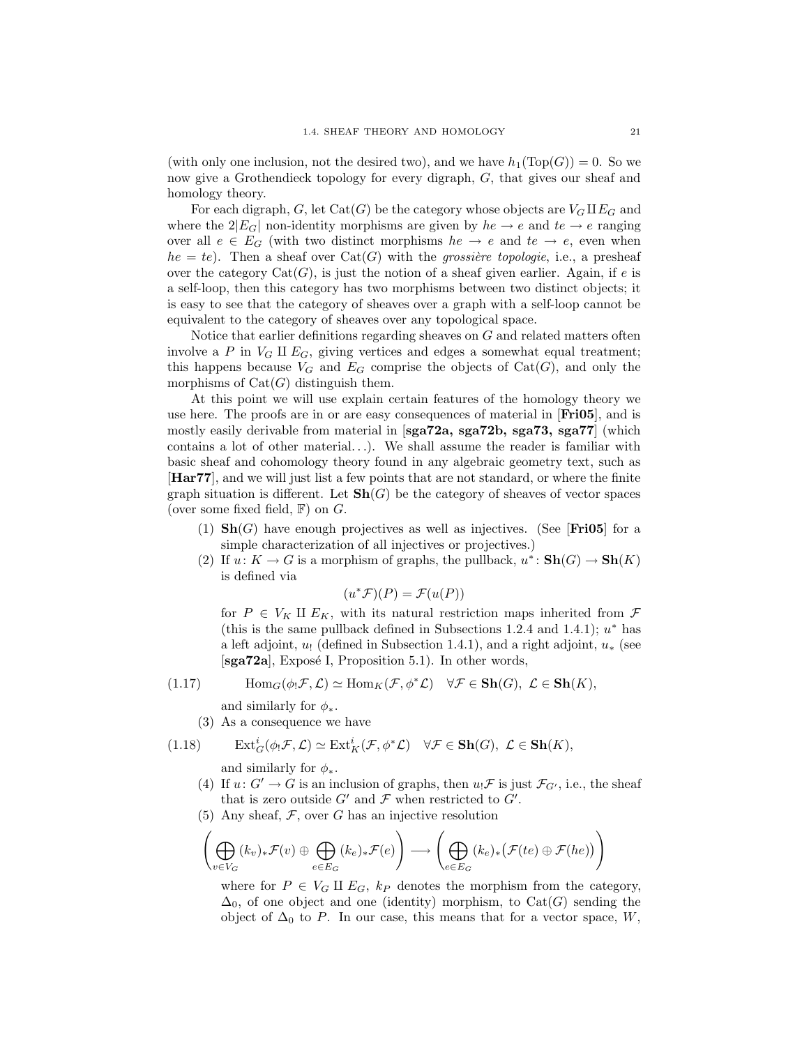(with only one inclusion, not the desired two), and we have $h_1(\mathrm{Top}(G)) = 0$. So we now give a Grothendieck topology for every digraph, $G$, that gives our sheaf and homology theory.

For each digraph, $G$, let $\mathrm{Cat}(G)$ be the category whose objects are $V_G \amalg E_G$ and where the $2|E_G|$ non-identity morphisms are given by $he \to e$ and $te \to e$ ranging over all $e \in E_G$ (with two distinct morphisms $he \to e$ and $te \to e$, even when $he = te$). Then a sheaf over $\mathrm{Cat}(G)$ with the *grossière topologie*, i.e., a presheaf over the category $\mathrm{Cat}(G)$, is just the notion of a sheaf given earlier. Again, if $e$ is a self-loop, then this category has two morphisms between two distinct objects; it is easy to see that the category of sheaves over a graph with a self-loop cannot be equivalent to the category of sheaves over any topological space.

Notice that earlier definitions regarding sheaves on $G$ and related matters often involve a $P$ in $V_G \amalg E_G$, giving vertices and edges a somewhat equal treatment; this happens because $V_G$ and $E_G$ comprise the objects of $\mathrm{Cat}(G)$, and only the morphisms of $\mathrm{Cat}(G)$ distinguish them.

At this point we will use explain certain features of the homology theory we use here. The proofs are in or are easy consequences of material in [**Fri05**], and is mostly easily derivable from material in [**sga72a, sga72b, sga73, sga77**] (which contains a lot of other material...). We shall assume the reader is familiar with basic sheaf and cohomology theory found in any algebraic geometry text, such as [**Har77**], and we will just list a few points that are not standard, or where the finite graph situation is different. Let $\mathbf{Sh}(G)$ be the category of sheaves of vector spaces (over some fixed field, $\mathbb{F}$) on $G$.

1. $\mathbf{Sh}(G)$ have enough projectives as well as injectives. (See [**Fri05**] for a simple characterization of all injectives or projectives.)
2. If $u\colon K \to G$ is a morphism of graphs, the pullback, $u^*\colon \mathbf{Sh}(G) \to \mathbf{Sh}(K)$ is defined via
$$(u^*\mathcal{F})(P) = \mathcal{F}(u(P))$$
for $P \in V_K \amalg E_K$, with its natural restriction maps inherited from $\mathcal{F}$ (this is the same pullback defined in Subsections 1.2.4 and 1.4.1); $u^*$ has a left adjoint, $u_!$ (defined in Subsection 1.4.1), and a right adjoint, $u_*$ (see [**sga72a**], Exposé I, Proposition 5.1). In other words,
$$\mathrm{Hom}_G(\phi_!\mathcal{F}, \mathcal{L}) \simeq \mathrm{Hom}_K(\mathcal{F}, \phi^*\mathcal{L}) \quad \forall \mathcal{F} \in \mathbf{Sh}(G),\ \mathcal{L} \in \mathbf{Sh}(K), \tag{1.17}$$
and similarly for $\phi_*$.
3. As a consequence we have
$$\mathrm{Ext}^i_G(\phi_!\mathcal{F}, \mathcal{L}) \simeq \mathrm{Ext}^i_K(\mathcal{F}, \phi^*\mathcal{L}) \quad \forall \mathcal{F} \in \mathbf{Sh}(G),\ \mathcal{L} \in \mathbf{Sh}(K), \tag{1.18}$$
and similarly for $\phi_*$.
4. If $u\colon G' \to G$ is an inclusion of graphs, then $u_!\mathcal{F}$ is just $\mathcal{F}_{G'}$, i.e., the sheaf that is zero outside $G'$ and $\mathcal{F}$ when restricted to $G'$.
5. Any sheaf, $\mathcal{F}$, over $G$ has an injective resolution
$$\left( \bigoplus_{v \in V_G} (k_v)_* \mathcal{F}(v) \oplus \bigoplus_{e \in E_G} (k_e)_* \mathcal{F}(e) \right) \longrightarrow \left( \bigoplus_{e \in E_G} (k_e)_* \big( \mathcal{F}(te) \oplus \mathcal{F}(he) \big) \right)$$
where for $P \in V_G \amalg E_G$, $k_P$ denotes the morphism from the category, $\Delta_0$, of one object and one (identity) morphism, to $\mathrm{Cat}(G)$ sending the object of $\Delta_0$ to $P$. In our case, this means that for a vector space, $W$,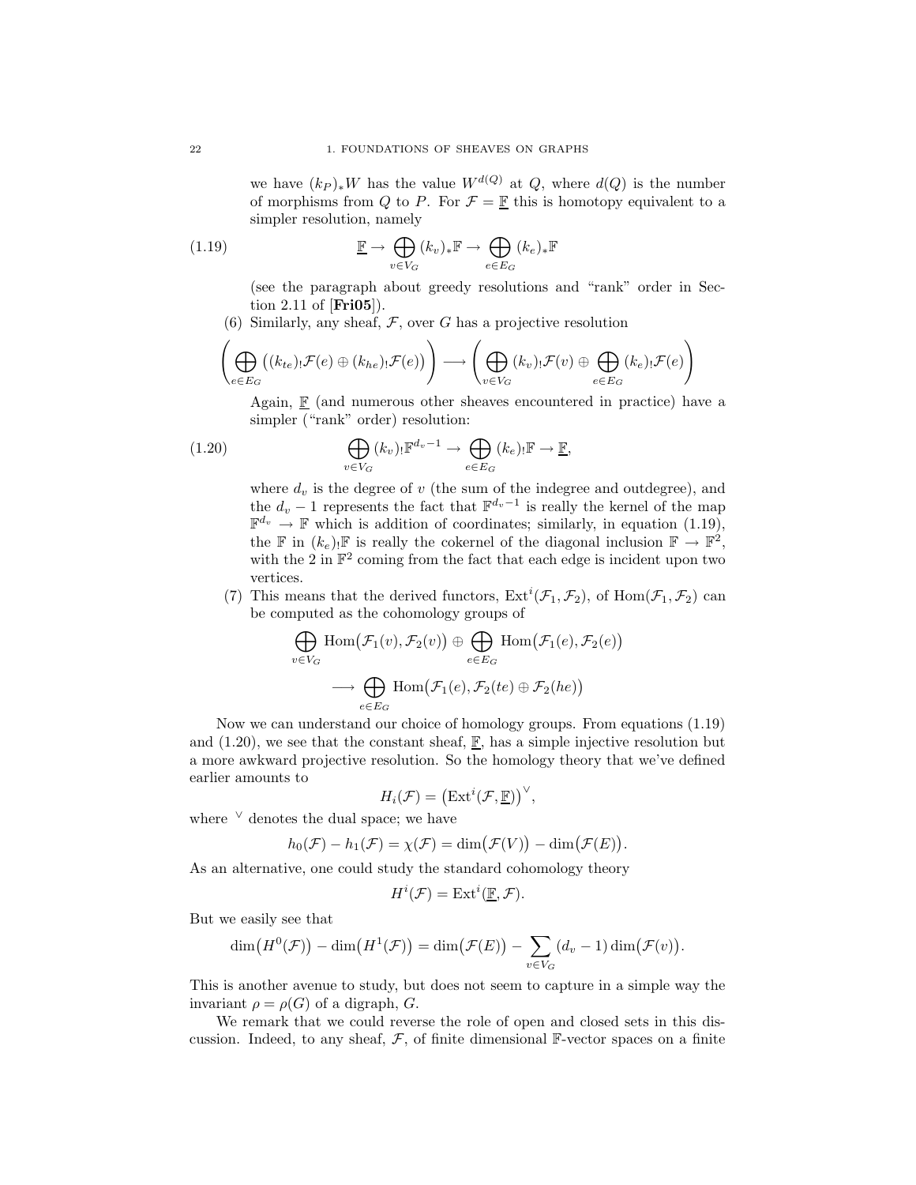we have $(k_P)_*W$ has the value $W^{d(Q)}$ at $Q$, where $d(Q)$ is the number of morphisms from $Q$ to $P$. For $\mathcal{F} = \underline{\mathbb{F}}$ this is homotopy equivalent to a simpler resolution, namely

$$\underline{\mathbb{F}} \to \bigoplus_{v \in V_G} (k_v)_* \mathbb{F} \to \bigoplus_{e \in E_G} (k_e)_* \mathbb{F} \tag{1.19}$$

(see the paragraph about greedy resolutions and "rank" order in Section 2.11 of [**Fri05**]).

(6) Similarly, any sheaf, $\mathcal{F}$, over $G$ has a projective resolution

$$\left( \bigoplus_{e \in E_G} \big( (k_{te})_! \mathcal{F}(e) \oplus (k_{he})_! \mathcal{F}(e) \big) \right) \longrightarrow \left( \bigoplus_{v \in V_G} (k_v)_! \mathcal{F}(v) \oplus \bigoplus_{e \in E_G} (k_e)_! \mathcal{F}(e) \right)$$

Again, $\underline{\mathbb{F}}$ (and numerous other sheaves encountered in practice) have a simpler ("rank" order) resolution:

$$\bigoplus_{v \in V_G} (k_v)_! \mathbb{F}^{d_v - 1} \to \bigoplus_{e \in E_G} (k_e)_! \mathbb{F} \to \underline{\mathbb{F}}, \tag{1.20}$$

where $d_v$ is the degree of $v$ (the sum of the indegree and outdegree), and the $d_v - 1$ represents the fact that $\mathbb{F}^{d_v-1}$ is really the kernel of the map $\mathbb{F}^{d_v} \to \mathbb{F}$ which is addition of coordinates; similarly, in equation (1.19), the $\mathbb{F}$ in $(k_e)_! \mathbb{F}$ is really the cokernel of the diagonal inclusion $\mathbb{F} \to \mathbb{F}^2$, with the 2 in $\mathbb{F}^2$ coming from the fact that each edge is incident upon two vertices.

(7) This means that the derived functors, $\mathrm{Ext}^i(\mathcal{F}_1, \mathcal{F}_2)$, of $\mathrm{Hom}(\mathcal{F}_1, \mathcal{F}_2)$ can be computed as the cohomology groups of

$$\bigoplus_{v \in V_G} \mathrm{Hom}\big(\mathcal{F}_1(v), \mathcal{F}_2(v)\big) \oplus \bigoplus_{e \in E_G} \mathrm{Hom}\big(\mathcal{F}_1(e), \mathcal{F}_2(e)\big)$$
$$\longrightarrow \bigoplus_{e \in E_G} \mathrm{Hom}\big(\mathcal{F}_1(e), \mathcal{F}_2(te) \oplus \mathcal{F}_2(he)\big)$$

Now we can understand our choice of homology groups. From equations (1.19) and (1.20), we see that the constant sheaf, $\underline{\mathbb{F}}$, has a simple injective resolution but a more awkward projective resolution. So the homology theory that we've defined earlier amounts to

$$H_i(\mathcal{F}) = \big(\mathrm{Ext}^i(\mathcal{F}, \underline{\mathbb{F}})\big)^\vee,$$

where $^\vee$ denotes the dual space; we have

$$h_0(\mathcal{F}) - h_1(\mathcal{F}) = \chi(\mathcal{F}) = \dim\big(\mathcal{F}(V)\big) - \dim\big(\mathcal{F}(E)\big).$$

As an alternative, one could study the standard cohomology theory

$$H^i(\mathcal{F}) = \mathrm{Ext}^i(\underline{\mathbb{F}}, \mathcal{F}).$$

But we easily see that

$$\dim\big(H^0(\mathcal{F})\big) - \dim\big(H^1(\mathcal{F})\big) = \dim\big(\mathcal{F}(E)\big) - \sum_{v \in V_G} (d_v - 1) \dim\big(\mathcal{F}(v)\big).$$

This is another avenue to study, but does not seem to capture in a simple way the invariant $\rho = \rho(G)$ of a digraph, $G$.

We remark that we could reverse the role of open and closed sets in this discussion. Indeed, to any sheaf, $\mathcal{F}$, of finite dimensional $\mathbb{F}$-vector spaces on a finite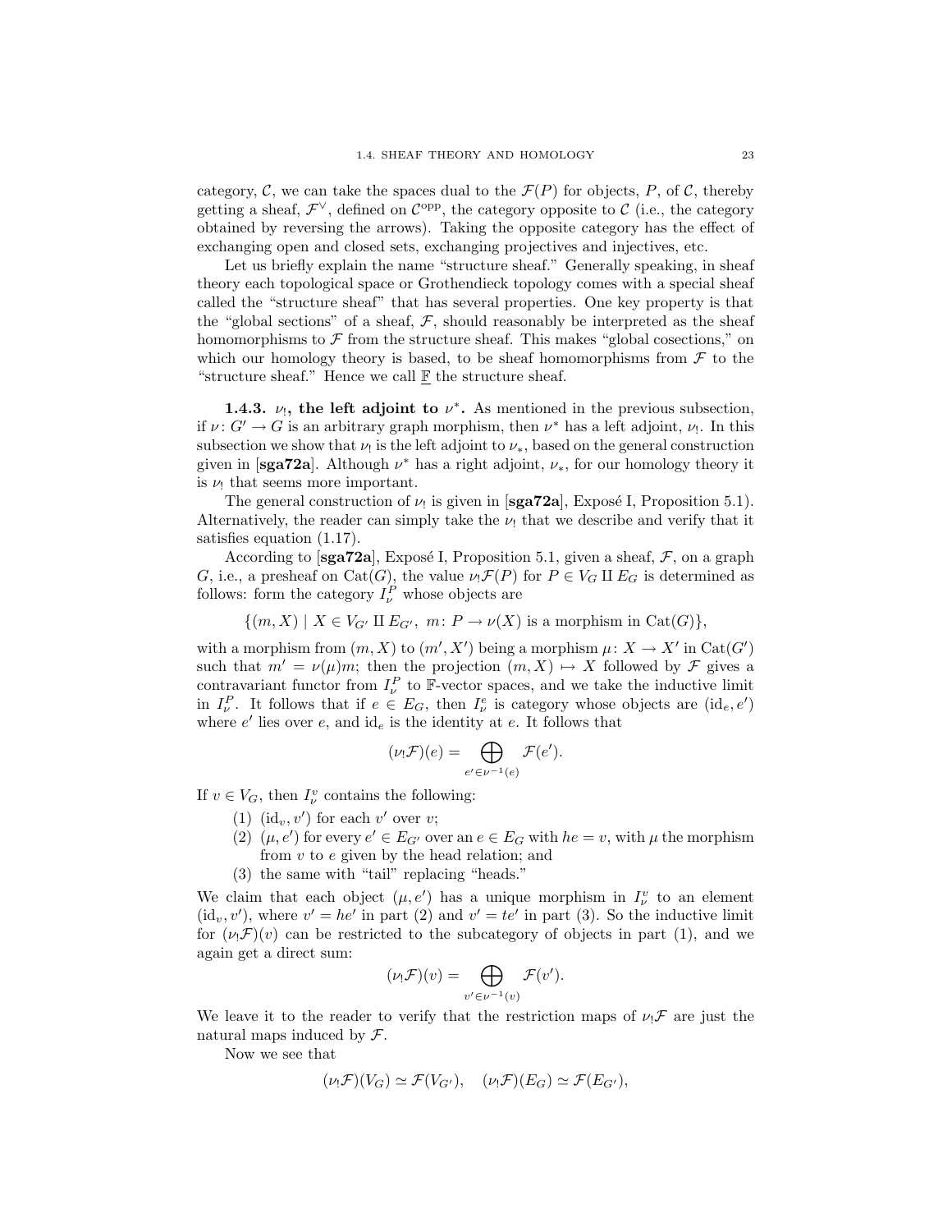category, $\mathcal{C}$, we can take the spaces dual to the $\mathcal{F}(P)$ for objects, $P$, of $\mathcal{C}$, thereby getting a sheaf, $\mathcal{F}^\vee$, defined on $\mathcal{C}^{\mathrm{opp}}$, the category opposite to $\mathcal{C}$ (i.e., the category obtained by reversing the arrows). Taking the opposite category has the effect of exchanging open and closed sets, exchanging projectives and injectives, etc.

Let us briefly explain the name "structure sheaf." Generally speaking, in sheaf theory each topological space or Grothendieck topology comes with a special sheaf called the "structure sheaf" that has several properties. One key property is that the "global sections" of a sheaf, $\mathcal{F}$, should reasonably be interpreted as the sheaf homomorphisms to $\mathcal{F}$ from the structure sheaf. This makes "global cosections," on which our homology theory is based, to be sheaf homomorphisms from $\mathcal{F}$ to the "structure sheaf." Hence we call $\underline{\mathbb{F}}$ the structure sheaf.

**1.4.3. $\nu_!$, the left adjoint to $\nu^*$.** As mentioned in the previous subsection, if $\nu\colon G' \to G$ is an arbitrary graph morphism, then $\nu^*$ has a left adjoint, $\nu_!$. In this subsection we show that $\nu_!$ is the left adjoint to $\nu_*$, based on the general construction given in [**sga72a**]. Although $\nu^*$ has a right adjoint, $\nu_*$, for our homology theory it is $\nu_!$ that seems more important.

The general construction of $\nu_!$ is given in [**sga72a**], Exposé I, Proposition 5.1). Alternatively, the reader can simply take the $\nu_!$ that we describe and verify that it satisfies equation (1.17).

According to [**sga72a**], Exposé I, Proposition 5.1, given a sheaf, $\mathcal{F}$, on a graph $G$, i.e., a presheaf on $\mathrm{Cat}(G)$, the value $\nu_!\mathcal{F}(P)$ for $P \in V_G \amalg E_G$ is determined as follows: form the category $I^P_\nu$ whose objects are

$$\{(m, X) \mid X \in V_{G'} \amalg E_{G'},\ m\colon P \to \nu(X) \text{ is a morphism in } \mathrm{Cat}(G)\},$$

with a morphism from $(m, X)$ to $(m', X')$ being a morphism $\mu\colon X \to X'$ in $\mathrm{Cat}(G')$ such that $m' = \nu(\mu)m$; then the projection $(m, X) \mapsto X$ followed by $\mathcal{F}$ gives a contravariant functor from $I^P_\nu$ to $\mathbb{F}$-vector spaces, and we take the inductive limit in $I^P_\nu$. It follows that if $e \in E_G$, then $I^e_\nu$ is category whose objects are $(\mathrm{id}_e, e')$ where $e'$ lies over $e$, and $\mathrm{id}_e$ is the identity at $e$. It follows that

$$(\nu_!\mathcal{F})(e) = \bigoplus_{e' \in \nu^{-1}(e)} \mathcal{F}(e').$$

If $v \in V_G$, then $I^v_\nu$ contains the following:

1. $(\mathrm{id}_v, v')$ for each $v'$ over $v$;
2. $(\mu, e')$ for every $e' \in E_{G'}$ over an $e \in E_G$ with $he = v$, with $\mu$ the morphism from $v$ to $e$ given by the head relation; and
3. the same with "tail" replacing "heads."

We claim that each object $(\mu, e')$ has a unique morphism in $I^v_\nu$ to an element $(\mathrm{id}_v, v')$, where $v' = he'$ in part (2) and $v' = te'$ in part (3). So the inductive limit for $(\nu_!\mathcal{F})(v)$ can be restricted to the subcategory of objects in part (1), and we again get a direct sum:

$$(\nu_!\mathcal{F})(v) = \bigoplus_{v' \in \nu^{-1}(v)} \mathcal{F}(v').$$

We leave it to the reader to verify that the restriction maps of $\nu_!\mathcal{F}$ are just the natural maps induced by $\mathcal{F}$.

Now we see that

$$(\nu_!\mathcal{F})(V_G) \simeq \mathcal{F}(V_{G'}), \quad (\nu_!\mathcal{F})(E_G) \simeq \mathcal{F}(E_{G'}),$$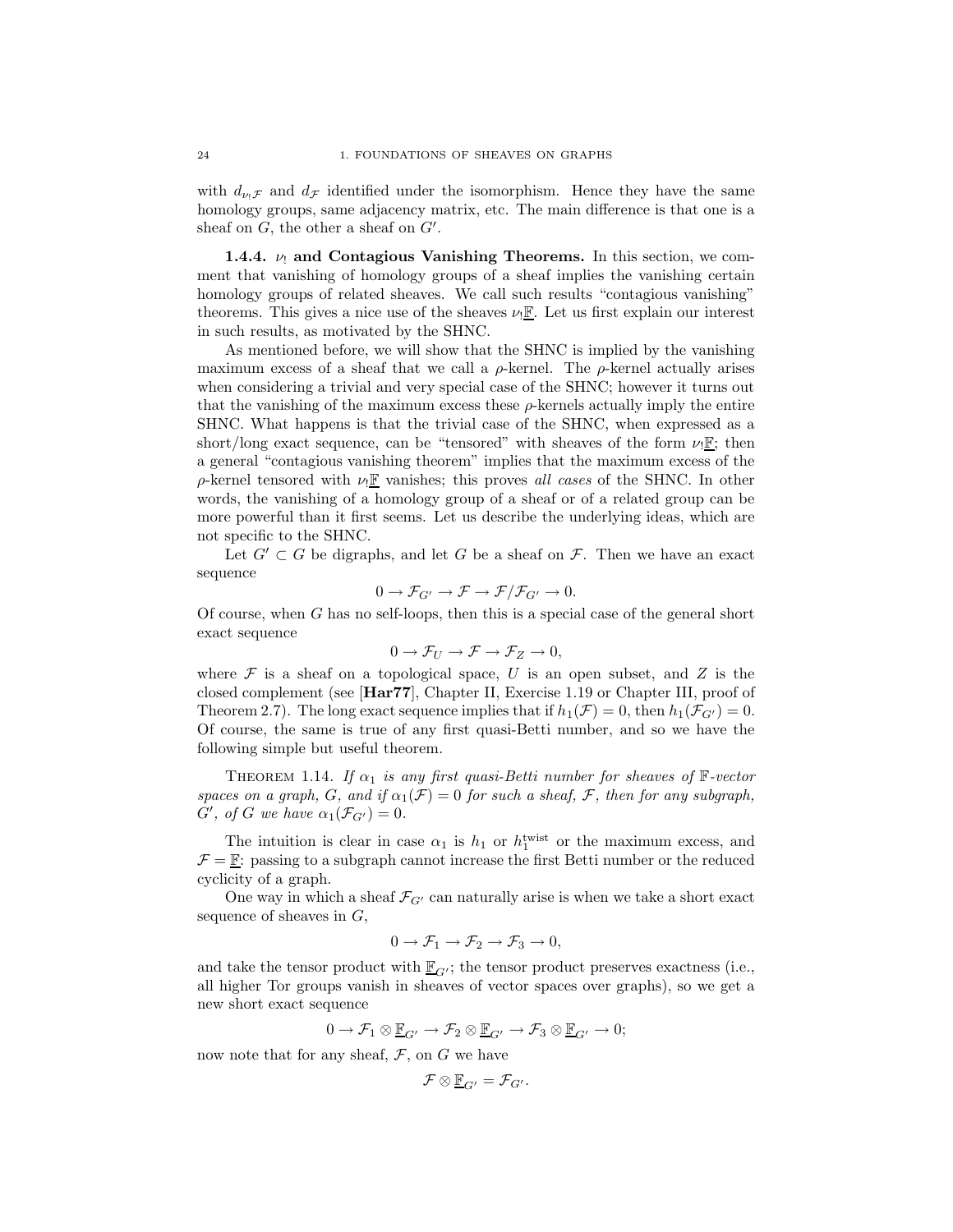with $d_{\nu_! \mathcal{F}}$ and $d_{\mathcal{F}}$ identified under the isomorphism. Hence they have the same homology groups, same adjacency matrix, etc. The main difference is that one is a sheaf on $G$, the other a sheaf on $G'$.

### 1.4.4. $\nu_!$ and Contagious Vanishing Theorems.

In this section, we comment that vanishing of homology groups of a sheaf implies the vanishing certain homology groups of related sheaves. We call such results "contagious vanishing" theorems. This gives a nice use of the sheaves $\nu_! \underline{\mathbb{F}}$. Let us first explain our interest in such results, as motivated by the SHNC.

As mentioned before, we will show that the SHNC is implied by the vanishing maximum excess of a sheaf that we call a $\rho$-kernel. The $\rho$-kernel actually arises when considering a trivial and very special case of the SHNC; however it turns out that the vanishing of the maximum excess these $\rho$-kernels actually imply the entire SHNC. What happens is that the trivial case of the SHNC, when expressed as a short/long exact sequence, can be "tensored" with sheaves of the form $\nu_! \underline{\mathbb{F}}$; then a general "contagious vanishing theorem" implies that the maximum excess of the $\rho$-kernel tensored with $\nu_! \underline{\mathbb{F}}$ vanishes; this proves *all cases* of the SHNC. In other words, the vanishing of a homology group of a sheaf or of a related group can be more powerful than it first seems. Let us describe the underlying ideas, which are not specific to the SHNC.

Let $G' \subset G$ be digraphs, and let $G$ be a sheaf on $\mathcal{F}$. Then we have an exact sequence

$$0 \to \mathcal{F}_{G'} \to \mathcal{F} \to \mathcal{F}/\mathcal{F}_{G'} \to 0.$$

Of course, when $G$ has no self-loops, then this is a special case of the general short exact sequence

$$0 \to \mathcal{F}_U \to \mathcal{F} \to \mathcal{F}_Z \to 0,$$

where $\mathcal{F}$ is a sheaf on a topological space, $U$ is an open subset, and $Z$ is the closed complement (see [**Har77**], Chapter II, Exercise 1.19 or Chapter III, proof of Theorem 2.7). The long exact sequence implies that if $h_1(\mathcal{F}) = 0$, then $h_1(\mathcal{F}_{G'}) = 0$. Of course, the same is true of any first quasi-Betti number, and so we have the following simple but useful theorem.

THEOREM 1.14. *If $\alpha_1$ is any first quasi-Betti number for sheaves of $\mathbb{F}$-vector spaces on a graph, $G$, and if $\alpha_1(\mathcal{F}) = 0$ for such a sheaf, $\mathcal{F}$, then for any subgraph, $G'$, of $G$ we have $\alpha_1(\mathcal{F}_{G'}) = 0$.*

The intuition is clear in case $\alpha_1$ is $h_1$ or $h_1^{\mathrm{twist}}$ or the maximum excess, and $\mathcal{F} = \underline{\mathbb{F}}$: passing to a subgraph cannot increase the first Betti number or the reduced cyclicity of a graph.

One way in which a sheaf $\mathcal{F}_{G'}$ can naturally arise is when we take a short exact sequence of sheaves in $G$,

$$0 \to \mathcal{F}_1 \to \mathcal{F}_2 \to \mathcal{F}_3 \to 0,$$

and take the tensor product with $\underline{\mathbb{F}}_{G'}$; the tensor product preserves exactness (i.e., all higher Tor groups vanish in sheaves of vector spaces over graphs), so we get a new short exact sequence

$$0 \to \mathcal{F}_1 \otimes \underline{\mathbb{F}}_{G'} \to \mathcal{F}_2 \otimes \underline{\mathbb{F}}_{G'} \to \mathcal{F}_3 \otimes \underline{\mathbb{F}}_{G'} \to 0;$$

now note that for any sheaf, $\mathcal{F}$, on $G$ we have

$$\mathcal{F} \otimes \underline{\mathbb{F}}_{G'} = \mathcal{F}_{G'}.$$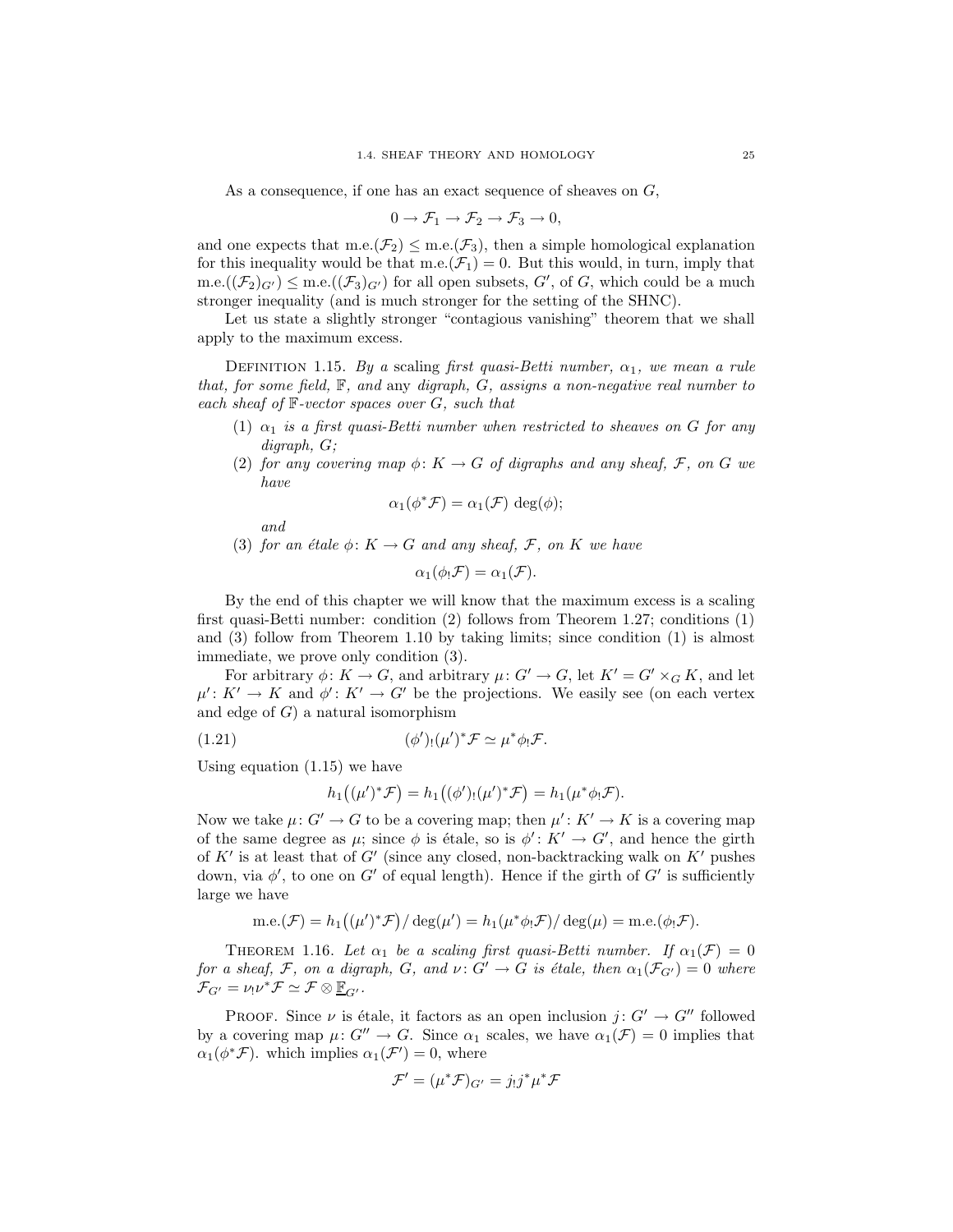As a consequence, if one has an exact sequence of sheaves on $G$,

$$0 \to \mathcal{F}_1 \to \mathcal{F}_2 \to \mathcal{F}_3 \to 0,$$

and one expects that $\text{m.e.}(\mathcal{F}_2) \le \text{m.e.}(\mathcal{F}_3)$, then a simple homological explanation for this inequality would be that $\text{m.e.}(\mathcal{F}_1) = 0$. But this would, in turn, imply that $\text{m.e.}((\mathcal{F}_2)_{G'}) \le \text{m.e.}((\mathcal{F}_3)_{G'})$ for all open subsets, $G'$, of $G$, which could be a much stronger inequality (and is much stronger for the setting of the SHNC).

Let us state a slightly stronger "contagious vanishing" theorem that we shall apply to the maximum excess.

Definition 1.15. *By a* scaling *first quasi-Betti number, $\alpha_1$, we mean a rule that, for some field, $\mathbb{F}$, and* any *digraph, $G$, assigns a non-negative real number to each sheaf of $\mathbb{F}$-vector spaces over $G$, such that*

1. *$\alpha_1$ is a first quasi-Betti number when restricted to sheaves on $G$ for any digraph, $G$;*
2. *for any covering map $\phi\colon K \to G$ of digraphs and any sheaf, $\mathcal{F}$, on $G$ we have*
$$\alpha_1(\phi^*\mathcal{F}) = \alpha_1(\mathcal{F})\ \deg(\phi);$$
*and*
3. *for an étale $\phi\colon K \to G$ and any sheaf, $\mathcal{F}$, on $K$ we have*
$$\alpha_1(\phi_!\mathcal{F}) = \alpha_1(\mathcal{F}).$$

By the end of this chapter we will know that the maximum excess is a scaling first quasi-Betti number: condition (2) follows from Theorem 1.27; conditions (1) and (3) follow from Theorem 1.10 by taking limits; since condition (1) is almost immediate, we prove only condition (3).

For arbitrary $\phi\colon K \to G$, and arbitrary $\mu\colon G' \to G$, let $K' = G' \times_G K$, and let $\mu'\colon K' \to K$ and $\phi'\colon K' \to G'$ be the projections. We easily see (on each vertex and edge of $G$) a natural isomorphism

$$(\phi')_!(\mu')^*\mathcal{F} \simeq \mu^*\phi_!\mathcal{F}. \tag{1.21}$$

Using equation (1.15) we have

$$h_1\big((\mu')^*\mathcal{F}\big) = h_1\big((\phi')_!(\mu')^*\mathcal{F}\big) = h_1(\mu^*\phi_!\mathcal{F}).$$

Now we take $\mu\colon G' \to G$ to be a covering map; then $\mu'\colon K' \to K$ is a covering map of the same degree as $\mu$; since $\phi$ is étale, so is $\phi'\colon K' \to G'$, and hence the girth of $K'$ is at least that of $G'$ (since any closed, non-backtracking walk on $K'$ pushes down, via $\phi'$, to one on $G'$ of equal length). Hence if the girth of $G'$ is sufficiently large we have

$$\text{m.e.}(\mathcal{F}) = h_1\big((\mu')^*\mathcal{F}\big)/\deg(\mu') = h_1(\mu^*\phi_!\mathcal{F})/\deg(\mu) = \text{m.e.}(\phi_!\mathcal{F}).$$

Theorem 1.16. *Let $\alpha_1$ be a scaling first quasi-Betti number. If $\alpha_1(\mathcal{F}) = 0$ for a sheaf, $\mathcal{F}$, on a digraph, $G$, and $\nu\colon G' \to G$ is étale, then $\alpha_1(\mathcal{F}_{G'}) = 0$ where $\mathcal{F}_{G'} = \nu_!\nu^*\mathcal{F} \simeq \mathcal{F} \otimes \underline{\mathbb{F}}_{G'}$.*

Proof. Since $\nu$ is étale, it factors as an open inclusion $j\colon G' \to G''$ followed by a covering map $\mu\colon G'' \to G$. Since $\alpha_1$ scales, we have $\alpha_1(\mathcal{F}) = 0$ implies that $\alpha_1(\phi^*\mathcal{F})$. which implies $\alpha_1(\mathcal{F}') = 0$, where

$$\mathcal{F}' = (\mu^*\mathcal{F})_{G'} = j_!j^*\mu^*\mathcal{F}$$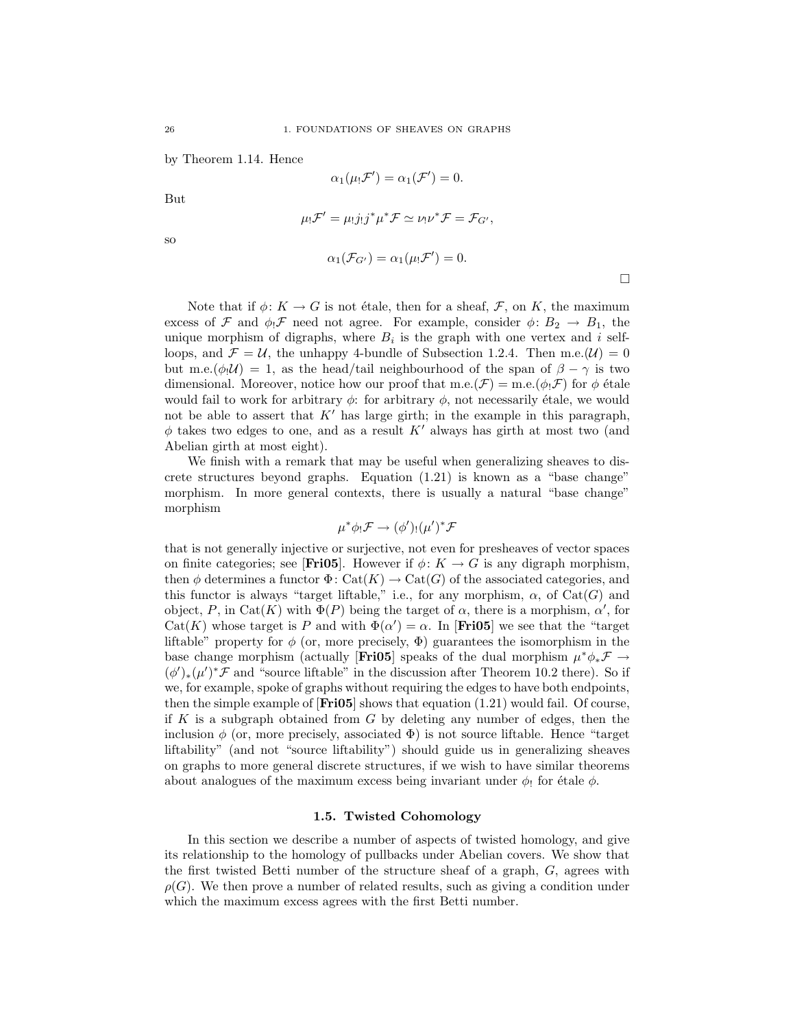by Theorem 1.14. Hence

$$\alpha_1(\mu_! \mathcal{F}') = \alpha_1(\mathcal{F}') = 0.$$

But

$$\mu_! \mathcal{F}' = \mu_! j_! j^* \mu^* \mathcal{F} \simeq \nu_! \nu^* \mathcal{F} = \mathcal{F}_{G'},$$

so

$$\alpha_1(\mathcal{F}_{G'}) = \alpha_1(\mu_! \mathcal{F}') = 0.$$

$\square$

Note that if $\phi\colon K \to G$ is not étale, then for a sheaf, $\mathcal{F}$, on $K$, the maximum excess of $\mathcal{F}$ and $\phi_! \mathcal{F}$ need not agree. For example, consider $\phi\colon B_2 \to B_1$, the unique morphism of digraphs, where $B_i$ is the graph with one vertex and $i$ self-loops, and $\mathcal{F} = \mathcal{U}$, the unhappy 4-bundle of Subsection 1.2.4. Then m.e.$(\mathcal{U}) = 0$ but m.e.$(\phi_! \mathcal{U}) = 1$, as the head/tail neighbourhood of the span of $\beta - \gamma$ is two dimensional. Moreover, notice how our proof that m.e.$(\mathcal{F}) =$ m.e.$(\phi_! \mathcal{F})$ for $\phi$ étale would fail to work for arbitrary $\phi$: for arbitrary $\phi$, not necessarily étale, we would not be able to assert that $K'$ has large girth; in the example in this paragraph, $\phi$ takes two edges to one, and as a result $K'$ always has girth at most two (and Abelian girth at most eight).

We finish with a remark that may be useful when generalizing sheaves to discrete structures beyond graphs. Equation (1.21) is known as a "base change" morphism. In more general contexts, there is usually a natural "base change" morphism

$$\mu^* \phi_! \mathcal{F} \to (\phi')_! (\mu')^* \mathcal{F}$$

that is not generally injective or surjective, not even for presheaves of vector spaces on finite categories; see [**Fri05**]. However if $\phi\colon K \to G$ is any digraph morphism, then $\phi$ determines a functor $\Phi\colon \mathrm{Cat}(K) \to \mathrm{Cat}(G)$ of the associated categories, and this functor is always "target liftable," i.e., for any morphism, $\alpha$, of $\mathrm{Cat}(G)$ and object, $P$, in $\mathrm{Cat}(K)$ with $\Phi(P)$ being the target of $\alpha$, there is a morphism, $\alpha'$, for $\mathrm{Cat}(K)$ whose target is $P$ and with $\Phi(\alpha') = \alpha$. In [**Fri05**] we see that the "target liftable" property for $\phi$ (or, more precisely, $\Phi$) guarantees the isomorphism in the base change morphism (actually [**Fri05**] speaks of the dual morphism $\mu^* \phi_* \mathcal{F} \to (\phi')_* (\mu')^* \mathcal{F}$ and "source liftable" in the discussion after Theorem 10.2 there). So if we, for example, spoke of graphs without requiring the edges to have both endpoints, then the simple example of [**Fri05**] shows that equation (1.21) would fail. Of course, if $K$ is a subgraph obtained from $G$ by deleting any number of edges, then the inclusion $\phi$ (or, more precisely, associated $\Phi$) is not source liftable. Hence "target liftability" (and not "source liftability") should guide us in generalizing sheaves on graphs to more general discrete structures, if we wish to have similar theorems about analogues of the maximum excess being invariant under $\phi_!$ for étale $\phi$.

## 1.5. Twisted Cohomology

In this section we describe a number of aspects of twisted homology, and give its relationship to the homology of pullbacks under Abelian covers. We show that the first twisted Betti number of the structure sheaf of a graph, $G$, agrees with $\rho(G)$. We then prove a number of related results, such as giving a condition under which the maximum excess agrees with the first Betti number.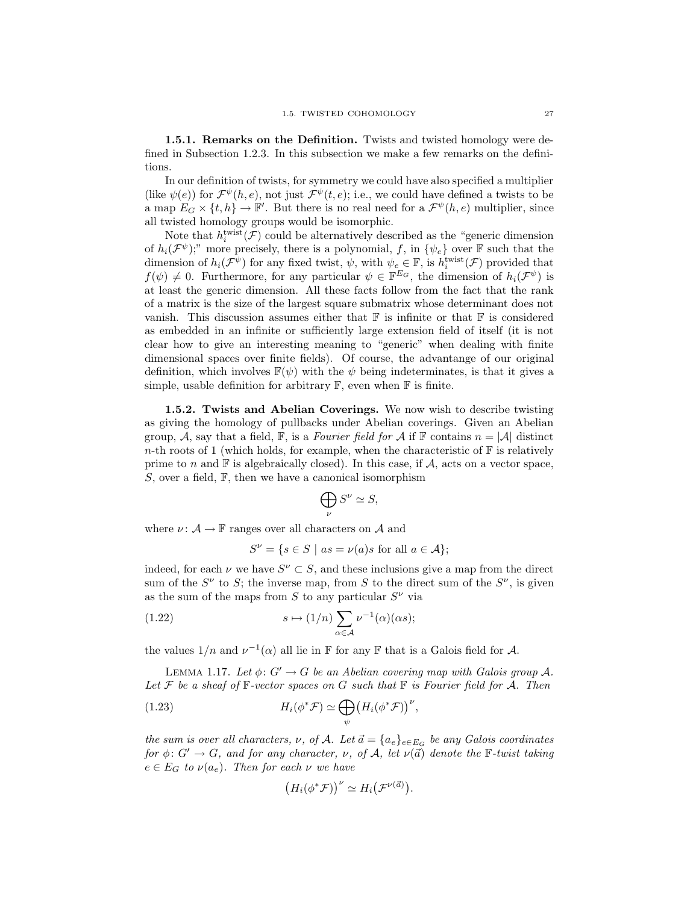**1.5.1. Remarks on the Definition.** Twists and twisted homology were defined in Subsection 1.2.3. In this subsection we make a few remarks on the definitions.

In our definition of twists, for symmetry we could have also specified a multiplier (like $\psi(e)$) for $\mathcal{F}^{\psi}(h,e)$, not just $\mathcal{F}^{\psi}(t,e)$; i.e., we could have defined a twists to be a map $E_G \times \{t,h\} \to \mathbb{F}'$. But there is no real need for a $\mathcal{F}^{\psi}(h,e)$ multiplier, since all twisted homology groups would be isomorphic.

Note that $h_i^{\rm twist}(\mathcal{F})$ could be alternatively described as the "generic dimension of $h_i(\mathcal{F}^{\psi})$;" more precisely, there is a polynomial, $f$, in $\{\psi_e\}$ over $\mathbb{F}$ such that the dimension of $h_i(\mathcal{F}^{\psi})$ for any fixed twist, $\psi$, with $\psi_e \in \mathbb{F}$, is $h_i^{\rm twist}(\mathcal{F})$ provided that $f(\psi) \neq 0$. Furthermore, for any particular $\psi \in \mathbb{F}^{E_G}$, the dimension of $h_i(\mathcal{F}^{\psi})$ is at least the generic dimension. All these facts follow from the fact that the rank of a matrix is the size of the largest square submatrix whose determinant does not vanish. This discussion assumes either that $\mathbb{F}$ is infinite or that $\mathbb{F}$ is considered as embedded in an infinite or sufficiently large extension field of itself (it is not clear how to give an interesting meaning to "generic" when dealing with finite dimensional spaces over finite fields). Of course, the advantange of our original definition, which involves $\mathbb{F}(\psi)$ with the $\psi$ being indeterminates, is that it gives a simple, usable definition for arbitrary $\mathbb{F}$, even when $\mathbb{F}$ is finite.

**1.5.2. Twists and Abelian Coverings.** We now wish to describe twisting as giving the homology of pullbacks under Abelian coverings. Given an Abelian group, $\mathcal{A}$, say that a field, $\mathbb{F}$, is a *Fourier field for* $\mathcal{A}$ if $\mathbb{F}$ contains $n = |\mathcal{A}|$ distinct $n$-th roots of 1 (which holds, for example, when the characteristic of $\mathbb{F}$ is relatively prime to $n$ and $\mathbb{F}$ is algebraically closed). In this case, if $\mathcal{A}$, acts on a vector space, $S$, over a field, $\mathbb{F}$, then we have a canonical isomorphism

$$\bigoplus_{\nu} S^{\nu} \simeq S,$$

where $\nu\colon \mathcal{A} \to \mathbb{F}$ ranges over all characters on $\mathcal{A}$ and

$$S^{\nu} = \{ s \in S \mid as = \nu(a)s \text{ for all } a \in \mathcal{A}\};$$

indeed, for each $\nu$ we have $S^{\nu} \subset S$, and these inclusions give a map from the direct sum of the $S^{\nu}$ to $S$; the inverse map, from $S$ to the direct sum of the $S^{\nu}$, is given as the sum of the maps from $S$ to any particular $S^{\nu}$ via

$$s \mapsto (1/n) \sum_{\alpha \in \mathcal{A}} \nu^{-1}(\alpha)(\alpha s); \tag{1.22}$$

the values $1/n$ and $\nu^{-1}(\alpha)$ all lie in $\mathbb{F}$ for any $\mathbb{F}$ that is a Galois field for $\mathcal{A}$.

LEMMA 1.17. *Let $\phi\colon G' \to G$ be an Abelian covering map with Galois group $\mathcal{A}$. Let $\mathcal{F}$ be a sheaf of $\mathbb{F}$-vector spaces on $G$ such that $\mathbb{F}$ is Fourier field for $\mathcal{A}$. Then*

$$H_i(\phi^*\mathcal{F}) \simeq \bigoplus_{\psi} \bigl(H_i(\phi^*\mathcal{F})\bigr)^{\nu}, \tag{1.23}$$

*the sum is over all characters, $\nu$, of $\mathcal{A}$. Let $\vec{a} = \{a_e\}_{e \in E_G}$ be any Galois coordinates for $\phi\colon G' \to G$, and for any character, $\nu$, of $\mathcal{A}$, let $\nu(\vec{a})$ denote the $\mathbb{F}$-twist taking $e \in E_G$ to $\nu(a_e)$. Then for each $\nu$ we have*

$$\bigl(H_i(\phi^*\mathcal{F})\bigr)^{\nu} \simeq H_i\bigl(\mathcal{F}^{\nu(\vec{a})}\bigr).$$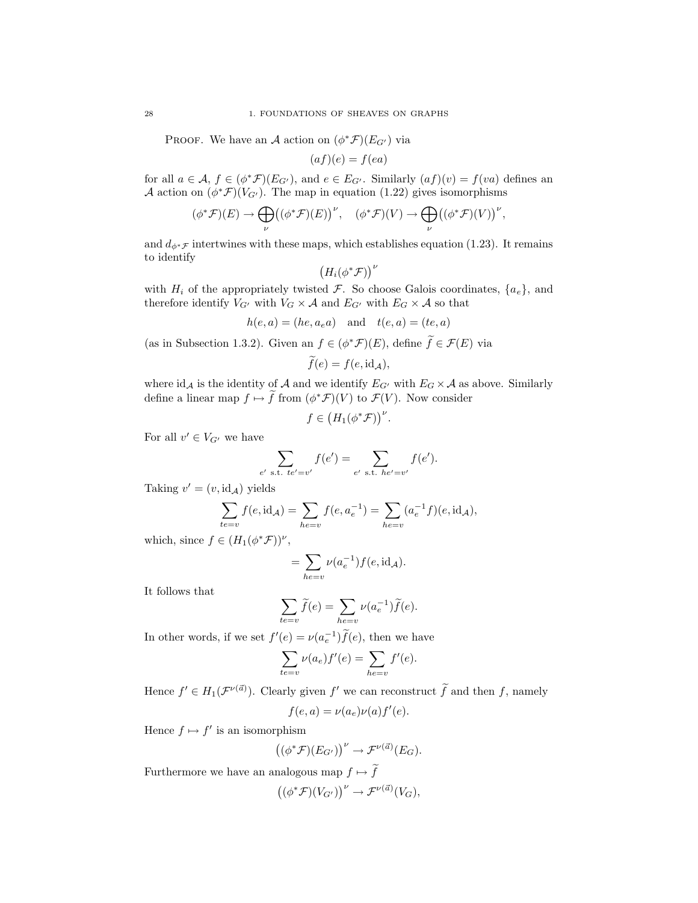Proof. We have an $\mathcal{A}$ action on $(\phi^*\mathcal{F})(E_{G'})$ via

$$(af)(e) = f(ea)$$

for all $a \in \mathcal{A}$, $f \in (\phi^*\mathcal{F})(E_{G'})$, and $e \in E_{G'}$. Similarly $(af)(v) = f(va)$ defines an $\mathcal{A}$ action on $(\phi^*\mathcal{F})(V_{G'})$. The map in equation (1.22) gives isomorphisms

$$(\phi^*\mathcal{F})(E) \to \bigoplus_\nu \big((\phi^*\mathcal{F})(E)\big)^\nu, \quad (\phi^*\mathcal{F})(V) \to \bigoplus_\nu \big((\phi^*\mathcal{F})(V)\big)^\nu,$$

and $d_{\phi^*\mathcal{F}}$ intertwines with these maps, which establishes equation (1.23). It remains to identify

$$\big(H_i(\phi^*\mathcal{F})\big)^\nu$$

with $H_i$ of the appropriately twisted $\mathcal{F}$. So choose Galois coordinates, $\{a_e\}$, and therefore identify $V_{G'}$ with $V_G \times \mathcal{A}$ and $E_{G'}$ with $E_G \times \mathcal{A}$ so that

$$h(e,a) = (he, a_e a) \quad \text{and} \quad t(e,a) = (te, a)$$

(as in Subsection 1.3.2). Given an $f \in (\phi^*\mathcal{F})(E)$, define $\widetilde{f} \in \mathcal{F}(E)$ via

$$\widetilde{f}(e) = f(e, \mathrm{id}_\mathcal{A}),$$

where $\mathrm{id}_\mathcal{A}$ is the identity of $\mathcal{A}$ and we identify $E_{G'}$ with $E_G \times \mathcal{A}$ as above. Similarly define a linear map $f \mapsto \widetilde{f}$ from $(\phi^*\mathcal{F})(V)$ to $\mathcal{F}(V)$. Now consider

$$f \in \big(H_1(\phi^*\mathcal{F})\big)^\nu.$$

For all $v' \in V_{G'}$ we have

$$\sum_{e' \text{ s.t. } te'=v'} f(e') = \sum_{e' \text{ s.t. } he'=v'} f(e').$$

Taking $v' = (v, \mathrm{id}_\mathcal{A})$ yields

$$\sum_{te=v} f(e, \mathrm{id}_\mathcal{A}) = \sum_{he=v} f(e, a_e^{-1}) = \sum_{he=v} (a_e^{-1} f)(e, \mathrm{id}_\mathcal{A}),$$

which, since $f \in (H_1(\phi^*\mathcal{F}))^\nu$,

$$= \sum_{he=v} \nu(a_e^{-1}) f(e, \mathrm{id}_\mathcal{A}).$$

It follows that

$$\sum_{te=v} \widetilde{f}(e) = \sum_{he=v} \nu(a_e^{-1}) \widetilde{f}(e).$$

In other words, if we set $f'(e) = \nu(a_e^{-1})\widetilde{f}(e)$, then we have

$$\sum_{te=v} \nu(a_e) f'(e) = \sum_{he=v} f'(e).$$

Hence $f' \in H_1(\mathcal{F}^{\nu(\vec{a})})$. Clearly given $f'$ we can reconstruct $\widetilde{f}$ and then $f$, namely

$$f(e,a) = \nu(a_e)\nu(a) f'(e).$$

Hence $f \mapsto f'$ is an isomorphism

$$\big((\phi^*\mathcal{F})(E_{G'})\big)^\nu \to \mathcal{F}^{\nu(\vec{a})}(E_G).$$

Furthermore we have an analogous map $f \mapsto \widetilde{f}$

$$\big((\phi^*\mathcal{F})(V_{G'})\big)^\nu \to \mathcal{F}^{\nu(\vec{a})}(V_G),$$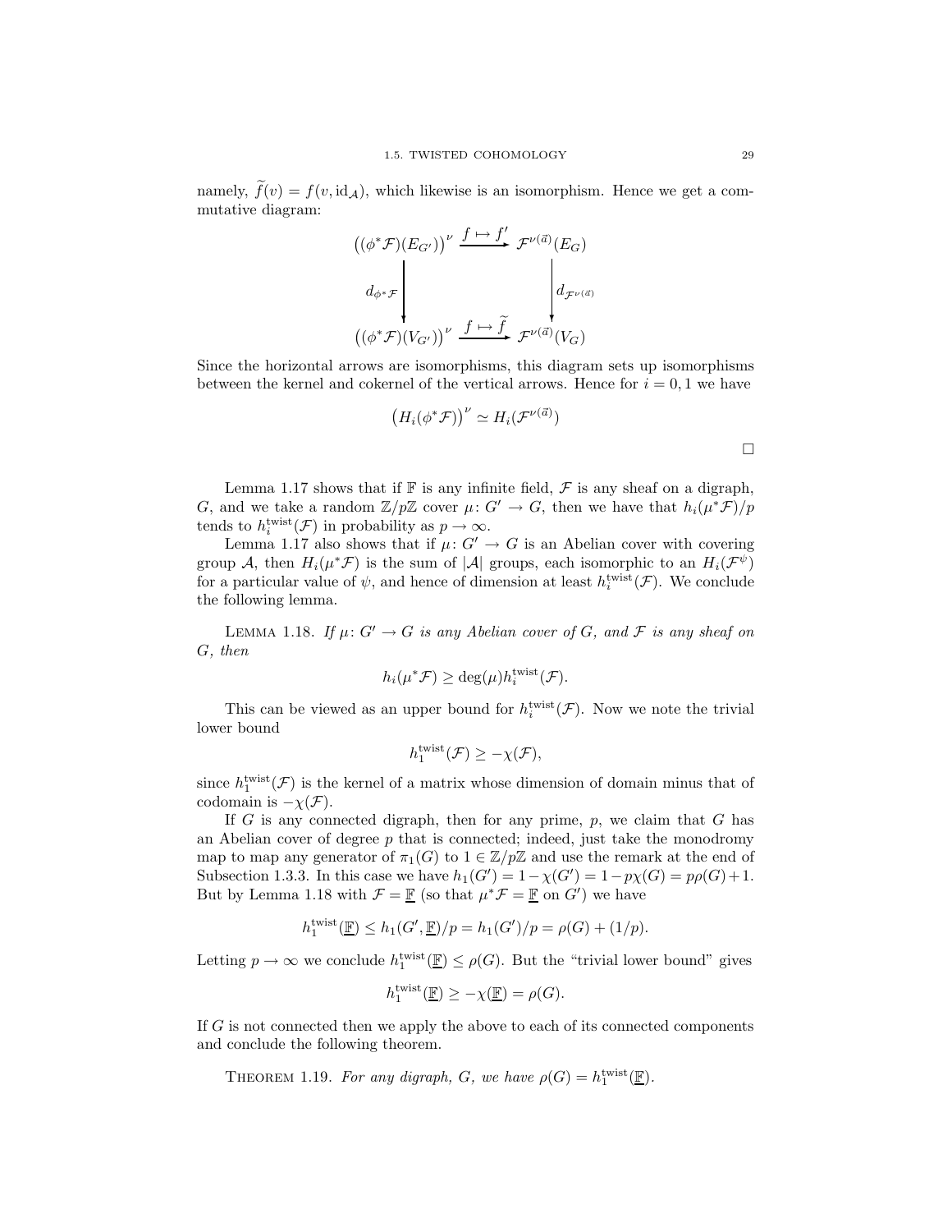namely, $\widetilde{f}(v) = f(v, \mathrm{id}_{\mathcal{A}})$, which likewise is an isomorphism. Hence we get a commutative diagram:

$$
\begin{array}{ccc}
\big((\phi^*\mathcal{F})(E_{G'})\big)^{\nu} & \xrightarrow{\ f \mapsto f'\ } & \mathcal{F}^{\nu(\vec{a})}(E_G) \\
\Big\downarrow {\scriptstyle d_{\phi^*\mathcal{F}}} & & \Big\downarrow {\scriptstyle d_{\mathcal{F}^{\nu(\vec{a})}}} \\
\big((\phi^*\mathcal{F})(V_{G'})\big)^{\nu} & \xrightarrow{\ f \mapsto \widetilde{f}\ } & \mathcal{F}^{\nu(\vec{a})}(V_G)
\end{array}
$$

Since the horizontal arrows are isomorphisms, this diagram sets up isomorphisms between the kernel and cokernel of the vertical arrows. Hence for $i = 0, 1$ we have

$$
\big(H_i(\phi^*\mathcal{F})\big)^{\nu} \simeq H_i(\mathcal{F}^{\nu(\vec{a})})
$$

□

Lemma 1.17 shows that if $\mathbb{F}$ is any infinite field, $\mathcal{F}$ is any sheaf on a digraph, $G$, and we take a random $\mathbb{Z}/p\mathbb{Z}$ cover $\mu \colon G' \to G$, then we have that $h_i(\mu^*\mathcal{F})/p$ tends to $h_i^{\mathrm{twist}}(\mathcal{F})$ in probability as $p \to \infty$.

Lemma 1.17 also shows that if $\mu \colon G' \to G$ is an Abelian cover with covering group $\mathcal{A}$, then $H_i(\mu^*\mathcal{F})$ is the sum of $|\mathcal{A}|$ groups, each isomorphic to an $H_i(\mathcal{F}^{\psi})$ for a particular value of $\psi$, and hence of dimension at least $h_i^{\mathrm{twist}}(\mathcal{F})$. We conclude the following lemma.

Lemma 1.18. *If $\mu \colon G' \to G$ is any Abelian cover of $G$, and $\mathcal{F}$ is any sheaf on $G$, then*

$$
h_i(\mu^*\mathcal{F}) \geq \deg(\mu) h_i^{\mathrm{twist}}(\mathcal{F}).
$$

This can be viewed as an upper bound for $h_i^{\mathrm{twist}}(\mathcal{F})$. Now we note the trivial lower bound

$$
h_1^{\mathrm{twist}}(\mathcal{F}) \geq -\chi(\mathcal{F}),
$$

since $h_1^{\mathrm{twist}}(\mathcal{F})$ is the kernel of a matrix whose dimension of domain minus that of codomain is $-\chi(\mathcal{F})$.

If $G$ is any connected digraph, then for any prime, $p$, we claim that $G$ has an Abelian cover of degree $p$ that is connected; indeed, just take the monodromy map to map any generator of $\pi_1(G)$ to $1 \in \mathbb{Z}/p\mathbb{Z}$ and use the remark at the end of Subsection 1.3.3. In this case we have $h_1(G') = 1 - \chi(G') = 1 - p\chi(G) = p\rho(G) + 1$. But by Lemma 1.18 with $\mathcal{F} = \underline{\mathbb{F}}$ (so that $\mu^*\mathcal{F} = \underline{\mathbb{F}}$ on $G'$) we have

$$
h_1^{\mathrm{twist}}(\underline{\mathbb{F}}) \leq h_1(G', \underline{\mathbb{F}})/p = h_1(G')/p = \rho(G) + (1/p).
$$

Letting $p \to \infty$ we conclude $h_1^{\mathrm{twist}}(\underline{\mathbb{F}}) \leq \rho(G)$. But the "trivial lower bound" gives

$$
h_1^{\mathrm{twist}}(\underline{\mathbb{F}}) \geq -\chi(\underline{\mathbb{F}}) = \rho(G).
$$

If $G$ is not connected then we apply the above to each of its connected components and conclude the following theorem.

Theorem 1.19. *For any digraph, $G$, we have $\rho(G) = h_1^{\mathrm{twist}}(\underline{\mathbb{F}})$.*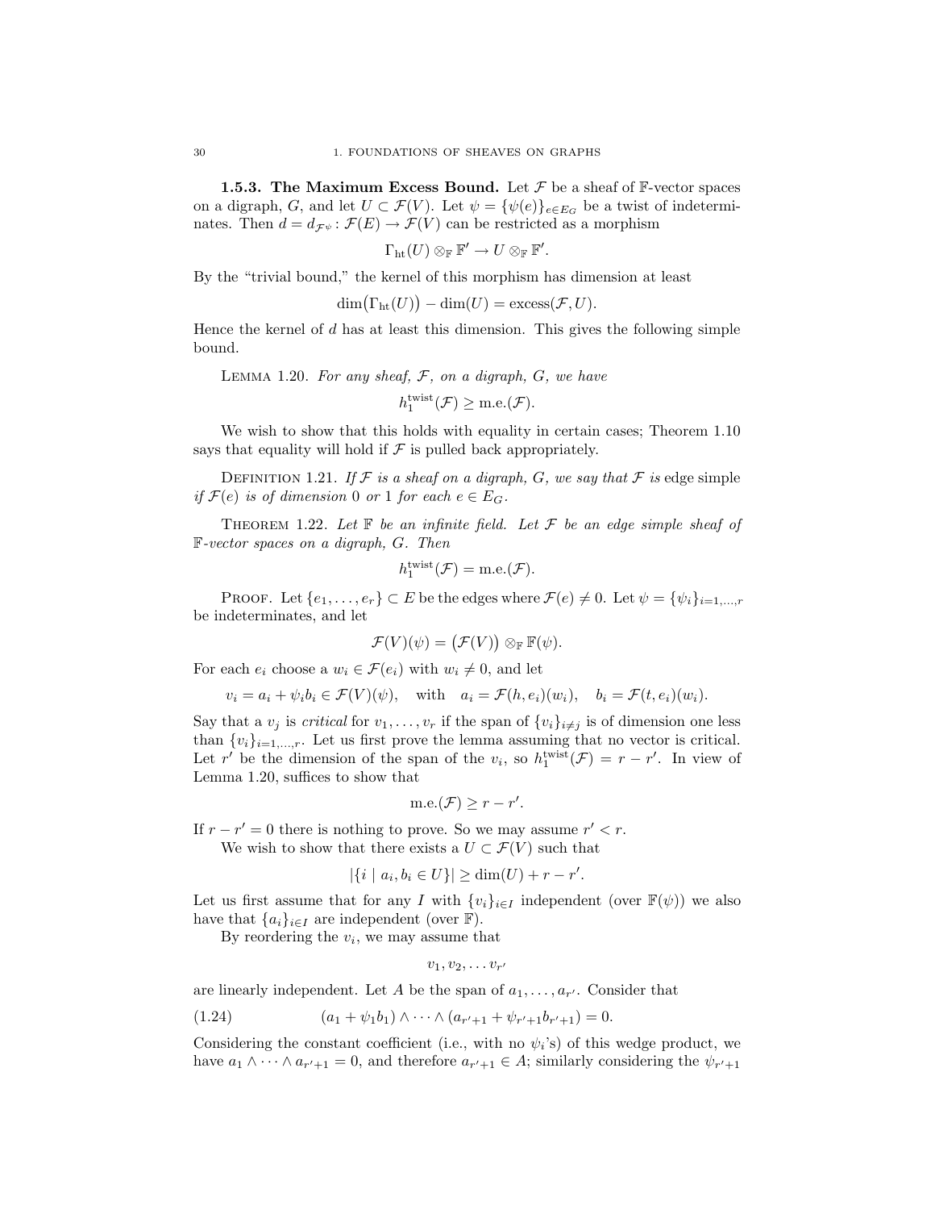**1.5.3. The Maximum Excess Bound.** Let $\mathcal{F}$ be a sheaf of $\mathbb{F}$-vector spaces on a digraph, $G$, and let $U \subset \mathcal{F}(V)$. Let $\psi = \{\psi(e)\}_{e \in E_G}$ be a twist of indeterminates. Then $d = d_{\mathcal{F}\psi} \colon \mathcal{F}(E) \to \mathcal{F}(V)$ can be restricted as a morphism

$$\Gamma_{\mathrm{ht}}(U) \otimes_{\mathbb{F}} \mathbb{F}' \to U \otimes_{\mathbb{F}} \mathbb{F}'.$$

By the "trivial bound," the kernel of this morphism has dimension at least

$$\dim\bigl(\Gamma_{\mathrm{ht}}(U)\bigr) - \dim(U) = \mathrm{excess}(\mathcal{F}, U).$$

Hence the kernel of $d$ has at least this dimension. This gives the following simple bound.

LEMMA 1.20. *For any sheaf, $\mathcal{F}$, on a digraph, $G$, we have*

$$h_1^{\mathrm{twist}}(\mathcal{F}) \geq \mathrm{m.e.}(\mathcal{F}).$$

We wish to show that this holds with equality in certain cases; Theorem 1.10 says that equality will hold if $\mathcal{F}$ is pulled back appropriately.

DEFINITION 1.21. *If $\mathcal{F}$ is a sheaf on a digraph, $G$, we say that $\mathcal{F}$ is* edge simple *if $\mathcal{F}(e)$ is of dimension 0 or 1 for each $e \in E_G$.*

THEOREM 1.22. *Let $\mathbb{F}$ be an infinite field. Let $\mathcal{F}$ be an edge simple sheaf of $\mathbb{F}$-vector spaces on a digraph, $G$. Then*

$$h_1^{\mathrm{twist}}(\mathcal{F}) = \mathrm{m.e.}(\mathcal{F}).$$

PROOF. Let $\{e_1, \ldots, e_r\} \subset E$ be the edges where $\mathcal{F}(e) \neq 0$. Let $\psi = \{\psi_i\}_{i=1,\ldots,r}$ be indeterminates, and let

$$\mathcal{F}(V)(\psi) = \bigl(\mathcal{F}(V)\bigr) \otimes_{\mathbb{F}} \mathbb{F}(\psi).$$

For each $e_i$ choose a $w_i \in \mathcal{F}(e_i)$ with $w_i \neq 0$, and let

$$v_i = a_i + \psi_i b_i \in \mathcal{F}(V)(\psi), \quad \text{with} \quad a_i = \mathcal{F}(h, e_i)(w_i), \quad b_i = \mathcal{F}(t, e_i)(w_i).$$

Say that a $v_j$ is *critical* for $v_1, \ldots, v_r$ if the span of $\{v_i\}_{i \neq j}$ is of dimension one less than $\{v_i\}_{i=1,\ldots,r}$. Let us first prove the lemma assuming that no vector is critical. Let $r'$ be the dimension of the span of the $v_i$, so $h_1^{\mathrm{twist}}(\mathcal{F}) = r - r'$. In view of Lemma 1.20, suffices to show that

$$\mathrm{m.e.}(\mathcal{F}) \geq r - r'.$$

If $r - r' = 0$ there is nothing to prove. So we may assume $r' < r$.

We wish to show that there exists a $U \subset \mathcal{F}(V)$ such that

$$|\{i \mid a_i, b_i \in U\}| \geq \dim(U) + r - r'.$$

Let us first assume that for any $I$ with $\{v_i\}_{i \in I}$ independent (over $\mathbb{F}(\psi)$) we also have that $\{a_i\}_{i \in I}$ are independent (over $\mathbb{F}$).

By reordering the $v_i$, we may assume that

$$v_1, v_2, \ldots v_{r'}$$

are linearly independent. Let $A$ be the span of $a_1, \ldots, a_{r'}$. Consider that

$$(a_1 + \psi_1 b_1) \wedge \cdots \wedge (a_{r'+1} + \psi_{r'+1} b_{r'+1}) = 0. \tag{1.24}$$

Considering the constant coefficient (i.e., with no $\psi_i$'s) of this wedge product, we have $a_1 \wedge \cdots \wedge a_{r'+1} = 0$, and therefore $a_{r'+1} \in A$; similarly considering the $\psi_{r'+1}$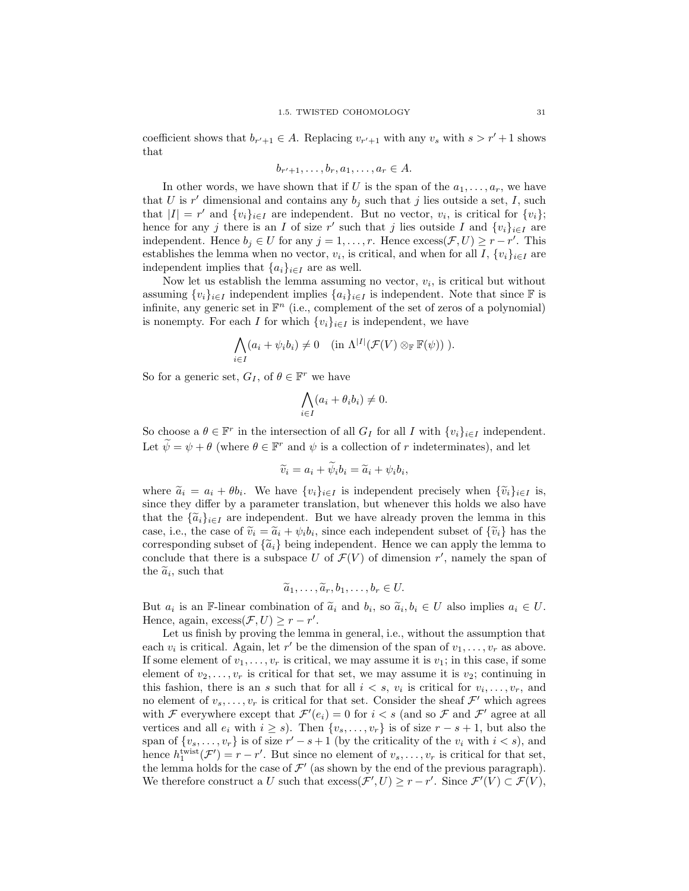coefficient shows that $b_{r'+1} \in A$. Replacing $v_{r'+1}$ with any $v_s$ with $s > r'+1$ shows that

$$b_{r'+1}, \ldots, b_r, a_1, \ldots, a_r \in A.$$

In other words, we have shown that if $U$ is the span of the $a_1, \ldots, a_r$, we have that $U$ is $r'$ dimensional and contains any $b_j$ such that $j$ lies outside a set, $I$, such that $|I| = r'$ and $\{v_i\}_{i \in I}$ are independent. But no vector, $v_i$, is critical for $\{v_i\}$; hence for any $j$ there is an $I$ of size $r'$ such that $j$ lies outside $I$ and $\{v_i\}_{i \in I}$ are independent. Hence $b_j \in U$ for any $j = 1, \ldots, r$. Hence $\mathrm{excess}(\mathcal{F}, U) \geq r - r'$. This establishes the lemma when no vector, $v_i$, is critical, and when for all $I$, $\{v_i\}_{i \in I}$ are independent implies that $\{a_i\}_{i \in I}$ are as well.

Now let us establish the lemma assuming no vector, $v_i$, is critical but without assuming $\{v_i\}_{i \in I}$ independent implies $\{a_i\}_{i \in I}$ is independent. Note that since $\mathbb{F}$ is infinite, any generic set in $\mathbb{F}^n$ (i.e., complement of the set of zeros of a polynomial) is nonempty. For each $I$ for which $\{v_i\}_{i \in I}$ is independent, we have

$$\bigwedge_{i \in I} (a_i + \psi_i b_i) \neq 0 \quad (\text{in } \Lambda^{|I|}(\mathcal{F}(V) \otimes_{\mathbb{F}} \mathbb{F}(\psi)) ).$$

So for a generic set, $G_I$, of $\theta \in \mathbb{F}^r$ we have

$$\bigwedge_{i \in I} (a_i + \theta_i b_i) \neq 0.$$

So choose a $\theta \in \mathbb{F}^r$ in the intersection of all $G_I$ for all $I$ with $\{v_i\}_{i \in I}$ independent. Let $\widetilde{\psi} = \psi + \theta$ (where $\theta \in \mathbb{F}^r$ and $\psi$ is a collection of $r$ indeterminates), and let

$$\widetilde{v}_i = a_i + \widetilde{\psi}_i b_i = \widetilde{a}_i + \psi_i b_i,$$

where $\widetilde{a}_i = a_i + \theta b_i$. We have $\{v_i\}_{i \in I}$ is independent precisely when $\{\widetilde{v}_i\}_{i \in I}$ is, since they differ by a parameter translation, but whenever this holds we also have that the $\{\widetilde{a}_i\}_{i \in I}$ are independent. But we have already proven the lemma in this case, i.e., the case of $\widetilde{v}_i = \widetilde{a}_i + \psi_i b_i$, since each independent subset of $\{\widetilde{v}_i\}$ has the corresponding subset of $\{\widetilde{a}_i\}$ being independent. Hence we can apply the lemma to conclude that there is a subspace $U$ of $\mathcal{F}(V)$ of dimension $r'$, namely the span of the $\widetilde{a}_i$, such that

$$\widetilde{a}_1, \ldots, \widetilde{a}_r, b_1, \ldots, b_r \in U.$$

But $a_i$ is an $\mathbb{F}$-linear combination of $\widetilde{a}_i$ and $b_i$, so $\widetilde{a}_i, b_i \in U$ also implies $a_i \in U$. Hence, again, $\mathrm{excess}(\mathcal{F}, U) \geq r - r'$.

Let us finish by proving the lemma in general, i.e., without the assumption that each $v_i$ is critical. Again, let $r'$ be the dimension of the span of $v_1, \ldots, v_r$ as above. If some element of $v_1, \ldots, v_r$ is critical, we may assume it is $v_1$; in this case, if some element of $v_2, \ldots, v_r$ is critical for that set, we may assume it is $v_2$; continuing in this fashion, there is an $s$ such that for all $i < s$, $v_i$ is critical for $v_i, \ldots, v_r$, and no element of $v_s, \ldots, v_r$ is critical for that set. Consider the sheaf $\mathcal{F}'$ which agrees with $\mathcal{F}$ everywhere except that $\mathcal{F}'(e_i) = 0$ for $i < s$ (and so $\mathcal{F}$ and $\mathcal{F}'$ agree at all vertices and all $e_i$ with $i \geq s$). Then $\{v_s, \ldots, v_r\}$ is of size $r - s + 1$, but also the span of $\{v_s, \ldots, v_r\}$ is of size $r' - s + 1$ (by the criticality of the $v_i$ with $i < s$), and hence $h_1^{\mathrm{twist}}(\mathcal{F}') = r - r'$. But since no element of $v_s, \ldots, v_r$ is critical for that set, the lemma holds for the case of $\mathcal{F}'$ (as shown by the end of the previous paragraph). We therefore construct a $U$ such that $\mathrm{excess}(\mathcal{F}', U) \geq r - r'$. Since $\mathcal{F}'(V) \subset \mathcal{F}(V)$,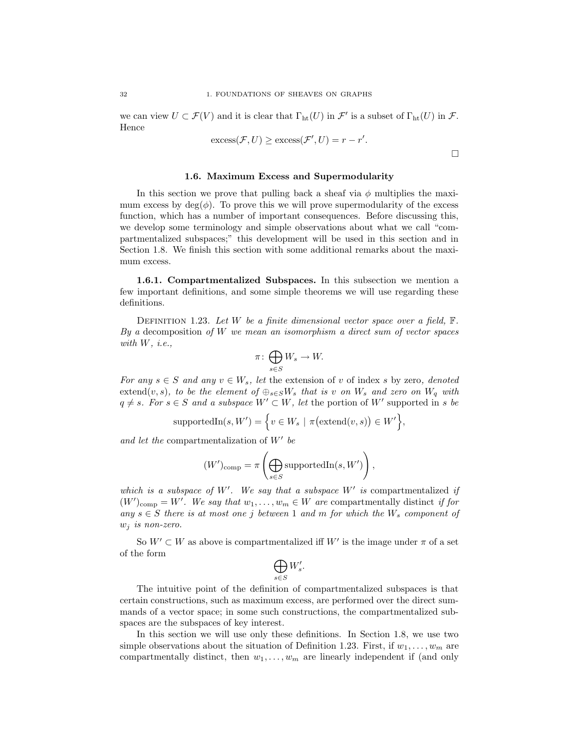we can view $U \subset \mathcal{F}(V)$ and it is clear that $\Gamma_{\mathrm{ht}}(U)$ in $\mathcal{F}'$ is a subset of $\Gamma_{\mathrm{ht}}(U)$ in $\mathcal{F}$. Hence

$$\mathrm{excess}(\mathcal{F}, U) \geq \mathrm{excess}(\mathcal{F}', U) = r - r'.$$

□

### 1.6. Maximum Excess and Supermodularity

In this section we prove that pulling back a sheaf via $\phi$ multiplies the maximum excess by $\deg(\phi)$. To prove this we will prove supermodularity of the excess function, which has a number of important consequences. Before discussing this, we develop some terminology and simple observations about what we call "compartmentalized subspaces;" this development will be used in this section and in Section 1.8. We finish this section with some additional remarks about the maximum excess.

**1.6.1. Compartmentalized Subspaces.** In this subsection we mention a few important definitions, and some simple theorems we will use regarding these definitions.

Definition 1.23. *Let $W$ be a finite dimensional vector space over a field, $\mathbb{F}$. By a* decomposition *of $W$ we mean an isomorphism a direct sum of vector spaces with $W$, i.e.,*

$$\pi \colon \bigoplus_{s \in S} W_s \to W.$$

*For any $s \in S$ and any $v \in W_s$, let* the extension of $v$ of index $s$ by zero*, denoted* $\mathrm{extend}(v, s)$*, to be the element of $\oplus_{s \in S} W_s$ that is $v$ on $W_s$ and zero on $W_q$ with $q \neq s$. For $s \in S$ and a subspace $W' \subset W$, let* the portion of $W'$ supported in $s$ *be*

$$\mathrm{supportedIn}(s, W') = \Big\{ v \in W_s \mid \pi\big(\mathrm{extend}(v, s)\big) \in W' \Big\},$$

*and let the* compartmentalization of $W'$ *be*

$$(W')_{\mathrm{comp}} = \pi \left( \bigoplus_{s \in S} \mathrm{supportedIn}(s, W') \right),$$

*which is a subspace of $W'$. We say that a subspace $W'$ is* compartmentalized *if $(W')_{\mathrm{comp}} = W'$. We say that $w_1, \ldots, w_m \in W$ are* compartmentally distinct *if for any $s \in S$ there is at most one $j$ between $1$ and $m$ for which the $W_s$ component of $w_j$ is non-zero.*

So $W' \subset W$ as above is compartmentalized iff $W'$ is the image under $\pi$ of a set of the form

$$\bigoplus_{s \in S} W'_s.$$

The intuitive point of the definition of compartmentalized subspaces is that certain constructions, such as maximum excess, are performed over the direct summands of a vector space; in some such constructions, the compartmentalized subspaces are the subspaces of key interest.

In this section we will use only these definitions. In Section 1.8, we use two simple observations about the situation of Definition 1.23. First, if $w_1, \ldots, w_m$ are compartmentally distinct, then $w_1, \ldots, w_m$ are linearly independent if (and only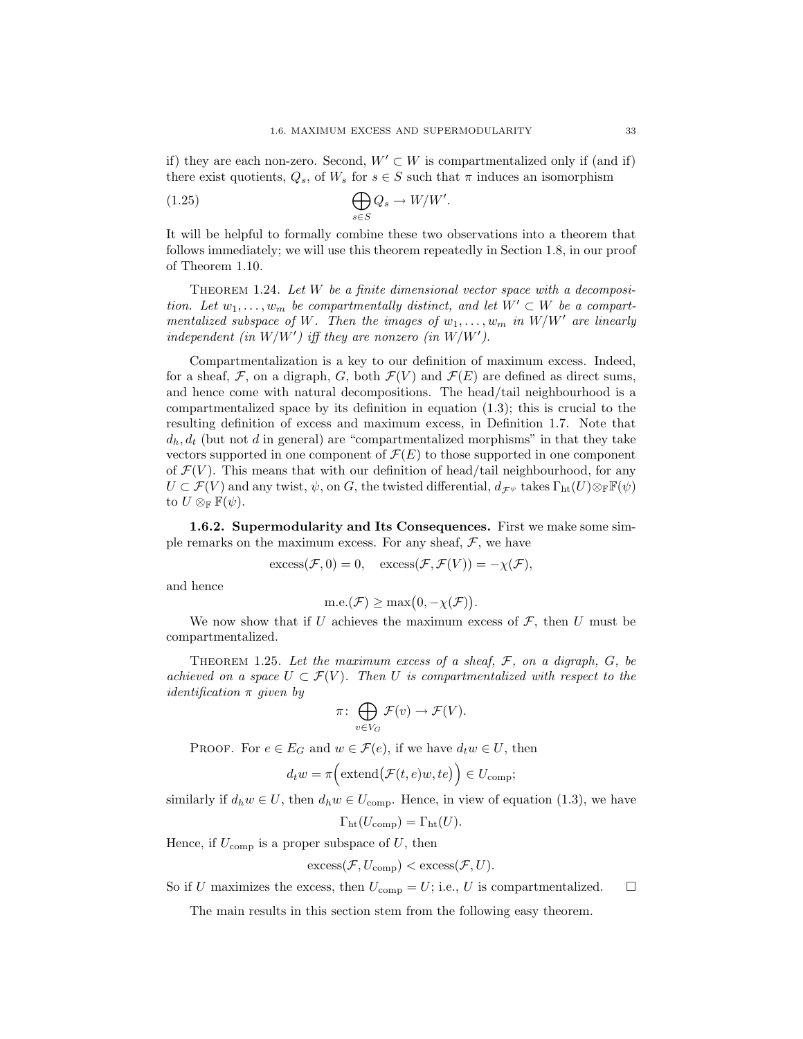if) they are each non-zero. Second, $W' \subset W$ is compartmentalized only if (and if) there exist quotients, $Q_s$, of $W_s$ for $s \in S$ such that $\pi$ induces an isomorphism

$$\bigoplus_{s \in S} Q_s \to W/W'. \tag{1.25}$$

It will be helpful to formally combine these two observations into a theorem that follows immediately; we will use this theorem repeatedly in Section 1.8, in our proof of Theorem 1.10.

**Theorem 1.24.** *Let $W$ be a finite dimensional vector space with a decomposition. Let $w_1, \ldots, w_m$ be compartmentally distinct, and let $W' \subset W$ be a compartmentalized subspace of $W$. Then the images of $w_1, \ldots, w_m$ in $W/W'$ are linearly independent (in $W/W'$) iff they are nonzero (in $W/W'$).*

Compartmentalization is a key to our definition of maximum excess. Indeed, for a sheaf, $\mathcal{F}$, on a digraph, $G$, both $\mathcal{F}(V)$ and $\mathcal{F}(E)$ are defined as direct sums, and hence come with natural decompositions. The head/tail neighbourhood is a compartmentalized space by its definition in equation (1.3); this is crucial to the resulting definition of excess and maximum excess, in Definition 1.7. Note that $d_h, d_t$ (but not $d$ in general) are "compartmentalized morphisms" in that they take vectors supported in one component of $\mathcal{F}(E)$ to those supported in one component of $\mathcal{F}(V)$. This means that with our definition of head/tail neighbourhood, for any $U \subset \mathcal{F}(V)$ and any twist, $\psi$, on $G$, the twisted differential, $d_{\mathcal{F}^\psi}$ takes $\Gamma_{\mathrm{ht}}(U) \otimes_{\mathbb{F}} \mathbb{F}(\psi)$ to $U \otimes_{\mathbb{F}} \mathbb{F}(\psi)$.

**1.6.2. Supermodularity and Its Consequences.** First we make some simple remarks on the maximum excess. For any sheaf, $\mathcal{F}$, we have

$$\mathrm{excess}(\mathcal{F}, 0) = 0, \quad \mathrm{excess}(\mathcal{F}, \mathcal{F}(V)) = -\chi(\mathcal{F}),$$

and hence

$$\mathrm{m.e.}(\mathcal{F}) \geq \max\bigl(0, -\chi(\mathcal{F})\bigr).$$

We now show that if $U$ achieves the maximum excess of $\mathcal{F}$, then $U$ must be compartmentalized.

**Theorem 1.25.** *Let the maximum excess of a sheaf, $\mathcal{F}$, on a digraph, $G$, be achieved on a space $U \subset \mathcal{F}(V)$. Then $U$ is compartmentalized with respect to the identification $\pi$ given by*

$$\pi \colon \bigoplus_{v \in V_G} \mathcal{F}(v) \to \mathcal{F}(V).$$

*Proof.* For $e \in E_G$ and $w \in \mathcal{F}(e)$, if we have $d_t w \in U$, then

$$d_t w = \pi\Bigl(\mathrm{extend}\bigl(\mathcal{F}(t,e)w, te\bigr)\Bigr) \in U_{\mathrm{comp}};$$

similarly if $d_h w \in U$, then $d_h w \in U_{\mathrm{comp}}$. Hence, in view of equation (1.3), we have

$$\Gamma_{\mathrm{ht}}(U_{\mathrm{comp}}) = \Gamma_{\mathrm{ht}}(U).$$

Hence, if $U_{\mathrm{comp}}$ is a proper subspace of $U$, then

$$\mathrm{excess}(\mathcal{F}, U_{\mathrm{comp}}) < \mathrm{excess}(\mathcal{F}, U).$$

So if $U$ maximizes the excess, then $U_{\mathrm{comp}} = U$; i.e., $U$ is compartmentalized. $\square$

The main results in this section stem from the following easy theorem.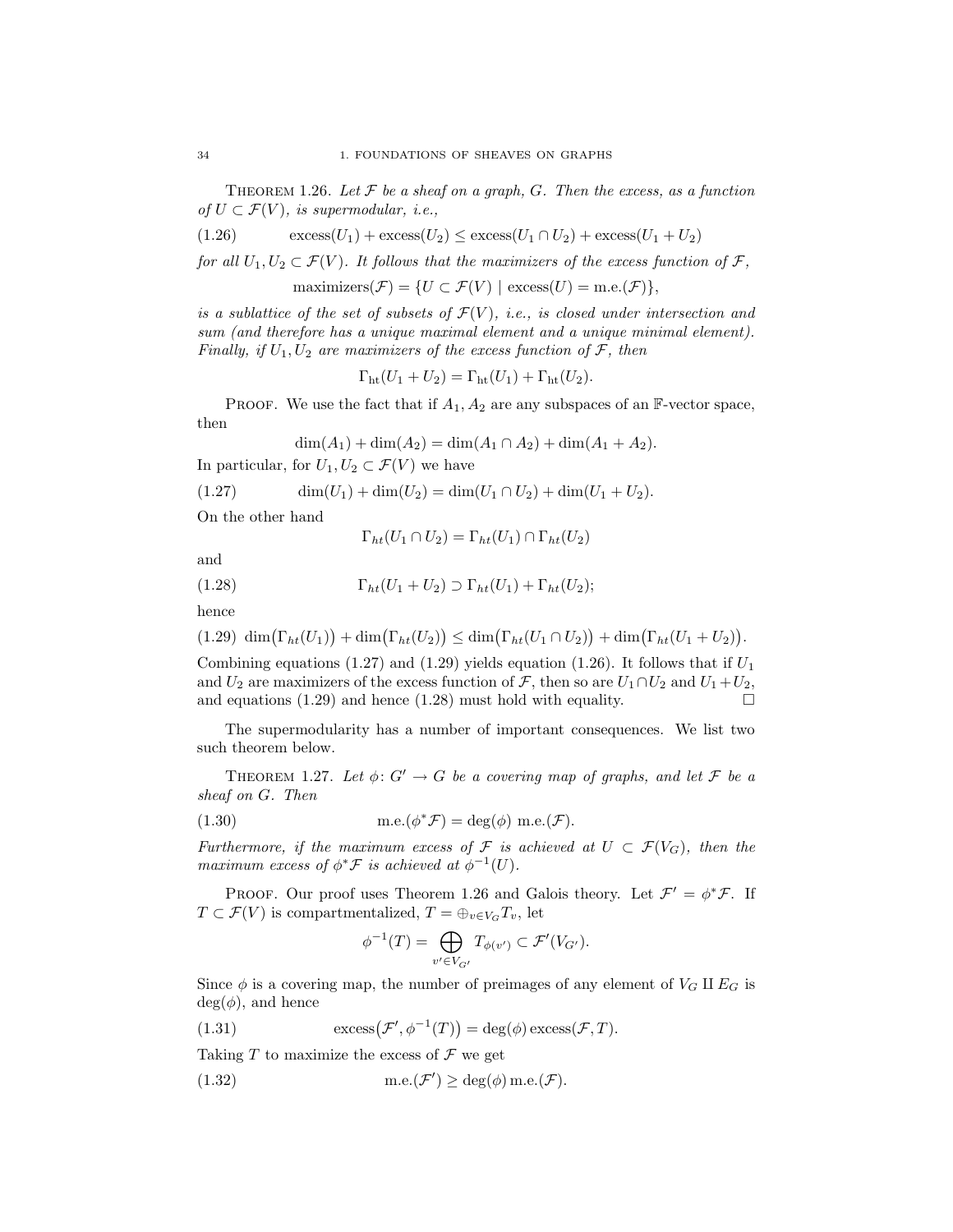**Theorem 1.26.** *Let $\mathcal{F}$ be a sheaf on a graph, $G$. Then the excess, as a function of $U \subset \mathcal{F}(V)$, is supermodular, i.e.,*

$$\text{excess}(U_1) + \text{excess}(U_2) \leq \text{excess}(U_1 \cap U_2) + \text{excess}(U_1 + U_2) \tag{1.26}$$

*for all $U_1, U_2 \subset \mathcal{F}(V)$. It follows that the maximizers of the excess function of $\mathcal{F}$,*

$$\text{maximizers}(\mathcal{F}) = \{U \subset \mathcal{F}(V) \mid \text{excess}(U) = \text{m.e.}(\mathcal{F})\},$$

*is a sublattice of the set of subsets of $\mathcal{F}(V)$, i.e., is closed under intersection and sum (and therefore has a unique maximal element and a unique minimal element). Finally, if $U_1, U_2$ are maximizers of the excess function of $\mathcal{F}$, then*

$$\Gamma_{\text{ht}}(U_1 + U_2) = \Gamma_{\text{ht}}(U_1) + \Gamma_{\text{ht}}(U_2).$$

Proof. We use the fact that if $A_1, A_2$ are any subspaces of an $\mathbb{F}$-vector space, then

$$\dim(A_1) + \dim(A_2) = \dim(A_1 \cap A_2) + \dim(A_1 + A_2).$$

In particular, for $U_1, U_2 \subset \mathcal{F}(V)$ we have

$$\dim(U_1) + \dim(U_2) = \dim(U_1 \cap U_2) + \dim(U_1 + U_2). \tag{1.27}$$

On the other hand

$$\Gamma_{ht}(U_1 \cap U_2) = \Gamma_{ht}(U_1) \cap \Gamma_{ht}(U_2)$$

and

$$\Gamma_{ht}(U_1 + U_2) \supset \Gamma_{ht}(U_1) + \Gamma_{ht}(U_2); \tag{1.28}$$

hence

$$\dim\bigl(\Gamma_{ht}(U_1)\bigr) + \dim\bigl(\Gamma_{ht}(U_2)\bigr) \leq \dim\bigl(\Gamma_{ht}(U_1 \cap U_2)\bigr) + \dim\bigl(\Gamma_{ht}(U_1 + U_2)\bigr). \tag{1.29}$$

Combining equations (1.27) and (1.29) yields equation (1.26). It follows that if $U_1$ and $U_2$ are maximizers of the excess function of $\mathcal{F}$, then so are $U_1 \cap U_2$ and $U_1 + U_2$, and equations (1.29) and hence (1.28) must hold with equality. $\square$

The supermodularity has a number of important consequences. We list two such theorem below.

**Theorem 1.27.** *Let $\phi\colon G' \to G$ be a covering map of graphs, and let $\mathcal{F}$ be a sheaf on $G$. Then*

$$\text{m.e.}(\phi^*\mathcal{F}) = \deg(\phi)\ \text{m.e.}(\mathcal{F}). \tag{1.30}$$

*Furthermore, if the maximum excess of $\mathcal{F}$ is achieved at $U \subset \mathcal{F}(V_G)$, then the maximum excess of $\phi^*\mathcal{F}$ is achieved at $\phi^{-1}(U)$.*

Proof. Our proof uses Theorem 1.26 and Galois theory. Let $\mathcal{F}' = \phi^*\mathcal{F}$. If $T \subset \mathcal{F}(V)$ is compartmentalized, $T = \oplus_{v \in V_G} T_v$, let

$$\phi^{-1}(T) = \bigoplus_{v' \in V_{G'}} T_{\phi(v')} \subset \mathcal{F}'(V_{G'}).$$

Since $\phi$ is a covering map, the number of preimages of any element of $V_G \amalg E_G$ is $\deg(\phi)$, and hence

$$\text{excess}\bigl(\mathcal{F}', \phi^{-1}(T)\bigr) = \deg(\phi)\,\text{excess}(\mathcal{F}, T). \tag{1.31}$$

Taking $T$ to maximize the excess of $\mathcal{F}$ we get

$$\text{m.e.}(\mathcal{F}') \geq \deg(\phi)\,\text{m.e.}(\mathcal{F}). \tag{1.32}$$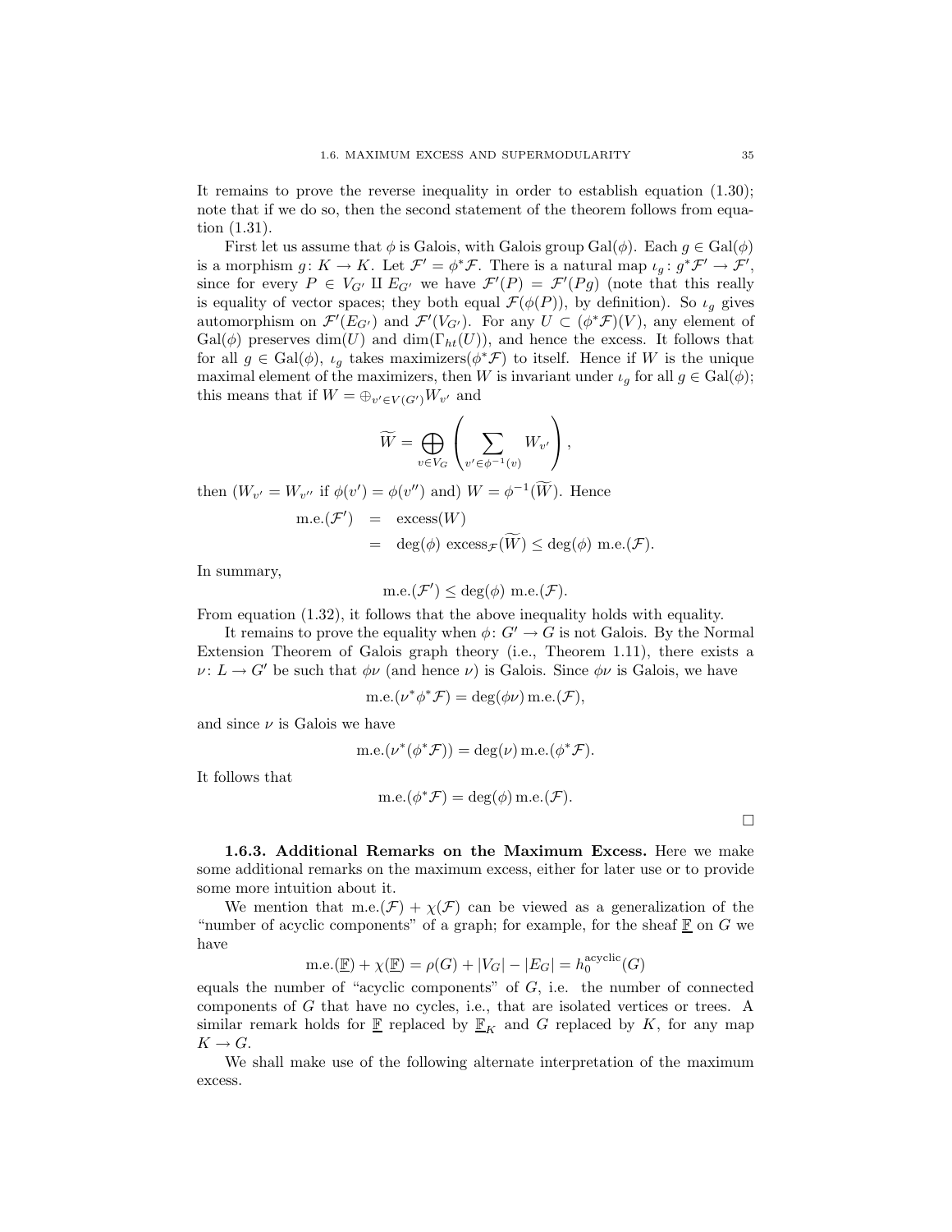It remains to prove the reverse inequality in order to establish equation (1.30); note that if we do so, then the second statement of the theorem follows from equation (1.31).

First let us assume that $\phi$ is Galois, with Galois group $\mathrm{Gal}(\phi)$. Each $g \in \mathrm{Gal}(\phi)$ is a morphism $g\colon K \to K$. Let $\mathcal{F}' = \phi^*\mathcal{F}$. There is a natural map $\iota_g\colon g^*\mathcal{F}' \to \mathcal{F}'$, since for every $P \in V_{G'} \amalg E_{G'}$ we have $\mathcal{F}'(P) = \mathcal{F}'(Pg)$ (note that this really is equality of vector spaces; they both equal $\mathcal{F}(\phi(P))$, by definition). So $\iota_g$ gives automorphism on $\mathcal{F}'(E_{G'})$ and $\mathcal{F}'(V_{G'})$. For any $U \subset (\phi^*\mathcal{F})(V)$, any element of $\mathrm{Gal}(\phi)$ preserves $\dim(U)$ and $\dim(\Gamma_{ht}(U))$, and hence the excess. It follows that for all $g \in \mathrm{Gal}(\phi)$, $\iota_g$ takes maximizers$(\phi^*\mathcal{F})$ to itself. Hence if $W$ is the unique maximal element of the maximizers, then $W$ is invariant under $\iota_g$ for all $g \in \mathrm{Gal}(\phi)$; this means that if $W = \oplus_{v' \in V(G')} W_{v'}$ and

$$
\widetilde{W} = \bigoplus_{v \in V_G} \left( \sum_{v' \in \phi^{-1}(v)} W_{v'} \right),
$$

then ($W_{v'} = W_{v''}$ if $\phi(v') = \phi(v'')$ and) $W = \phi^{-1}(\widetilde{W})$. Hence

$$
\begin{aligned}
\text{m.e.}(\mathcal{F}') &= \text{excess}(W) \\
&= \deg(\phi)\ \text{excess}_{\mathcal{F}}(\widetilde{W}) \le \deg(\phi)\ \text{m.e.}(\mathcal{F}).
\end{aligned}
$$

In summary,

$$
\text{m.e.}(\mathcal{F}') \le \deg(\phi)\ \text{m.e.}(\mathcal{F}).
$$

From equation (1.32), it follows that the above inequality holds with equality.

It remains to prove the equality when $\phi\colon G' \to G$ is not Galois. By the Normal Extension Theorem of Galois graph theory (i.e., Theorem 1.11), there exists a $\nu\colon L \to G'$ be such that $\phi\nu$ (and hence $\nu$) is Galois. Since $\phi\nu$ is Galois, we have

$$
\text{m.e.}(\nu^*\phi^*\mathcal{F}) = \deg(\phi\nu)\,\text{m.e.}(\mathcal{F}),
$$

and since $\nu$ is Galois we have

$$
\text{m.e.}(\nu^*(\phi^*\mathcal{F})) = \deg(\nu)\,\text{m.e.}(\phi^*\mathcal{F}).
$$

It follows that

$$
\text{m.e.}(\phi^*\mathcal{F}) = \deg(\phi)\,\text{m.e.}(\mathcal{F}).
$$

□

**1.6.3. Additional Remarks on the Maximum Excess.** Here we make some additional remarks on the maximum excess, either for later use or to provide some more intuition about it.

We mention that $\text{m.e.}(\mathcal{F}) + \chi(\mathcal{F})$ can be viewed as a generalization of the "number of acyclic components" of a graph; for example, for the sheaf $\underline{\mathbb{F}}$ on $G$ we have

$$
\text{m.e.}(\underline{\mathbb{F}}) + \chi(\underline{\mathbb{F}}) = \rho(G) + |V_G| - |E_G| = h_0^{\text{acyclic}}(G)
$$

equals the number of "acyclic components" of $G$, i.e. the number of connected components of $G$ that have no cycles, i.e., that are isolated vertices or trees. A similar remark holds for $\underline{\mathbb{F}}$ replaced by $\underline{\mathbb{F}}_K$ and $G$ replaced by $K$, for any map $K \to G$.

We shall make use of the following alternate interpretation of the maximum excess.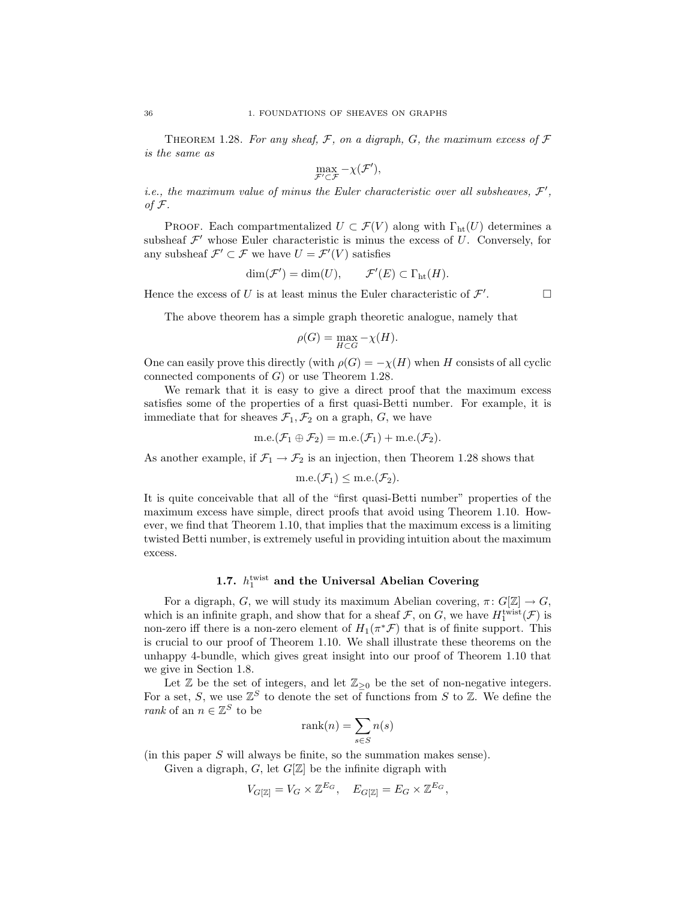**Theorem 1.28.** *For any sheaf, $\mathcal{F}$, on a digraph, $G$, the maximum excess of $\mathcal{F}$ is the same as*

$$\max_{\mathcal{F}' \subset \mathcal{F}} -\chi(\mathcal{F}'),$$

*i.e., the maximum value of minus the Euler characteristic over all subsheaves, $\mathcal{F}'$, of $\mathcal{F}$.*

Proof. Each compartmentalized $U \subset \mathcal{F}(V)$ along with $\Gamma_{\rm ht}(U)$ determines a subsheaf $\mathcal{F}'$ whose Euler characteristic is minus the excess of $U$. Conversely, for any subsheaf $\mathcal{F}' \subset \mathcal{F}$ we have $U = \mathcal{F}'(V)$ satisfies

$$\dim(\mathcal{F}') = \dim(U), \qquad \mathcal{F}'(E) \subset \Gamma_{\rm ht}(H).$$

Hence the excess of $U$ is at least minus the Euler characteristic of $\mathcal{F}'$. $\square$

The above theorem has a simple graph theoretic analogue, namely that

$$\rho(G) = \max_{H \subset G} -\chi(H).$$

One can easily prove this directly (with $\rho(G) = -\chi(H)$ when $H$ consists of all cyclic connected components of $G$) or use Theorem 1.28.

We remark that it is easy to give a direct proof that the maximum excess satisfies some of the properties of a first quasi-Betti number. For example, it is immediate that for sheaves $\mathcal{F}_1, \mathcal{F}_2$ on a graph, $G$, we have

$$\text{m.e.}(\mathcal{F}_1 \oplus \mathcal{F}_2) = \text{m.e.}(\mathcal{F}_1) + \text{m.e.}(\mathcal{F}_2).$$

As another example, if $\mathcal{F}_1 \to \mathcal{F}_2$ is an injection, then Theorem 1.28 shows that

$$\text{m.e.}(\mathcal{F}_1) \leq \text{m.e.}(\mathcal{F}_2).$$

It is quite conceivable that all of the "first quasi-Betti number" properties of the maximum excess have simple, direct proofs that avoid using Theorem 1.10. However, we find that Theorem 1.10, that implies that the maximum excess is a limiting twisted Betti number, is extremely useful in providing intuition about the maximum excess.

## 1.7. $h_1^{\rm twist}$ and the Universal Abelian Covering

For a digraph, $G$, we will study its maximum Abelian covering, $\pi\colon G[\mathbb{Z}] \to G$, which is an infinite graph, and show that for a sheaf $\mathcal{F}$, on $G$, we have $H_1^{\rm twist}(\mathcal{F})$ is non-zero iff there is a non-zero element of $H_1(\pi^*\mathcal{F})$ that is of finite support. This is crucial to our proof of Theorem 1.10. We shall illustrate these theorems on the unhappy 4-bundle, which gives great insight into our proof of Theorem 1.10 that we give in Section 1.8.

Let $\mathbb{Z}$ be the set of integers, and let $\mathbb{Z}_{\geq 0}$ be the set of non-negative integers. For a set, $S$, we use $\mathbb{Z}^S$ to denote the set of functions from $S$ to $\mathbb{Z}$. We define the *rank* of an $n \in \mathbb{Z}^S$ to be

$$\text{rank}(n) = \sum_{s \in S} n(s)$$

(in this paper $S$ will always be finite, so the summation makes sense).

Given a digraph, $G$, let $G[\mathbb{Z}]$ be the infinite digraph with

$$V_{G[\mathbb{Z}]} = V_G \times \mathbb{Z}^{E_G}, \quad E_{G[\mathbb{Z}]} = E_G \times \mathbb{Z}^{E_G},$$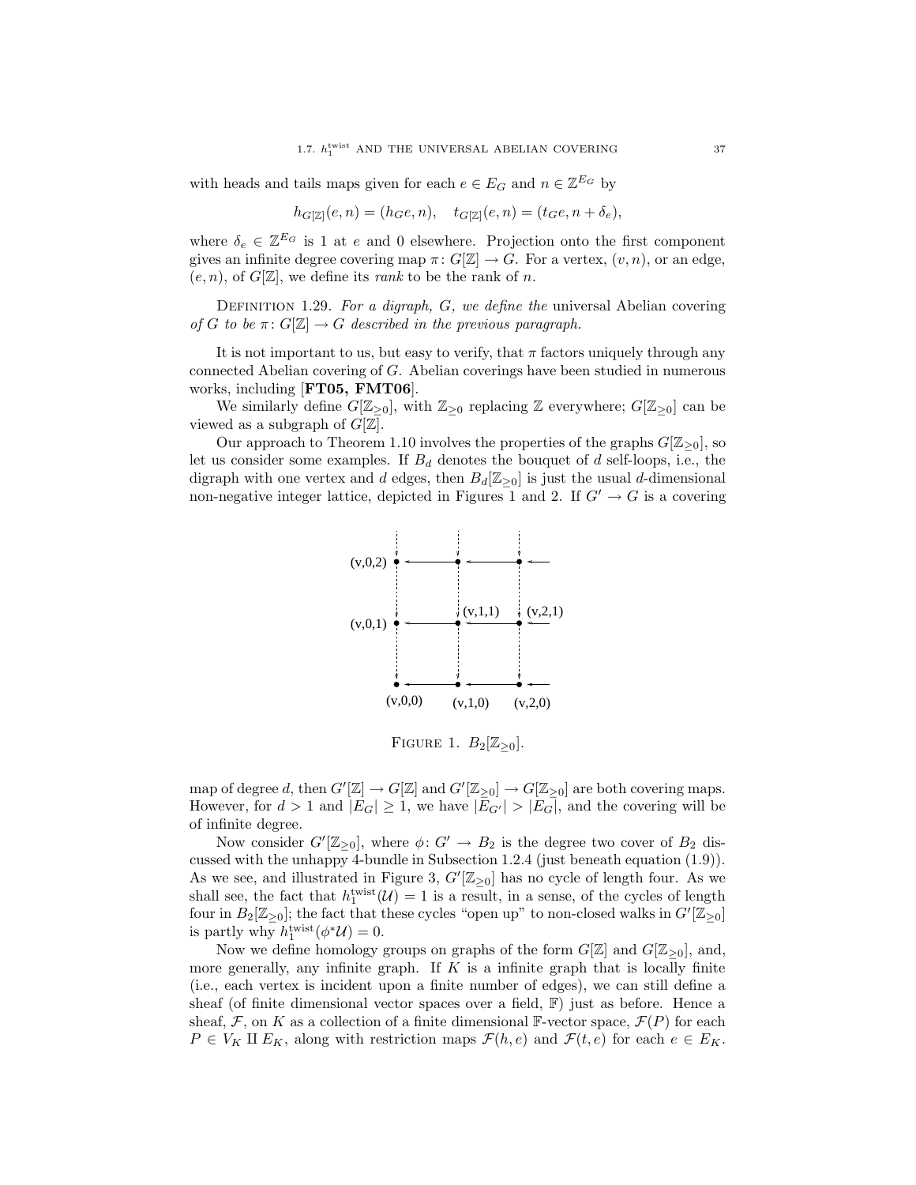with heads and tails maps given for each $e \in E_G$ and $n \in \mathbb{Z}^{E_G}$ by

$$h_{G[\mathbb{Z}]}(e, n) = (h_G e, n), \quad t_{G[\mathbb{Z}]}(e, n) = (t_G e, n + \delta_e),$$

where $\delta_e \in \mathbb{Z}^{E_G}$ is 1 at $e$ and 0 elsewhere. Projection onto the first component gives an infinite degree covering map $\pi\colon G[\mathbb{Z}] \to G$. For a vertex, $(v, n)$, or an edge, $(e, n)$, of $G[\mathbb{Z}]$, we define its *rank* to be the rank of $n$.

Definition 1.29. *For a digraph, $G$, we define the* universal Abelian covering *of $G$ to be $\pi\colon G[\mathbb{Z}] \to G$ described in the previous paragraph.*

It is not important to us, but easy to verify, that $\pi$ factors uniquely through any connected Abelian covering of $G$. Abelian coverings have been studied in numerous works, including [**FT05, FMT06**].

We similarly define $G[\mathbb{Z}_{\geq 0}]$, with $\mathbb{Z}_{\geq 0}$ replacing $\mathbb{Z}$ everywhere; $G[\mathbb{Z}_{\geq 0}]$ can be viewed as a subgraph of $G[\mathbb{Z}]$.

Our approach to Theorem 1.10 involves the properties of the graphs $G[\mathbb{Z}_{\geq 0}]$, so let us consider some examples. If $B_d$ denotes the bouquet of $d$ self-loops, i.e., the digraph with one vertex and $d$ edges, then $B_d[\mathbb{Z}_{\geq 0}]$ is just the usual $d$-dimensional non-negative integer lattice, depicted in Figures 1 and 2. If $G' \to G$ is a covering

Figure 1. $B_2[\mathbb{Z}_{\geq 0}]$.

map of degree $d$, then $G'[\mathbb{Z}] \to G[\mathbb{Z}]$ and $G'[\mathbb{Z}_{\geq 0}] \to G[\mathbb{Z}_{\geq 0}]$ are both covering maps. However, for $d > 1$ and $|E_G| \geq 1$, we have $|E_{G'}| > |E_G|$, and the covering will be of infinite degree.

Now consider $G'[\mathbb{Z}_{\geq 0}]$, where $\phi\colon G' \to B_2$ is the degree two cover of $B_2$ discussed with the unhappy 4-bundle in Subsection 1.2.4 (just beneath equation (1.9)). As we see, and illustrated in Figure 3, $G'[\mathbb{Z}_{\geq 0}]$ has no cycle of length four. As we shall see, the fact that $h_1^{\rm twist}(\mathcal{U}) = 1$ is a result, in a sense, of the cycles of length four in $B_2[\mathbb{Z}_{\geq 0}]$; the fact that these cycles "open up" to non-closed walks in $G'[\mathbb{Z}_{\geq 0}]$ is partly why $h_1^{\rm twist}(\phi^*\mathcal{U}) = 0$.

Now we define homology groups on graphs of the form $G[\mathbb{Z}]$ and $G[\mathbb{Z}_{\geq 0}]$, and, more generally, any infinite graph. If $K$ is a infinite graph that is locally finite (i.e., each vertex is incident upon a finite number of edges), we can still define a sheaf (of finite dimensional vector spaces over a field, $\mathbb{F}$) just as before. Hence a sheaf, $\mathcal{F}$, on $K$ as a collection of a finite dimensional $\mathbb{F}$-vector space, $\mathcal{F}(P)$ for each $P \in V_K \amalg E_K$, along with restriction maps $\mathcal{F}(h, e)$ and $\mathcal{F}(t, e)$ for each $e \in E_K$.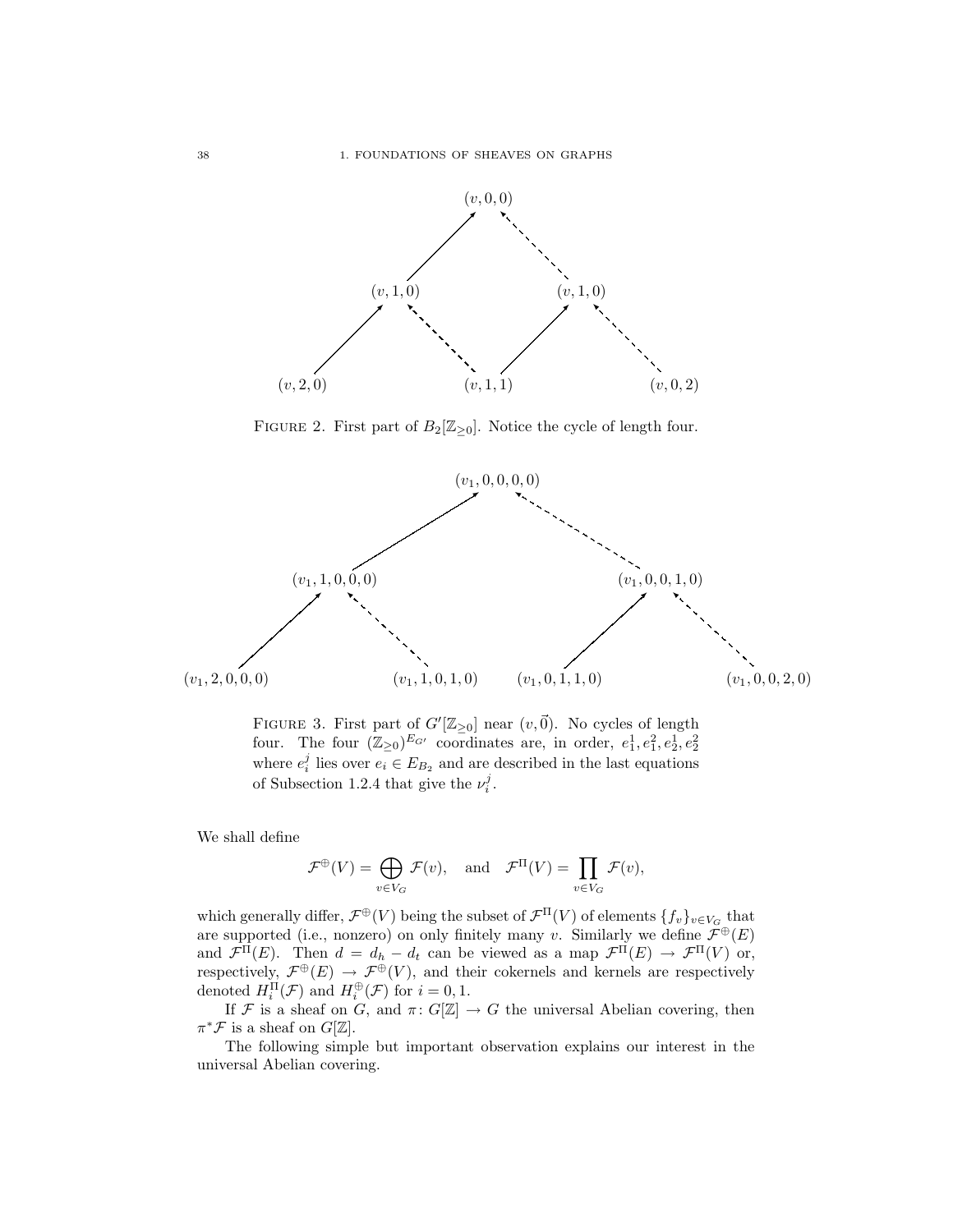FIGURE 2. First part of $B_2[\mathbb{Z}_{\geq 0}]$. Notice the cycle of length four.

FIGURE 3. First part of $G'[\mathbb{Z}_{\geq 0}]$ near $(v, \vec{0})$. No cycles of length four. The four $(\mathbb{Z}_{\geq 0})^{E_{G'}}$ coordinates are, in order, $e_1^1, e_1^2, e_2^1, e_2^2$ where $e_i^j$ lies over $e_i \in E_{B_2}$ and are described in the last equations of Subsection 1.2.4 that give the $\nu_i^j$.

We shall define

$$\mathcal{F}^{\oplus}(V) = \bigoplus_{v \in V_G} \mathcal{F}(v), \quad \text{and} \quad \mathcal{F}^{\Pi}(V) = \prod_{v \in V_G} \mathcal{F}(v),$$

which generally differ, $\mathcal{F}^{\oplus}(V)$ being the subset of $\mathcal{F}^{\Pi}(V)$ of elements $\{f_v\}_{v \in V_G}$ that are supported (i.e., nonzero) on only finitely many $v$. Similarly we define $\mathcal{F}^{\oplus}(E)$ and $\mathcal{F}^{\Pi}(E)$. Then $d = d_h - d_t$ can be viewed as a map $\mathcal{F}^{\Pi}(E) \to \mathcal{F}^{\Pi}(V)$ or, respectively, $\mathcal{F}^{\oplus}(E) \to \mathcal{F}^{\oplus}(V)$, and their cokernels and kernels are respectively denoted $H_i^{\Pi}(\mathcal{F})$ and $H_i^{\oplus}(\mathcal{F})$ for $i = 0, 1$.

If $\mathcal{F}$ is a sheaf on $G$, and $\pi \colon G[\mathbb{Z}] \to G$ the universal Abelian covering, then $\pi^* \mathcal{F}$ is a sheaf on $G[\mathbb{Z}]$.

The following simple but important observation explains our interest in the universal Abelian covering.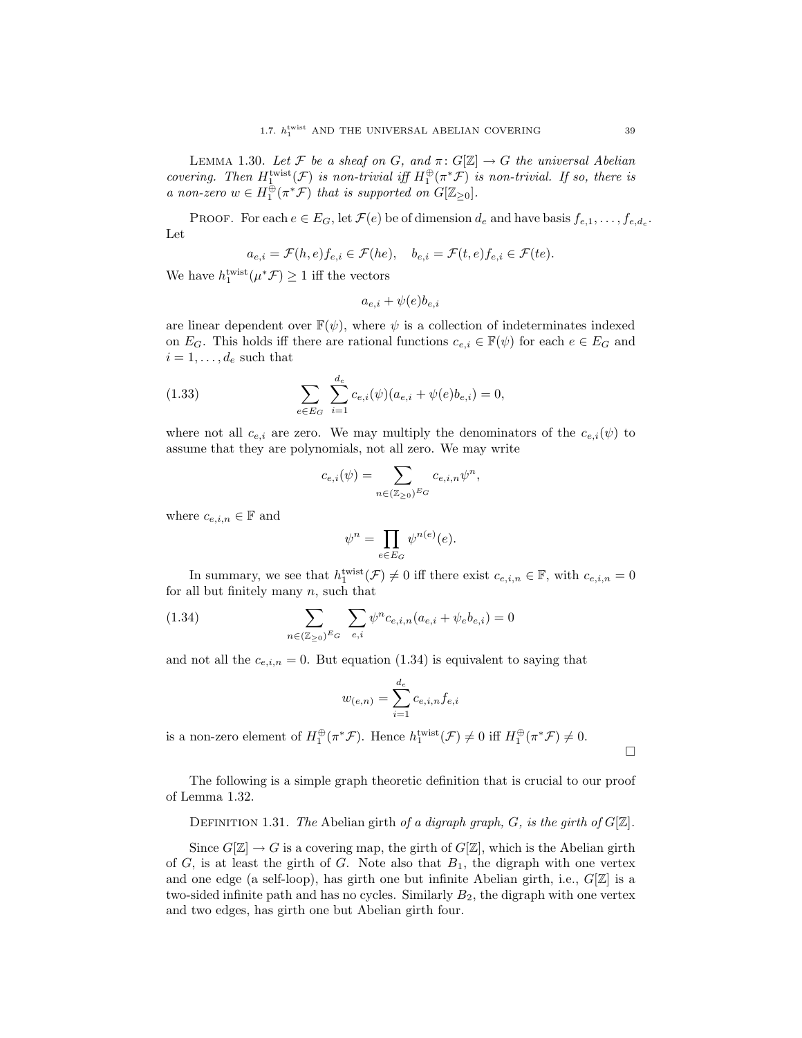Lemma 1.30. *Let $\mathcal{F}$ be a sheaf on $G$, and $\pi\colon G[\mathbb{Z}] \to G$ the universal Abelian covering. Then $H_1^{\rm twist}(\mathcal{F})$ is non-trivial iff $H_1^{\oplus}(\pi^*\mathcal{F})$ is non-trivial. If so, there is a non-zero $w \in H_1^{\oplus}(\pi^*\mathcal{F})$ that is supported on $G[\mathbb{Z}_{\geq 0}]$.*

Proof. For each $e \in E_G$, let $\mathcal{F}(e)$ be of dimension $d_e$ and have basis $f_{e,1}, \ldots, f_{e,d_e}$. Let

$$a_{e,i} = \mathcal{F}(h,e)f_{e,i} \in \mathcal{F}(he), \quad b_{e,i} = \mathcal{F}(t,e)f_{e,i} \in \mathcal{F}(te).$$

We have $h_1^{\rm twist}(\mu^*\mathcal{F}) \geq 1$ iff the vectors

$$a_{e,i} + \psi(e)b_{e,i}$$

are linear dependent over $\mathbb{F}(\psi)$, where $\psi$ is a collection of indeterminates indexed on $E_G$. This holds iff there are rational functions $c_{e,i} \in \mathbb{F}(\psi)$ for each $e \in E_G$ and $i = 1, \ldots, d_e$ such that

$$\sum_{e\in E_G} \sum_{i=1}^{d_e} c_{e,i}(\psi)(a_{e,i} + \psi(e)b_{e,i}) = 0, \tag{1.33}$$

where not all $c_{e,i}$ are zero. We may multiply the denominators of the $c_{e,i}(\psi)$ to assume that they are polynomials, not all zero. We may write

$$c_{e,i}(\psi) = \sum_{n\in(\mathbb{Z}_{\geq 0})^{E_G}} c_{e,i,n}\psi^n,$$

where $c_{e,i,n} \in \mathbb{F}$ and

$$\psi^n = \prod_{e\in E_G} \psi^{n(e)}(e).$$

In summary, we see that $h_1^{\rm twist}(\mathcal{F}) \neq 0$ iff there exist $c_{e,i,n} \in \mathbb{F}$, with $c_{e,i,n} = 0$ for all but finitely many $n$, such that

$$\sum_{n\in(\mathbb{Z}_{\geq 0})^{E_G}} \sum_{e,i} \psi^n c_{e,i,n}(a_{e,i} + \psi_e b_{e,i}) = 0 \tag{1.34}$$

and not all the $c_{e,i,n} = 0$. But equation (1.34) is equivalent to saying that

$$w_{(e,n)} = \sum_{i=1}^{d_e} c_{e,i,n} f_{e,i}$$

is a non-zero element of $H_1^{\oplus}(\pi^*\mathcal{F})$. Hence $h_1^{\rm twist}(\mathcal{F}) \neq 0$ iff $H_1^{\oplus}(\pi^*\mathcal{F}) \neq 0$.

$\square$

The following is a simple graph theoretic definition that is crucial to our proof of Lemma 1.32.

Definition 1.31. *The* Abelian girth *of a digraph graph, $G$, is the girth of $G[\mathbb{Z}]$.*

Since $G[\mathbb{Z}] \to G$ is a covering map, the girth of $G[\mathbb{Z}]$, which is the Abelian girth of $G$, is at least the girth of $G$. Note also that $B_1$, the digraph with one vertex and one edge (a self-loop), has girth one but infinite Abelian girth, i.e., $G[\mathbb{Z}]$ is a two-sided infinite path and has no cycles. Similarly $B_2$, the digraph with one vertex and two edges, has girth one but Abelian girth four.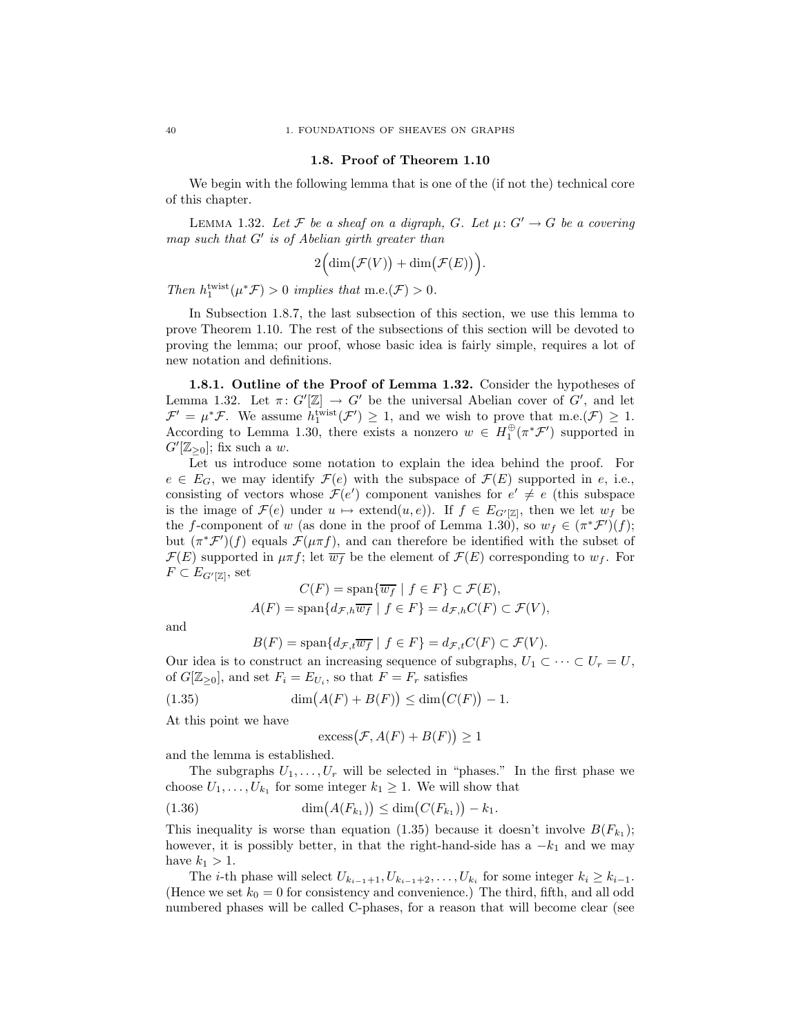## 1.8. Proof of Theorem 1.10

We begin with the following lemma that is one of the (if not the) technical core of this chapter.

LEMMA 1.32. *Let $\mathcal{F}$ be a sheaf on a digraph, $G$. Let $\mu\colon G' \to G$ be a covering map such that $G'$ is of Abelian girth greater than*

$$2\Big(\dim\big(\mathcal{F}(V)\big) + \dim\big(\mathcal{F}(E)\big)\Big).$$

*Then $h_1^{\mathrm{twist}}(\mu^*\mathcal{F}) > 0$ implies that* m.e.$(\mathcal{F}) > 0$.

In Subsection 1.8.7, the last subsection of this section, we use this lemma to prove Theorem 1.10. The rest of the subsections of this section will be devoted to proving the lemma; our proof, whose basic idea is fairly simple, requires a lot of new notation and definitions.

**1.8.1. Outline of the Proof of Lemma 1.32.** Consider the hypotheses of Lemma 1.32. Let $\pi\colon G'[\mathbb{Z}] \to G'$ be the universal Abelian cover of $G'$, and let $\mathcal{F}' = \mu^*\mathcal{F}$. We assume $h_1^{\mathrm{twist}}(\mathcal{F}') \geq 1$, and we wish to prove that m.e.$(\mathcal{F}) \geq 1$. According to Lemma 1.30, there exists a nonzero $w \in H_1^{\oplus}(\pi^*\mathcal{F}')$ supported in $G'[\mathbb{Z}_{\geq 0}]$; fix such a $w$.

Let us introduce some notation to explain the idea behind the proof. For $e \in E_G$, we may identify $\mathcal{F}(e)$ with the subspace of $\mathcal{F}(E)$ supported in $e$, i.e., consisting of vectors whose $\mathcal{F}(e')$ component vanishes for $e' \neq e$ (this subspace is the image of $\mathcal{F}(e)$ under $u \mapsto \mathrm{extend}(u, e)$). If $f \in E_{G'[\mathbb{Z}]}$, then we let $w_f$ be the $f$-component of $w$ (as done in the proof of Lemma 1.30), so $w_f \in (\pi^*\mathcal{F}')(f)$; but $(\pi^*\mathcal{F}')(f)$ equals $\mathcal{F}(\mu\pi f)$, and can therefore be identified with the subset of $\mathcal{F}(E)$ supported in $\mu\pi f$; let $\overline{w_f}$ be the element of $\mathcal{F}(E)$ corresponding to $w_f$. For $F \subset E_{G'[\mathbb{Z}]}$, set

$$C(F) = \mathrm{span}\{\overline{w_f} \mid f \in F\} \subset \mathcal{F}(E),$$

$$A(F) = \mathrm{span}\{d_{\mathcal{F},h}\overline{w_f} \mid f \in F\} = d_{\mathcal{F},h}C(F) \subset \mathcal{F}(V),$$

and

$$B(F) = \mathrm{span}\{d_{\mathcal{F},t}\overline{w_f} \mid f \in F\} = d_{\mathcal{F},t}C(F) \subset \mathcal{F}(V).$$

Our idea is to construct an increasing sequence of subgraphs, $U_1 \subset \cdots \subset U_r = U$, of $G[\mathbb{Z}_{\geq 0}]$, and set $F_i = E_{U_i}$, so that $F = F_r$ satisfies

$$\dim\big(A(F) + B(F)\big) \leq \dim\big(C(F)\big) - 1. \tag{1.35}$$

At this point we have

$$\mathrm{excess}\big(\mathcal{F}, A(F) + B(F)\big) \geq 1$$

and the lemma is established.

The subgraphs $U_1, \ldots, U_r$ will be selected in "phases." In the first phase we choose $U_1, \ldots, U_{k_1}$ for some integer $k_1 \geq 1$. We will show that

$$\dim\big(A(F_{k_1})\big) \leq \dim\big(C(F_{k_1})\big) - k_1. \tag{1.36}$$

This inequality is worse than equation (1.35) because it doesn't involve $B(F_{k_1})$; however, it is possibly better, in that the right-hand-side has a $-k_1$ and we may have $k_1 > 1$.

The $i$-th phase will select $U_{k_{i-1}+1}, U_{k_{i-1}+2}, \ldots, U_{k_i}$ for some integer $k_i \geq k_{i-1}$. (Hence we set $k_0 = 0$ for consistency and convenience.) The third, fifth, and all odd numbered phases will be called C-phases, for a reason that will become clear (see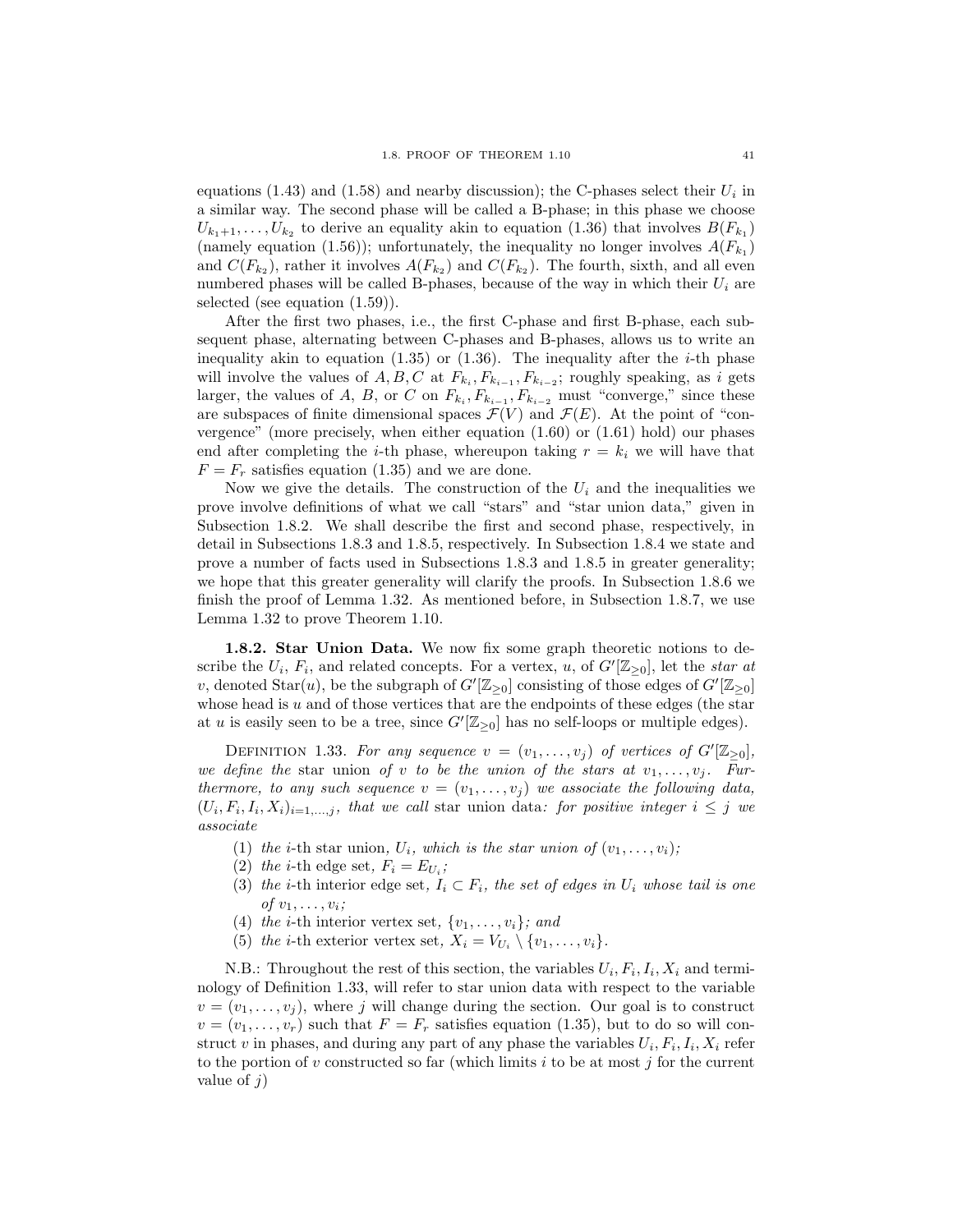equations (1.43) and (1.58) and nearby discussion); the C-phases select their $U_i$ in a similar way. The second phase will be called a B-phase; in this phase we choose $U_{k_1+1}, \ldots, U_{k_2}$ to derive an equality akin to equation (1.36) that involves $B(F_{k_1})$ (namely equation (1.56)); unfortunately, the inequality no longer involves $A(F_{k_1})$ and $C(F_{k_2})$, rather it involves $A(F_{k_2})$ and $C(F_{k_2})$. The fourth, sixth, and all even numbered phases will be called B-phases, because of the way in which their $U_i$ are selected (see equation (1.59)).

After the first two phases, i.e., the first C-phase and first B-phase, each subsequent phase, alternating between C-phases and B-phases, allows us to write an inequality akin to equation (1.35) or (1.36). The inequality after the $i$-th phase will involve the values of $A, B, C$ at $F_{k_i}, F_{k_{i-1}}, F_{k_{i-2}}$; roughly speaking, as $i$ gets larger, the values of $A$, $B$, or $C$ on $F_{k_i}, F_{k_{i-1}}, F_{k_{i-2}}$ must "converge," since these are subspaces of finite dimensional spaces $\mathcal{F}(V)$ and $\mathcal{F}(E)$. At the point of "convergence" (more precisely, when either equation (1.60) or (1.61) hold) our phases end after completing the $i$-th phase, whereupon taking $r = k_i$ we will have that $F = F_r$ satisfies equation (1.35) and we are done.

Now we give the details. The construction of the $U_i$ and the inequalities we prove involve definitions of what we call "stars" and "star union data," given in Subsection 1.8.2. We shall describe the first and second phase, respectively, in detail in Subsections 1.8.3 and 1.8.5, respectively. In Subsection 1.8.4 we state and prove a number of facts used in Subsections 1.8.3 and 1.8.5 in greater generality; we hope that this greater generality will clarify the proofs. In Subsection 1.8.6 we finish the proof of Lemma 1.32. As mentioned before, in Subsection 1.8.7, we use Lemma 1.32 to prove Theorem 1.10.

**1.8.2. Star Union Data.** We now fix some graph theoretic notions to describe the $U_i$, $F_i$, and related concepts. For a vertex, $u$, of $G'[\mathbb{Z}_{\geq 0}]$, let the *star at* $v$, denoted $\mathrm{Star}(u)$, be the subgraph of $G'[\mathbb{Z}_{\geq 0}]$ consisting of those edges of $G'[\mathbb{Z}_{\geq 0}]$ whose head is $u$ and of those vertices that are the endpoints of these edges (the star at $u$ is easily seen to be a tree, since $G'[\mathbb{Z}_{\geq 0}]$ has no self-loops or multiple edges).

Definition 1.33. *For any sequence $v = (v_1, \ldots, v_j)$ of vertices of $G'[\mathbb{Z}_{\geq 0}]$, we define the* star union *of $v$ to be the union of the stars at $v_1, \ldots, v_j$. Furthermore, to any such sequence $v = (v_1, \ldots, v_j)$ we associate the following data, $(U_i, F_i, I_i, X_i)_{i=1,\ldots,j}$, that we call* star union data*: for positive integer $i \leq j$ we associate*

1. *the* $i$-th star union*, $U_i$, which is the star union of $(v_1, \ldots, v_i)$;*
2. *the* $i$-th edge set*, $F_i = E_{U_i}$;*
3. *the* $i$-th interior edge set*, $I_i \subset F_i$, the set of edges in $U_i$ whose tail is one of $v_1, \ldots, v_i$;*
4. *the* $i$-th interior vertex set*, $\{v_1, \ldots, v_i\}$; and*
5. *the* $i$-th exterior vertex set*, $X_i = V_{U_i} \setminus \{v_1, \ldots, v_i\}$.*

N.B.: Throughout the rest of this section, the variables $U_i, F_i, I_i, X_i$ and terminology of Definition 1.33, will refer to star union data with respect to the variable $v = (v_1, \ldots, v_j)$, where $j$ will change during the section. Our goal is to construct $v = (v_1, \ldots, v_r)$ such that $F = F_r$ satisfies equation (1.35), but to do so will construct $v$ in phases, and during any part of any phase the variables $U_i, F_i, I_i, X_i$ refer to the portion of $v$ constructed so far (which limits $i$ to be at most $j$ for the current value of $j$)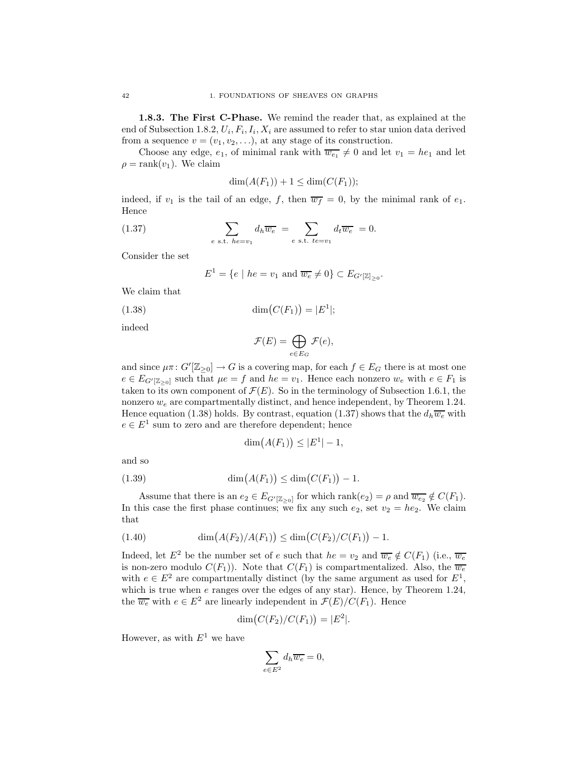**1.8.3. The First C-Phase.** We remind the reader that, as explained at the end of Subsection 1.8.2, $U_i, F_i, I_i, X_i$ are assumed to refer to star union data derived from a sequence $v = (v_1, v_2, \ldots)$, at any stage of its construction.

Choose any edge, $e_1$, of minimal rank with $\overline{w_{e_1}} \neq 0$ and let $v_1 = he_1$ and let $\rho = \mathrm{rank}(v_1)$. We claim

$$\dim(A(F_1)) + 1 \leq \dim(C(F_1));$$

indeed, if $v_1$ is the tail of an edge, $f$, then $\overline{w_f} = 0$, by the minimal rank of $e_1$. Hence

$$\sum_{e \text{ s.t. } he=v_1} d_h \overline{w_e} \; = \sum_{e \text{ s.t. } te=v_1} d_t \overline{w_e} \; = 0. \tag{1.37}$$

Consider the set

$$E^1 = \{e \mid he = v_1 \text{ and } \overline{w_e} \neq 0\} \subset E_{G'[\mathbb{Z}]_{\geq 0}}.$$

We claim that

$$\dim\bigl(C(F_1)\bigr) = |E^1|; \tag{1.38}$$

indeed

$$\mathcal{F}(E) = \bigoplus_{e \in E_G} \mathcal{F}(e),$$

and since $\mu\pi \colon G'[\mathbb{Z}_{\geq 0}] \to G$ is a covering map, for each $f \in E_G$ there is at most one $e \in E_{G'[\mathbb{Z}_{\geq 0}]}$ such that $\mu e = f$ and $he = v_1$. Hence each nonzero $w_e$ with $e \in F_1$ is taken to its own component of $\mathcal{F}(E)$. So in the terminology of Subsection 1.6.1, the nonzero $w_e$ are compartmentally distinct, and hence independent, by Theorem 1.24. Hence equation (1.38) holds. By contrast, equation (1.37) shows that the $d_h \overline{w_e}$ with $e \in E^1$ sum to zero and are therefore dependent; hence

$$\dim\bigl(A(F_1)\bigr) \leq |E^1| - 1,$$

and so

$$\dim\bigl(A(F_1)\bigr) \leq \dim\bigl(C(F_1)\bigr) - 1. \tag{1.39}$$

Assume that there is an $e_2 \in E_{G'[\mathbb{Z}_{\geq 0}]}$ for which $\mathrm{rank}(e_2) = \rho$ and $\overline{w_{e_2}} \notin C(F_1)$. In this case the first phase continues; we fix any such $e_2$, set $v_2 = he_2$. We claim that

$$\dim\bigl(A(F_2)/A(F_1)\bigr) \leq \dim\bigl(C(F_2)/C(F_1)\bigr) - 1. \tag{1.40}$$

Indeed, let $E^2$ be the number set of $e$ such that $he = v_2$ and $\overline{w_e} \notin C(F_1)$ (i.e., $\overline{w_e}$ is non-zero modulo $C(F_1)$). Note that $C(F_1)$ is compartmentalized. Also, the $\overline{w_e}$ with $e \in E^2$ are compartmentally distinct (by the same argument as used for $E^1$, which is true when $e$ ranges over the edges of any star). Hence, by Theorem 1.24, the $\overline{w_e}$ with $e \in E^2$ are linearly independent in $\mathcal{F}(E)/C(F_1)$. Hence

$$\dim\bigl(C(F_2)/C(F_1)\bigr) = |E^2|.$$

However, as with $E^1$ we have

$$\sum_{e \in E^2} d_h \overline{w_e} = 0,$$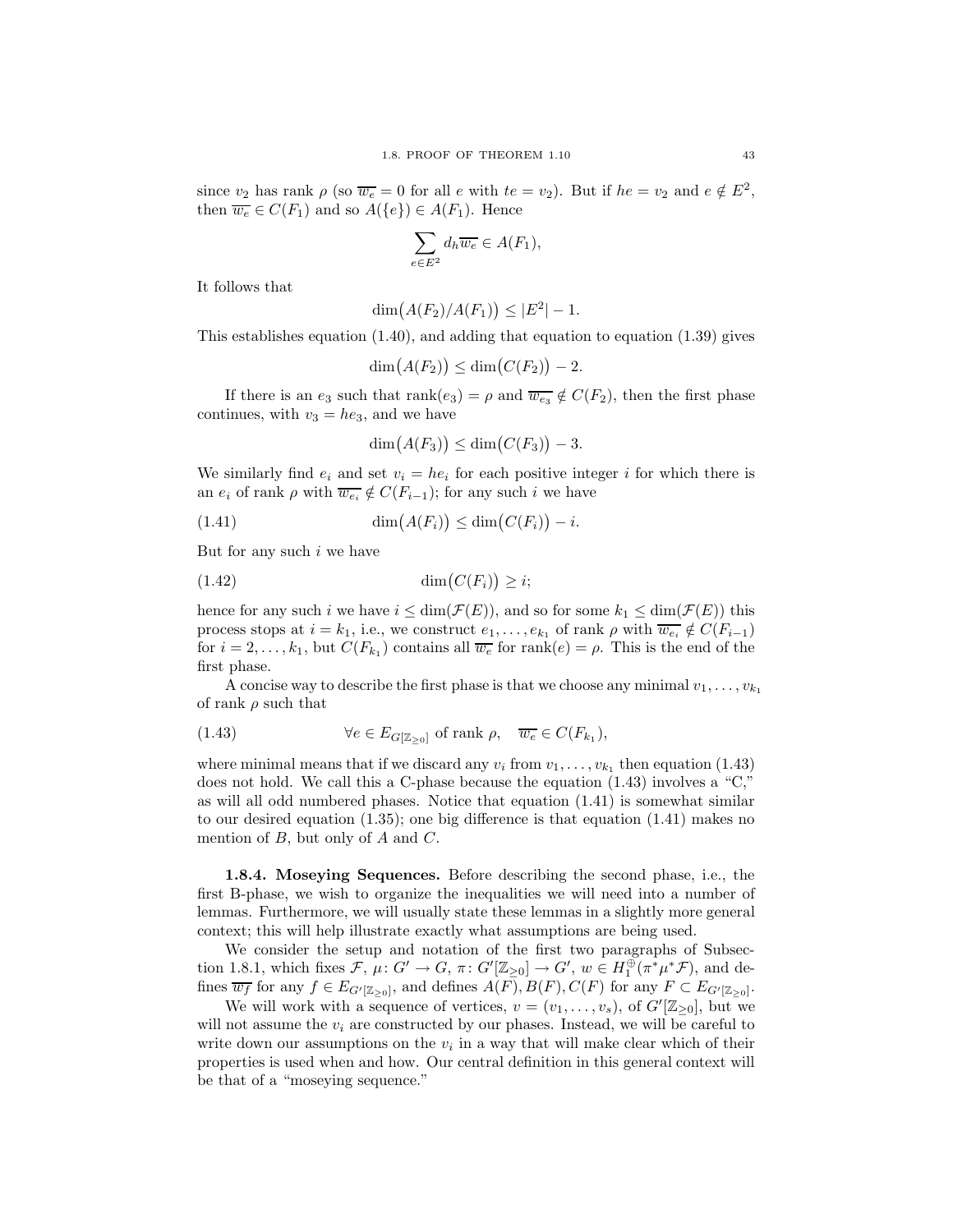since $v_2$ has rank $\rho$ (so $\overline{w_e} = 0$ for all $e$ with $te = v_2$). But if $he = v_2$ and $e \notin E^2$, then $\overline{w_e} \in C(F_1)$ and so $A(\{e\}) \in A(F_1)$. Hence

$$\sum_{e \in E^2} d_h \overline{w_e} \in A(F_1),$$

It follows that

$$\dim\bigl(A(F_2)/A(F_1)\bigr) \le |E^2| - 1.$$

This establishes equation (1.40), and adding that equation to equation (1.39) gives

$$\dim\bigl(A(F_2)\bigr) \le \dim\bigl(C(F_2)\bigr) - 2.$$

If there is an $e_3$ such that $\operatorname{rank}(e_3) = \rho$ and $\overline{w_{e_3}} \notin C(F_2)$, then the first phase continues, with $v_3 = he_3$, and we have

$$\dim\bigl(A(F_3)\bigr) \le \dim\bigl(C(F_3)\bigr) - 3.$$

We similarly find $e_i$ and set $v_i = he_i$ for each positive integer $i$ for which there is an $e_i$ of rank $\rho$ with $\overline{w_{e_i}} \notin C(F_{i-1})$; for any such $i$ we have

$$\dim\bigl(A(F_i)\bigr) \le \dim\bigl(C(F_i)\bigr) - i. \tag{1.41}$$

But for any such $i$ we have

$$\dim\bigl(C(F_i)\bigr) \ge i; \tag{1.42}$$

hence for any such $i$ we have $i \le \dim(\mathcal{F}(E))$, and so for some $k_1 \le \dim(\mathcal{F}(E))$ this process stops at $i = k_1$, i.e., we construct $e_1, \dots, e_{k_1}$ of rank $\rho$ with $\overline{w_{e_i}} \notin C(F_{i-1})$ for $i = 2, \dots, k_1$, but $C(F_{k_1})$ contains all $\overline{w_e}$ for $\operatorname{rank}(e) = \rho$. This is the end of the first phase.

A concise way to describe the first phase is that we choose any minimal $v_1, \dots, v_{k_1}$ of rank $\rho$ such that

$$\forall e \in E_{G[\mathbb{Z}_{\ge 0}]} \text{ of rank } \rho, \quad \overline{w_e} \in C(F_{k_1}), \tag{1.43}$$

where minimal means that if we discard any $v_i$ from $v_1, \dots, v_{k_1}$ then equation (1.43) does not hold. We call this a C-phase because the equation (1.43) involves a "C," as will all odd numbered phases. Notice that equation (1.41) is somewhat similar to our desired equation (1.35); one big difference is that equation (1.41) makes no mention of $B$, but only of $A$ and $C$.

**1.8.4. Moseying Sequences.** Before describing the second phase, i.e., the first B-phase, we wish to organize the inequalities we will need into a number of lemmas. Furthermore, we will usually state these lemmas in a slightly more general context; this will help illustrate exactly what assumptions are being used.

We consider the setup and notation of the first two paragraphs of Subsection 1.8.1, which fixes $\mathcal{F}$, $\mu\colon G' \to G$, $\pi\colon G'[\mathbb{Z}_{\ge 0}] \to G'$, $w \in H_1^{\oplus}(\pi^*\mu^*\mathcal{F})$, and defines $\overline{w_f}$ for any $f \in E_{G'[\mathbb{Z}_{\ge 0}]}$, and defines $A(F), B(F), C(F)$ for any $F \subset E_{G'[\mathbb{Z}_{\ge 0}]}$.

We will work with a sequence of vertices, $v = (v_1, \dots, v_s)$, of $G'[\mathbb{Z}_{\ge 0}]$, but we will not assume the $v_i$ are constructed by our phases. Instead, we will be careful to write down our assumptions on the $v_i$ in a way that will make clear which of their properties is used when and how. Our central definition in this general context will be that of a "moseying sequence."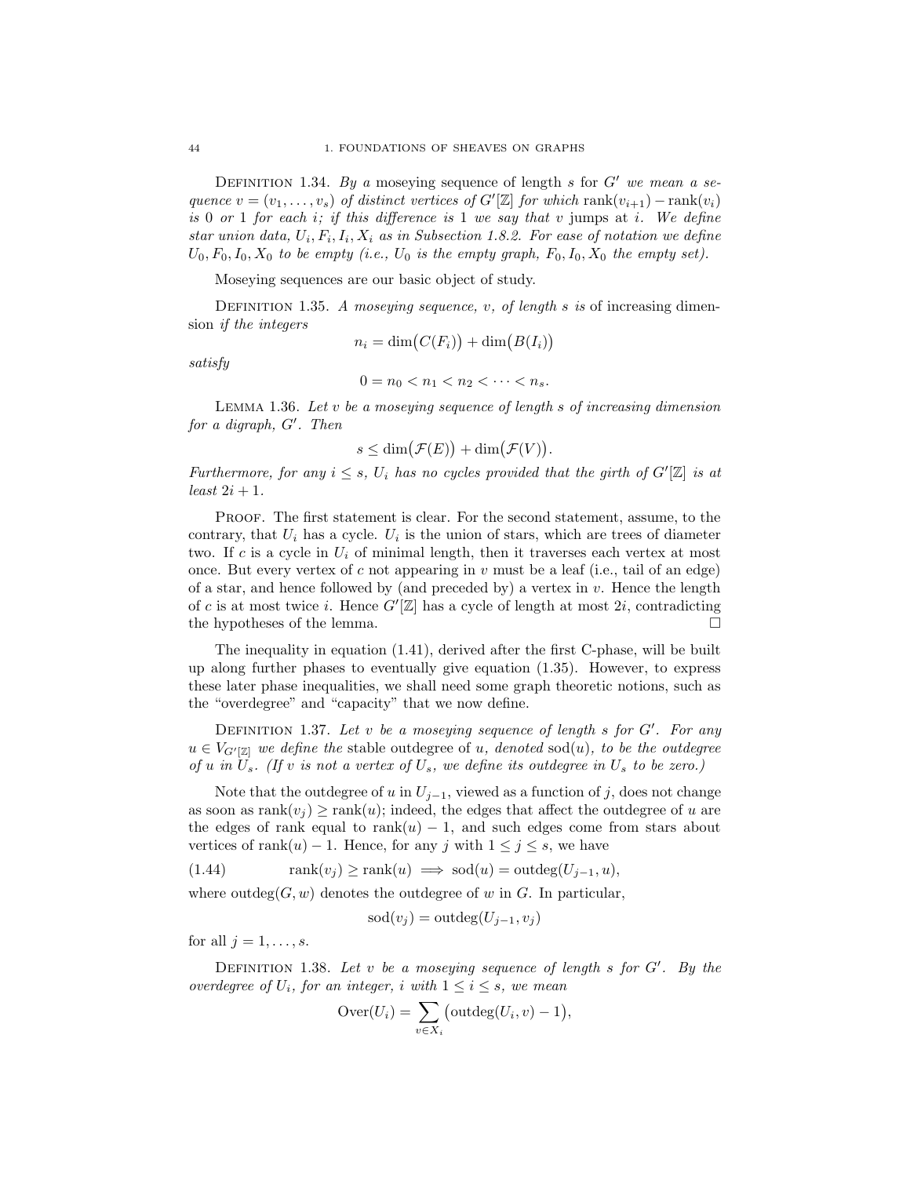**Definition 1.34.** *By a* moseying sequence of length $s$ for $G'$ *we mean a sequence* $v = (v_1, \ldots, v_s)$ *of distinct vertices of* $G'[\mathbb{Z}]$ *for which* $\text{rank}(v_{i+1}) - \text{rank}(v_i)$ *is 0 or 1 for each $i$; if this difference is 1 we say that $v$* jumps *at $i$. We define star union data,* $U_i, F_i, I_i, X_i$ *as in Subsection 1.8.2. For ease of notation we define* $U_0, F_0, I_0, X_0$ *to be empty (i.e.,* $U_0$ *is the empty graph,* $F_0, I_0, X_0$ *the empty set).*

Moseying sequences are our basic object of study.

**Definition 1.35.** *A moseying sequence, $v$, of length $s$ is* of increasing dimension *if the integers*

$$n_i = \dim\bigl(C(F_i)\bigr) + \dim\bigl(B(I_i)\bigr)$$

*satisfy*

$$0 = n_0 < n_1 < n_2 < \cdots < n_s.$$

**Lemma 1.36.** *Let $v$ be a moseying sequence of length $s$ of increasing dimension for a digraph, $G'$. Then*

$$s \leq \dim\bigl(\mathcal{F}(E)\bigr) + \dim\bigl(\mathcal{F}(V)\bigr).$$

*Furthermore, for any $i \leq s$, $U_i$ has no cycles provided that the girth of $G'[\mathbb{Z}]$ is at least $2i+1$.*

Proof. The first statement is clear. For the second statement, assume, to the contrary, that $U_i$ has a cycle. $U_i$ is the union of stars, which are trees of diameter two. If $c$ is a cycle in $U_i$ of minimal length, then it traverses each vertex at most once. But every vertex of $c$ not appearing in $v$ must be a leaf (i.e., tail of an edge) of a star, and hence followed by (and preceded by) a vertex in $v$. Hence the length of $c$ is at most twice $i$. Hence $G'[\mathbb{Z}]$ has a cycle of length at most $2i$, contradicting the hypotheses of the lemma. $\square$

The inequality in equation (1.41), derived after the first C-phase, will be built up along further phases to eventually give equation (1.35). However, to express these later phase inequalities, we shall need some graph theoretic notions, such as the "overdegree" and "capacity" that we now define.

**Definition 1.37.** *Let $v$ be a moseying sequence of length $s$ for $G'$. For any* $u \in V_{G'[\mathbb{Z}]}$ *we define the* stable outdegree of $u$, *denoted* $\text{sod}(u)$, *to be the outdegree of $u$ in $U_s$. (If $v$ is not a vertex of $U_s$, we define its outdegree in $U_s$ to be zero.)*

Note that the outdegree of $u$ in $U_{j-1}$, viewed as a function of $j$, does not change as soon as $\text{rank}(v_j) \geq \text{rank}(u)$; indeed, the edges that affect the outdegree of $u$ are the edges of rank equal to $\text{rank}(u) - 1$, and such edges come from stars about vertices of $\text{rank}(u) - 1$. Hence, for any $j$ with $1 \leq j \leq s$, we have

$$\text{rank}(v_j) \geq \text{rank}(u) \implies \text{sod}(u) = \text{outdeg}(U_{j-1}, u), \tag{1.44}$$

where $\text{outdeg}(G, w)$ denotes the outdegree of $w$ in $G$. In particular,

$$\text{sod}(v_j) = \text{outdeg}(U_{j-1}, v_j)$$

for all $j = 1, \ldots, s$.

**Definition 1.38.** *Let $v$ be a moseying sequence of length $s$ for $G'$. By the overdegree of $U_i$, for an integer, $i$ with $1 \leq i \leq s$, we mean*

$$\text{Over}(U_i) = \sum_{v \in X_i} \bigl(\text{outdeg}(U_i, v) - 1\bigr),$$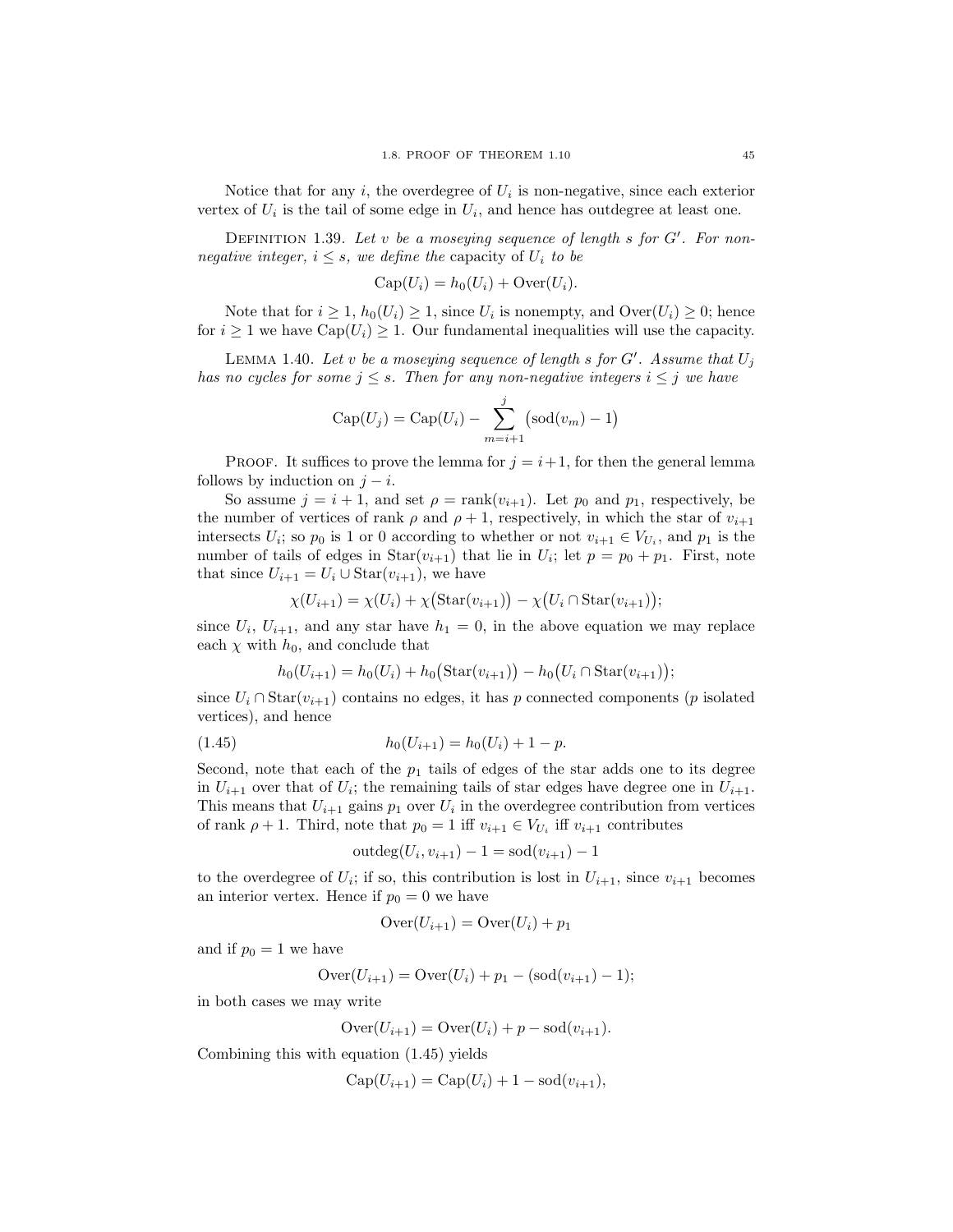Notice that for any $i$, the overdegree of $U_i$ is non-negative, since each exterior vertex of $U_i$ is the tail of some edge in $U_i$, and hence has outdegree at least one.

Definition 1.39. *Let $v$ be a moseying sequence of length $s$ for $G'$. For non-negative integer, $i \le s$, we define the* capacity of $U_i$ *to be*

$$\operatorname{Cap}(U_i) = h_0(U_i) + \operatorname{Over}(U_i).$$

Note that for $i \ge 1$, $h_0(U_i) \ge 1$, since $U_i$ is nonempty, and $\operatorname{Over}(U_i) \ge 0$; hence for $i \ge 1$ we have $\operatorname{Cap}(U_i) \ge 1$. Our fundamental inequalities will use the capacity.

Lemma 1.40. *Let $v$ be a moseying sequence of length $s$ for $G'$. Assume that $U_j$ has no cycles for some $j \le s$. Then for any non-negative integers $i \le j$ we have*

$$\operatorname{Cap}(U_j) = \operatorname{Cap}(U_i) - \sum_{m=i+1}^{j} \bigl(\operatorname{sod}(v_m) - 1\bigr)$$

Proof. It suffices to prove the lemma for $j = i+1$, for then the general lemma follows by induction on $j - i$.

So assume $j = i + 1$, and set $\rho = \operatorname{rank}(v_{i+1})$. Let $p_0$ and $p_1$, respectively, be the number of vertices of rank $\rho$ and $\rho + 1$, respectively, in which the star of $v_{i+1}$ intersects $U_i$; so $p_0$ is 1 or 0 according to whether or not $v_{i+1} \in V_{U_i}$, and $p_1$ is the number of tails of edges in $\operatorname{Star}(v_{i+1})$ that lie in $U_i$; let $p = p_0 + p_1$. First, note that since $U_{i+1} = U_i \cup \operatorname{Star}(v_{i+1})$, we have

$$\chi(U_{i+1}) = \chi(U_i) + \chi\bigl(\operatorname{Star}(v_{i+1})\bigr) - \chi\bigl(U_i \cap \operatorname{Star}(v_{i+1})\bigr);$$

since $U_i$, $U_{i+1}$, and any star have $h_1 = 0$, in the above equation we may replace each $\chi$ with $h_0$, and conclude that

$$h_0(U_{i+1}) = h_0(U_i) + h_0\bigl(\operatorname{Star}(v_{i+1})\bigr) - h_0\bigl(U_i \cap \operatorname{Star}(v_{i+1})\bigr);$$

since $U_i \cap \operatorname{Star}(v_{i+1})$ contains no edges, it has $p$ connected components ($p$ isolated vertices), and hence

$$h_0(U_{i+1}) = h_0(U_i) + 1 - p. \tag{1.45}$$

Second, note that each of the $p_1$ tails of edges of the star adds one to its degree in $U_{i+1}$ over that of $U_i$; the remaining tails of star edges have degree one in $U_{i+1}$. This means that $U_{i+1}$ gains $p_1$ over $U_i$ in the overdegree contribution from vertices of rank $\rho + 1$. Third, note that $p_0 = 1$ iff $v_{i+1} \in V_{U_i}$ iff $v_{i+1}$ contributes

$$\operatorname{outdeg}(U_i, v_{i+1}) - 1 = \operatorname{sod}(v_{i+1}) - 1$$

to the overdegree of $U_i$; if so, this contribution is lost in $U_{i+1}$, since $v_{i+1}$ becomes an interior vertex. Hence if $p_0 = 0$ we have

$$\operatorname{Over}(U_{i+1}) = \operatorname{Over}(U_i) + p_1$$

and if $p_0 = 1$ we have

$$\operatorname{Over}(U_{i+1}) = \operatorname{Over}(U_i) + p_1 - (\operatorname{sod}(v_{i+1}) - 1);$$

in both cases we may write

$$\operatorname{Over}(U_{i+1}) = \operatorname{Over}(U_i) + p - \operatorname{sod}(v_{i+1}).$$

Combining this with equation (1.45) yields

$$\operatorname{Cap}(U_{i+1}) = \operatorname{Cap}(U_i) + 1 - \operatorname{sod}(v_{i+1}),$$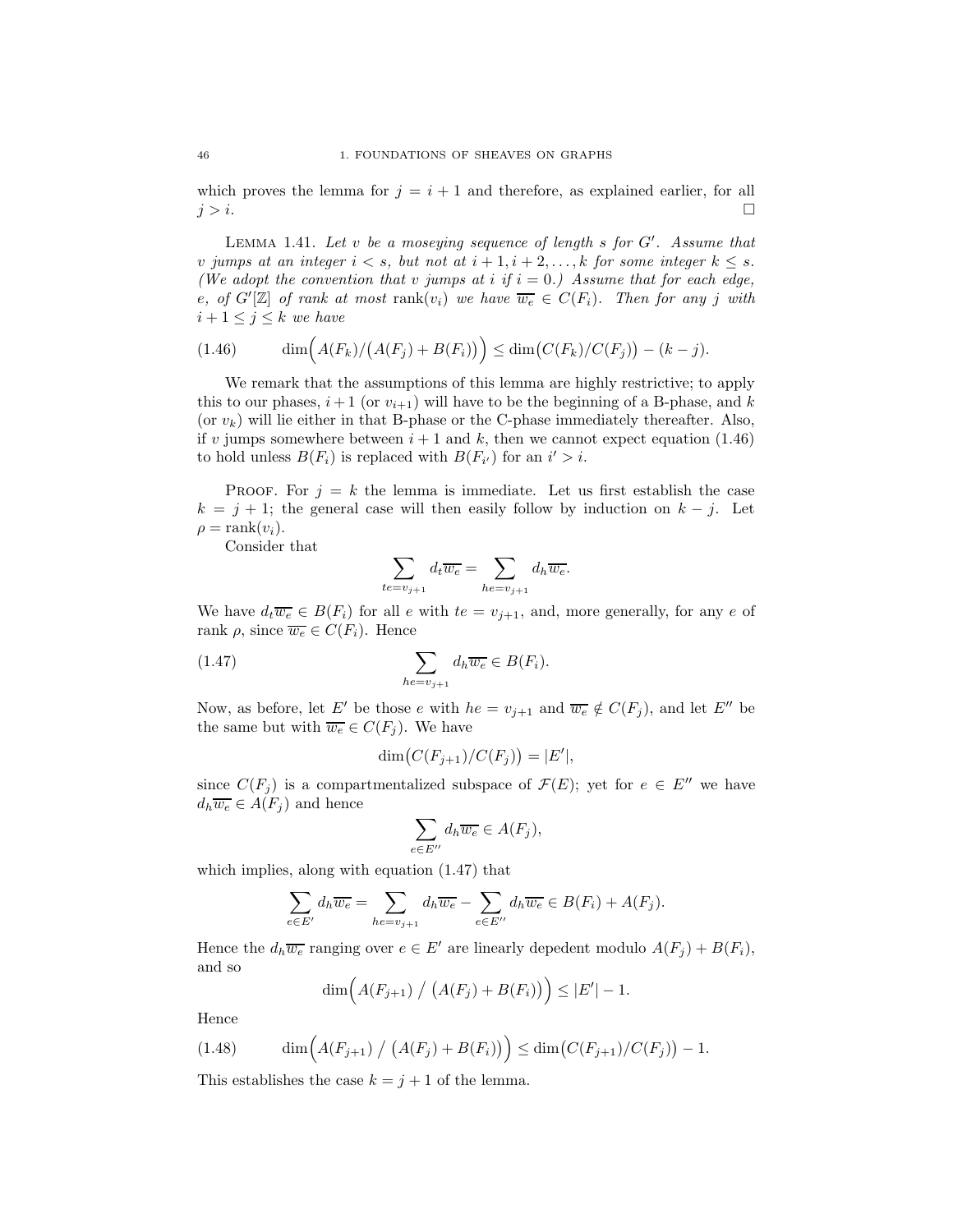which proves the lemma for $j = i+1$ and therefore, as explained earlier, for all $j > i$. $\square$

LEMMA 1.41. *Let $v$ be a moseying sequence of length $s$ for $G'$. Assume that $v$ jumps at an integer $i < s$, but not at $i+1, i+2, \ldots, k$ for some integer $k \le s$. (We adopt the convention that $v$ jumps at $i$ if $i = 0$.) Assume that for each edge, $e$, of $G'[\mathbb{Z}]$ of rank at most $\mathrm{rank}(v_i)$ we have $\overline{w_e} \in C(F_i)$. Then for any $j$ with $i+1 \le j \le k$ we have*

$$\dim\Big(A(F_k)/\big(A(F_j)+B(F_i)\big)\Big) \le \dim\big(C(F_k)/C(F_j)\big) - (k-j). \tag{1.46}$$

We remark that the assumptions of this lemma are highly restrictive; to apply this to our phases, $i+1$ (or $v_{i+1}$) will have to be the beginning of a B-phase, and $k$ (or $v_k$) will lie either in that B-phase or the C-phase immediately thereafter. Also, if $v$ jumps somewhere between $i+1$ and $k$, then we cannot expect equation (1.46) to hold unless $B(F_i)$ is replaced with $B(F_{i'})$ for an $i' > i$.

PROOF. For $j = k$ the lemma is immediate. Let us first establish the case $k = j+1$; the general case will then easily follow by induction on $k - j$. Let $\rho = \mathrm{rank}(v_i)$.

Consider that

$$\sum_{te=v_{j+1}} d_t \overline{w_e} = \sum_{he=v_{j+1}} d_h \overline{w_e}.$$

We have $d_t \overline{w_e} \in B(F_i)$ for all $e$ with $te = v_{j+1}$, and, more generally, for any $e$ of rank $\rho$, since $\overline{w_e} \in C(F_i)$. Hence

$$\sum_{he=v_{j+1}} d_h \overline{w_e} \in B(F_i). \tag{1.47}$$

Now, as before, let $E'$ be those $e$ with $he = v_{j+1}$ and $\overline{w_e} \notin C(F_j)$, and let $E''$ be the same but with $\overline{w_e} \in C(F_j)$. We have

$$\dim\big(C(F_{j+1})/C(F_j)\big) = |E'|,$$

since $C(F_j)$ is a compartmentalized subspace of $\mathcal{F}(E)$; yet for $e \in E''$ we have $d_h \overline{w_e} \in A(F_j)$ and hence

$$\sum_{e \in E''} d_h \overline{w_e} \in A(F_j),$$

which implies, along with equation (1.47) that

$$\sum_{e \in E'} d_h \overline{w_e} = \sum_{he=v_{j+1}} d_h \overline{w_e} - \sum_{e \in E''} d_h \overline{w_e} \in B(F_i) + A(F_j).$$

Hence the $d_h \overline{w_e}$ ranging over $e \in E'$ are linearly depedent modulo $A(F_j) + B(F_i)$, and so

$$\dim\Big(A(F_{j+1}) \;/\; \big(A(F_j)+B(F_i)\big)\Big) \le |E'| - 1.$$

Hence

$$\dim\Big(A(F_{j+1}) \;/\; \big(A(F_j)+B(F_i)\big)\Big) \le \dim\big(C(F_{j+1})/C(F_j)\big) - 1. \tag{1.48}$$

This establishes the case $k = j+1$ of the lemma.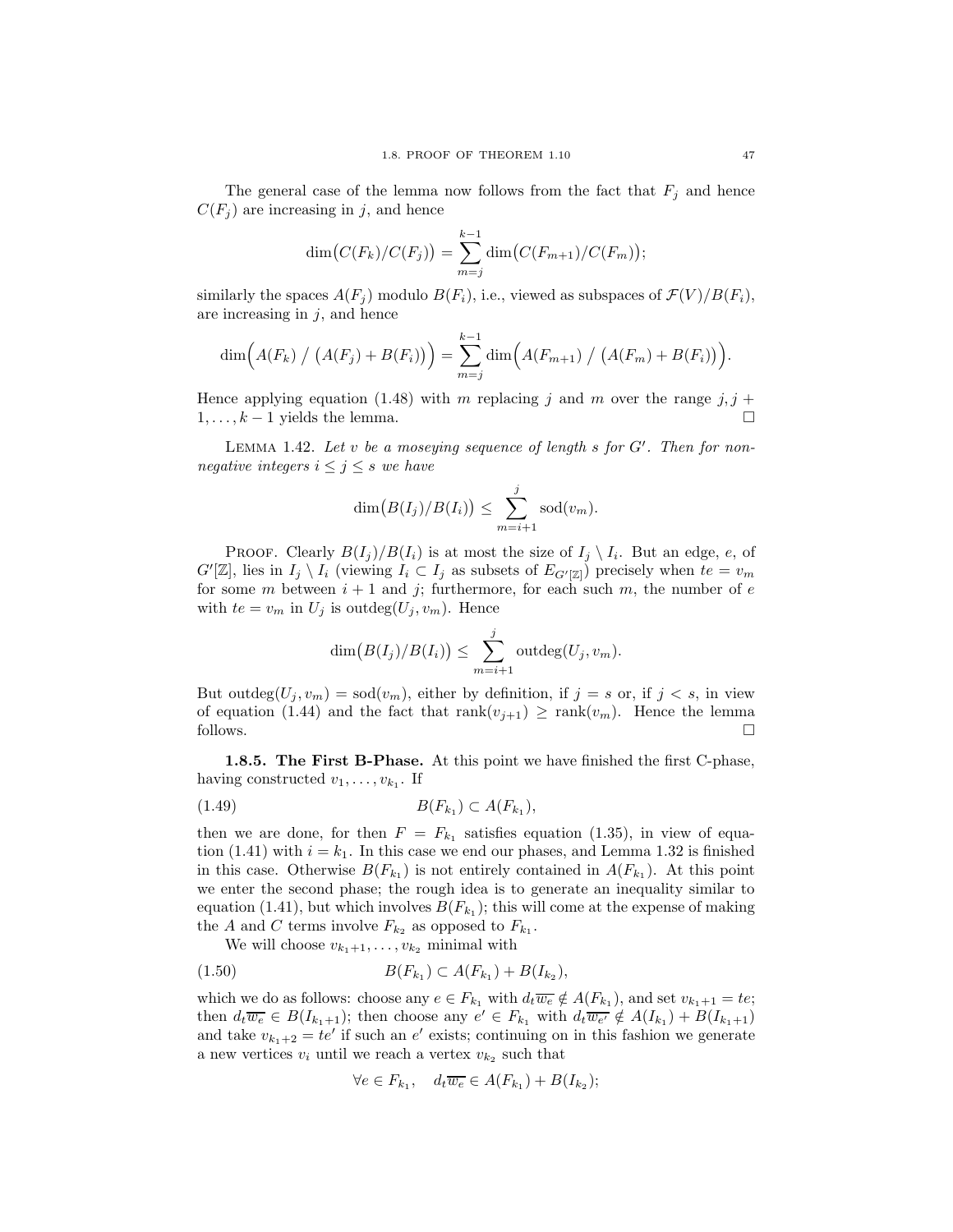The general case of the lemma now follows from the fact that $F_j$ and hence $C(F_j)$ are increasing in $j$, and hence

$$\dim\bigl(C(F_k)/C(F_j)\bigr) = \sum_{m=j}^{k-1} \dim\bigl(C(F_{m+1})/C(F_m)\bigr);$$

similarly the spaces $A(F_j)$ modulo $B(F_i)$, i.e., viewed as subspaces of $\mathcal{F}(V)/B(F_i)$, are increasing in $j$, and hence

$$\dim\Bigl(A(F_k) \;/\; \bigl(A(F_j)+B(F_i)\bigr)\Bigr) = \sum_{m=j}^{k-1} \dim\Bigl(A(F_{m+1}) \;/\; \bigl(A(F_m)+B(F_i)\bigr)\Bigr).$$

Hence applying equation (1.48) with $m$ replacing $j$ and $m$ over the range $j, j+1, \ldots, k-1$ yields the lemma. $\square$

LEMMA 1.42. *Let $v$ be a moseying sequence of length $s$ for $G'$. Then for non-negative integers $i \le j \le s$ we have*

$$\dim\bigl(B(I_j)/B(I_i)\bigr) \le \sum_{m=i+1}^{j} \mathrm{sod}(v_m).$$

PROOF. Clearly $B(I_j)/B(I_i)$ is at most the size of $I_j \setminus I_i$. But an edge, $e$, of $G'[\mathbb{Z}]$, lies in $I_j \setminus I_i$ (viewing $I_i \subset I_j$ as subsets of $E_{G'[\mathbb{Z}]}$) precisely when $te = v_m$ for some $m$ between $i+1$ and $j$; furthermore, for each such $m$, the number of $e$ with $te = v_m$ in $U_j$ is $\mathrm{outdeg}(U_j, v_m)$. Hence

$$\dim\bigl(B(I_j)/B(I_i)\bigr) \le \sum_{m=i+1}^{j} \mathrm{outdeg}(U_j, v_m).$$

But $\mathrm{outdeg}(U_j, v_m) = \mathrm{sod}(v_m)$, either by definition, if $j = s$ or, if $j < s$, in view of equation (1.44) and the fact that $\mathrm{rank}(v_{j+1}) \ge \mathrm{rank}(v_m)$. Hence the lemma follows. $\square$

**1.8.5. The First B-Phase.** At this point we have finished the first C-phase, having constructed $v_1, \ldots, v_{k_1}$. If

$$B(F_{k_1}) \subset A(F_{k_1}), \tag{1.49}$$

then we are done, for then $F = F_{k_1}$ satisfies equation (1.35), in view of equation (1.41) with $i = k_1$. In this case we end our phases, and Lemma 1.32 is finished in this case. Otherwise $B(F_{k_1})$ is not entirely contained in $A(F_{k_1})$. At this point we enter the second phase; the rough idea is to generate an inequality similar to equation (1.41), but which involves $B(F_{k_1})$; this will come at the expense of making the $A$ and $C$ terms involve $F_{k_2}$ as opposed to $F_{k_1}$.

We will choose $v_{k_1+1}, \ldots, v_{k_2}$ minimal with

$$B(F_{k_1}) \subset A(F_{k_1}) + B(I_{k_2}), \tag{1.50}$$

which we do as follows: choose any $e \in F_{k_1}$ with $d_t\overline{w_e} \notin A(F_{k_1})$, and set $v_{k_1+1} = te$; then $d_t\overline{w_e} \in B(I_{k_1+1})$; then choose any $e' \in F_{k_1}$ with $d_t\overline{w_{e'}} \notin A(I_{k_1}) + B(I_{k_1+1})$ and take $v_{k_1+2} = te'$ if such an $e'$ exists; continuing on in this fashion we generate a new vertices $v_i$ until we reach a vertex $v_{k_2}$ such that

$$\forall e \in F_{k_1}, \quad d_t\overline{w_e} \in A(F_{k_1}) + B(I_{k_2});$$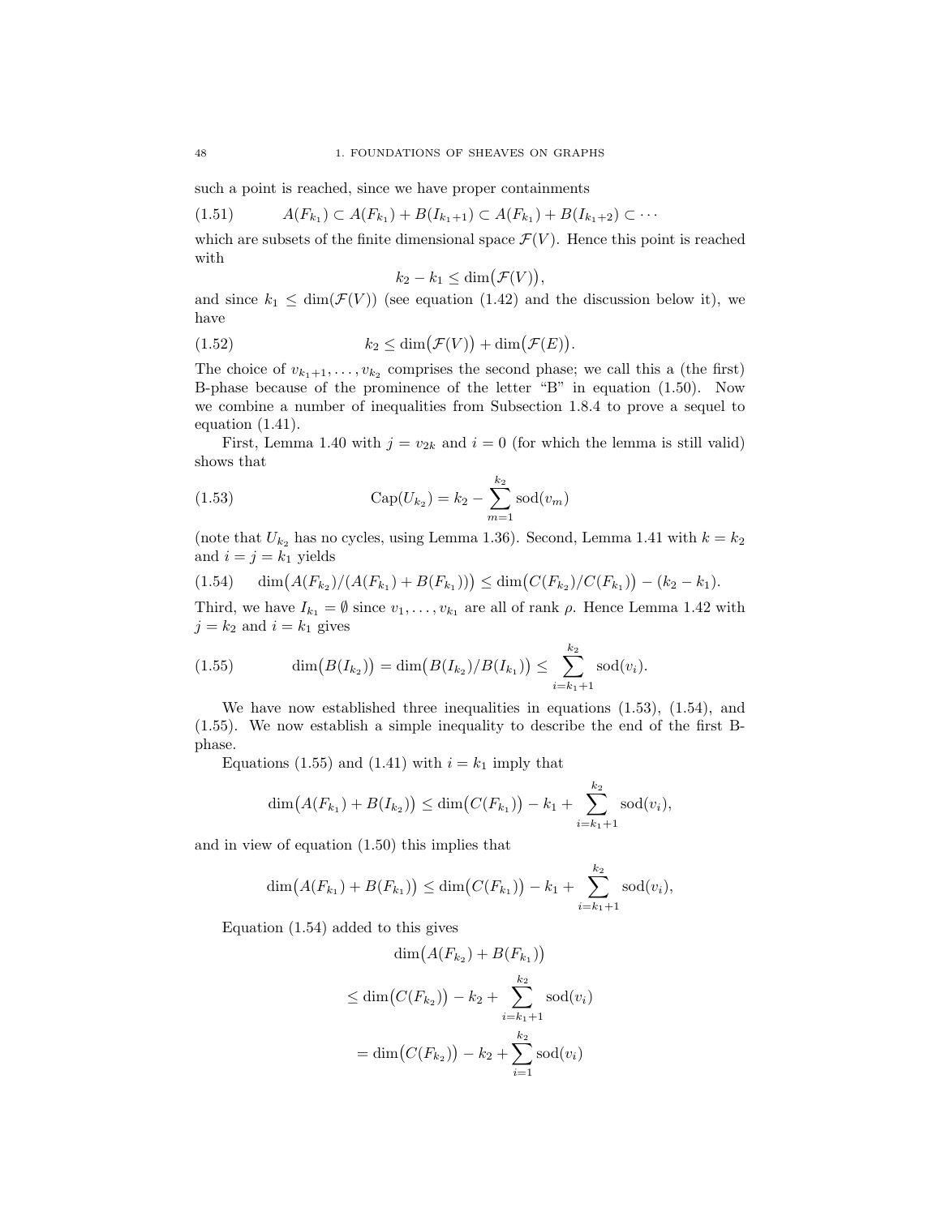such a point is reached, since we have proper containments

$$A(F_{k_1}) \subset A(F_{k_1}) + B(I_{k_1+1}) \subset A(F_{k_1}) + B(I_{k_1+2}) \subset \cdots \tag{1.51}$$

which are subsets of the finite dimensional space $\mathcal{F}(V)$. Hence this point is reached with

$$k_2 - k_1 \le \dim\bigl(\mathcal{F}(V)\bigr),$$

and since $k_1 \le \dim(\mathcal{F}(V))$ (see equation (1.42) and the discussion below it), we have

$$k_2 \le \dim\bigl(\mathcal{F}(V)\bigr) + \dim\bigl(\mathcal{F}(E)\bigr). \tag{1.52}$$

The choice of $v_{k_1+1}, \ldots, v_{k_2}$ comprises the second phase; we call this a (the first) B-phase because of the prominence of the letter "B" in equation (1.50). Now we combine a number of inequalities from Subsection 1.8.4 to prove a sequel to equation (1.41).

First, Lemma 1.40 with $j = v_{2k}$ and $i = 0$ (for which the lemma is still valid) shows that

$$\mathrm{Cap}(U_{k_2}) = k_2 - \sum_{m=1}^{k_2} \mathrm{sod}(v_m) \tag{1.53}$$

(note that $U_{k_2}$ has no cycles, using Lemma 1.36). Second, Lemma 1.41 with $k = k_2$ and $i = j = k_1$ yields

$$\dim\bigl(A(F_{k_2})/(A(F_{k_1}) + B(F_{k_1}))\bigr) \le \dim\bigl(C(F_{k_2})/C(F_{k_1})\bigr) - (k_2 - k_1). \tag{1.54}$$

Third, we have $I_{k_1} = \emptyset$ since $v_1, \ldots, v_{k_1}$ are all of rank $\rho$. Hence Lemma 1.42 with $j = k_2$ and $i = k_1$ gives

$$\dim\bigl(B(I_{k_2})\bigr) = \dim\bigl(B(I_{k_2})/B(I_{k_1})\bigr) \le \sum_{i=k_1+1}^{k_2} \mathrm{sod}(v_i). \tag{1.55}$$

We have now established three inequalities in equations (1.53), (1.54), and (1.55). We now establish a simple inequality to describe the end of the first B-phase.

Equations (1.55) and (1.41) with $i = k_1$ imply that

$$\dim\bigl(A(F_{k_1}) + B(I_{k_2})\bigr) \le \dim\bigl(C(F_{k_1})\bigr) - k_1 + \sum_{i=k_1+1}^{k_2} \mathrm{sod}(v_i),$$

and in view of equation (1.50) this implies that

$$\dim\bigl(A(F_{k_1}) + B(F_{k_1})\bigr) \le \dim\bigl(C(F_{k_1})\bigr) - k_1 + \sum_{i=k_1+1}^{k_2} \mathrm{sod}(v_i),$$

Equation (1.54) added to this gives

$$\begin{aligned}
&\dim\bigl(A(F_{k_2}) + B(F_{k_1})\bigr) \\
&\le \dim\bigl(C(F_{k_2})\bigr) - k_2 + \sum_{i=k_1+1}^{k_2} \mathrm{sod}(v_i) \\
&= \dim\bigl(C(F_{k_2})\bigr) - k_2 + \sum_{i=1}^{k_2} \mathrm{sod}(v_i)
\end{aligned}$$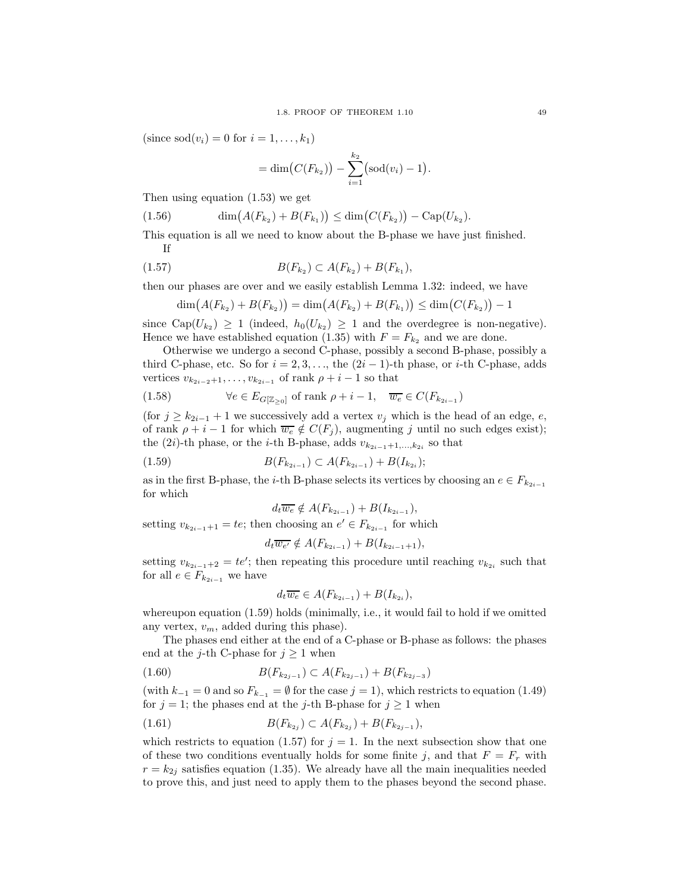(since $\mathrm{sod}(v_i) = 0$ for $i = 1, \dots, k_1$)

$$= \dim\bigl(C(F_{k_2})\bigr) - \sum_{i=1}^{k_2} \bigl(\mathrm{sod}(v_i) - 1\bigr).$$

Then using equation (1.53) we get

$$\dim\bigl(A(F_{k_2}) + B(F_{k_1})\bigr) \leq \dim\bigl(C(F_{k_2})\bigr) - \mathrm{Cap}(U_{k_2}). \tag{1.56}$$

This equation is all we need to know about the B-phase we have just finished.

If

$$B(F_{k_2}) \subset A(F_{k_2}) + B(F_{k_1}), \tag{1.57}$$

then our phases are over and we easily establish Lemma 1.32: indeed, we have

$$\dim\bigl(A(F_{k_2}) + B(F_{k_2})\bigr) = \dim\bigl(A(F_{k_2}) + B(F_{k_1})\bigr) \leq \dim\bigl(C(F_{k_2})\bigr) - 1$$

since $\mathrm{Cap}(U_{k_2}) \geq 1$ (indeed, $h_0(U_{k_2}) \geq 1$ and the overdegree is non-negative). Hence we have established equation (1.35) with $F = F_{k_2}$ and we are done.

Otherwise we undergo a second C-phase, possibly a second B-phase, possibly a third C-phase, etc. So for $i = 2, 3, \dots$, the $(2i-1)$-th phase, or $i$-th C-phase, adds vertices $v_{k_{2i-2}+1}, \dots, v_{k_{2i-1}}$ of rank $\rho + i - 1$ so that

$$\forall e \in E_{G[\mathbb{Z}_{\geq 0}]} \text{ of rank } \rho + i - 1, \quad \overline{w_e} \in C(F_{k_{2i-1}}) \tag{1.58}$$

(for $j \geq k_{2i-1} + 1$ we successively add a vertex $v_j$ which is the head of an edge, $e$, of rank $\rho + i - 1$ for which $\overline{w_e} \notin C(F_j)$, augmenting $j$ until no such edges exist); the $(2i)$-th phase, or the $i$-th B-phase, adds $v_{k_{2i-1}+1,\dots,k_{2i}}$ so that

$$B(F_{k_{2i-1}}) \subset A(F_{k_{2i-1}}) + B(I_{k_{2i}}); \tag{1.59}$$

as in the first B-phase, the $i$-th B-phase selects its vertices by choosing an $e \in F_{k_{2i-1}}$ for which

$$d_t\overline{w_e} \notin A(F_{k_{2i-1}}) + B(I_{k_{2i-1}}),$$

setting $v_{k_{2i-1}+1} = te$; then choosing an $e' \in F_{k_{2i-1}}$ for which

$$d_t\overline{w_{e'}} \notin A(F_{k_{2i-1}}) + B(I_{k_{2i-1}+1}),$$

setting $v_{k_{2i-1}+2} = te'$; then repeating this procedure until reaching $v_{k_{2i}}$ such that for all $e \in F_{k_{2i-1}}$ we have

$$d_t\overline{w_e} \in A(F_{k_{2i-1}}) + B(I_{k_{2i}}),$$

whereupon equation (1.59) holds (minimally, i.e., it would fail to hold if we omitted any vertex, $v_m$, added during this phase).

The phases end either at the end of a C-phase or B-phase as follows: the phases end at the $j$-th C-phase for $j \geq 1$ when

$$B(F_{k_{2j-1}}) \subset A(F_{k_{2j-1}}) + B(F_{k_{2j-3}}) \tag{1.60}$$

(with $k_{-1} = 0$ and so $F_{k_{-1}} = \emptyset$ for the case $j = 1$), which restricts to equation (1.49) for $j = 1$; the phases end at the $j$-th B-phase for $j \geq 1$ when

$$B(F_{k_{2j}}) \subset A(F_{k_{2j}}) + B(F_{k_{2j-1}}), \tag{1.61}$$

which restricts to equation (1.57) for $j = 1$. In the next subsection show that one of these two conditions eventually holds for some finite $j$, and that $F = F_r$ with $r = k_{2j}$ satisfies equation (1.35). We already have all the main inequalities needed to prove this, and just need to apply them to the phases beyond the second phase.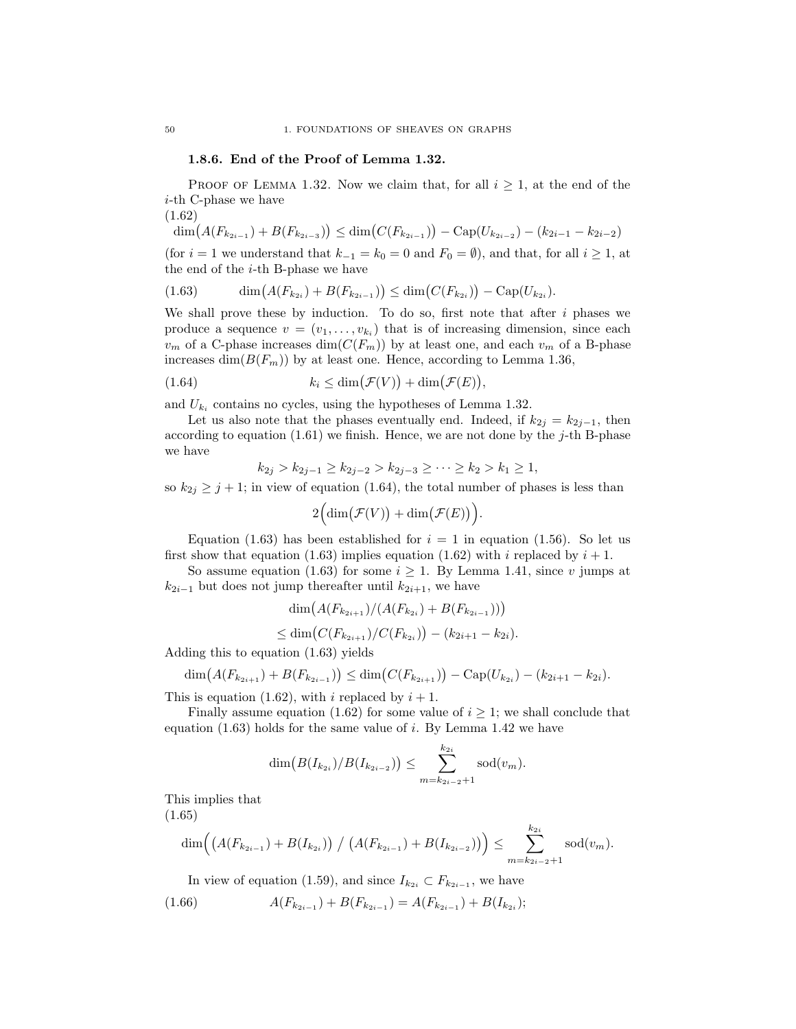### 1.8.6. End of the Proof of Lemma 1.32.

PROOF OF LEMMA 1.32. Now we claim that, for all $i \geq 1$, at the end of the $i$-th C-phase we have

$$\dim\bigl(A(F_{k_{2i-1}}) + B(F_{k_{2i-3}})\bigr) \leq \dim\bigl(C(F_{k_{2i-1}})\bigr) - \mathrm{Cap}(U_{k_{2i-2}}) - (k_{2i-1} - k_{2i-2}) \tag{1.62}$$

(for $i = 1$ we understand that $k_{-1} = k_0 = 0$ and $F_0 = \emptyset$), and that, for all $i \geq 1$, at the end of the $i$-th B-phase we have

$$\dim\bigl(A(F_{k_{2i}}) + B(F_{k_{2i-1}})\bigr) \leq \dim\bigl(C(F_{k_{2i}})\bigr) - \mathrm{Cap}(U_{k_{2i}}). \tag{1.63}$$

We shall prove these by induction. To do so, first note that after $i$ phases we produce a sequence $v = (v_1, \ldots, v_{k_i})$ that is of increasing dimension, since each $v_m$ of a C-phase increases $\dim(C(F_m))$ by at least one, and each $v_m$ of a B-phase increases $\dim(B(F_m))$ by at least one. Hence, according to Lemma 1.36,

$$k_i \leq \dim\bigl(\mathcal{F}(V)\bigr) + \dim\bigl(\mathcal{F}(E)\bigr), \tag{1.64}$$

and $U_{k_i}$ contains no cycles, using the hypotheses of Lemma 1.32.

Let us also note that the phases eventually end. Indeed, if $k_{2j} = k_{2j-1}$, then according to equation (1.61) we finish. Hence, we are not done by the $j$-th B-phase we have

$$k_{2j} > k_{2j-1} \geq k_{2j-2} > k_{2j-3} \geq \cdots \geq k_2 > k_1 \geq 1,$$

so $k_{2j} \geq j+1$; in view of equation (1.64), the total number of phases is less than

$$2\Bigl(\dim\bigl(\mathcal{F}(V)\bigr) + \dim\bigl(\mathcal{F}(E)\bigr)\Bigr).$$

Equation (1.63) has been established for $i = 1$ in equation (1.56). So let us first show that equation (1.63) implies equation (1.62) with $i$ replaced by $i+1$.

So assume equation (1.63) for some $i \geq 1$. By Lemma 1.41, since $v$ jumps at $k_{2i-1}$ but does not jump thereafter until $k_{2i+1}$, we have

$$\dim\bigl(A(F_{k_{2i+1}})/(A(F_{k_{2i}}) + B(F_{k_{2i-1}}))\bigr)$$
$$\leq \dim\bigl(C(F_{k_{2i+1}})/C(F_{k_{2i}})\bigr) - (k_{2i+1} - k_{2i}).$$

Adding this to equation (1.63) yields

$$\dim\bigl(A(F_{k_{2i+1}}) + B(F_{k_{2i-1}})\bigr) \leq \dim\bigl(C(F_{k_{2i+1}})\bigr) - \mathrm{Cap}(U_{k_{2i}}) - (k_{2i+1} - k_{2i}).$$

This is equation (1.62), with $i$ replaced by $i+1$.

Finally assume equation (1.62) for some value of $i \geq 1$; we shall conclude that equation (1.63) holds for the same value of $i$. By Lemma 1.42 we have

$$\dim\bigl(B(I_{k_{2i}})/B(I_{k_{2i-2}})\bigr) \leq \sum_{m=k_{2i-2}+1}^{k_{2i}} \mathrm{sod}(v_m).$$

This implies that

$$\dim\Bigl(\bigl(A(F_{k_{2i-1}}) + B(I_{k_{2i}})\bigr) \;/\; \bigl(A(F_{k_{2i-1}}) + B(I_{k_{2i-2}})\bigr)\Bigr) \leq \sum_{m=k_{2i-2}+1}^{k_{2i}} \mathrm{sod}(v_m). \tag{1.65}$$

In view of equation (1.59), and since $I_{k_{2i}} \subset F_{k_{2i-1}}$, we have

$$A(F_{k_{2i-1}}) + B(F_{k_{2i-1}}) = A(F_{k_{2i-1}}) + B(I_{k_{2i}}); \tag{1.66}$$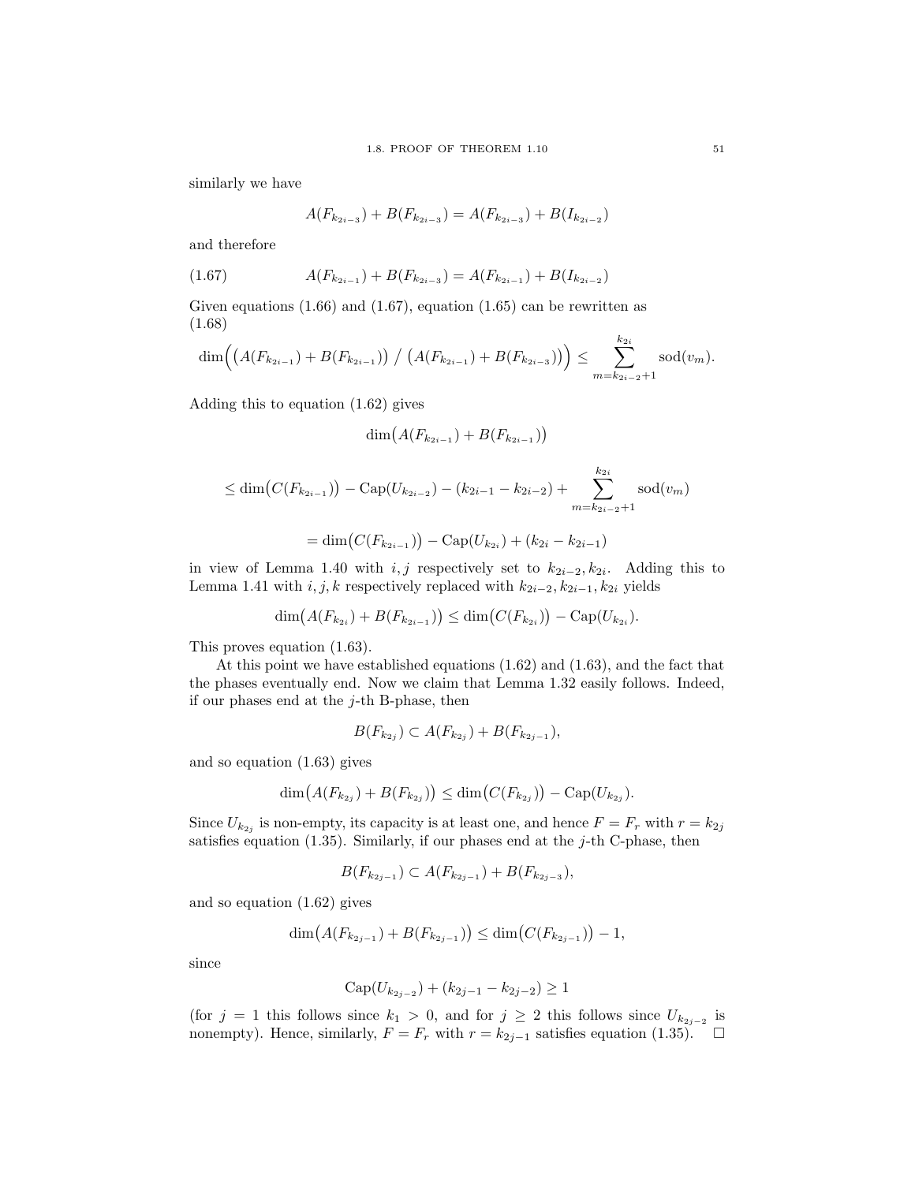similarly we have

$$A(F_{k_{2i-3}}) + B(F_{k_{2i-3}}) = A(F_{k_{2i-3}}) + B(I_{k_{2i-2}})$$

and therefore

$$A(F_{k_{2i-1}}) + B(F_{k_{2i-3}}) = A(F_{k_{2i-1}}) + B(I_{k_{2i-2}}) \tag{1.67}$$

Given equations (1.66) and (1.67), equation (1.65) can be rewritten as (1.68)

$$\dim\Big(\big(A(F_{k_{2i-1}}) + B(F_{k_{2i-1}})\big) \;/\; \big(A(F_{k_{2i-1}}) + B(F_{k_{2i-3}})\big)\Big) \leq \sum_{m=k_{2i-2}+1}^{k_{2i}} \mathrm{sod}(v_m).$$

Adding this to equation (1.62) gives

$$\dim\big(A(F_{k_{2i-1}}) + B(F_{k_{2i-1}})\big)$$

$$\leq \dim\big(C(F_{k_{2i-1}})\big) - \mathrm{Cap}(U_{k_{2i-2}}) - (k_{2i-1} - k_{2i-2}) + \sum_{m=k_{2i-2}+1}^{k_{2i}} \mathrm{sod}(v_m)$$

$$= \dim\big(C(F_{k_{2i-1}})\big) - \mathrm{Cap}(U_{k_{2i}}) + (k_{2i} - k_{2i-1})$$

in view of Lemma 1.40 with $i, j$ respectively set to $k_{2i-2}, k_{2i}$. Adding this to Lemma 1.41 with $i, j, k$ respectively replaced with $k_{2i-2}, k_{2i-1}, k_{2i}$ yields

$$\dim\big(A(F_{k_{2i}}) + B(F_{k_{2i-1}})\big) \leq \dim\big(C(F_{k_{2i}})\big) - \mathrm{Cap}(U_{k_{2i}}).$$

This proves equation (1.63).

At this point we have established equations (1.62) and (1.63), and the fact that the phases eventually end. Now we claim that Lemma 1.32 easily follows. Indeed, if our phases end at the $j$-th B-phase, then

$$B(F_{k_{2j}}) \subset A(F_{k_{2j}}) + B(F_{k_{2j-1}}),$$

and so equation (1.63) gives

$$\dim\big(A(F_{k_{2j}}) + B(F_{k_{2j}})\big) \leq \dim\big(C(F_{k_{2j}})\big) - \mathrm{Cap}(U_{k_{2j}}).$$

Since $U_{k_{2j}}$ is non-empty, its capacity is at least one, and hence $F = F_r$ with $r = k_{2j}$ satisfies equation (1.35). Similarly, if our phases end at the $j$-th C-phase, then

$$B(F_{k_{2j-1}}) \subset A(F_{k_{2j-1}}) + B(F_{k_{2j-3}}),$$

and so equation (1.62) gives

$$\dim\big(A(F_{k_{2j-1}}) + B(F_{k_{2j-1}})\big) \leq \dim\big(C(F_{k_{2j-1}})\big) - 1,$$

since

$$\mathrm{Cap}(U_{k_{2j-2}}) + (k_{2j-1} - k_{2j-2}) \geq 1$$

(for $j = 1$ this follows since $k_1 > 0$, and for $j \geq 2$ this follows since $U_{k_{2j-2}}$ is nonempty). Hence, similarly, $F = F_r$ with $r = k_{2j-1}$ satisfies equation (1.35). $\square$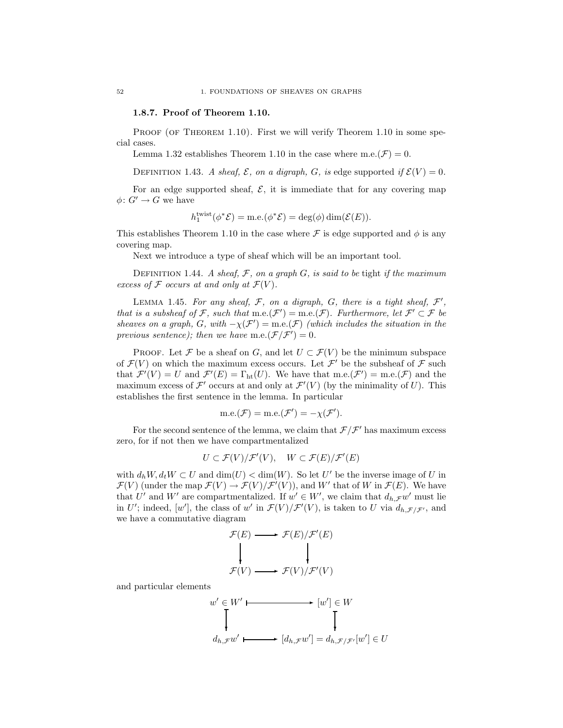### 1.8.7. Proof of Theorem 1.10.

Proof (of Theorem 1.10). First we will verify Theorem 1.10 in some special cases.

Lemma 1.32 establishes Theorem 1.10 in the case where $\mathrm{m.e.}(\mathcal{F}) = 0$.

Definition 1.43. *A sheaf, $\mathcal{E}$, on a digraph, $G$, is* edge supported *if $\mathcal{E}(V) = 0$.*

For an edge supported sheaf, $\mathcal{E}$, it is immediate that for any covering map $\phi\colon G' \to G$ we have

$$h_1^{\mathrm{twist}}(\phi^*\mathcal{E}) = \mathrm{m.e.}(\phi^*\mathcal{E}) = \deg(\phi)\dim(\mathcal{E}(E)).$$

This establishes Theorem 1.10 in the case where $\mathcal{F}$ is edge supported and $\phi$ is any covering map.

Next we introduce a type of sheaf which will be an important tool.

Definition 1.44. *A sheaf, $\mathcal{F}$, on a graph $G$, is said to be* tight *if the maximum excess of $\mathcal{F}$ occurs at and only at $\mathcal{F}(V)$.*

Lemma 1.45. *For any sheaf, $\mathcal{F}$, on a digraph, $G$, there is a tight sheaf, $\mathcal{F}'$, that is a subsheaf of $\mathcal{F}$, such that $\mathrm{m.e.}(\mathcal{F}') = \mathrm{m.e.}(\mathcal{F})$. Furthermore, let $\mathcal{F}' \subset \mathcal{F}$ be sheaves on a graph, $G$, with $-\chi(\mathcal{F}') = \mathrm{m.e.}(\mathcal{F})$ (which includes the situation in the previous sentence); then we have $\mathrm{m.e.}(\mathcal{F}/\mathcal{F}') = 0$.*

Proof. Let $\mathcal{F}$ be a sheaf on $G$, and let $U \subset \mathcal{F}(V)$ be the minimum subspace of $\mathcal{F}(V)$ on which the maximum excess occurs. Let $\mathcal{F}'$ be the subsheaf of $\mathcal{F}$ such that $\mathcal{F}'(V) = U$ and $\mathcal{F}'(E) = \Gamma_{\mathrm{ht}}(U)$. We have that $\mathrm{m.e.}(\mathcal{F}') = \mathrm{m.e.}(\mathcal{F})$ and the maximum excess of $\mathcal{F}'$ occurs at and only at $\mathcal{F}'(V)$ (by the minimality of $U$). This establishes the first sentence in the lemma. In particular

$$\mathrm{m.e.}(\mathcal{F}) = \mathrm{m.e.}(\mathcal{F}') = -\chi(\mathcal{F}').$$

For the second sentence of the lemma, we claim that $\mathcal{F}/\mathcal{F}'$ has maximum excess zero, for if not then we have compartmentalized

$$U \subset \mathcal{F}(V)/\mathcal{F}'(V), \quad W \subset \mathcal{F}(E)/\mathcal{F}'(E)$$

with $d_hW, d_tW \subset U$ and $\dim(U) < \dim(W)$. So let $U'$ be the inverse image of $U$ in $\mathcal{F}(V)$ (under the map $\mathcal{F}(V) \to \mathcal{F}(V)/\mathcal{F}'(V)$), and $W'$ that of $W$ in $\mathcal{F}(E)$. We have that $U'$ and $W'$ are compartmentalized. If $w' \in W'$, we claim that $d_{h,\mathcal{F}}w'$ must lie in $U'$; indeed, $[w']$, the class of $w'$ in $\mathcal{F}(V)/\mathcal{F}'(V)$, is taken to $U$ via $d_{h,\mathcal{F}/\mathcal{F}'}$, and we have a commutative diagram

$$\begin{array}{ccc} \mathcal{F}(E) & \longrightarrow & \mathcal{F}(E)/\mathcal{F}'(E) \\ \downarrow & & \downarrow \\ \mathcal{F}(V) & \longrightarrow & \mathcal{F}(V)/\mathcal{F}'(V) \end{array}$$

and particular elements

$$\begin{array}{ccc} w' \in W' & \longmapsto & [w'] \in W \\ \downarrow & & \downarrow \\ d_{h,\mathcal{F}}w' & \longmapsto & [d_{h,\mathcal{F}}w'] = d_{h,\mathcal{F}/\mathcal{F}'}[w'] \in U \end{array}$$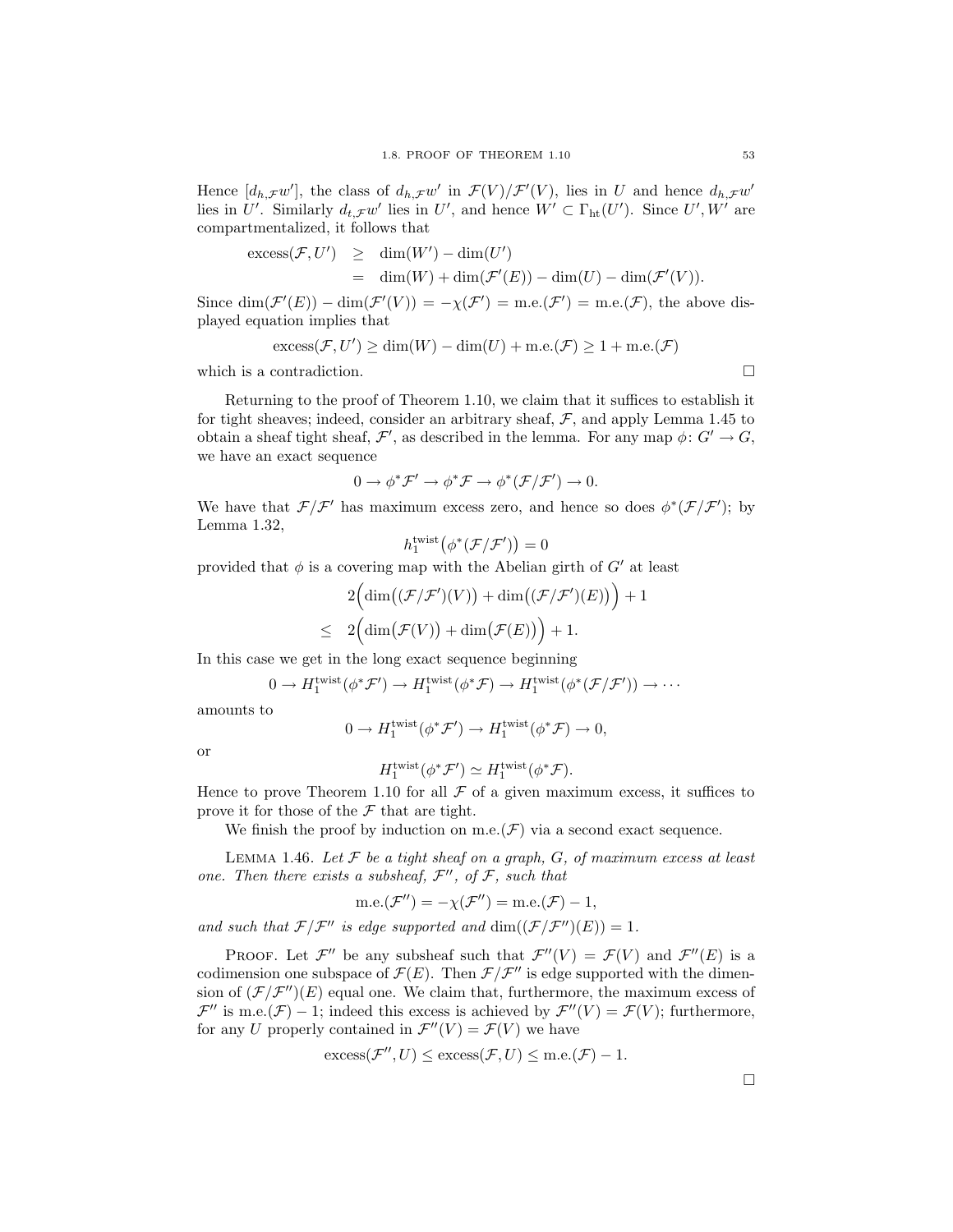Hence $[d_{h,\mathcal{F}}w']$, the class of $d_{h,\mathcal{F}}w'$ in $\mathcal{F}(V)/\mathcal{F}'(V)$, lies in $U$ and hence $d_{h,\mathcal{F}}w'$ lies in $U'$. Similarly $d_{t,\mathcal{F}}w'$ lies in $U'$, and hence $W' \subset \Gamma_{\rm ht}(U')$. Since $U', W'$ are compartmentalized, it follows that

$$
\begin{aligned}
\operatorname{excess}(\mathcal{F}, U') &\geq \dim(W') - \dim(U') \\
&= \dim(W) + \dim(\mathcal{F}'(E)) - \dim(U) - \dim(\mathcal{F}'(V)).
\end{aligned}
$$

Since $\dim(\mathcal{F}'(E)) - \dim(\mathcal{F}'(V)) = -\chi(\mathcal{F}') = \text{m.e.}(\mathcal{F}') = \text{m.e.}(\mathcal{F})$, the above displayed equation implies that

$$
\operatorname{excess}(\mathcal{F}, U') \geq \dim(W) - \dim(U) + \text{m.e.}(\mathcal{F}) \geq 1 + \text{m.e.}(\mathcal{F})
$$

which is a contradiction. $\square$

Returning to the proof of Theorem 1.10, we claim that it suffices to establish it for tight sheaves; indeed, consider an arbitrary sheaf, $\mathcal{F}$, and apply Lemma 1.45 to obtain a sheaf tight sheaf, $\mathcal{F}'$, as described in the lemma. For any map $\phi\colon G' \to G$, we have an exact sequence

$$
0 \to \phi^*\mathcal{F}' \to \phi^*\mathcal{F} \to \phi^*(\mathcal{F}/\mathcal{F}') \to 0.
$$

We have that $\mathcal{F}/\mathcal{F}'$ has maximum excess zero, and hence so does $\phi^*(\mathcal{F}/\mathcal{F}')$; by Lemma 1.32,

$$
h_1^{\rm twist}\big(\phi^*(\mathcal{F}/\mathcal{F}')\big) = 0
$$

provided that $\phi$ is a covering map with the Abelian girth of $G'$ at least

$$
\begin{aligned}
&2\Big(\dim\big((\mathcal{F}/\mathcal{F}')(V)\big) + \dim\big((\mathcal{F}/\mathcal{F}')(E)\big)\Big) + 1 \\
\leq\ &2\Big(\dim\big(\mathcal{F}(V)\big) + \dim\big(\mathcal{F}(E)\big)\Big) + 1.
\end{aligned}
$$

In this case we get in the long exact sequence beginning

$$
0 \to H_1^{\rm twist}(\phi^*\mathcal{F}') \to H_1^{\rm twist}(\phi^*\mathcal{F}) \to H_1^{\rm twist}(\phi^*(\mathcal{F}/\mathcal{F}')) \to \cdots
$$

amounts to

$$
0 \to H_1^{\rm twist}(\phi^*\mathcal{F}') \to H_1^{\rm twist}(\phi^*\mathcal{F}) \to 0,
$$

or

$$
H_1^{\rm twist}(\phi^*\mathcal{F}') \simeq H_1^{\rm twist}(\phi^*\mathcal{F}).
$$

Hence to prove Theorem 1.10 for all $\mathcal{F}$ of a given maximum excess, it suffices to prove it for those of the $\mathcal{F}$ that are tight.

We finish the proof by induction on $\text{m.e.}(\mathcal{F})$ via a second exact sequence.

Lemma 1.46. *Let $\mathcal{F}$ be a tight sheaf on a graph, $G$, of maximum excess at least one. Then there exists a subsheaf, $\mathcal{F}''$, of $\mathcal{F}$, such that*

$$
\text{m.e.}(\mathcal{F}'') = -\chi(\mathcal{F}'') = \text{m.e.}(\mathcal{F}) - 1,
$$

*and such that $\mathcal{F}/\mathcal{F}''$ is edge supported and $\dim((\mathcal{F}/\mathcal{F}'')(E)) = 1$.*

Proof. Let $\mathcal{F}''$ be any subsheaf such that $\mathcal{F}''(V) = \mathcal{F}(V)$ and $\mathcal{F}''(E)$ is a codimension one subspace of $\mathcal{F}(E)$. Then $\mathcal{F}/\mathcal{F}''$ is edge supported with the dimension of $(\mathcal{F}/\mathcal{F}'')(E)$ equal one. We claim that, furthermore, the maximum excess of $\mathcal{F}''$ is $\text{m.e.}(\mathcal{F}) - 1$; indeed this excess is achieved by $\mathcal{F}''(V) = \mathcal{F}(V)$; furthermore, for any $U$ properly contained in $\mathcal{F}''(V) = \mathcal{F}(V)$ we have

$$
\operatorname{excess}(\mathcal{F}'', U) \leq \operatorname{excess}(\mathcal{F}, U) \leq \text{m.e.}(\mathcal{F}) - 1.
$$

$\square$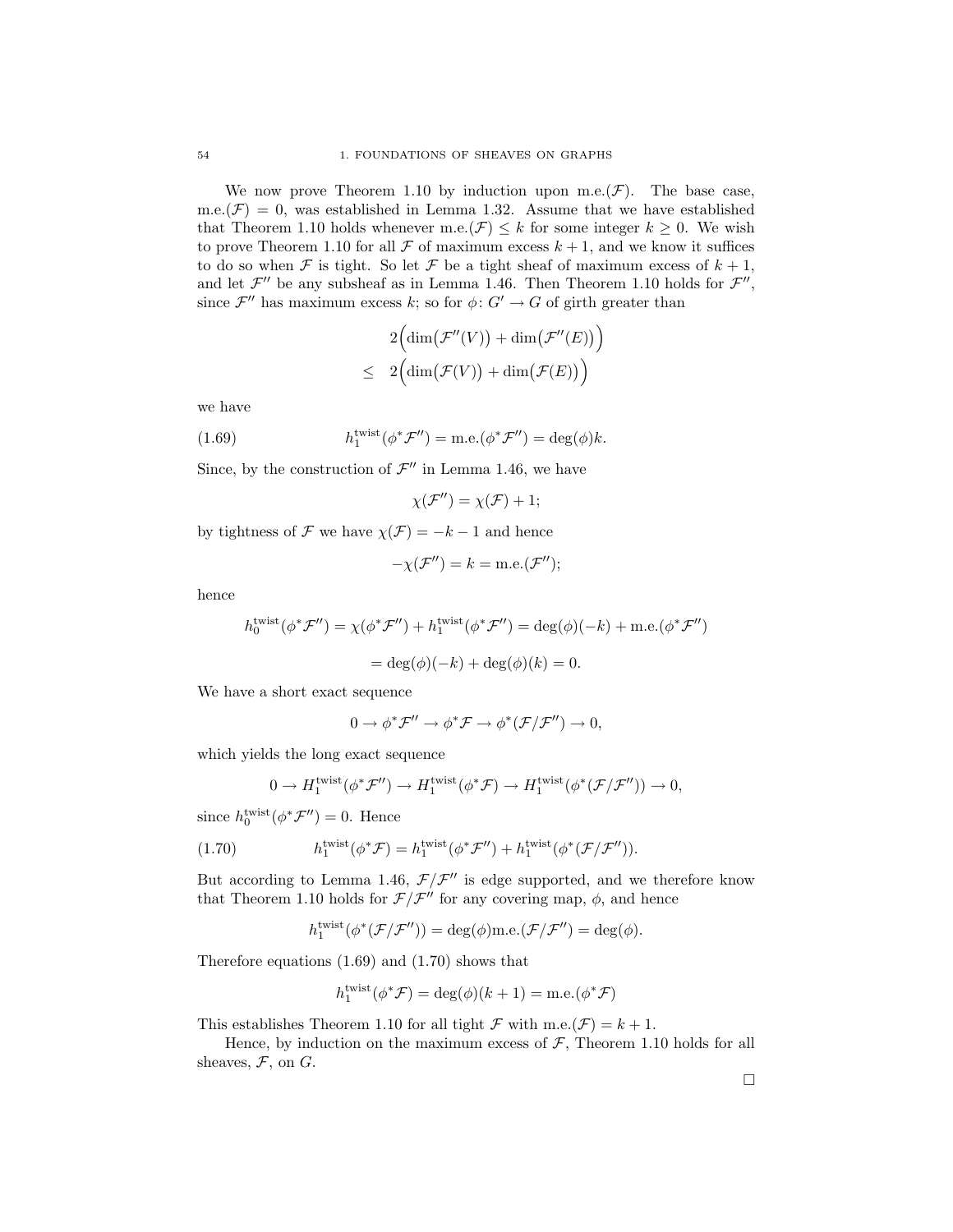We now prove Theorem 1.10 by induction upon m.e.$(\mathcal{F})$. The base case, m.e.$(\mathcal{F}) = 0$, was established in Lemma 1.32. Assume that we have established that Theorem 1.10 holds whenever m.e.$(\mathcal{F}) \le k$ for some integer $k \ge 0$. We wish to prove Theorem 1.10 for all $\mathcal{F}$ of maximum excess $k+1$, and we know it suffices to do so when $\mathcal{F}$ is tight. So let $\mathcal{F}$ be a tight sheaf of maximum excess of $k+1$, and let $\mathcal{F}''$ be any subsheaf as in Lemma 1.46. Then Theorem 1.10 holds for $\mathcal{F}''$, since $\mathcal{F}''$ has maximum excess $k$; so for $\phi\colon G' \to G$ of girth greater than

$$
\begin{aligned}
& 2\Big(\dim\big(\mathcal{F}''(V)\big) + \dim\big(\mathcal{F}''(E)\big)\Big) \\
\le\quad & 2\Big(\dim\big(\mathcal{F}(V)\big) + \dim\big(\mathcal{F}(E)\big)\Big)
\end{aligned}
$$

we have

$$
h_1^{\mathrm{twist}}(\phi^*\mathcal{F}'') = \mathrm{m.e.}(\phi^*\mathcal{F}'') = \deg(\phi)k. \tag{1.69}
$$

Since, by the construction of $\mathcal{F}''$ in Lemma 1.46, we have

$$
\chi(\mathcal{F}'') = \chi(\mathcal{F}) + 1;
$$

by tightness of $\mathcal{F}$ we have $\chi(\mathcal{F}) = -k-1$ and hence

$$
-\chi(\mathcal{F}'') = k = \mathrm{m.e.}(\mathcal{F}'');
$$

hence

$$
h_0^{\mathrm{twist}}(\phi^*\mathcal{F}'') = \chi(\phi^*\mathcal{F}'') + h_1^{\mathrm{twist}}(\phi^*\mathcal{F}'') = \deg(\phi)(-k) + \mathrm{m.e.}(\phi^*\mathcal{F}'')
$$

$$
= \deg(\phi)(-k) + \deg(\phi)(k) = 0.
$$

We have a short exact sequence

$$
0 \to \phi^*\mathcal{F}'' \to \phi^*\mathcal{F} \to \phi^*(\mathcal{F}/\mathcal{F}'') \to 0,
$$

which yields the long exact sequence

$$
0 \to H_1^{\mathrm{twist}}(\phi^*\mathcal{F}'') \to H_1^{\mathrm{twist}}(\phi^*\mathcal{F}) \to H_1^{\mathrm{twist}}(\phi^*(\mathcal{F}/\mathcal{F}'')) \to 0,
$$

since $h_0^{\mathrm{twist}}(\phi^*\mathcal{F}'') = 0$. Hence

$$
h_1^{\mathrm{twist}}(\phi^*\mathcal{F}) = h_1^{\mathrm{twist}}(\phi^*\mathcal{F}'') + h_1^{\mathrm{twist}}(\phi^*(\mathcal{F}/\mathcal{F}'')). \tag{1.70}
$$

But according to Lemma 1.46, $\mathcal{F}/\mathcal{F}''$ is edge supported, and we therefore know that Theorem 1.10 holds for $\mathcal{F}/\mathcal{F}''$ for any covering map, $\phi$, and hence

$$
h_1^{\mathrm{twist}}(\phi^*(\mathcal{F}/\mathcal{F}'')) = \deg(\phi)\mathrm{m.e.}(\mathcal{F}/\mathcal{F}'') = \deg(\phi).
$$

Therefore equations (1.69) and (1.70) shows that

$$
h_1^{\mathrm{twist}}(\phi^*\mathcal{F}) = \deg(\phi)(k+1) = \mathrm{m.e.}(\phi^*\mathcal{F})
$$

This establishes Theorem 1.10 for all tight $\mathcal{F}$ with m.e.$(\mathcal{F}) = k+1$.

Hence, by induction on the maximum excess of $\mathcal{F}$, Theorem 1.10 holds for all sheaves, $\mathcal{F}$, on $G$.

□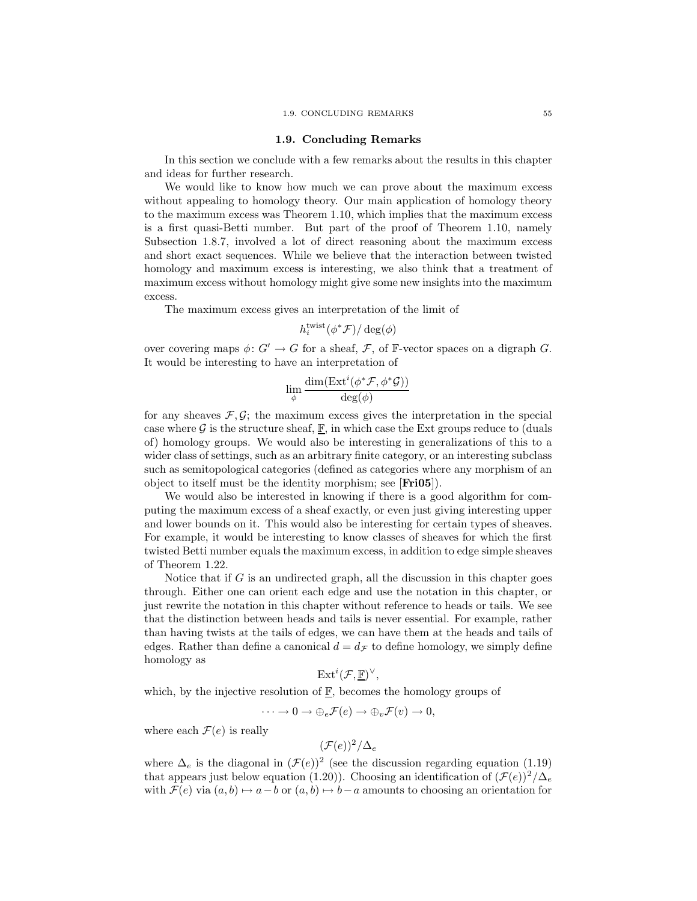## 1.9. Concluding Remarks

In this section we conclude with a few remarks about the results in this chapter and ideas for further research.

We would like to know how much we can prove about the maximum excess without appealing to homology theory. Our main application of homology theory to the maximum excess was Theorem 1.10, which implies that the maximum excess is a first quasi-Betti number. But part of the proof of Theorem 1.10, namely Subsection 1.8.7, involved a lot of direct reasoning about the maximum excess and short exact sequences. While we believe that the interaction between twisted homology and maximum excess is interesting, we also think that a treatment of maximum excess without homology might give some new insights into the maximum excess.

The maximum excess gives an interpretation of the limit of

$$h_i^{\mathrm{twist}}(\phi^*\mathcal{F})/\deg(\phi)$$

over covering maps $\phi\colon G' \to G$ for a sheaf, $\mathcal{F}$, of $\mathbb{F}$-vector spaces on a digraph $G$. It would be interesting to have an interpretation of

$$\lim_{\phi} \frac{\dim(\mathrm{Ext}^i(\phi^*\mathcal{F}, \phi^*\mathcal{G}))}{\deg(\phi)}$$

for any sheaves $\mathcal{F}, \mathcal{G}$; the maximum excess gives the interpretation in the special case where $\mathcal{G}$ is the structure sheaf, $\underline{\mathbb{F}}$, in which case the Ext groups reduce to (duals of) homology groups. We would also be interesting in generalizations of this to a wider class of settings, such as an arbitrary finite category, or an interesting subclass such as semitopological categories (defined as categories where any morphism of an object to itself must be the identity morphism; see [**Fri05**]).

We would also be interested in knowing if there is a good algorithm for computing the maximum excess of a sheaf exactly, or even just giving interesting upper and lower bounds on it. This would also be interesting for certain types of sheaves. For example, it would be interesting to know classes of sheaves for which the first twisted Betti number equals the maximum excess, in addition to edge simple sheaves of Theorem 1.22.

Notice that if $G$ is an undirected graph, all the discussion in this chapter goes through. Either one can orient each edge and use the notation in this chapter, or just rewrite the notation in this chapter without reference to heads or tails. We see that the distinction between heads and tails is never essential. For example, rather than having twists at the tails of edges, we can have them at the heads and tails of edges. Rather than define a canonical $d = d_{\mathcal{F}}$ to define homology, we simply define homology as

$$\mathrm{Ext}^i(\mathcal{F}, \underline{\mathbb{F}})^\vee,$$

which, by the injective resolution of $\underline{\mathbb{F}}$, becomes the homology groups of

$$\cdots \to 0 \to \oplus_e \mathcal{F}(e) \to \oplus_v \mathcal{F}(v) \to 0,$$

where each $\mathcal{F}(e)$ is really

$$(\mathcal{F}(e))^2/\Delta_e$$

where $\Delta_e$ is the diagonal in $(\mathcal{F}(e))^2$ (see the discussion regarding equation (1.19) that appears just below equation (1.20)). Choosing an identification of $(\mathcal{F}(e))^2/\Delta_e$ with $\mathcal{F}(e)$ via $(a,b) \mapsto a-b$ or $(a,b) \mapsto b-a$ amounts to choosing an orientation for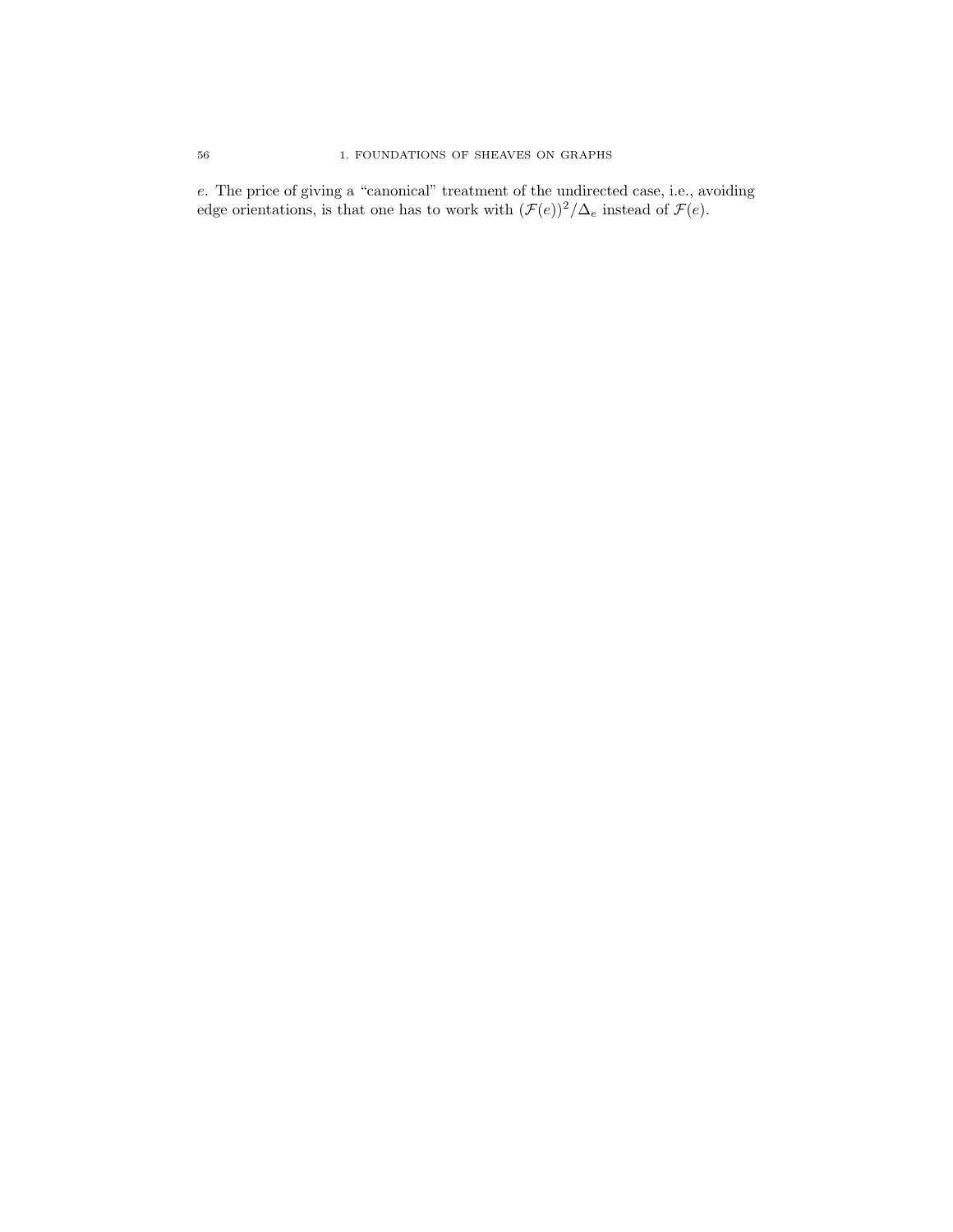$e$. The price of giving a "canonical" treatment of the undirected case, i.e., avoiding edge orientations, is that one has to work with $(\mathcal{F}(e))^2/\Delta_e$ instead of $\mathcal{F}(e)$.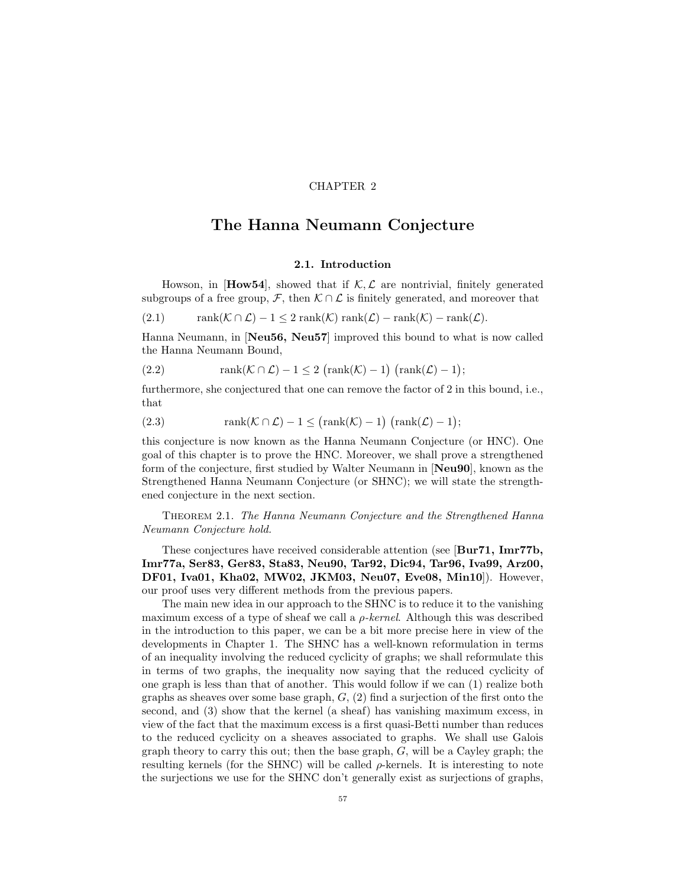CHAPTER 2

# The Hanna Neumann Conjecture

## 2.1. Introduction

Howson, in [**How54**], showed that if $\mathcal{K}, \mathcal{L}$ are nontrivial, finitely generated subgroups of a free group, $\mathcal{F}$, then $\mathcal{K} \cap \mathcal{L}$ is finitely generated, and moreover that

$$\text{rank}(\mathcal{K} \cap \mathcal{L}) - 1 \leq 2\, \text{rank}(\mathcal{K})\, \text{rank}(\mathcal{L}) - \text{rank}(\mathcal{K}) - \text{rank}(\mathcal{L}). \tag{2.1}$$

Hanna Neumann, in [**Neu56, Neu57**] improved this bound to what is now called the Hanna Neumann Bound,

$$\text{rank}(\mathcal{K} \cap \mathcal{L}) - 1 \leq 2\, \big(\text{rank}(\mathcal{K}) - 1\big)\, \big(\text{rank}(\mathcal{L}) - 1\big); \tag{2.2}$$

furthermore, she conjectured that one can remove the factor of 2 in this bound, i.e., that

$$\text{rank}(\mathcal{K} \cap \mathcal{L}) - 1 \leq \big(\text{rank}(\mathcal{K}) - 1\big)\, \big(\text{rank}(\mathcal{L}) - 1\big); \tag{2.3}$$

this conjecture is now known as the Hanna Neumann Conjecture (or HNC). One goal of this chapter is to prove the HNC. Moreover, we shall prove a strengthened form of the conjecture, first studied by Walter Neumann in [**Neu90**], known as the Strengthened Hanna Neumann Conjecture (or SHNC); we will state the strengthened conjecture in the next section.

Theorem 2.1. *The Hanna Neumann Conjecture and the Strengthened Hanna Neumann Conjecture hold.*

These conjectures have received considerable attention (see [**Bur71, Imr77b, Imr77a, Ser83, Ger83, Sta83, Neu90, Tar92, Dic94, Tar96, Iva99, Arz00, DF01, Iva01, Kha02, MW02, JKM03, Neu07, Eve08, Min10**]). However, our proof uses very different methods from the previous papers.

The main new idea in our approach to the SHNC is to reduce it to the vanishing maximum excess of a type of sheaf we call a *ρ-kernel*. Although this was described in the introduction to this paper, we can be a bit more precise here in view of the developments in Chapter 1. The SHNC has a well-known reformulation in terms of an inequality involving the reduced cyclicity of graphs; we shall reformulate this in terms of two graphs, the inequality now saying that the reduced cyclicity of one graph is less than that of another. This would follow if we can (1) realize both graphs as sheaves over some base graph, $G$, (2) find a surjection of the first onto the second, and (3) show that the kernel (a sheaf) has vanishing maximum excess, in view of the fact that the maximum excess is a first quasi-Betti number than reduces to the reduced cyclicity on a sheaves associated to graphs. We shall use Galois graph theory to carry this out; then the base graph, $G$, will be a Cayley graph; the resulting kernels (for the SHNC) will be called $\rho$-kernels. It is interesting to note the surjections we use for the SHNC don't generally exist as surjections of graphs,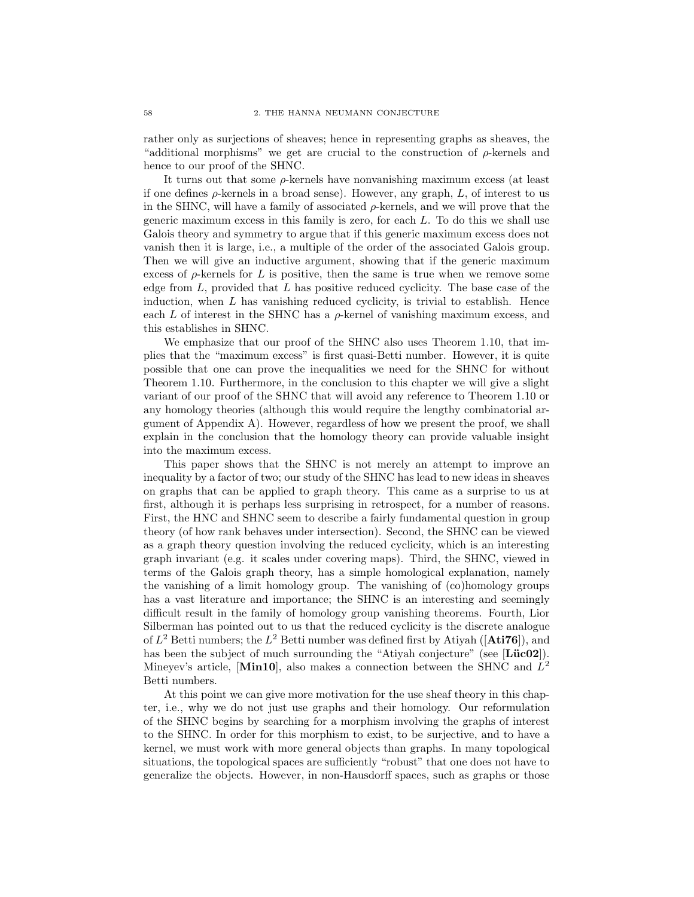rather only as surjections of sheaves; hence in representing graphs as sheaves, the "additional morphisms" we get are crucial to the construction of $\rho$-kernels and hence to our proof of the SHNC.

It turns out that some $\rho$-kernels have nonvanishing maximum excess (at least if one defines $\rho$-kernels in a broad sense). However, any graph, $L$, of interest to us in the SHNC, will have a family of associated $\rho$-kernels, and we will prove that the generic maximum excess in this family is zero, for each $L$. To do this we shall use Galois theory and symmetry to argue that if this generic maximum excess does not vanish then it is large, i.e., a multiple of the order of the associated Galois group. Then we will give an inductive argument, showing that if the generic maximum excess of $\rho$-kernels for $L$ is positive, then the same is true when we remove some edge from $L$, provided that $L$ has positive reduced cyclicity. The base case of the induction, when $L$ has vanishing reduced cyclicity, is trivial to establish. Hence each $L$ of interest in the SHNC has a $\rho$-kernel of vanishing maximum excess, and this establishes in SHNC.

We emphasize that our proof of the SHNC also uses Theorem 1.10, that implies that the "maximum excess" is first quasi-Betti number. However, it is quite possible that one can prove the inequalities we need for the SHNC for without Theorem 1.10. Furthermore, in the conclusion to this chapter we will give a slight variant of our proof of the SHNC that will avoid any reference to Theorem 1.10 or any homology theories (although this would require the lengthy combinatorial argument of Appendix A). However, regardless of how we present the proof, we shall explain in the conclusion that the homology theory can provide valuable insight into the maximum excess.

This paper shows that the SHNC is not merely an attempt to improve an inequality by a factor of two; our study of the SHNC has lead to new ideas in sheaves on graphs that can be applied to graph theory. This came as a surprise to us at first, although it is perhaps less surprising in retrospect, for a number of reasons. First, the HNC and SHNC seem to describe a fairly fundamental question in group theory (of how rank behaves under intersection). Second, the SHNC can be viewed as a graph theory question involving the reduced cyclicity, which is an interesting graph invariant (e.g. it scales under covering maps). Third, the SHNC, viewed in terms of the Galois graph theory, has a simple homological explanation, namely the vanishing of a limit homology group. The vanishing of (co)homology groups has a vast literature and importance; the SHNC is an interesting and seemingly difficult result in the family of homology group vanishing theorems. Fourth, Lior Silberman has pointed out to us that the reduced cyclicity is the discrete analogue of $L^2$ Betti numbers; the $L^2$ Betti number was defined first by Atiyah ([**Ati76**]), and has been the subject of much surrounding the "Atiyah conjecture" (see [**Lüc02**]). Mineyev's article, [**Min10**], also makes a connection between the SHNC and $L^2$ Betti numbers.

At this point we can give more motivation for the use sheaf theory in this chapter, i.e., why we do not just use graphs and their homology. Our reformulation of the SHNC begins by searching for a morphism involving the graphs of interest to the SHNC. In order for this morphism to exist, to be surjective, and to have a kernel, we must work with more general objects than graphs. In many topological situations, the topological spaces are sufficiently "robust" that one does not have to generalize the objects. However, in non-Hausdorff spaces, such as graphs or those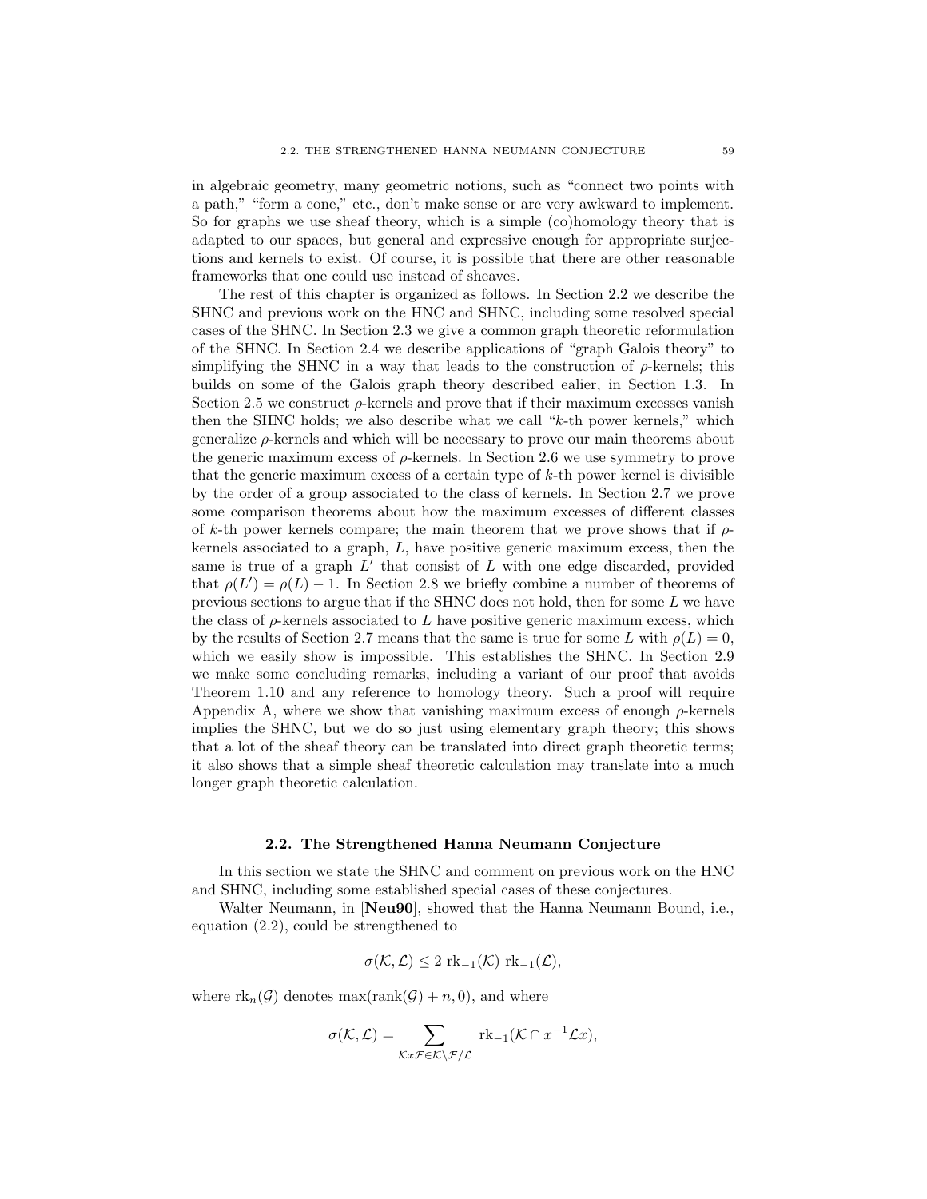in algebraic geometry, many geometric notions, such as "connect two points with a path," "form a cone," etc., don't make sense or are very awkward to implement. So for graphs we use sheaf theory, which is a simple (co)homology theory that is adapted to our spaces, but general and expressive enough for appropriate surjections and kernels to exist. Of course, it is possible that there are other reasonable frameworks that one could use instead of sheaves.

The rest of this chapter is organized as follows. In Section 2.2 we describe the SHNC and previous work on the HNC and SHNC, including some resolved special cases of the SHNC. In Section 2.3 we give a common graph theoretic reformulation of the SHNC. In Section 2.4 we describe applications of "graph Galois theory" to simplifying the SHNC in a way that leads to the construction of $\rho$-kernels; this builds on some of the Galois graph theory described ealier, in Section 1.3. In Section 2.5 we construct $\rho$-kernels and prove that if their maximum excesses vanish then the SHNC holds; we also describe what we call "$k$-th power kernels," which generalize $\rho$-kernels and which will be necessary to prove our main theorems about the generic maximum excess of $\rho$-kernels. In Section 2.6 we use symmetry to prove that the generic maximum excess of a certain type of $k$-th power kernel is divisible by the order of a group associated to the class of kernels. In Section 2.7 we prove some comparison theorems about how the maximum excesses of different classes of $k$-th power kernels compare; the main theorem that we prove shows that if $\rho$-kernels associated to a graph, $L$, have positive generic maximum excess, then the same is true of a graph $L'$ that consist of $L$ with one edge discarded, provided that $\rho(L') = \rho(L) - 1$. In Section 2.8 we briefly combine a number of theorems of previous sections to argue that if the SHNC does not hold, then for some $L$ we have the class of $\rho$-kernels associated to $L$ have positive generic maximum excess, which by the results of Section 2.7 means that the same is true for some $L$ with $\rho(L) = 0$, which we easily show is impossible. This establishes the SHNC. In Section 2.9 we make some concluding remarks, including a variant of our proof that avoids Theorem 1.10 and any reference to homology theory. Such a proof will require Appendix A, where we show that vanishing maximum excess of enough $\rho$-kernels implies the SHNC, but we do so just using elementary graph theory; this shows that a lot of the sheaf theory can be translated into direct graph theoretic terms; it also shows that a simple sheaf theoretic calculation may translate into a much longer graph theoretic calculation.

## 2.2. The Strengthened Hanna Neumann Conjecture

In this section we state the SHNC and comment on previous work on the HNC and SHNC, including some established special cases of these conjectures.

Walter Neumann, in [**Neu90**], showed that the Hanna Neumann Bound, i.e., equation (2.2), could be strengthened to

$$\sigma(\mathcal{K}, \mathcal{L}) \leq 2 \ \mathrm{rk}_{-1}(\mathcal{K}) \ \mathrm{rk}_{-1}(\mathcal{L}),$$

where $\mathrm{rk}_n(\mathcal{G})$ denotes $\max(\mathrm{rank}(\mathcal{G}) + n, 0)$, and where

$$\sigma(\mathcal{K}, \mathcal{L}) = \sum_{\mathcal{K}x\mathcal{F} \in \mathcal{K}\backslash\mathcal{F}/\mathcal{L}} \mathrm{rk}_{-1}(\mathcal{K} \cap x^{-1}\mathcal{L}x),$$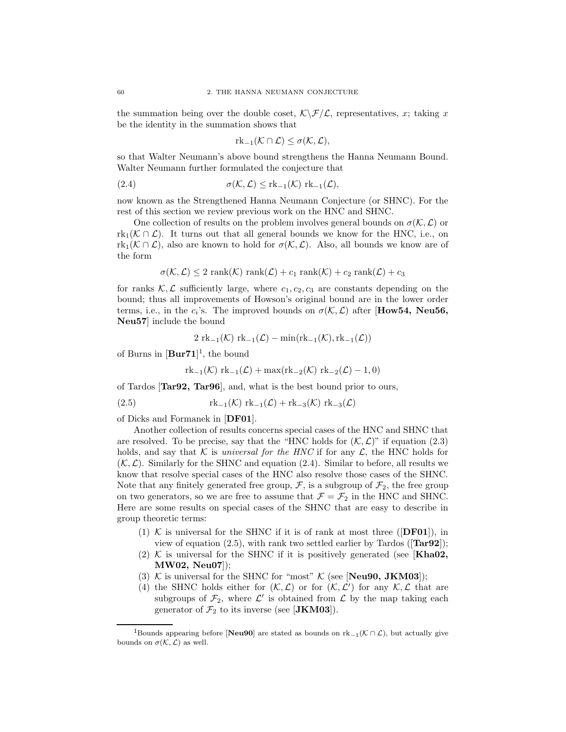the summation being over the double coset, $\mathcal{K}\backslash\mathcal{F}/\mathcal{L}$, representatives, $x$; taking $x$ be the identity in the summation shows that

$$\mathrm{rk}_{-1}(\mathcal{K} \cap \mathcal{L}) \leq \sigma(\mathcal{K}, \mathcal{L}),$$

so that Walter Neumann's above bound strengthens the Hanna Neumann Bound. Walter Neumann further formulated the conjecture that

$$\sigma(\mathcal{K}, \mathcal{L}) \leq \mathrm{rk}_{-1}(\mathcal{K})\ \mathrm{rk}_{-1}(\mathcal{L}), \tag{2.4}$$

now known as the Strengthened Hanna Neumann Conjecture (or SHNC). For the rest of this section we review previous work on the HNC and SHNC.

One collection of results on the problem involves general bounds on $\sigma(\mathcal{K}, \mathcal{L})$ or $\mathrm{rk}_1(\mathcal{K} \cap \mathcal{L})$. It turns out that all general bounds we know for the HNC, i.e., on $\mathrm{rk}_1(\mathcal{K} \cap \mathcal{L})$, also are known to hold for $\sigma(\mathcal{K}, \mathcal{L})$. Also, all bounds we know are of the form

$$\sigma(\mathcal{K}, \mathcal{L}) \leq 2\ \mathrm{rank}(\mathcal{K})\ \mathrm{rank}(\mathcal{L}) + c_1\ \mathrm{rank}(\mathcal{K}) + c_2\ \mathrm{rank}(\mathcal{L}) + c_3$$

for ranks $\mathcal{K}, \mathcal{L}$ sufficiently large, where $c_1, c_2, c_3$ are constants depending on the bound; thus all improvements of Howson's original bound are in the lower order terms, i.e., in the $c_i$'s. The improved bounds on $\sigma(\mathcal{K}, \mathcal{L})$ after [**How54, Neu56, Neu57**] include the bound

$$2\ \mathrm{rk}_{-1}(\mathcal{K})\ \mathrm{rk}_{-1}(\mathcal{L}) - \min(\mathrm{rk}_{-1}(\mathcal{K}), \mathrm{rk}_{-1}(\mathcal{L}))$$

of Burns in [**Bur71**][1], the bound

$$\mathrm{rk}_{-1}(\mathcal{K})\ \mathrm{rk}_{-1}(\mathcal{L}) + \max(\mathrm{rk}_{-2}(\mathcal{K})\ \mathrm{rk}_{-2}(\mathcal{L}) - 1, 0)$$

of Tardos [**Tar92, Tar96**], and, what is the best bound prior to ours,

$$\mathrm{rk}_{-1}(\mathcal{K})\ \mathrm{rk}_{-1}(\mathcal{L}) + \mathrm{rk}_{-3}(\mathcal{K})\ \mathrm{rk}_{-3}(\mathcal{L}) \tag{2.5}$$

of Dicks and Formanek in [**DF01**].

Another collection of results concerns special cases of the HNC and SHNC that are resolved. To be precise, say that the "HNC holds for $(\mathcal{K}, \mathcal{L})$" if equation (2.3) holds, and say that $\mathcal{K}$ is *universal for the HNC* if for any $\mathcal{L}$, the HNC holds for $(\mathcal{K}, \mathcal{L})$. Similarly for the SHNC and equation (2.4). Similar to before, all results we know that resolve special cases of the HNC also resolve those cases of the SHNC. Note that any finitely generated free group, $\mathcal{F}$, is a subgroup of $\mathcal{F}_2$, the free group on two generators, so we are free to assume that $\mathcal{F} = \mathcal{F}_2$ in the HNC and SHNC. Here are some results on special cases of the SHNC that are easy to describe in group theoretic terms:

1. $\mathcal{K}$ is universal for the SHNC if it is of rank at most three ([**DF01**]), in view of equation (2.5), with rank two settled earlier by Tardos ([**Tar92**]);
2. $\mathcal{K}$ is universal for the SHNC if it is positively generated (see [**Kha02, MW02, Neu07**]);
3. $\mathcal{K}$ is universal for the SHNC for "most" $\mathcal{K}$ (see [**Neu90, JKM03**]);
4. the SHNC holds either for $(\mathcal{K}, \mathcal{L})$ or for $(\mathcal{K}, \mathcal{L}')$ for any $\mathcal{K}, \mathcal{L}$ that are subgroups of $\mathcal{F}_2$, where $\mathcal{L}'$ is obtained from $\mathcal{L}$ by the map taking each generator of $\mathcal{F}_2$ to its inverse (see [**JKM03**]).

[1]Bounds appearing before [**Neu90**] are stated as bounds on $\mathrm{rk}_{-1}(\mathcal{K} \cap \mathcal{L})$, but actually give bounds on $\sigma(\mathcal{K}, \mathcal{L})$ as well.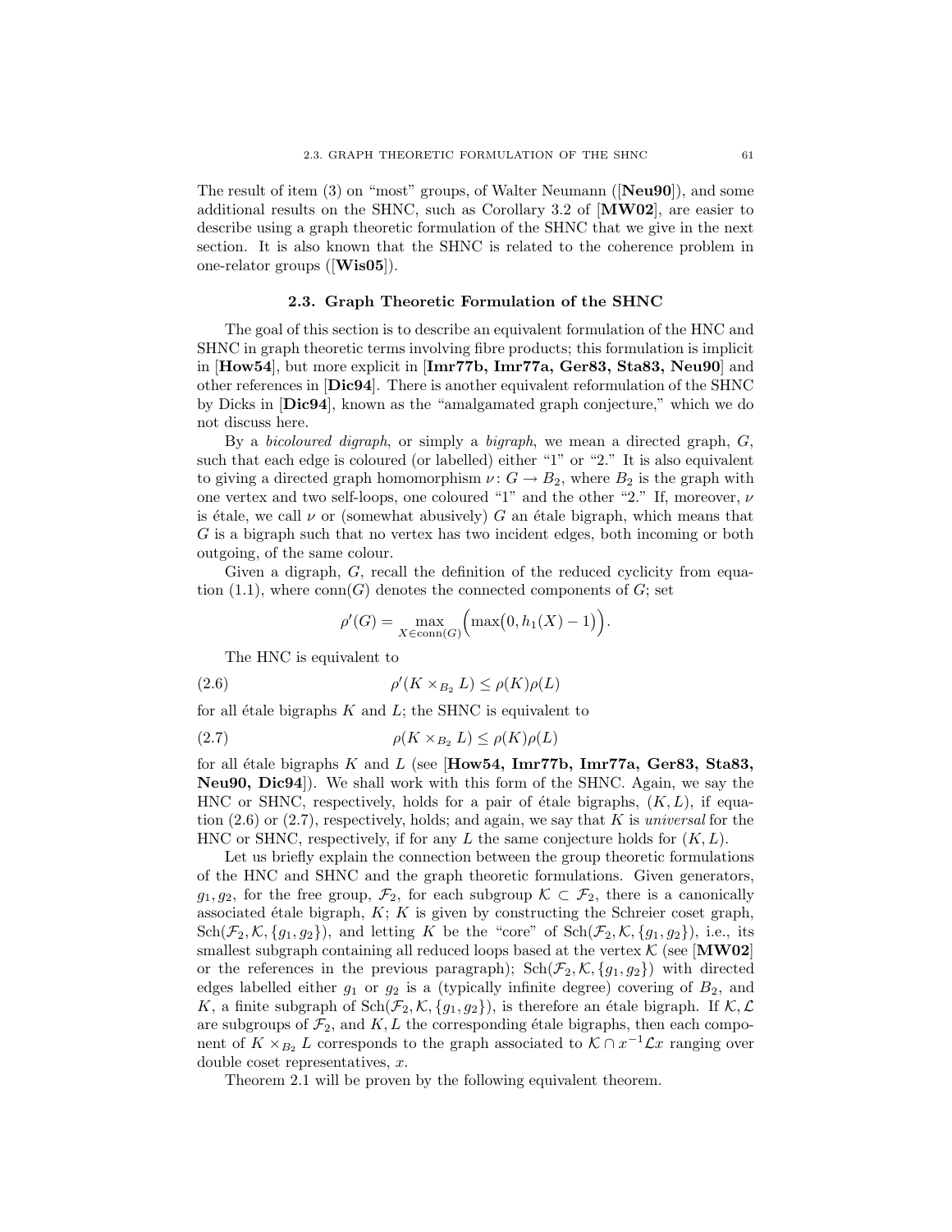The result of item (3) on "most" groups, of Walter Neumann ([**Neu90**]), and some additional results on the SHNC, such as Corollary 3.2 of [**MW02**], are easier to describe using a graph theoretic formulation of the SHNC that we give in the next section. It is also known that the SHNC is related to the coherence problem in one-relator groups ([**Wis05**]).

## 2.3. Graph Theoretic Formulation of the SHNC

The goal of this section is to describe an equivalent formulation of the HNC and SHNC in graph theoretic terms involving fibre products; this formulation is implicit in [**How54**], but more explicit in [**Imr77b, Imr77a, Ger83, Sta83, Neu90**] and other references in [**Dic94**]. There is another equivalent reformulation of the SHNC by Dicks in [**Dic94**], known as the "amalgamated graph conjecture," which we do not discuss here.

By a *bicoloured digraph*, or simply a *bigraph*, we mean a directed graph, $G$, such that each edge is coloured (or labelled) either "1" or "2." It is also equivalent to giving a directed graph homomorphism $\nu\colon G \to B_2$, where $B_2$ is the graph with one vertex and two self-loops, one coloured "1" and the other "2." If, moreover, $\nu$ is étale, we call $\nu$ or (somewhat abusively) $G$ an étale bigraph, which means that $G$ is a bigraph such that no vertex has two incident edges, both incoming or both outgoing, of the same colour.

Given a digraph, $G$, recall the definition of the reduced cyclicity from equation (1.1), where $\mathrm{conn}(G)$ denotes the connected components of $G$; set

$$\rho'(G) = \max_{X \in \mathrm{conn}(G)} \Bigl( \max\bigl(0, h_1(X) - 1\bigr) \Bigr).$$

The HNC is equivalent to

$$\rho'(K \times_{B_2} L) \le \rho(K)\rho(L) \tag{2.6}$$

for all étale bigraphs $K$ and $L$; the SHNC is equivalent to

$$\rho(K \times_{B_2} L) \le \rho(K)\rho(L) \tag{2.7}$$

for all étale bigraphs $K$ and $L$ (see [**How54, Imr77b, Imr77a, Ger83, Sta83, Neu90, Dic94**]). We shall work with this form of the SHNC. Again, we say the HNC or SHNC, respectively, holds for a pair of étale bigraphs, $(K, L)$, if equation (2.6) or (2.7), respectively, holds; and again, we say that $K$ is *universal* for the HNC or SHNC, respectively, if for any $L$ the same conjecture holds for $(K, L)$.

Let us briefly explain the connection between the group theoretic formulations of the HNC and SHNC and the graph theoretic formulations. Given generators, $g_1, g_2$, for the free group, $\mathcal{F}_2$, for each subgroup $\mathcal{K} \subset \mathcal{F}_2$, there is a canonically associated étale bigraph, $K$; $K$ is given by constructing the Schreier coset graph, $\mathrm{Sch}(\mathcal{F}_2, \mathcal{K}, \{g_1, g_2\})$, and letting $K$ be the "core" of $\mathrm{Sch}(\mathcal{F}_2, \mathcal{K}, \{g_1, g_2\})$, i.e., its smallest subgraph containing all reduced loops based at the vertex $\mathcal{K}$ (see [**MW02**] or the references in the previous paragraph); $\mathrm{Sch}(\mathcal{F}_2, \mathcal{K}, \{g_1, g_2\})$ with directed edges labelled either $g_1$ or $g_2$ is a (typically infinite degree) covering of $B_2$, and $K$, a finite subgraph of $\mathrm{Sch}(\mathcal{F}_2, \mathcal{K}, \{g_1, g_2\})$, is therefore an étale bigraph. If $\mathcal{K}, \mathcal{L}$ are subgroups of $\mathcal{F}_2$, and $K, L$ the corresponding étale bigraphs, then each component of $K \times_{B_2} L$ corresponds to the graph associated to $\mathcal{K} \cap x^{-1}\mathcal{L}x$ ranging over double coset representatives, $x$.

Theorem 2.1 will be proven by the following equivalent theorem.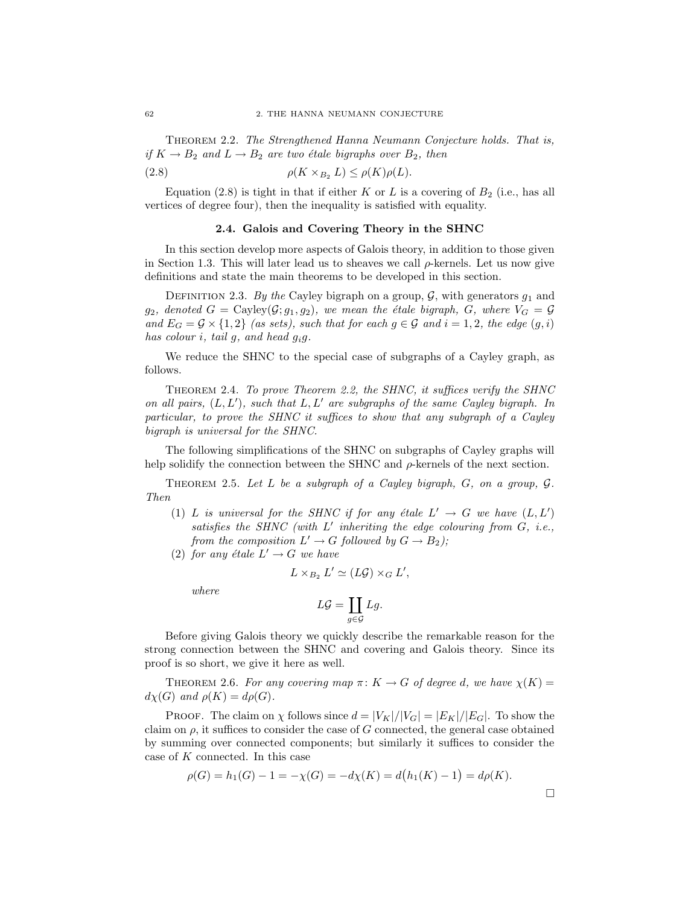Theorem 2.2. *The Strengthened Hanna Neumann Conjecture holds. That is, if $K \to B_2$ and $L \to B_2$ are two étale bigraphs over $B_2$, then*

$$\rho(K \times_{B_2} L) \le \rho(K)\rho(L). \tag{2.8}$$

Equation (2.8) is tight in that if either $K$ or $L$ is a covering of $B_2$ (i.e., has all vertices of degree four), then the inequality is satisfied with equality.

## 2.4. Galois and Covering Theory in the SHNC

In this section develop more aspects of Galois theory, in addition to those given in Section 1.3. This will later lead us to sheaves we call $\rho$-kernels. Let us now give definitions and state the main theorems to be developed in this section.

Definition 2.3. *By the* Cayley bigraph *on a group, $\mathcal{G}$, with generators $g_1$ and $g_2$, denoted $G = \mathrm{Cayley}(\mathcal{G}; g_1, g_2)$, we mean the étale bigraph, $G$, where $V_G = \mathcal{G}$ and $E_G = \mathcal{G} \times \{1, 2\}$ (as sets), such that for each $g \in \mathcal{G}$ and $i = 1, 2$, the edge $(g, i)$ has colour $i$, tail $g$, and head $g_i g$.*

We reduce the SHNC to the special case of subgraphs of a Cayley graph, as follows.

Theorem 2.4. *To prove Theorem 2.2, the SHNC, it suffices verify the SHNC on all pairs, $(L, L')$, such that $L, L'$ are subgraphs of the same Cayley bigraph. In particular, to prove the SHNC it suffices to show that any subgraph of a Cayley bigraph is universal for the SHNC.*

The following simplifications of the SHNC on subgraphs of Cayley graphs will help solidify the connection between the SHNC and $\rho$-kernels of the next section.

Theorem 2.5. *Let $L$ be a subgraph of a Cayley bigraph, $G$, on a group, $\mathcal{G}$. Then*

1. *$L$ is universal for the SHNC if for any étale $L' \to G$ we have $(L, L')$ satisfies the SHNC (with $L'$ inheriting the edge colouring from $G$, i.e., from the composition $L' \to G$ followed by $G \to B_2$);*
2. *for any étale $L' \to G$ we have*
$$L \times_{B_2} L' \simeq (L\mathcal{G}) \times_G L',$$
*where*
$$L\mathcal{G} = \coprod_{g \in \mathcal{G}} Lg.$$

Before giving Galois theory we quickly describe the remarkable reason for the strong connection between the SHNC and covering and Galois theory. Since its proof is so short, we give it here as well.

Theorem 2.6. *For any covering map $\pi \colon K \to G$ of degree $d$, we have $\chi(K) = d\chi(G)$ and $\rho(K) = d\rho(G)$.*

Proof. The claim on $\chi$ follows since $d = |V_K|/|V_G| = |E_K|/|E_G|$. To show the claim on $\rho$, it suffices to consider the case of $G$ connected, the general case obtained by summing over connected components; but similarly it suffices to consider the case of $K$ connected. In this case

$$\rho(G) = h_1(G) - 1 = -\chi(G) = -d\chi(K) = d\big(h_1(K) - 1\big) = d\rho(K).$$

$\square$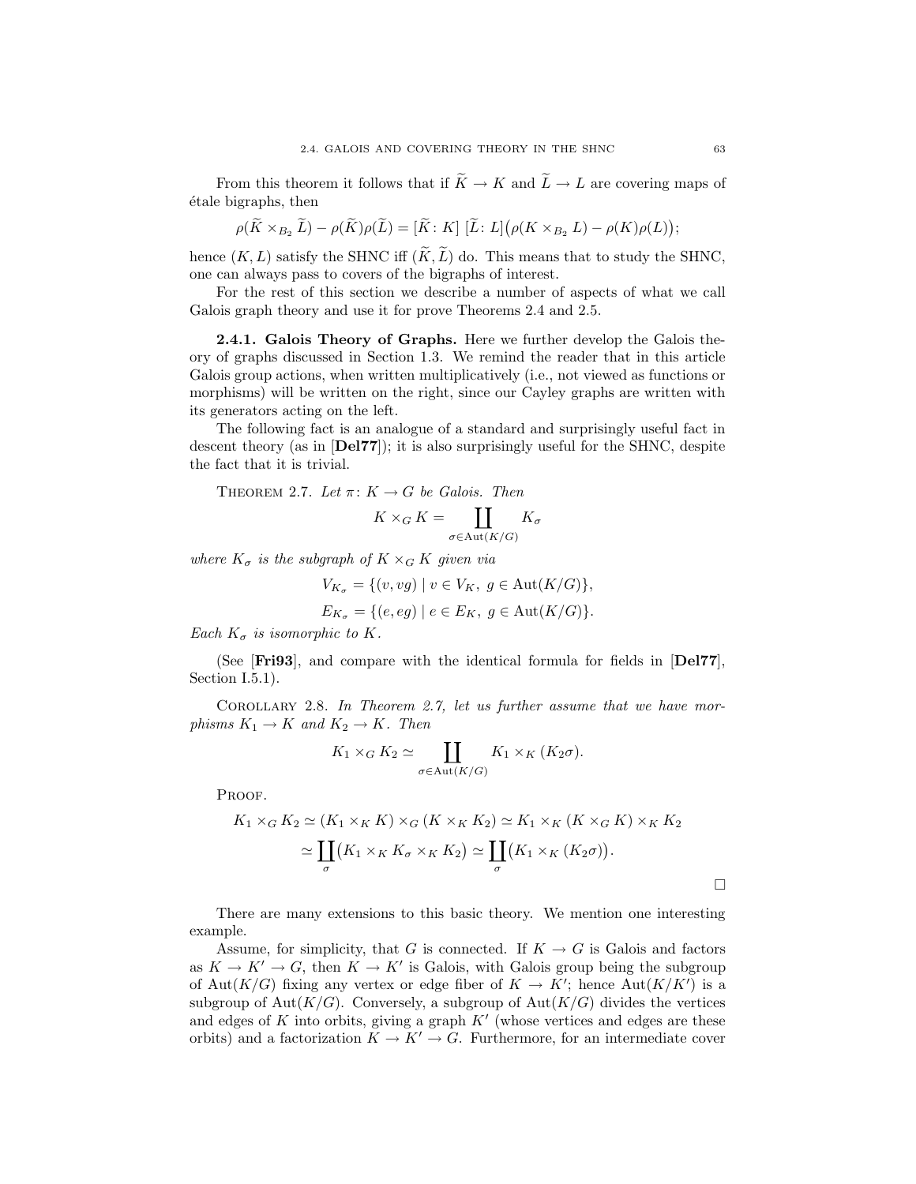From this theorem it follows that if $\widetilde{K} \to K$ and $\widetilde{L} \to L$ are covering maps of étale bigraphs, then

$$\rho(\widetilde{K} \times_{B_2} \widetilde{L}) - \rho(\widetilde{K})\rho(\widetilde{L}) = [\widetilde{K} \colon K]\ [\widetilde{L} \colon L]\big(\rho(K \times_{B_2} L) - \rho(K)\rho(L)\big);$$

hence $(K, L)$ satisfy the SHNC iff $(\widetilde{K}, \widetilde{L})$ do. This means that to study the SHNC, one can always pass to covers of the bigraphs of interest.

For the rest of this section we describe a number of aspects of what we call Galois graph theory and use it for prove Theorems 2.4 and 2.5.

**2.4.1. Galois Theory of Graphs.** Here we further develop the Galois theory of graphs discussed in Section 1.3. We remind the reader that in this article Galois group actions, when written multiplicatively (i.e., not viewed as functions or morphisms) will be written on the right, since our Cayley graphs are written with its generators acting on the left.

The following fact is an analogue of a standard and surprisingly useful fact in descent theory (as in [**Del77**]); it is also surprisingly useful for the SHNC, despite the fact that it is trivial.

THEOREM 2.7. *Let $\pi \colon K \to G$ be Galois. Then*

$$K \times_G K = \coprod_{\sigma \in \mathrm{Aut}(K/G)} K_\sigma$$

*where $K_\sigma$ is the subgraph of $K \times_G K$ given via*

$$V_{K_\sigma} = \{(v, vg) \mid v \in V_K,\ g \in \mathrm{Aut}(K/G)\},$$

$$E_{K_\sigma} = \{(e, eg) \mid e \in E_K,\ g \in \mathrm{Aut}(K/G)\}.$$

*Each $K_\sigma$ is isomorphic to $K$.*

(See [**Fri93**], and compare with the identical formula for fields in [**Del77**], Section I.5.1).

COROLLARY 2.8. *In Theorem 2.7, let us further assume that we have morphisms $K_1 \to K$ and $K_2 \to K$. Then*

$$K_1 \times_G K_2 \simeq \coprod_{\sigma \in \mathrm{Aut}(K/G)} K_1 \times_K (K_2\sigma).$$

PROOF.

$$K_1 \times_G K_2 \simeq (K_1 \times_K K) \times_G (K \times_K K_2) \simeq K_1 \times_K (K \times_G K) \times_K K_2$$

$$\simeq \coprod_\sigma \big(K_1 \times_K K_\sigma \times_K K_2\big) \simeq \coprod_\sigma \big(K_1 \times_K (K_2\sigma)\big).$$

□

There are many extensions to this basic theory. We mention one interesting example.

Assume, for simplicity, that $G$ is connected. If $K \to G$ is Galois and factors as $K \to K' \to G$, then $K \to K'$ is Galois, with Galois group being the subgroup of $\mathrm{Aut}(K/G)$ fixing any vertex or edge fiber of $K \to K'$; hence $\mathrm{Aut}(K/K')$ is a subgroup of $\mathrm{Aut}(K/G)$. Conversely, a subgroup of $\mathrm{Aut}(K/G)$ divides the vertices and edges of $K$ into orbits, giving a graph $K'$ (whose vertices and edges are these orbits) and a factorization $K \to K' \to G$. Furthermore, for an intermediate cover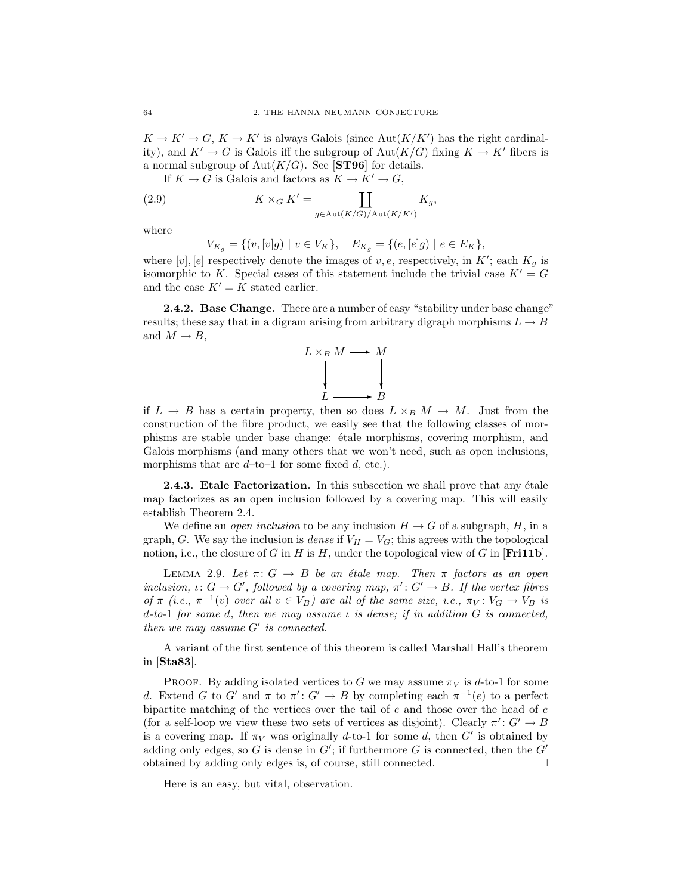$K \to K' \to G$, $K \to K'$ is always Galois (since $\mathrm{Aut}(K/K')$ has the right cardinality), and $K' \to G$ is Galois iff the subgroup of $\mathrm{Aut}(K/G)$ fixing $K \to K'$ fibers is a normal subgroup of $\mathrm{Aut}(K/G)$. See [**ST96**] for details.

If $K \to G$ is Galois and factors as $K \to K' \to G$,

$$K \times_G K' = \coprod_{g \in \mathrm{Aut}(K/G)/\mathrm{Aut}(K/K')} K_g, \tag{2.9}$$

where

$$V_{K_g} = \{(v, [v]g) \mid v \in V_K\}, \quad E_{K_g} = \{(e, [e]g) \mid e \in E_K\},$$

where $[v], [e]$ respectively denote the images of $v, e$, respectively, in $K'$; each $K_g$ is isomorphic to $K$. Special cases of this statement include the trivial case $K' = G$ and the case $K' = K$ stated earlier.

**2.4.2. Base Change.** There are a number of easy "stability under base change" results; these say that in a digram arising from arbitrary digraph morphisms $L \to B$ and $M \to B$,

$$\begin{array}{ccc} L \times_B M & \longrightarrow & M \\ \big\downarrow & & \big\downarrow \\ L & \longrightarrow & B \end{array}$$

if $L \to B$ has a certain property, then so does $L \times_B M \to M$. Just from the construction of the fibre product, we easily see that the following classes of morphisms are stable under base change: étale morphisms, covering morphism, and Galois morphisms (and many others that we won't need, such as open inclusions, morphisms that are $d$–to–1 for some fixed $d$, etc.).

**2.4.3. Etale Factorization.** In this subsection we shall prove that any étale map factorizes as an open inclusion followed by a covering map. This will easily establish Theorem 2.4.

We define an *open inclusion* to be any inclusion $H \to G$ of a subgraph, $H$, in a graph, $G$. We say the inclusion is *dense* if $V_H = V_G$; this agrees with the topological notion, i.e., the closure of $G$ in $H$ is $H$, under the topological view of $G$ in [**Fri11b**].

LEMMA 2.9. *Let $\pi \colon G \to B$ be an étale map. Then $\pi$ factors as an open inclusion, $\iota \colon G \to G'$, followed by a covering map, $\pi' \colon G' \to B$. If the vertex fibres of $\pi$ (i.e., $\pi^{-1}(v)$ over all $v \in V_B$) are all of the same size, i.e., $\pi_V \colon V_G \to V_B$ is $d$-to-1 for some $d$, then we may assume $\iota$ is dense; if in addition $G$ is connected, then we may assume $G'$ is connected.*

A variant of the first sentence of this theorem is called Marshall Hall's theorem in [**Sta83**].

PROOF. By adding isolated vertices to $G$ we may assume $\pi_V$ is $d$-to-1 for some $d$. Extend $G$ to $G'$ and $\pi$ to $\pi' \colon G' \to B$ by completing each $\pi^{-1}(e)$ to a perfect bipartite matching of the vertices over the tail of $e$ and those over the head of $e$ (for a self-loop we view these two sets of vertices as disjoint). Clearly $\pi' \colon G' \to B$ is a covering map. If $\pi_V$ was originally $d$-to-1 for some $d$, then $G'$ is obtained by adding only edges, so $G$ is dense in $G'$; if furthermore $G$ is connected, then the $G'$ obtained by adding only edges is, of course, still connected. $\square$

Here is an easy, but vital, observation.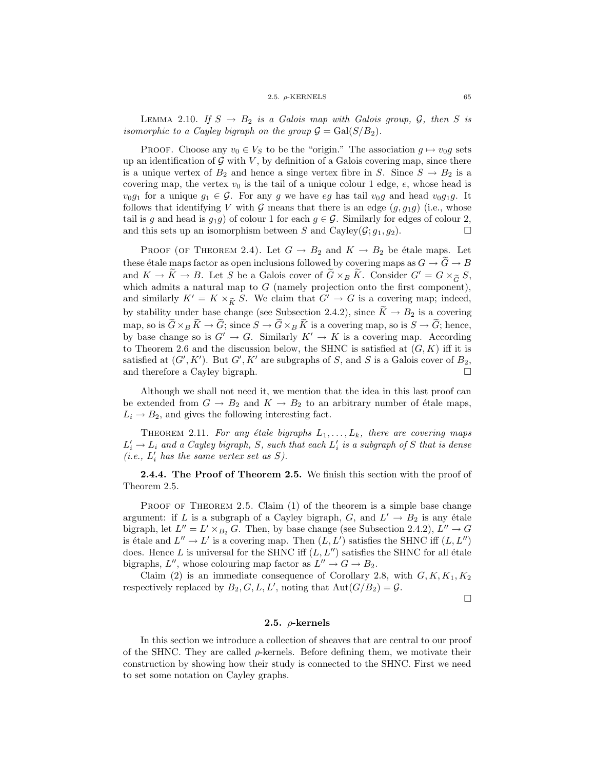**Lemma 2.10.** *If $S \to B_2$ is a Galois map with Galois group, $\mathcal{G}$, then $S$ is isomorphic to a Cayley bigraph on the group $\mathcal{G} = \mathrm{Gal}(S/B_2)$.*

Proof. Choose any $v_0 \in V_S$ to be the "origin." The association $g \mapsto v_0 g$ sets up an identification of $\mathcal{G}$ with $V$, by definition of a Galois covering map, since there is a unique vertex of $B_2$ and hence a singe vertex fibre in $S$. Since $S \to B_2$ is a covering map, the vertex $v_0$ is the tail of a unique colour 1 edge, $e$, whose head is $v_0 g_1$ for a unique $g_1 \in \mathcal{G}$. For any $g$ we have $eg$ has tail $v_0 g$ and head $v_0 g_1 g$. It follows that identifying $V$ with $\mathcal{G}$ means that there is an edge $(g, g_1 g)$ (i.e., whose tail is $g$ and head is $g_1 g$) of colour 1 for each $g \in \mathcal{G}$. Similarly for edges of colour 2, and this sets up an isomorphism between $S$ and $\mathrm{Cayley}(\mathcal{G}; g_1, g_2)$. $\square$

Proof (of Theorem 2.4). Let $G \to B_2$ and $K \to B_2$ be étale maps. Let these étale maps factor as open inclusions followed by covering maps as $G \to \widetilde{G} \to B$ and $K \to \widetilde{K} \to B$. Let $S$ be a Galois cover of $\widetilde{G} \times_B \widetilde{K}$. Consider $G' = G \times_{\widetilde{G}} S$, which admits a natural map to $G$ (namely projection onto the first component), and similarly $K' = K \times_{\widetilde{K}} S$. We claim that $G' \to G$ is a covering map; indeed, by stability under base change (see Subsection 2.4.2), since $\widetilde{K} \to B_2$ is a covering map, so is $\widetilde{G} \times_B \widetilde{K} \to \widetilde{G}$; since $S \to \widetilde{G} \times_B \widetilde{K}$ is a covering map, so is $S \to \widetilde{G}$; hence, by base change so is $G' \to G$. Similarly $K' \to K$ is a covering map. According to Theorem 2.6 and the discussion below, the SHNC is satisfied at $(G, K)$ iff it is satisfied at $(G', K')$. But $G', K'$ are subgraphs of $S$, and $S$ is a Galois cover of $B_2$, and therefore a Cayley bigraph. $\square$

Although we shall not need it, we mention that the idea in this last proof can be extended from $G \to B_2$ and $K \to B_2$ to an arbitrary number of étale maps, $L_i \to B_2$, and gives the following interesting fact.

**Theorem 2.11.** *For any étale bigraphs $L_1, \ldots, L_k$, there are covering maps $L_i' \to L_i$ and a Cayley bigraph, $S$, such that each $L_i'$ is a subgraph of $S$ that is dense (i.e., $L_i'$ has the same vertex set as $S$).*

**2.4.4. The Proof of Theorem 2.5.** We finish this section with the proof of Theorem 2.5.

Proof of Theorem 2.5. Claim (1) of the theorem is a simple base change argument: if $L$ is a subgraph of a Cayley bigraph, $G$, and $L' \to B_2$ is any étale bigraph, let $L'' = L' \times_{B_2} G$. Then, by base change (see Subsection 2.4.2), $L'' \to G$ is étale and $L'' \to L'$ is a covering map. Then $(L, L')$ satisfies the SHNC iff $(L, L'')$ does. Hence $L$ is universal for the SHNC iff $(L, L'')$ satisfies the SHNC for all étale bigraphs, $L''$, whose colouring map factor as $L'' \to G \to B_2$.

Claim (2) is an immediate consequence of Corollary 2.8, with $G, K, K_1, K_2$ respectively replaced by $B_2, G, L, L'$, noting that $\mathrm{Aut}(G/B_2) = \mathcal{G}$.

$\square$

## 2.5. $\rho$-kernels

In this section we introduce a collection of sheaves that are central to our proof of the SHNC. They are called $\rho$-kernels. Before defining them, we motivate their construction by showing how their study is connected to the SHNC. First we need to set some notation on Cayley graphs.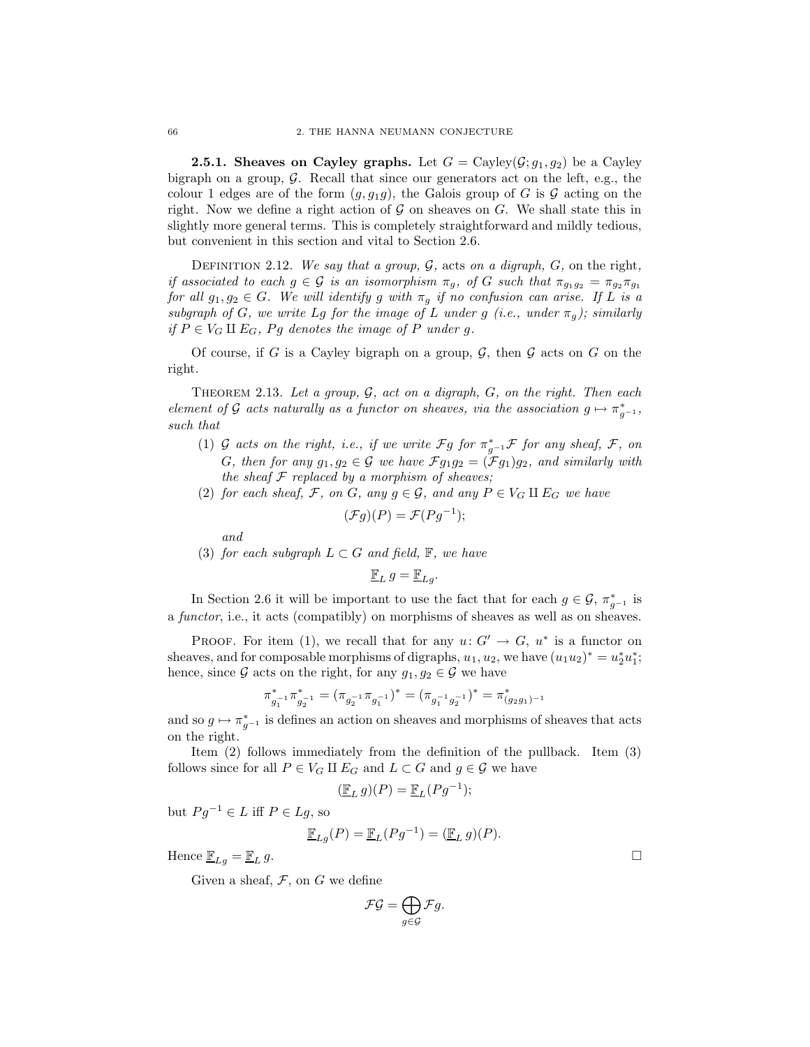**2.5.1. Sheaves on Cayley graphs.** Let $G = \mathrm{Cayley}(\mathcal{G}; g_1, g_2)$ be a Cayley bigraph on a group, $\mathcal{G}$. Recall that since our generators act on the left, e.g., the colour 1 edges are of the form $(g, g_1 g)$, the Galois group of $G$ is $\mathcal{G}$ acting on the right. Now we define a right action of $\mathcal{G}$ on sheaves on $G$. We shall state this in slightly more general terms. This is completely straightforward and mildly tedious, but convenient in this section and vital to Section 2.6.

DEFINITION 2.12. *We say that a group, $\mathcal{G}$, acts on a digraph, $G$, on the right, if associated to each $g \in \mathcal{G}$ is an isomorphism $\pi_g$, of $G$ such that $\pi_{g_1 g_2} = \pi_{g_2}\pi_{g_1}$ for all $g_1, g_2 \in G$. We will identify $g$ with $\pi_g$ if no confusion can arise. If $L$ is a subgraph of $G$, we write $Lg$ for the image of $L$ under $g$ (i.e., under $\pi_g$); similarly if $P \in V_G \amalg E_G$, $Pg$ denotes the image of $P$ under $g$.*

Of course, if $G$ is a Cayley bigraph on a group, $\mathcal{G}$, then $\mathcal{G}$ acts on $G$ on the right.

THEOREM 2.13. *Let a group, $\mathcal{G}$, act on a digraph, $G$, on the right. Then each element of $\mathcal{G}$ acts naturally as a functor on sheaves, via the association $g \mapsto \pi^*_{g^{-1}}$, such that*

1. *$\mathcal{G}$ acts on the right, i.e., if we write $\mathcal{F}g$ for $\pi^*_{g^{-1}}\mathcal{F}$ for any sheaf, $\mathcal{F}$, on $G$, then for any $g_1, g_2 \in \mathcal{G}$ we have $\mathcal{F}g_1 g_2 = (\mathcal{F}g_1)g_2$, and similarly with the sheaf $\mathcal{F}$ replaced by a morphism of sheaves;*
2. *for each sheaf, $\mathcal{F}$, on $G$, any $g \in \mathcal{G}$, and any $P \in V_G \amalg E_G$ we have*
$$(\mathcal{F}g)(P) = \mathcal{F}(Pg^{-1});$$
*and*
3. *for each subgraph $L \subset G$ and field, $\mathbb{F}$, we have*
$$\underline{\mathbb{F}}_L\, g = \underline{\mathbb{F}}_{Lg}.$$

In Section 2.6 it will be important to use the fact that for each $g \in \mathcal{G}$, $\pi^*_{g^{-1}}$ is a *functor*, i.e., it acts (compatibly) on morphisms of sheaves as well as on sheaves.

PROOF. For item (1), we recall that for any $u\colon G' \to G$, $u^*$ is a functor on sheaves, and for composable morphisms of digraphs, $u_1, u_2$, we have $(u_1 u_2)^* = u_2^* u_1^*$; hence, since $\mathcal{G}$ acts on the right, for any $g_1, g_2 \in \mathcal{G}$ we have

$$\pi^*_{g_1^{-1}}\pi^*_{g_2^{-1}} = (\pi_{g_2^{-1}}\pi_{g_1^{-1}})^* = (\pi_{g_1^{-1}g_2^{-1}})^* = \pi^*_{(g_2 g_1)^{-1}}$$

and so $g \mapsto \pi^*_{g^{-1}}$ is defines an action on sheaves and morphisms of sheaves that acts on the right.

Item (2) follows immediately from the definition of the pullback. Item (3) follows since for all $P \in V_G \amalg E_G$ and $L \subset G$ and $g \in \mathcal{G}$ we have

$$(\underline{\mathbb{F}}_L\, g)(P) = \underline{\mathbb{F}}_L(Pg^{-1});$$

but $Pg^{-1} \in L$ iff $P \in Lg$, so

$$\underline{\mathbb{F}}_{Lg}(P) = \underline{\mathbb{F}}_L(Pg^{-1}) = (\underline{\mathbb{F}}_L\, g)(P).$$

Hence $\underline{\mathbb{F}}_{Lg} = \underline{\mathbb{F}}_L\, g$. $\square$

Given a sheaf, $\mathcal{F}$, on $G$ we define

$$\mathcal{F}\mathcal{G} = \bigoplus_{g \in \mathcal{G}} \mathcal{F}g.$$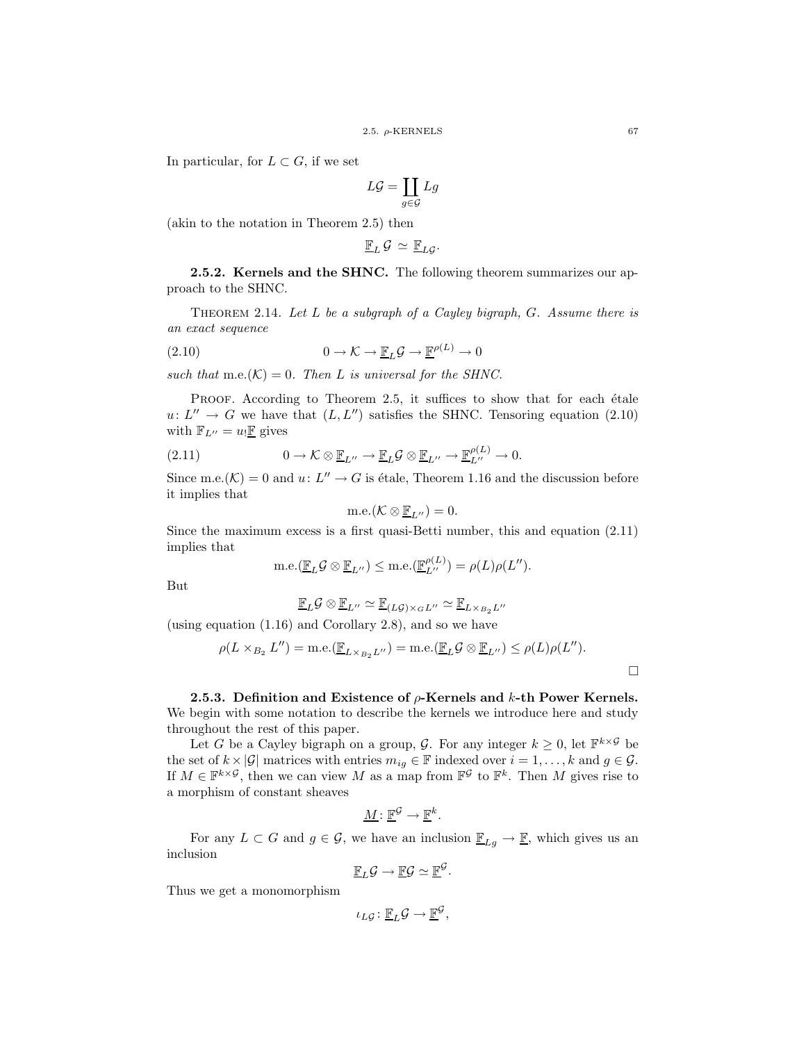In particular, for $L \subset G$, if we set

$$L\mathcal{G} = \coprod_{g \in \mathcal{G}} Lg$$

(akin to the notation in Theorem 2.5) then

$$\underline{\mathbb{F}}_L \, \mathcal{G} \simeq \underline{\mathbb{F}}_{L\mathcal{G}}.$$

**2.5.2. Kernels and the SHNC.** The following theorem summarizes our approach to the SHNC.

THEOREM 2.14. *Let $L$ be a subgraph of a Cayley bigraph, $G$. Assume there is an exact sequence*

$$0 \to \mathcal{K} \to \underline{\mathbb{F}}_L \mathcal{G} \to \underline{\mathbb{F}}^{\rho(L)} \to 0 \tag{2.10}$$

*such that* $\mathrm{m.e.}(\mathcal{K}) = 0$*. Then $L$ is universal for the SHNC.*

PROOF. According to Theorem 2.5, it suffices to show that for each étale $u \colon L'' \to G$ we have that $(L, L'')$ satisfies the SHNC. Tensoring equation (2.10) with $\mathbb{F}_{L''} = u_! \underline{\mathbb{F}}$ gives

$$0 \to \mathcal{K} \otimes \underline{\mathbb{F}}_{L''} \to \underline{\mathbb{F}}_L \mathcal{G} \otimes \underline{\mathbb{F}}_{L''} \to \underline{\mathbb{F}}_{L''}^{\rho(L)} \to 0. \tag{2.11}$$

Since $\mathrm{m.e.}(\mathcal{K}) = 0$ and $u \colon L'' \to G$ is étale, Theorem 1.16 and the discussion before it implies that

$$\mathrm{m.e.}(\mathcal{K} \otimes \underline{\mathbb{F}}_{L''}) = 0.$$

Since the maximum excess is a first quasi-Betti number, this and equation (2.11) implies that

$$\mathrm{m.e.}(\underline{\mathbb{F}}_L \mathcal{G} \otimes \underline{\mathbb{F}}_{L''}) \leq \mathrm{m.e.}(\underline{\mathbb{F}}_{L''}^{\rho(L)}) = \rho(L)\rho(L'').$$

But

$$\underline{\mathbb{F}}_L \mathcal{G} \otimes \underline{\mathbb{F}}_{L''} \simeq \underline{\mathbb{F}}_{(L\mathcal{G}) \times_G L''} \simeq \underline{\mathbb{F}}_{L \times_{B_2} L''}$$

(using equation (1.16) and Corollary 2.8), and so we have

$$\rho(L \times_{B_2} L'') = \mathrm{m.e.}(\underline{\mathbb{F}}_{L \times_{B_2} L''}) = \mathrm{m.e.}(\underline{\mathbb{F}}_L \mathcal{G} \otimes \underline{\mathbb{F}}_{L''}) \leq \rho(L)\rho(L'').$$

□

**2.5.3. Definition and Existence of $\rho$-Kernels and $k$-th Power Kernels.** We begin with some notation to describe the kernels we introduce here and study throughout the rest of this paper.

Let $G$ be a Cayley bigraph on a group, $\mathcal{G}$. For any integer $k \geq 0$, let $\mathbb{F}^{k \times \mathcal{G}}$ be the set of $k \times |\mathcal{G}|$ matrices with entries $m_{ig} \in \mathbb{F}$ indexed over $i = 1, \ldots, k$ and $g \in \mathcal{G}$. If $M \in \mathbb{F}^{k \times \mathcal{G}}$, then we can view $M$ as a map from $\mathbb{F}^{\mathcal{G}}$ to $\mathbb{F}^k$. Then $M$ gives rise to a morphism of constant sheaves

$$\underline{M} \colon \underline{\mathbb{F}}^{\mathcal{G}} \to \underline{\mathbb{F}}^k.$$

For any $L \subset G$ and $g \in \mathcal{G}$, we have an inclusion $\underline{\mathbb{F}}_{Lg} \to \underline{\mathbb{F}}$, which gives us an inclusion

$$\underline{\mathbb{F}}_L \mathcal{G} \to \underline{\mathbb{F}} \mathcal{G} \simeq \underline{\mathbb{F}}^{\mathcal{G}}.$$

Thus we get a monomorphism

$$\iota_{L\mathcal{G}} \colon \underline{\mathbb{F}}_L \mathcal{G} \to \underline{\mathbb{F}}^{\mathcal{G}},$$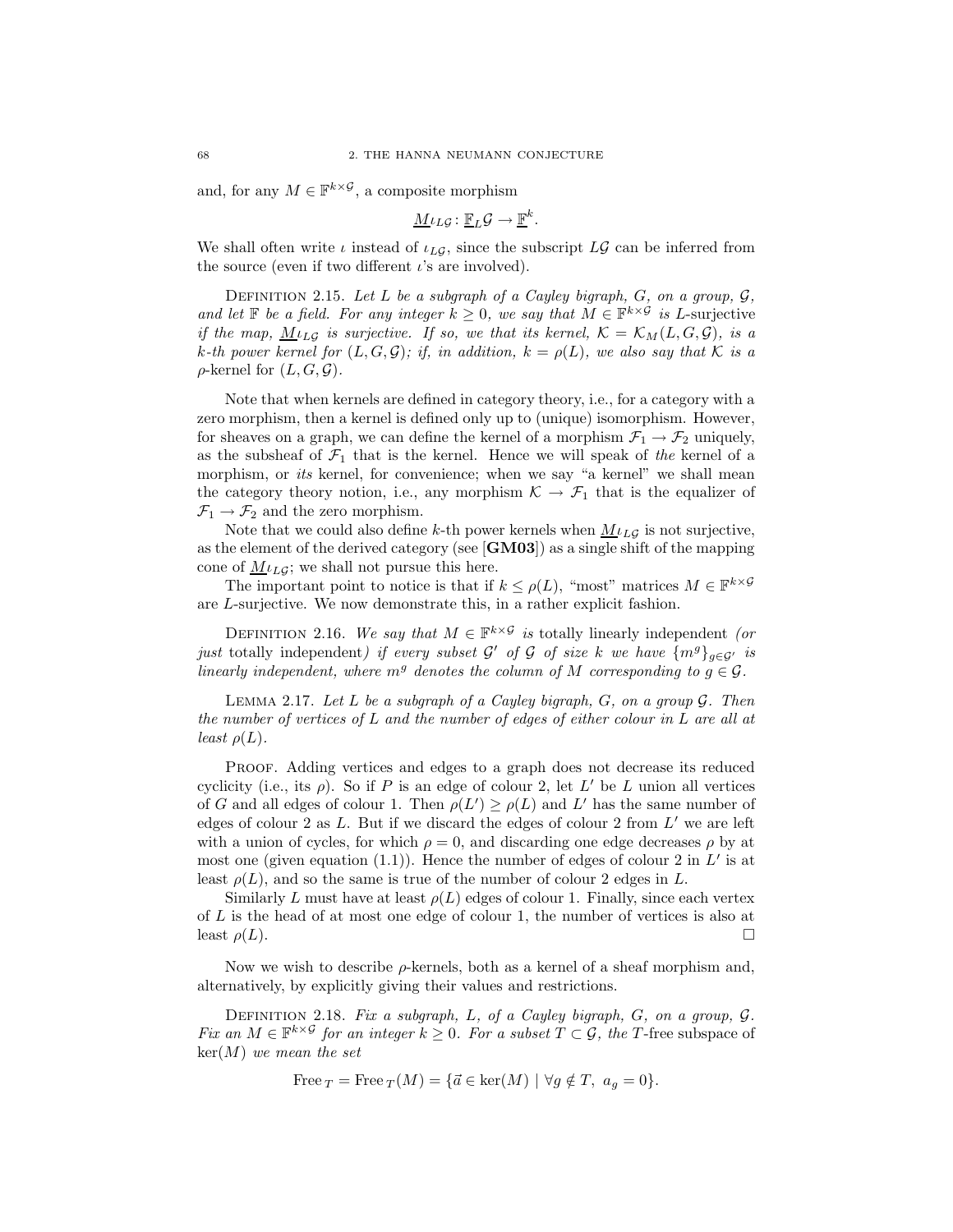and, for any $M \in \mathbb{F}^{k\times\mathcal{G}}$, a composite morphism

$$\underline{M}\iota_{L\mathcal{G}} \colon \underline{\mathbb{F}}_L\mathcal{G} \to \underline{\mathbb{F}}^k.$$

We shall often write $\iota$ instead of $\iota_{L\mathcal{G}}$, since the subscript $L\mathcal{G}$ can be inferred from the source (even if two different $\iota$'s are involved).

Definition 2.15. *Let $L$ be a subgraph of a Cayley bigraph, $G$, on a group, $\mathcal{G}$, and let $\mathbb{F}$ be a field. For any integer $k \geq 0$, we say that $M \in \mathbb{F}^{k\times\mathcal{G}}$ is* $L$-surjective *if the map, $\underline{M}\iota_{L\mathcal{G}}$ is surjective. If so, we that its kernel, $\mathcal{K} = \mathcal{K}_M(L, G, \mathcal{G})$, is a $k$-th power kernel for $(L, G, \mathcal{G})$; if, in addition, $k = \rho(L)$, we also say that $\mathcal{K}$ is a* $\rho$-kernel *for $(L, G, \mathcal{G})$.*

Note that when kernels are defined in category theory, i.e., for a category with a zero morphism, then a kernel is defined only up to (unique) isomorphism. However, for sheaves on a graph, we can define the kernel of a morphism $\mathcal{F}_1 \to \mathcal{F}_2$ uniquely, as the subsheaf of $\mathcal{F}_1$ that is the kernel. Hence we will speak of *the* kernel of a morphism, or *its* kernel, for convenience; when we say "a kernel" we shall mean the category theory notion, i.e., any morphism $\mathcal{K} \to \mathcal{F}_1$ that is the equalizer of $\mathcal{F}_1 \to \mathcal{F}_2$ and the zero morphism.

Note that we could also define $k$-th power kernels when $\underline{M}\iota_{L\mathcal{G}}$ is not surjective, as the element of the derived category (see [**GM03**]) as a single shift of the mapping cone of $\underline{M}\iota_{L\mathcal{G}}$; we shall not pursue this here.

The important point to notice is that if $k \leq \rho(L)$, "most" matrices $M \in \mathbb{F}^{k\times\mathcal{G}}$ are $L$-surjective. We now demonstrate this, in a rather explicit fashion.

Definition 2.16. *We say that $M \in \mathbb{F}^{k\times\mathcal{G}}$ is* totally linearly independent *(or just* totally independent*) if every subset $\mathcal{G}'$ of $\mathcal{G}$ of size $k$ we have $\{m^g\}_{g\in\mathcal{G}'}$ is linearly independent, where $m^g$ denotes the column of $M$ corresponding to $g \in \mathcal{G}$.*

Lemma 2.17. *Let $L$ be a subgraph of a Cayley bigraph, $G$, on a group $\mathcal{G}$. Then the number of vertices of $L$ and the number of edges of either colour in $L$ are all at least $\rho(L)$.*

Proof. Adding vertices and edges to a graph does not decrease its reduced cyclicity (i.e., its $\rho$). So if $P$ is an edge of colour 2, let $L'$ be $L$ union all vertices of $G$ and all edges of colour 1. Then $\rho(L') \geq \rho(L)$ and $L'$ has the same number of edges of colour 2 as $L$. But if we discard the edges of colour 2 from $L'$ we are left with a union of cycles, for which $\rho = 0$, and discarding one edge decreases $\rho$ by at most one (given equation (1.1)). Hence the number of edges of colour 2 in $L'$ is at least $\rho(L)$, and so the same is true of the number of colour 2 edges in $L$.

Similarly $L$ must have at least $\rho(L)$ edges of colour 1. Finally, since each vertex of $L$ is the head of at most one edge of colour 1, the number of vertices is also at least $\rho(L)$. $\square$

Now we wish to describe $\rho$-kernels, both as a kernel of a sheaf morphism and, alternatively, by explicitly giving their values and restrictions.

Definition 2.18. *Fix a subgraph, $L$, of a Cayley bigraph, $G$, on a group, $\mathcal{G}$. Fix an $M \in \mathbb{F}^{k\times\mathcal{G}}$ for an integer $k \geq 0$. For a subset $T \subset \mathcal{G}$, the* $T$-free subspace *of* $\ker(M)$ *we mean the set*

$$\mathrm{Free}_T = \mathrm{Free}_T(M) = \{\vec{a} \in \ker(M) \mid \forall g \notin T,\ a_g = 0\}.$$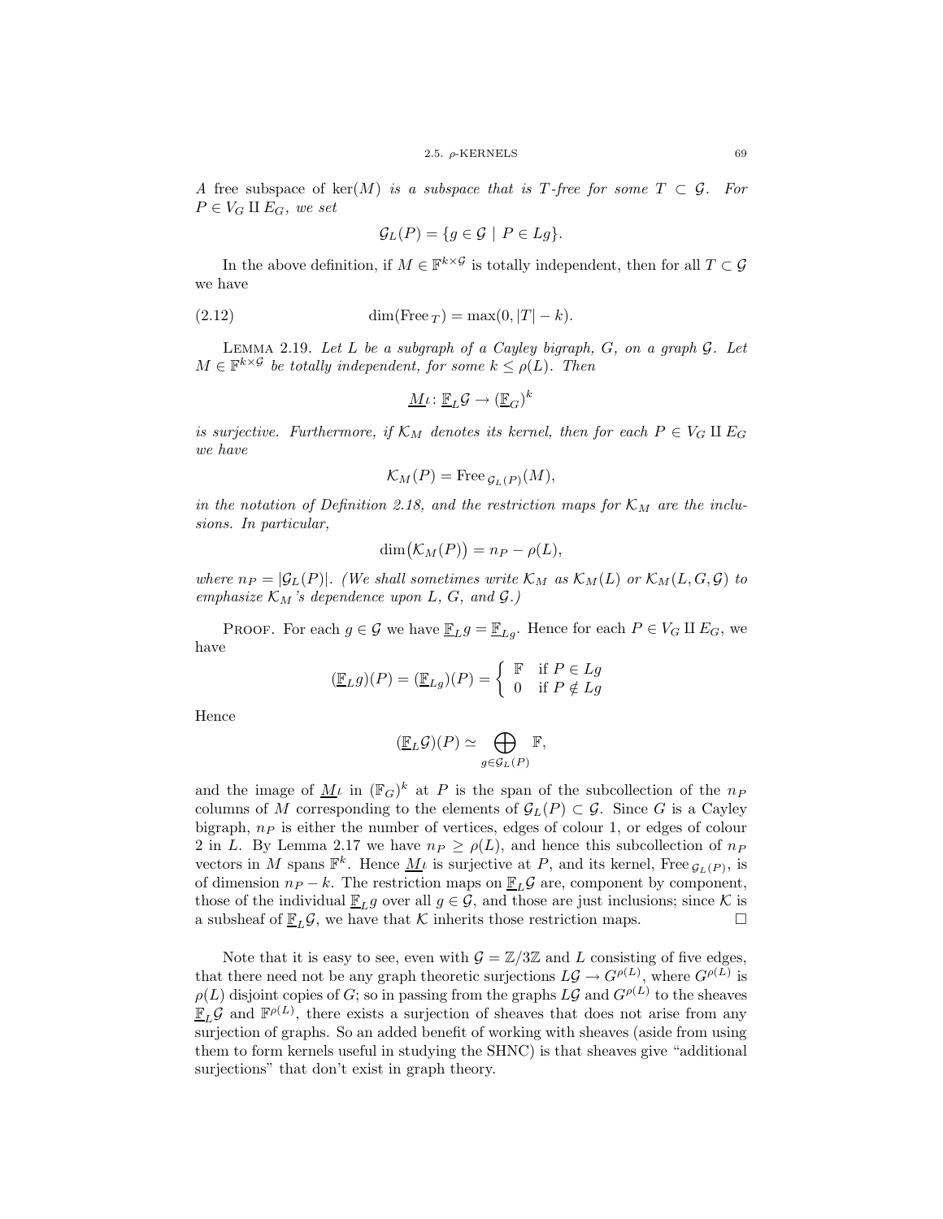*A* free subspace *of* $\ker(M)$ *is a subspace that is $T$-free for some $T \subset \mathcal{G}$. For $P \in V_G \amalg E_G$, we set*

$$\mathcal{G}_L(P) = \{g \in \mathcal{G} \mid P \in Lg\}.$$

In the above definition, if $M \in \mathbb{F}^{k \times \mathcal{G}}$ is totally independent, then for all $T \subset \mathcal{G}$ we have

$$\dim(\mathrm{Free}_T) = \max(0, |T| - k). \tag{2.12}$$

LEMMA 2.19. *Let $L$ be a subgraph of a Cayley bigraph, $G$, on a graph $\mathcal{G}$. Let $M \in \mathbb{F}^{k \times \mathcal{G}}$ be totally independent, for some $k \leq \rho(L)$. Then*

$$\underline{M}\iota \colon \underline{\mathbb{F}}_L \mathcal{G} \to (\underline{\mathbb{F}}_G)^k$$

*is surjective. Furthermore, if $\mathcal{K}_M$ denotes its kernel, then for each $P \in V_G \amalg E_G$ we have*

$$\mathcal{K}_M(P) = \mathrm{Free}_{\mathcal{G}_L(P)}(M),$$

*in the notation of Definition 2.18, and the restriction maps for $\mathcal{K}_M$ are the inclusions. In particular,*

$$\dim\bigl(\mathcal{K}_M(P)\bigr) = n_P - \rho(L),$$

*where $n_P = |\mathcal{G}_L(P)|$. (We shall sometimes write $\mathcal{K}_M$ as $\mathcal{K}_M(L)$ or $\mathcal{K}_M(L, G, \mathcal{G})$ to emphasize $\mathcal{K}_M$'s dependence upon $L$, $G$, and $\mathcal{G}$.)*

PROOF. For each $g \in \mathcal{G}$ we have $\underline{\mathbb{F}}_L g = \underline{\mathbb{F}}_{Lg}$. Hence for each $P \in V_G \amalg E_G$, we have

$$(\underline{\mathbb{F}}_L g)(P) = (\underline{\mathbb{F}}_{Lg})(P) = \begin{cases} \mathbb{F} & \text{if } P \in Lg \\ 0 & \text{if } P \notin Lg \end{cases}$$

Hence

$$(\underline{\mathbb{F}}_L \mathcal{G})(P) \simeq \bigoplus_{g \in \mathcal{G}_L(P)} \mathbb{F},$$

and the image of $\underline{M}\iota$ in $(\mathbb{F}_G)^k$ at $P$ is the span of the subcollection of the $n_P$ columns of $M$ corresponding to the elements of $\mathcal{G}_L(P) \subset \mathcal{G}$. Since $G$ is a Cayley bigraph, $n_P$ is either the number of vertices, edges of colour 1, or edges of colour 2 in $L$. By Lemma 2.17 we have $n_P \geq \rho(L)$, and hence this subcollection of $n_P$ vectors in $M$ spans $\mathbb{F}^k$. Hence $\underline{M}\iota$ is surjective at $P$, and its kernel, $\mathrm{Free}_{\mathcal{G}_L(P)}$, is of dimension $n_P - k$. The restriction maps on $\underline{\mathbb{F}}_L \mathcal{G}$ are, component by component, those of the individual $\underline{\mathbb{F}}_L g$ over all $g \in \mathcal{G}$, and those are just inclusions; since $\mathcal{K}$ is a subsheaf of $\underline{\mathbb{F}}_L \mathcal{G}$, we have that $\mathcal{K}$ inherits those restriction maps. $\square$

Note that it is easy to see, even with $\mathcal{G} = \mathbb{Z}/3\mathbb{Z}$ and $L$ consisting of five edges, that there need not be any graph theoretic surjections $L\mathcal{G} \to G^{\rho(L)}$, where $G^{\rho(L)}$ is $\rho(L)$ disjoint copies of $G$; so in passing from the graphs $L\mathcal{G}$ and $G^{\rho(L)}$ to the sheaves $\underline{\mathbb{F}}_L \mathcal{G}$ and $\mathbb{F}^{\rho(L)}$, there exists a surjection of sheaves that does not arise from any surjection of graphs. So an added benefit of working with sheaves (aside from using them to form kernels useful in studying the SHNC) is that sheaves give "additional surjections" that don't exist in graph theory.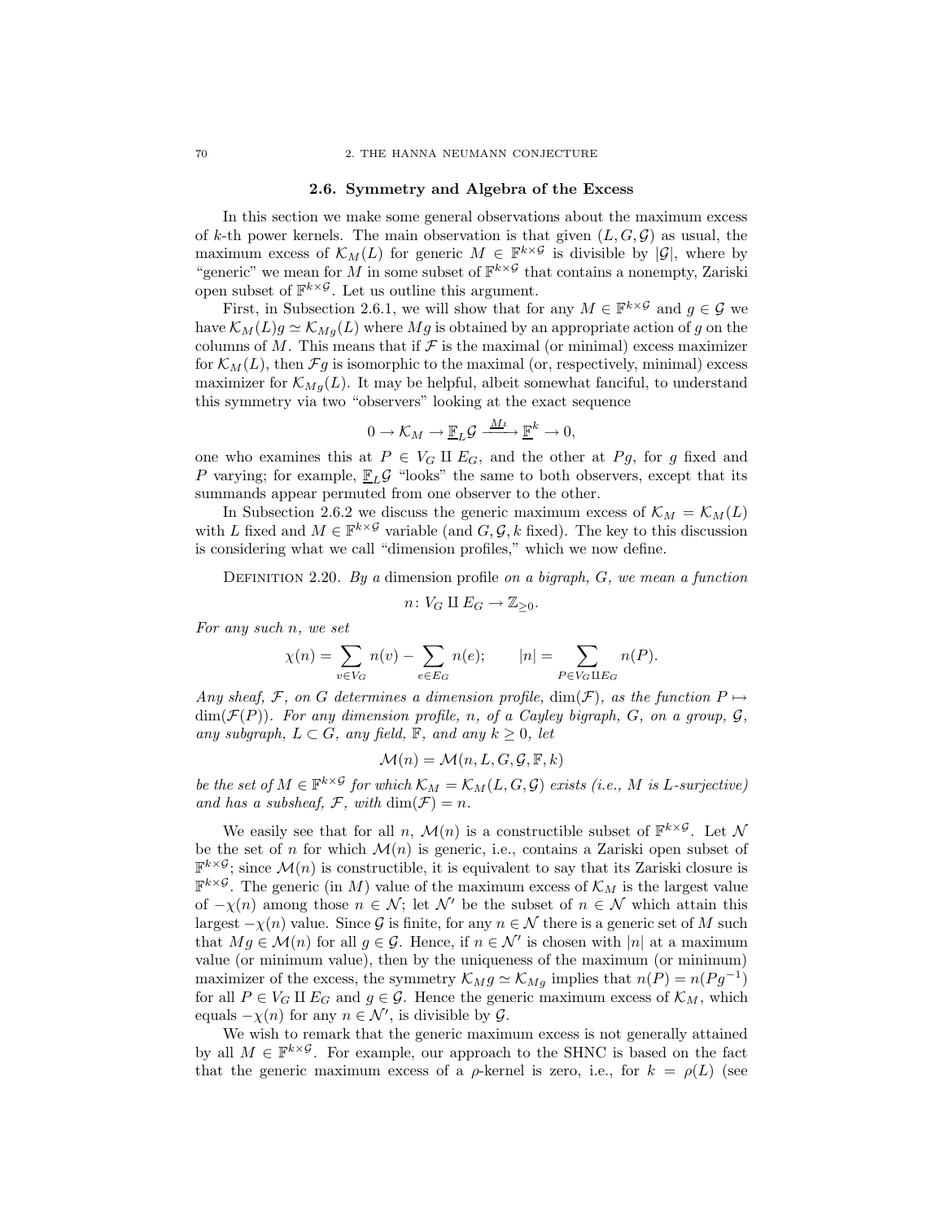## 2.6. Symmetry and Algebra of the Excess

In this section we make some general observations about the maximum excess of $k$-th power kernels. The main observation is that given $(L, G, \mathcal{G})$ as usual, the maximum excess of $\mathcal{K}_M(L)$ for generic $M \in \mathbb{F}^{k\times\mathcal{G}}$ is divisible by $|\mathcal{G}|$, where by "generic" we mean for $M$ in some subset of $\mathbb{F}^{k\times\mathcal{G}}$ that contains a nonempty, Zariski open subset of $\mathbb{F}^{k\times\mathcal{G}}$. Let us outline this argument.

First, in Subsection 2.6.1, we will show that for any $M \in \mathbb{F}^{k\times\mathcal{G}}$ and $g \in \mathcal{G}$ we have $\mathcal{K}_M(L)g \simeq \mathcal{K}_{Mg}(L)$ where $Mg$ is obtained by an appropriate action of $g$ on the columns of $M$. This means that if $\mathcal{F}$ is the maximal (or minimal) excess maximizer for $\mathcal{K}_M(L)$, then $\mathcal{F}g$ is isomorphic to the maximal (or, respectively, minimal) excess maximizer for $\mathcal{K}_{Mg}(L)$. It may be helpful, albeit somewhat fanciful, to understand this symmetry via two "observers" looking at the exact sequence

$$0 \to \mathcal{K}_M \to \underline{\mathbb{F}}_L\mathcal{G} \xrightarrow{M\iota} \underline{\mathbb{F}}^k \to 0,$$

one who examines this at $P \in V_G \amalg E_G$, and the other at $Pg$, for $g$ fixed and $P$ varying; for example, $\underline{\mathbb{F}}_L\mathcal{G}$ "looks" the same to both observers, except that its summands appear permuted from one observer to the other.

In Subsection 2.6.2 we discuss the generic maximum excess of $\mathcal{K}_M = \mathcal{K}_M(L)$ with $L$ fixed and $M \in \mathbb{F}^{k\times\mathcal{G}}$ variable (and $G, \mathcal{G}, k$ fixed). The key to this discussion is considering what we call "dimension profiles," which we now define.

Definition 2.20. *By a* dimension profile *on a bigraph, $G$, we mean a function*

$$n\colon V_G \amalg E_G \to \mathbb{Z}_{\geq 0}.$$

*For any such $n$, we set*

$$\chi(n) = \sum_{v\in V_G} n(v) - \sum_{e\in E_G} n(e); \qquad |n| = \sum_{P\in V_G \amalg E_G} n(P).$$

*Any sheaf, $\mathcal{F}$, on $G$ determines a dimension profile, $\dim(\mathcal{F})$, as the function $P \mapsto \dim(\mathcal{F}(P))$. For any dimension profile, $n$, of a Cayley bigraph, $G$, on a group, $\mathcal{G}$, any subgraph, $L \subset G$, any field, $\mathbb{F}$, and any $k \geq 0$, let*

$$\mathcal{M}(n) = \mathcal{M}(n, L, G, \mathcal{G}, \mathbb{F}, k)$$

*be the set of $M \in \mathbb{F}^{k\times\mathcal{G}}$ for which $\mathcal{K}_M = \mathcal{K}_M(L, G, \mathcal{G})$ exists (i.e., $M$ is $L$-surjective) and has a subsheaf, $\mathcal{F}$, with $\dim(\mathcal{F}) = n$.*

We easily see that for all $n$, $\mathcal{M}(n)$ is a constructible subset of $\mathbb{F}^{k\times\mathcal{G}}$. Let $\mathcal{N}$ be the set of $n$ for which $\mathcal{M}(n)$ is generic, i.e., contains a Zariski open subset of $\mathbb{F}^{k\times\mathcal{G}}$; since $\mathcal{M}(n)$ is constructible, it is equivalent to say that its Zariski closure is $\mathbb{F}^{k\times\mathcal{G}}$. The generic (in $M$) value of the maximum excess of $\mathcal{K}_M$ is the largest value of $-\chi(n)$ among those $n \in \mathcal{N}$; let $\mathcal{N}'$ be the subset of $n \in \mathcal{N}$ which attain this largest $-\chi(n)$ value. Since $\mathcal{G}$ is finite, for any $n \in \mathcal{N}$ there is a generic set of $M$ such that $Mg \in \mathcal{M}(n)$ for all $g \in \mathcal{G}$. Hence, if $n \in \mathcal{N}'$ is chosen with $|n|$ at a maximum value (or minimum value), then by the uniqueness of the maximum (or minimum) maximizer of the excess, the symmetry $\mathcal{K}_M g \simeq \mathcal{K}_{Mg}$ implies that $n(P) = n(Pg^{-1})$ for all $P \in V_G \amalg E_G$ and $g \in \mathcal{G}$. Hence the generic maximum excess of $\mathcal{K}_M$, which equals $-\chi(n)$ for any $n \in \mathcal{N}'$, is divisible by $\mathcal{G}$.

We wish to remark that the generic maximum excess is not generally attained by all $M \in \mathbb{F}^{k\times\mathcal{G}}$. For example, our approach to the SHNC is based on the fact that the generic maximum excess of a $\rho$-kernel is zero, i.e., for $k = \rho(L)$ (see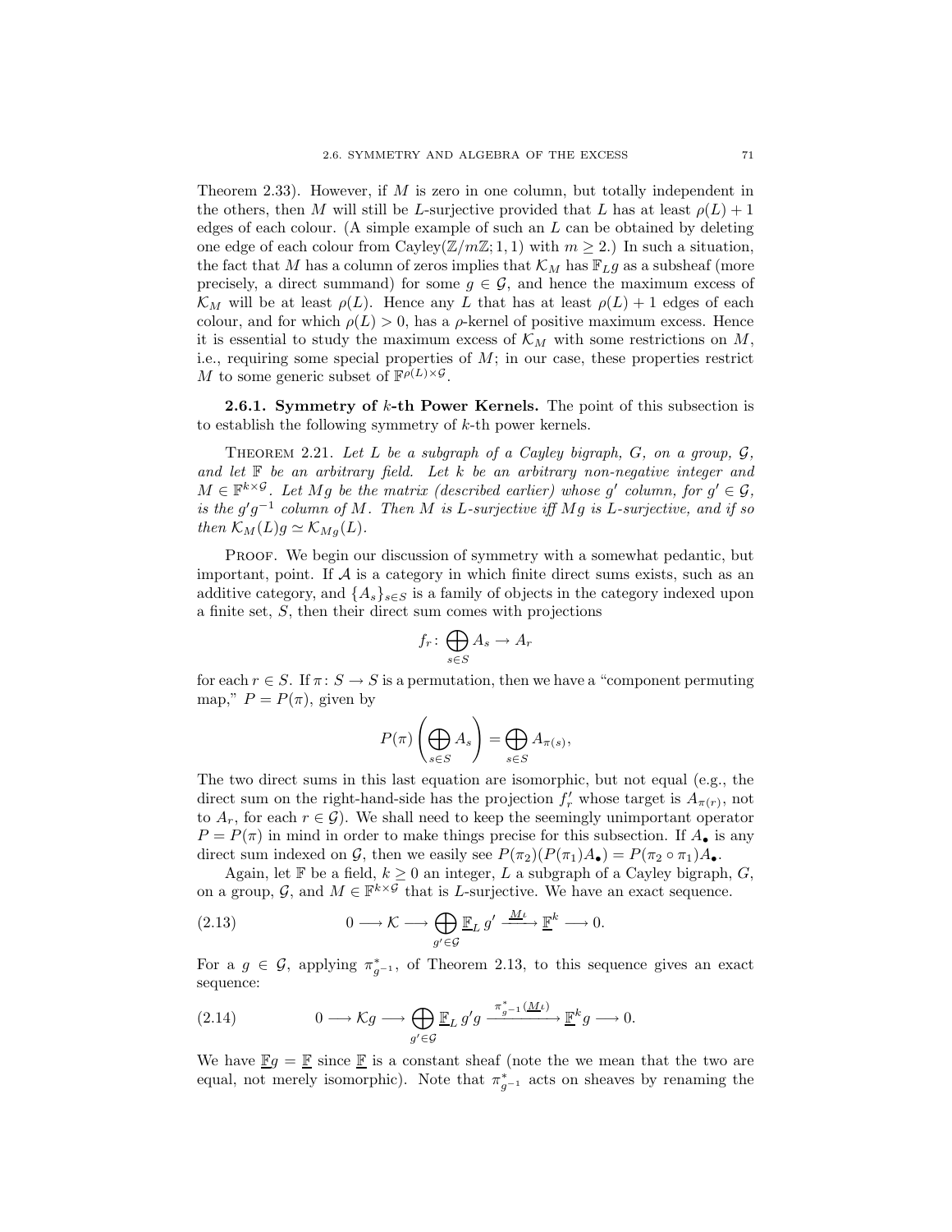Theorem 2.33). However, if $M$ is zero in one column, but totally independent in the others, then $M$ will still be $L$-surjective provided that $L$ has at least $\rho(L) + 1$ edges of each colour. (A simple example of such an $L$ can be obtained by deleting one edge of each colour from Cayley($\mathbb{Z}/m\mathbb{Z}; 1, 1$) with $m \geq 2$.) In such a situation, the fact that $M$ has a column of zeros implies that $\mathcal{K}_M$ has $\mathbb{F}_L g$ as a subsheaf (more precisely, a direct summand) for some $g \in \mathcal{G}$, and hence the maximum excess of $\mathcal{K}_M$ will be at least $\rho(L)$. Hence any $L$ that has at least $\rho(L) + 1$ edges of each colour, and for which $\rho(L) > 0$, has a $\rho$-kernel of positive maximum excess. Hence it is essential to study the maximum excess of $\mathcal{K}_M$ with some restrictions on $M$, i.e., requiring some special properties of $M$; in our case, these properties restrict $M$ to some generic subset of $\mathbb{F}^{\rho(L)\times\mathcal{G}}$.

**2.6.1. Symmetry of $k$-th Power Kernels.** The point of this subsection is to establish the following symmetry of $k$-th power kernels.

Theorem 2.21. *Let $L$ be a subgraph of a Cayley bigraph, $G$, on a group, $\mathcal{G}$, and let $\mathbb{F}$ be an arbitrary field. Let $k$ be an arbitrary non-negative integer and $M \in \mathbb{F}^{k\times\mathcal{G}}$. Let $Mg$ be the matrix (described earlier) whose $g'$ column, for $g' \in \mathcal{G}$, is the $g'g^{-1}$ column of $M$. Then $M$ is $L$-surjective iff $Mg$ is $L$-surjective, and if so then $\mathcal{K}_M(L)g \simeq \mathcal{K}_{Mg}(L)$.*

Proof. We begin our discussion of symmetry with a somewhat pedantic, but important, point. If $\mathcal{A}$ is a category in which finite direct sums exists, such as an additive category, and $\{A_s\}_{s\in S}$ is a family of objects in the category indexed upon a finite set, $S$, then their direct sum comes with projections

$$f_r \colon \bigoplus_{s\in S} A_s \to A_r$$

for each $r \in S$. If $\pi \colon S \to S$ is a permutation, then we have a "component permuting map," $P = P(\pi)$, given by

$$P(\pi)\left(\bigoplus_{s\in S} A_s\right) = \bigoplus_{s\in S} A_{\pi(s)},$$

The two direct sums in this last equation are isomorphic, but not equal (e.g., the direct sum on the right-hand-side has the projection $f'_r$ whose target is $A_{\pi(r)}$, not to $A_r$, for each $r \in \mathcal{G}$). We shall need to keep the seemingly unimportant operator $P = P(\pi)$ in mind in order to make things precise for this subsection. If $A_\bullet$ is any direct sum indexed on $\mathcal{G}$, then we easily see $P(\pi_2)(P(\pi_1)A_\bullet) = P(\pi_2 \circ \pi_1)A_\bullet$.

Again, let $\mathbb{F}$ be a field, $k \geq 0$ an integer, $L$ a subgraph of a Cayley bigraph, $G$, on a group, $\mathcal{G}$, and $M \in \mathbb{F}^{k\times\mathcal{G}}$ that is $L$-surjective. We have an exact sequence.

$$0 \longrightarrow \mathcal{K} \longrightarrow \bigoplus_{g'\in\mathcal{G}} \underline{\mathbb{F}}_L\, g' \xrightarrow{\underline{M}_t} \underline{\mathbb{F}}^k \longrightarrow 0. \tag{2.13}$$

For a $g \in \mathcal{G}$, applying $\pi^*_{g^{-1}}$, of Theorem 2.13, to this sequence gives an exact sequence:

$$0 \longrightarrow \mathcal{K}g \longrightarrow \bigoplus_{g'\in\mathcal{G}} \underline{\mathbb{F}}_L\, g'g \xrightarrow{\pi^*_{g^{-1}}(\underline{M}_t)} \underline{\mathbb{F}}^k g \longrightarrow 0. \tag{2.14}$$

We have $\underline{\mathbb{F}}g = \underline{\mathbb{F}}$ since $\underline{\mathbb{F}}$ is a constant sheaf (note the we mean that the two are equal, not merely isomorphic). Note that $\pi^*_{g^{-1}}$ acts on sheaves by renaming the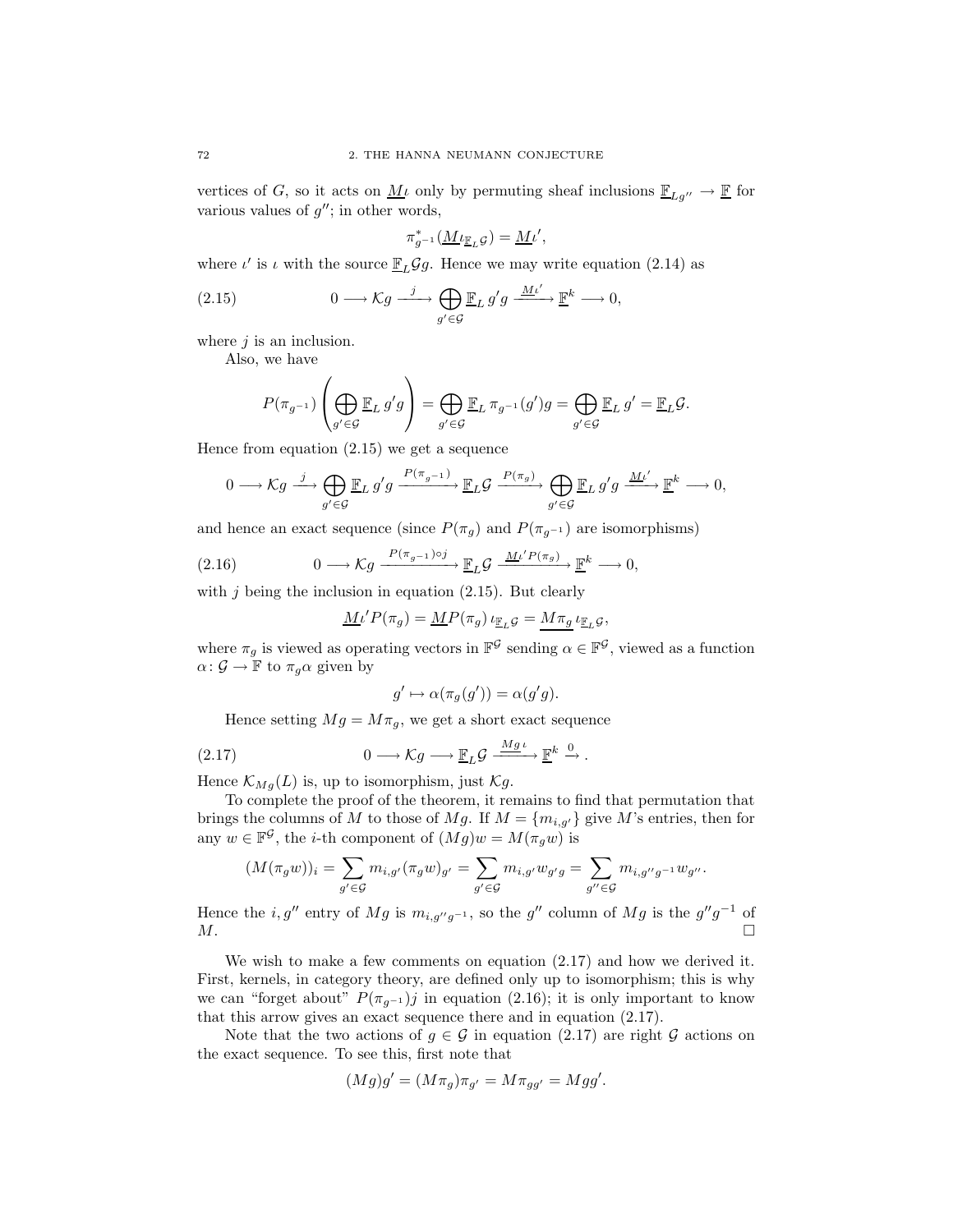vertices of $G$, so it acts on $\underline{M}\iota$ only by permuting sheaf inclusions $\underline{\mathbb{F}}_{Lg''} \to \underline{\mathbb{F}}$ for various values of $g''$; in other words,

$$\pi^*_{g^{-1}}(\underline{M}\iota_{\underline{\mathbb{F}}_L\mathcal{G}}) = \underline{M}\iota',$$

where $\iota'$ is $\iota$ with the source $\underline{\mathbb{F}}_L\mathcal{G}g$. Hence we may write equation (2.14) as

$$0 \longrightarrow \mathcal{K}g \xrightarrow{\ j\ } \bigoplus_{g'\in\mathcal{G}} \underline{\mathbb{F}}_L\, g'g \xrightarrow{\underline{M}\iota'} \underline{\mathbb{F}}^k \longrightarrow 0, \tag{2.15}$$

where $j$ is an inclusion.

Also, we have

$$P(\pi_{g^{-1}})\left(\bigoplus_{g'\in\mathcal{G}} \underline{\mathbb{F}}_L\, g'g\right) = \bigoplus_{g'\in\mathcal{G}} \underline{\mathbb{F}}_L\, \pi_{g^{-1}}(g')g = \bigoplus_{g'\in\mathcal{G}} \underline{\mathbb{F}}_L\, g' = \underline{\mathbb{F}}_L\mathcal{G}.$$

Hence from equation (2.15) we get a sequence

$$0 \longrightarrow \mathcal{K}g \xrightarrow{\ j\ } \bigoplus_{g'\in\mathcal{G}} \underline{\mathbb{F}}_L\, g'g \xrightarrow{P(\pi_{g^{-1}})} \underline{\mathbb{F}}_L\mathcal{G} \xrightarrow{P(\pi_g)} \bigoplus_{g'\in\mathcal{G}} \underline{\mathbb{F}}_L\, g'g \xrightarrow{\underline{M}\iota'} \underline{\mathbb{F}}^k \longrightarrow 0,$$

and hence an exact sequence (since $P(\pi_g)$ and $P(\pi_{g^{-1}})$ are isomorphisms)

$$0 \longrightarrow \mathcal{K}g \xrightarrow{P(\pi_{g^{-1}})\circ j} \underline{\mathbb{F}}_L\mathcal{G} \xrightarrow{\underline{M}\iota' P(\pi_g)} \underline{\mathbb{F}}^k \longrightarrow 0, \tag{2.16}$$

with $j$ being the inclusion in equation (2.15). But clearly

$$\underline{M}\iota' P(\pi_g) = \underline{M}P(\pi_g)\,\iota_{\underline{\mathbb{F}}_L\mathcal{G}} = \underline{M\pi_g}\,\iota_{\underline{\mathbb{F}}_L\mathcal{G}},$$

where $\pi_g$ is viewed as operating vectors in $\mathbb{F}^{\mathcal{G}}$ sending $\alpha \in \mathbb{F}^{\mathcal{G}}$, viewed as a function $\alpha\colon \mathcal{G} \to \mathbb{F}$ to $\pi_g\alpha$ given by

$$g' \mapsto \alpha(\pi_g(g')) = \alpha(g'g).$$

Hence setting $Mg = M\pi_g$, we get a short exact sequence

$$0 \longrightarrow \mathcal{K}g \longrightarrow \underline{\mathbb{F}}_L\mathcal{G} \xrightarrow{\underline{Mg}\,\iota} \underline{\mathbb{F}}^k \xrightarrow{\ 0\ }. \tag{2.17}$$

Hence $\mathcal{K}_{Mg}(L)$ is, up to isomorphism, just $\mathcal{K}g$.

To complete the proof of the theorem, it remains to find that permutation that brings the columns of $M$ to those of $Mg$. If $M = \{m_{i,g'}\}$ give $M$'s entries, then for any $w \in \mathbb{F}^{\mathcal{G}}$, the $i$-th component of $(Mg)w = M(\pi_g w)$ is

$$(M(\pi_g w))_i = \sum_{g'\in\mathcal{G}} m_{i,g'}(\pi_g w)_{g'} = \sum_{g'\in\mathcal{G}} m_{i,g'}w_{g'g} = \sum_{g''\in\mathcal{G}} m_{i,g''g^{-1}}w_{g''}.$$

Hence the $i, g''$ entry of $Mg$ is $m_{i,g''g^{-1}}$, so the $g''$ column of $Mg$ is the $g''g^{-1}$ of $M$. $\square$

We wish to make a few comments on equation (2.17) and how we derived it. First, kernels, in category theory, are defined only up to isomorphism; this is why we can "forget about" $P(\pi_{g^{-1}})j$ in equation (2.16); it is only important to know that this arrow gives an exact sequence there and in equation (2.17).

Note that the two actions of $g \in \mathcal{G}$ in equation (2.17) are right $\mathcal{G}$ actions on the exact sequence. To see this, first note that

$$(Mg)g' = (M\pi_g)\pi_{g'} = M\pi_{gg'} = Mgg'.$$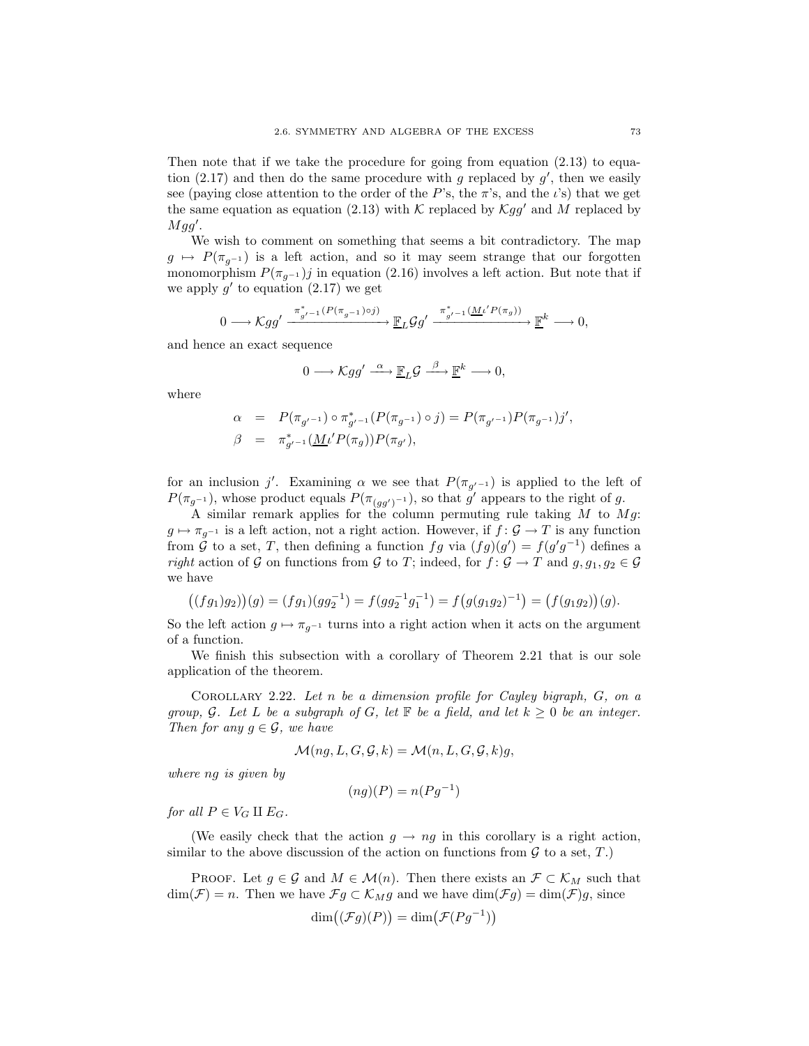Then note that if we take the procedure for going from equation (2.13) to equation (2.17) and then do the same procedure with $g$ replaced by $g'$, then we easily see (paying close attention to the order of the $P$'s, the $\pi$'s, and the $\iota$'s) that we get the same equation as equation (2.13) with $\mathcal{K}$ replaced by $\mathcal{K}gg'$ and $M$ replaced by $Mgg'$.

We wish to comment on something that seems a bit contradictory. The map $g \mapsto P(\pi_{g^{-1}})$ is a left action, and so it may seem strange that our forgotten monomorphism $P(\pi_{g^{-1}})j$ in equation (2.16) involves a left action. But note that if we apply $g'$ to equation (2.17) we get

$$0 \longrightarrow \mathcal{K}gg' \xrightarrow{\pi^*_{g'^{-1}}(P(\pi_{g^{-1}})\circ j)} \underline{\mathbb{F}}_L\mathcal{G}g' \xrightarrow{\pi^*_{g'^{-1}}(\underline{M}\iota' P(\pi_g))} \underline{\mathbb{F}}^k \longrightarrow 0,$$

and hence an exact sequence

$$0 \longrightarrow \mathcal{K}gg' \xrightarrow{\alpha} \underline{\mathbb{F}}_L\mathcal{G} \xrightarrow{\beta} \underline{\mathbb{F}}^k \longrightarrow 0,$$

where

$$\begin{aligned} \alpha &= P(\pi_{g'^{-1}}) \circ \pi^*_{g'^{-1}}(P(\pi_{g^{-1}}) \circ j) = P(\pi_{g'^{-1}})P(\pi_{g^{-1}})j', \\ \beta &= \pi^*_{g'^{-1}}(\underline{M}\iota' P(\pi_g))P(\pi_{g'}), \end{aligned}$$

for an inclusion $j'$. Examining $\alpha$ we see that $P(\pi_{g'^{-1}})$ is applied to the left of $P(\pi_{g^{-1}})$, whose product equals $P(\pi_{(gg')^{-1}})$, so that $g'$ appears to the right of $g$.

A similar remark applies for the column permuting rule taking $M$ to $Mg$: $g \mapsto \pi_{g^{-1}}$ is a left action, not a right action. However, if $f \colon \mathcal{G} \to T$ is any function from $\mathcal{G}$ to a set, $T$, then defining a function $fg$ via $(fg)(g') = f(g'g^{-1})$ defines a *right* action of $\mathcal{G}$ on functions from $\mathcal{G}$ to $T$; indeed, for $f \colon \mathcal{G} \to T$ and $g, g_1, g_2 \in \mathcal{G}$ we have

$$\big((fg_1)g_2)\big)(g) = (fg_1)(gg_2^{-1}) = f(gg_2^{-1}g_1^{-1}) = f\big(g(g_1g_2)^{-1}\big) = \big(f(g_1g_2)\big)(g).$$

So the left action $g \mapsto \pi_{g^{-1}}$ turns into a right action when it acts on the argument of a function.

We finish this subsection with a corollary of Theorem 2.21 that is our sole application of the theorem.

Corollary 2.22. *Let $n$ be a dimension profile for Cayley bigraph, $G$, on a group, $\mathcal{G}$. Let $L$ be a subgraph of $G$, let $\mathbb{F}$ be a field, and let $k \geq 0$ be an integer. Then for any $g \in \mathcal{G}$, we have*

$$\mathcal{M}(ng, L, G, \mathcal{G}, k) = \mathcal{M}(n, L, G, \mathcal{G}, k)g,$$

*where $ng$ is given by*

$$(ng)(P) = n(Pg^{-1})$$

*for all $P \in V_G \amalg E_G$.*

(We easily check that the action $g \to ng$ in this corollary is a right action, similar to the above discussion of the action on functions from $\mathcal{G}$ to a set, $T$.)

Proof. Let $g \in \mathcal{G}$ and $M \in \mathcal{M}(n)$. Then there exists an $\mathcal{F} \subset \mathcal{K}_M$ such that $\dim(\mathcal{F}) = n$. Then we have $\mathcal{F}g \subset \mathcal{K}_M g$ and we have $\dim(\mathcal{F}g) = \dim(\mathcal{F})g$, since

$$\dim\big((\mathcal{F}g)(P)\big) = \dim\big(\mathcal{F}(Pg^{-1})\big)$$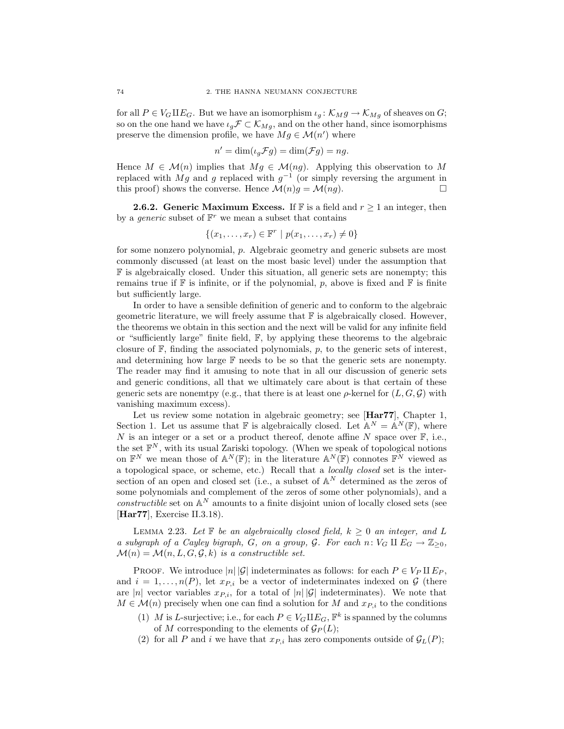for all $P \in V_G \amalg E_G$. But we have an isomorphism $\iota_g \colon \mathcal{K}_M g \to \mathcal{K}_{Mg}$ of sheaves on $G$; so on the one hand we have $\iota_g \mathcal{F} \subset \mathcal{K}_{Mg}$, and on the other hand, since isomorphisms preserve the dimension profile, we have $Mg \in \mathcal{M}(n')$ where

$$n' = \dim(\iota_g \mathcal{F} g) = \dim(\mathcal{F} g) = ng.$$

Hence $M \in \mathcal{M}(n)$ implies that $Mg \in \mathcal{M}(ng)$. Applying this observation to $M$ replaced with $Mg$ and $g$ replaced with $g^{-1}$ (or simply reversing the argument in this proof) shows the converse. Hence $\mathcal{M}(n)g = \mathcal{M}(ng)$. □

**2.6.2. Generic Maximum Excess.** If $\mathbb{F}$ is a field and $r \geq 1$ an integer, then by a *generic* subset of $\mathbb{F}^r$ we mean a subset that contains

$$\{(x_1, \ldots, x_r) \in \mathbb{F}^r \mid p(x_1, \ldots, x_r) \neq 0\}$$

for some nonzero polynomial, $p$. Algebraic geometry and generic subsets are most commonly discussed (at least on the most basic level) under the assumption that $\mathbb{F}$ is algebraically closed. Under this situation, all generic sets are nonempty; this remains true if $\mathbb{F}$ is infinite, or if the polynomial, $p$, above is fixed and $\mathbb{F}$ is finite but sufficiently large.

In order to have a sensible definition of generic and to conform to the algebraic geometric literature, we will freely assume that $\mathbb{F}$ is algebraically closed. However, the theorems we obtain in this section and the next will be valid for any infinite field or "sufficiently large" finite field, $\mathbb{F}$, by applying these theorems to the algebraic closure of $\mathbb{F}$, finding the associated polynomials, $p$, to the generic sets of interest, and determining how large $\mathbb{F}$ needs to be so that the generic sets are nonempty. The reader may find it amusing to note that in all our discussion of generic sets and generic conditions, all that we ultimately care about is that certain of these generic sets are nonemtpy (e.g., that there is at least one $\rho$-kernel for $(L, G, \mathcal{G})$ with vanishing maximum excess).

Let us review some notation in algebraic geometry; see [**Har77**], Chapter 1, Section 1. Let us assume that $\mathbb{F}$ is algebraically closed. Let $\mathbb{A}^N = \mathbb{A}^N(\mathbb{F})$, where $N$ is an integer or a set or a product thereof, denote affine $N$ space over $\mathbb{F}$, i.e., the set $\mathbb{F}^N$, with its usual Zariski topology. (When we speak of topological notions on $\mathbb{F}^N$ we mean those of $\mathbb{A}^N(\mathbb{F})$; in the literature $\mathbb{A}^N(\mathbb{F})$ connotes $\mathbb{F}^N$ viewed as a topological space, or scheme, etc.) Recall that a *locally closed* set is the intersection of an open and closed set (i.e., a subset of $\mathbb{A}^N$ determined as the zeros of some polynomials and complement of the zeros of some other polynomials), and a *constructible* set on $\mathbb{A}^N$ amounts to a finite disjoint union of locally closed sets (see [**Har77**], Exercise II.3.18).

LEMMA 2.23. *Let $\mathbb{F}$ be an algebraically closed field, $k \geq 0$ an integer, and $L$ a subgraph of a Cayley bigraph, $G$, on a group, $\mathcal{G}$. For each $n \colon V_G \amalg E_G \to \mathbb{Z}_{\geq 0}$, $\mathcal{M}(n) = \mathcal{M}(n, L, G, \mathcal{G}, k)$ is a constructible set.*

PROOF. We introduce $|n|\,|\mathcal{G}|$ indeterminates as follows: for each $P \in V_P \amalg E_P$, and $i = 1, \ldots, n(P)$, let $x_{P,i}$ be a vector of indeterminates indexed on $\mathcal{G}$ (there are $|n|$ vector variables $x_{P,i}$, for a total of $|n|\,|\mathcal{G}|$ indeterminates). We note that $M \in \mathcal{M}(n)$ precisely when one can find a solution for $M$ and $x_{P,i}$ to the conditions

1. $M$ is $L$-surjective; i.e., for each $P \in V_G \amalg E_G$, $\mathbb{F}^k$ is spanned by the columns of $M$ corresponding to the elements of $\mathcal{G}_P(L)$;
2. for all $P$ and $i$ we have that $x_{P,i}$ has zero components outside of $\mathcal{G}_L(P)$;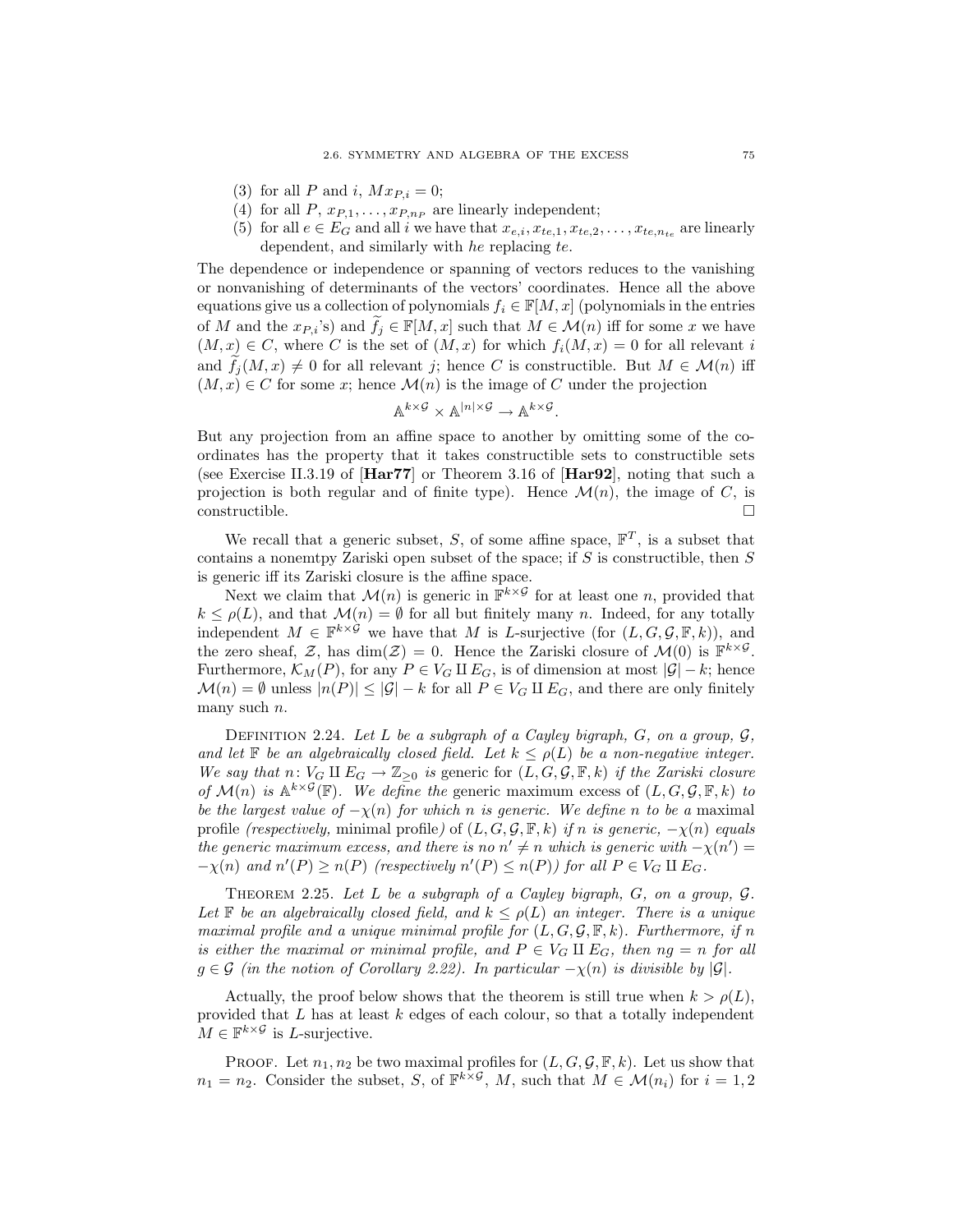(3) for all $P$ and $i$, $Mx_{P,i} = 0$;
(4) for all $P$, $x_{P,1}, \ldots, x_{P,n_P}$ are linearly independent;
(5) for all $e \in E_G$ and all $i$ we have that $x_{e,i}, x_{te,1}, x_{te,2}, \ldots, x_{te,n_{te}}$ are linearly dependent, and similarly with $he$ replacing $te$.

The dependence or independence or spanning of vectors reduces to the vanishing or nonvanishing of determinants of the vectors' coordinates. Hence all the above equations give us a collection of polynomials $f_i \in \mathbb{F}[M, x]$ (polynomials in the entries of $M$ and the $x_{P,i}$'s) and $\widetilde{f}_j \in \mathbb{F}[M, x]$ such that $M \in \mathcal{M}(n)$ iff for some $x$ we have $(M, x) \in C$, where $C$ is the set of $(M, x)$ for which $f_i(M, x) = 0$ for all relevant $i$ and $\widetilde{f}_j(M, x) \neq 0$ for all relevant $j$; hence $C$ is constructible. But $M \in \mathcal{M}(n)$ iff $(M, x) \in C$ for some $x$; hence $\mathcal{M}(n)$ is the image of $C$ under the projection

$$\mathbb{A}^{k \times \mathcal{G}} \times \mathbb{A}^{|n| \times \mathcal{G}} \to \mathbb{A}^{k \times \mathcal{G}}.$$

But any projection from an affine space to another by omitting some of the coordinates has the property that it takes constructible sets to constructible sets (see Exercise II.3.19 of [**Har77**] or Theorem 3.16 of [**Har92**], noting that such a projection is both regular and of finite type). Hence $\mathcal{M}(n)$, the image of $C$, is constructible. $\square$

We recall that a generic subset, $S$, of some affine space, $\mathbb{F}^T$, is a subset that contains a nonemtpy Zariski open subset of the space; if $S$ is constructible, then $S$ is generic iff its Zariski closure is the affine space.

Next we claim that $\mathcal{M}(n)$ is generic in $\mathbb{F}^{k \times \mathcal{G}}$ for at least one $n$, provided that $k \leq \rho(L)$, and that $\mathcal{M}(n) = \emptyset$ for all but finitely many $n$. Indeed, for any totally independent $M \in \mathbb{F}^{k \times \mathcal{G}}$ we have that $M$ is $L$-surjective (for $(L, G, \mathcal{G}, \mathbb{F}, k)$), and the zero sheaf, $\mathcal{Z}$, has $\dim(\mathcal{Z}) = 0$. Hence the Zariski closure of $\mathcal{M}(0)$ is $\mathbb{F}^{k \times \mathcal{G}}$. Furthermore, $\mathcal{K}_M(P)$, for any $P \in V_G \amalg E_G$, is of dimension at most $|\mathcal{G}| - k$; hence $\mathcal{M}(n) = \emptyset$ unless $|n(P)| \leq |\mathcal{G}| - k$ for all $P \in V_G \amalg E_G$, and there are only finitely many such $n$.

Definition 2.24. *Let $L$ be a subgraph of a Cayley bigraph, $G$, on a group, $\mathcal{G}$, and let $\mathbb{F}$ be an algebraically closed field. Let $k \leq \rho(L)$ be a non-negative integer. We say that $n \colon V_G \amalg E_G \to \mathbb{Z}_{\geq 0}$ is* generic *for $(L, G, \mathcal{G}, \mathbb{F}, k)$ if the Zariski closure of $\mathcal{M}(n)$ is $\mathbb{A}^{k \times \mathcal{G}}(\mathbb{F})$. We define the* generic maximum excess *of $(L, G, \mathcal{G}, \mathbb{F}, k)$ to be the largest value of $-\chi(n)$ for which $n$ is generic. We define $n$ to be a* maximal profile *(respectively,* minimal profile*) of $(L, G, \mathcal{G}, \mathbb{F}, k)$ if $n$ is generic, $-\chi(n)$ equals the generic maximum excess, and there is no $n' \neq n$ which is generic with $-\chi(n') = -\chi(n)$ and $n'(P) \geq n(P)$ (respectively $n'(P) \leq n(P)$) for all $P \in V_G \amalg E_G$.*

Theorem 2.25. *Let $L$ be a subgraph of a Cayley bigraph, $G$, on a group, $\mathcal{G}$. Let $\mathbb{F}$ be an algebraically closed field, and $k \leq \rho(L)$ an integer. There is a unique maximal profile and a unique minimal profile for $(L, G, \mathcal{G}, \mathbb{F}, k)$. Furthermore, if $n$ is either the maximal or minimal profile, and $P \in V_G \amalg E_G$, then $ng = n$ for all $g \in \mathcal{G}$ (in the notion of Corollary 2.22). In particular $-\chi(n)$ is divisible by $|\mathcal{G}|$.*

Actually, the proof below shows that the theorem is still true when $k > \rho(L)$, provided that $L$ has at least $k$ edges of each colour, so that a totally independent $M \in \mathbb{F}^{k \times \mathcal{G}}$ is $L$-surjective.

Proof. Let $n_1, n_2$ be two maximal profiles for $(L, G, \mathcal{G}, \mathbb{F}, k)$. Let us show that $n_1 = n_2$. Consider the subset, $S$, of $\mathbb{F}^{k \times \mathcal{G}}$, $M$, such that $M \in \mathcal{M}(n_i)$ for $i = 1, 2$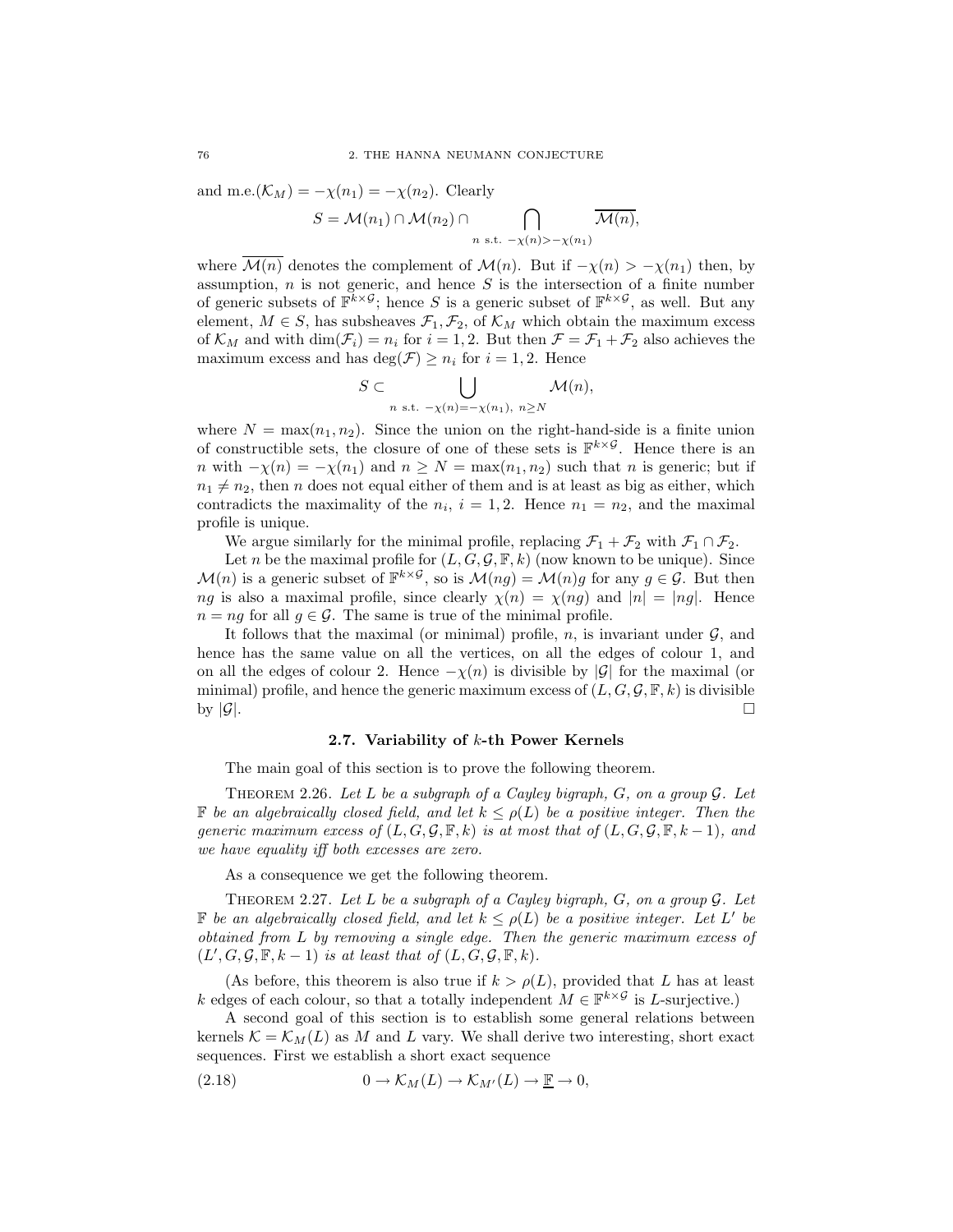and m.e.$(\mathcal{K}_M) = -\chi(n_1) = -\chi(n_2)$. Clearly

$$S = \mathcal{M}(n_1) \cap \mathcal{M}(n_2) \cap \bigcap_{n \text{ s.t. } -\chi(n) > -\chi(n_1)} \overline{\mathcal{M}(n)},$$

where $\overline{\mathcal{M}(n)}$ denotes the complement of $\mathcal{M}(n)$. But if $-\chi(n) > -\chi(n_1)$ then, by assumption, $n$ is not generic, and hence $S$ is the intersection of a finite number of generic subsets of $\mathbb{F}^{k \times \mathcal{G}}$; hence $S$ is a generic subset of $\mathbb{F}^{k \times \mathcal{G}}$, as well. But any element, $M \in S$, has subsheaves $\mathcal{F}_1, \mathcal{F}_2$, of $\mathcal{K}_M$ which obtain the maximum excess of $\mathcal{K}_M$ and with $\dim(\mathcal{F}_i) = n_i$ for $i = 1, 2$. But then $\mathcal{F} = \mathcal{F}_1 + \mathcal{F}_2$ also achieves the maximum excess and has $\deg(\mathcal{F}) \geq n_i$ for $i = 1, 2$. Hence

$$S \subset \bigcup_{n \text{ s.t. } -\chi(n) = -\chi(n_1),\ n \geq N} \mathcal{M}(n),$$

where $N = \max(n_1, n_2)$. Since the union on the right-hand-side is a finite union of constructible sets, the closure of one of these sets is $\mathbb{F}^{k \times \mathcal{G}}$. Hence there is an $n$ with $-\chi(n) = -\chi(n_1)$ and $n \geq N = \max(n_1, n_2)$ such that $n$ is generic; but if $n_1 \neq n_2$, then $n$ does not equal either of them and is at least as big as either, which contradicts the maximality of the $n_i$, $i = 1, 2$. Hence $n_1 = n_2$, and the maximal profile is unique.

We argue similarly for the minimal profile, replacing $\mathcal{F}_1 + \mathcal{F}_2$ with $\mathcal{F}_1 \cap \mathcal{F}_2$.

Let $n$ be the maximal profile for $(L, G, \mathcal{G}, \mathbb{F}, k)$ (now known to be unique). Since $\mathcal{M}(n)$ is a generic subset of $\mathbb{F}^{k \times \mathcal{G}}$, so is $\mathcal{M}(ng) = \mathcal{M}(n)g$ for any $g \in \mathcal{G}$. But then $ng$ is also a maximal profile, since clearly $\chi(n) = \chi(ng)$ and $|n| = |ng|$. Hence $n = ng$ for all $g \in \mathcal{G}$. The same is true of the minimal profile.

It follows that the maximal (or minimal) profile, $n$, is invariant under $\mathcal{G}$, and hence has the same value on all the vertices, on all the edges of colour 1, and on all the edges of colour 2. Hence $-\chi(n)$ is divisible by $|\mathcal{G}|$ for the maximal (or minimal) profile, and hence the generic maximum excess of $(L, G, \mathcal{G}, \mathbb{F}, k)$ is divisible by $|\mathcal{G}|$. $\square$

### 2.7. Variability of $k$-th Power Kernels

The main goal of this section is to prove the following theorem.

Theorem 2.26. *Let $L$ be a subgraph of a Cayley bigraph, $G$, on a group $\mathcal{G}$. Let $\mathbb{F}$ be an algebraically closed field, and let $k \leq \rho(L)$ be a positive integer. Then the generic maximum excess of $(L, G, \mathcal{G}, \mathbb{F}, k)$ is at most that of $(L, G, \mathcal{G}, \mathbb{F}, k-1)$, and we have equality iff both excesses are zero.*

As a consequence we get the following theorem.

Theorem 2.27. *Let $L$ be a subgraph of a Cayley bigraph, $G$, on a group $\mathcal{G}$. Let $\mathbb{F}$ be an algebraically closed field, and let $k \leq \rho(L)$ be a positive integer. Let $L'$ be obtained from $L$ by removing a single edge. Then the generic maximum excess of $(L', G, \mathcal{G}, \mathbb{F}, k-1)$ is at least that of $(L, G, \mathcal{G}, \mathbb{F}, k)$.*

(As before, this theorem is also true if $k > \rho(L)$, provided that $L$ has at least $k$ edges of each colour, so that a totally independent $M \in \mathbb{F}^{k \times \mathcal{G}}$ is $L$-surjective.)

A second goal of this section is to establish some general relations between kernels $\mathcal{K} = \mathcal{K}_M(L)$ as $M$ and $L$ vary. We shall derive two interesting, short exact sequences. First we establish a short exact sequence

$$0 \to \mathcal{K}_M(L) \to \mathcal{K}_{M'}(L) \to \underline{\mathbb{F}} \to 0, \tag{2.18}$$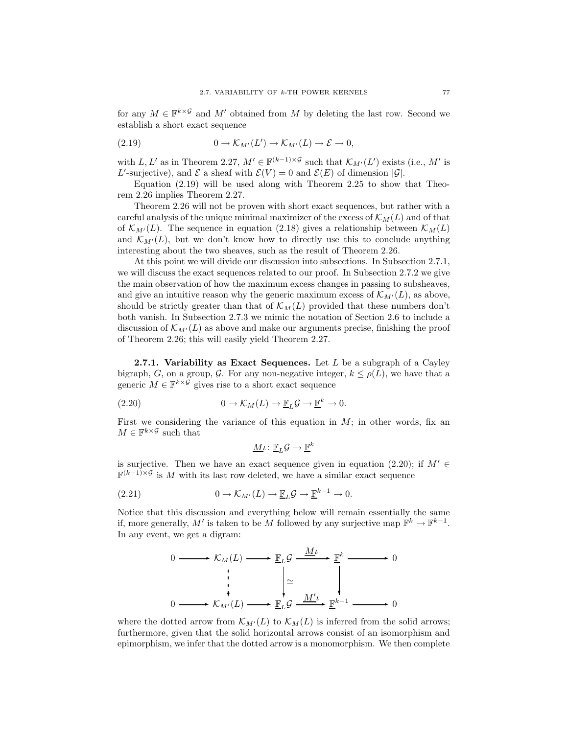for any $M \in \mathbb{F}^{k\times\mathcal{G}}$ and $M'$ obtained from $M$ by deleting the last row. Second we establish a short exact sequence

$$0 \to \mathcal{K}_{M'}(L') \to \mathcal{K}_{M'}(L) \to \mathcal{E} \to 0, \tag{2.19}$$

with $L, L'$ as in Theorem 2.27, $M' \in \mathbb{F}^{(k-1)\times\mathcal{G}}$ such that $\mathcal{K}_{M'}(L')$ exists (i.e., $M'$ is $L'$-surjective), and $\mathcal{E}$ a sheaf with $\mathcal{E}(V) = 0$ and $\mathcal{E}(E)$ of dimension $|\mathcal{G}|$.

Equation (2.19) will be used along with Theorem 2.25 to show that Theorem 2.26 implies Theorem 2.27.

Theorem 2.26 will not be proven with short exact sequences, but rather with a careful analysis of the unique minimal maximizer of the excess of $\mathcal{K}_M(L)$ and of that of $\mathcal{K}_{M'}(L)$. The sequence in equation (2.18) gives a relationship between $\mathcal{K}_M(L)$ and $\mathcal{K}_{M'}(L)$, but we don't know how to directly use this to conclude anything interesting about the two sheaves, such as the result of Theorem 2.26.

At this point we will divide our discussion into subsections. In Subsection 2.7.1, we will discuss the exact sequences related to our proof. In Subsection 2.7.2 we give the main observation of how the maximum excess changes in passing to subsheaves, and give an intuitive reason why the generic maximum excess of $\mathcal{K}_{M'}(L)$, as above, should be strictly greater than that of $\mathcal{K}_M(L)$ provided that these numbers don't both vanish. In Subsection 2.7.3 we mimic the notation of Section 2.6 to include a discussion of $\mathcal{K}_{M'}(L)$ as above and make our arguments precise, finishing the proof of Theorem 2.26; this will easily yield Theorem 2.27.

**2.7.1. Variability as Exact Sequences.** Let $L$ be a subgraph of a Cayley bigraph, $G$, on a group, $\mathcal{G}$. For any non-negative integer, $k \leq \rho(L)$, we have that a generic $M \in \mathbb{F}^{k\times\mathcal{G}}$ gives rise to a short exact sequence

$$0 \to \mathcal{K}_M(L) \to \underline{\mathbb{F}}_L\mathcal{G} \to \underline{\mathbb{F}}^k \to 0. \tag{2.20}$$

First we considering the variance of this equation in $M$; in other words, fix an $M \in \mathbb{F}^{k\times\mathcal{G}}$ such that

$$\underline{M}\iota \colon \underline{\mathbb{F}}_L\mathcal{G} \to \underline{\mathbb{F}}^k$$

is surjective. Then we have an exact sequence given in equation (2.20); if $M' \in \mathbb{F}^{(k-1)\times\mathcal{G}}$ is $M$ with its last row deleted, we have a similar exact sequence

$$0 \to \mathcal{K}_{M'}(L) \to \underline{\mathbb{F}}_L\mathcal{G} \to \underline{\mathbb{F}}^{k-1} \to 0. \tag{2.21}$$

Notice that this discussion and everything below will remain essentially the same if, more generally, $M'$ is taken to be $M$ followed by any surjective map $\mathbb{F}^k \to \mathbb{F}^{k-1}$. In any event, we get a digram:

$$\begin{array}{ccccccccc}
0 & \longrightarrow & \mathcal{K}_M(L) & \longrightarrow & \underline{\mathbb{F}}_L\mathcal{G} & \xrightarrow{\underline{M}\iota} & \underline{\mathbb{F}}^k & \longrightarrow & 0 \\
 & & \vdots\downarrow & & \downarrow\simeq & & \downarrow & & \\
0 & \longrightarrow & \mathcal{K}_{M'}(L) & \longrightarrow & \underline{\mathbb{F}}_L\mathcal{G} & \xrightarrow{\underline{M'}\iota} & \underline{\mathbb{F}}^{k-1} & \longrightarrow & 0
\end{array}$$

where the dotted arrow from $\mathcal{K}_{M'}(L)$ to $\mathcal{K}_M(L)$ is inferred from the solid arrows; furthermore, given that the solid horizontal arrows consist of an isomorphism and epimorphism, we infer that the dotted arrow is a monomorphism. We then complete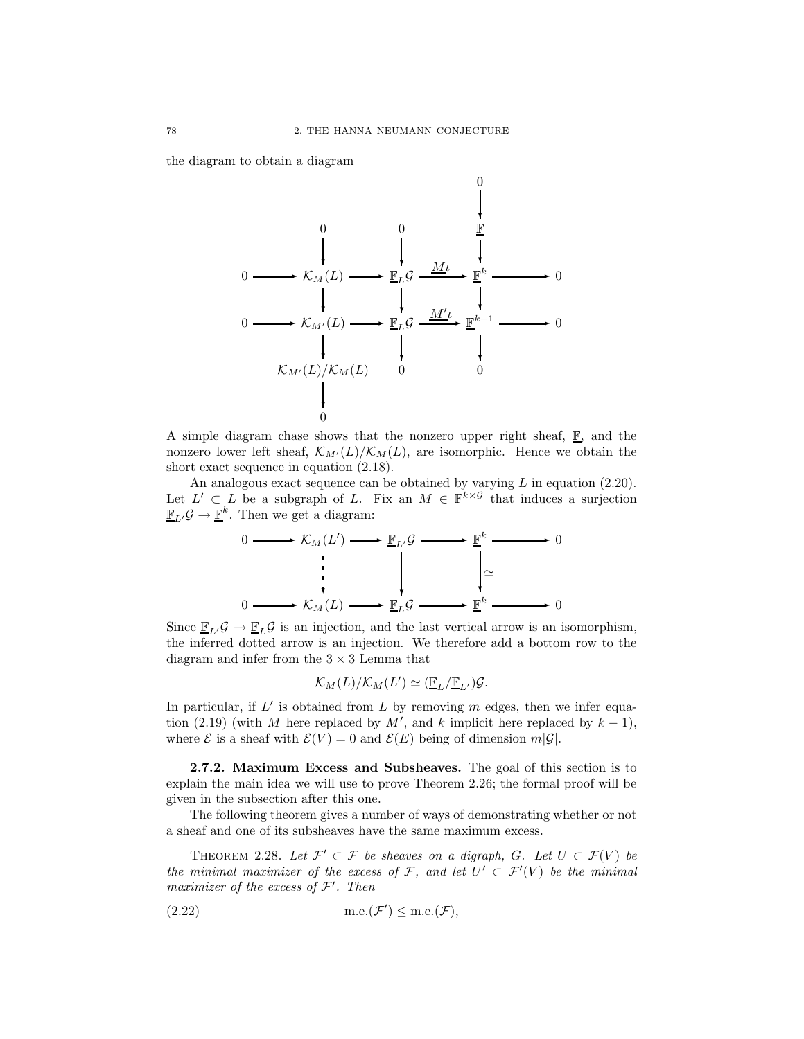the diagram to obtain a diagram

$$
\begin{array}{ccccccccc}
 & & & & & & 0 & & \\
 & & & & & & \downarrow & & \\
 & & 0 & & 0 & & \underline{\mathbb{F}} & & \\
 & & \downarrow & & \downarrow & & \downarrow & & \\
0 & \longrightarrow & \mathcal{K}_M(L) & \longrightarrow & \underline{\mathbb{F}}_L\mathcal{G} & \xrightarrow{\underline{M\iota}} & \underline{\mathbb{F}}^k & \longrightarrow & 0 \\
 & & \downarrow & & \downarrow & & \downarrow & & \\
0 & \longrightarrow & \mathcal{K}_{M'}(L) & \longrightarrow & \underline{\mathbb{F}}_L\mathcal{G} & \xrightarrow{\underline{M'\iota}} & \underline{\mathbb{F}}^{k-1} & \longrightarrow & 0 \\
 & & \downarrow & & \downarrow & & \downarrow & & \\
 & & \mathcal{K}_{M'}(L)/\mathcal{K}_M(L) & & 0 & & 0 & & \\
 & & \downarrow & & & & & & \\
 & & 0 & & & & & &
\end{array}
$$

A simple diagram chase shows that the nonzero upper right sheaf, $\underline{\mathbb{F}}$, and the nonzero lower left sheaf, $\mathcal{K}_{M'}(L)/\mathcal{K}_M(L)$, are isomorphic. Hence we obtain the short exact sequence in equation (2.18).

An analogous exact sequence can be obtained by varying $L$ in equation (2.20). Let $L' \subset L$ be a subgraph of $L$. Fix an $M \in \mathbb{F}^{k\times\mathcal{G}}$ that induces a surjection $\underline{\mathbb{F}}_{L'}\mathcal{G} \to \underline{\mathbb{F}}^k$. Then we get a diagram:

$$
\begin{array}{ccccccccc}
0 & \longrightarrow & \mathcal{K}_M(L') & \longrightarrow & \underline{\mathbb{F}}_{L'}\mathcal{G} & \longrightarrow & \underline{\mathbb{F}}^k & \longrightarrow & 0 \\
 & & \vdots & & \downarrow & & \downarrow \simeq & & \\
0 & \longrightarrow & \mathcal{K}_M(L) & \longrightarrow & \underline{\mathbb{F}}_L\mathcal{G} & \longrightarrow & \underline{\mathbb{F}}^k & \longrightarrow & 0
\end{array}
$$

Since $\underline{\mathbb{F}}_{L'}\mathcal{G} \to \underline{\mathbb{F}}_L\mathcal{G}$ is an injection, and the last vertical arrow is an isomorphism, the inferred dotted arrow is an injection. We therefore add a bottom row to the diagram and infer from the $3 \times 3$ Lemma that

$$
\mathcal{K}_M(L)/\mathcal{K}_M(L') \simeq (\underline{\mathbb{F}}_L/\underline{\mathbb{F}}_{L'})\mathcal{G}.
$$

In particular, if $L'$ is obtained from $L$ by removing $m$ edges, then we infer equation (2.19) (with $M$ here replaced by $M'$, and $k$ implicit here replaced by $k-1$), where $\mathcal{E}$ is a sheaf with $\mathcal{E}(V) = 0$ and $\mathcal{E}(E)$ being of dimension $m|\mathcal{G}|$.

### 2.7.2. Maximum Excess and Subsheaves.

The goal of this section is to explain the main idea we will use to prove Theorem 2.26; the formal proof will be given in the subsection after this one.

The following theorem gives a number of ways of demonstrating whether or not a sheaf and one of its subsheaves have the same maximum excess.

THEOREM 2.28. *Let $\mathcal{F}' \subset \mathcal{F}$ be sheaves on a digraph, $G$. Let $U \subset \mathcal{F}(V)$ be the minimal maximizer of the excess of $\mathcal{F}$, and let $U' \subset \mathcal{F}'(V)$ be the minimal maximizer of the excess of $\mathcal{F}'$. Then*

$$
\text{m.e.}(\mathcal{F}') \leq \text{m.e.}(\mathcal{F}), \tag{2.22}
$$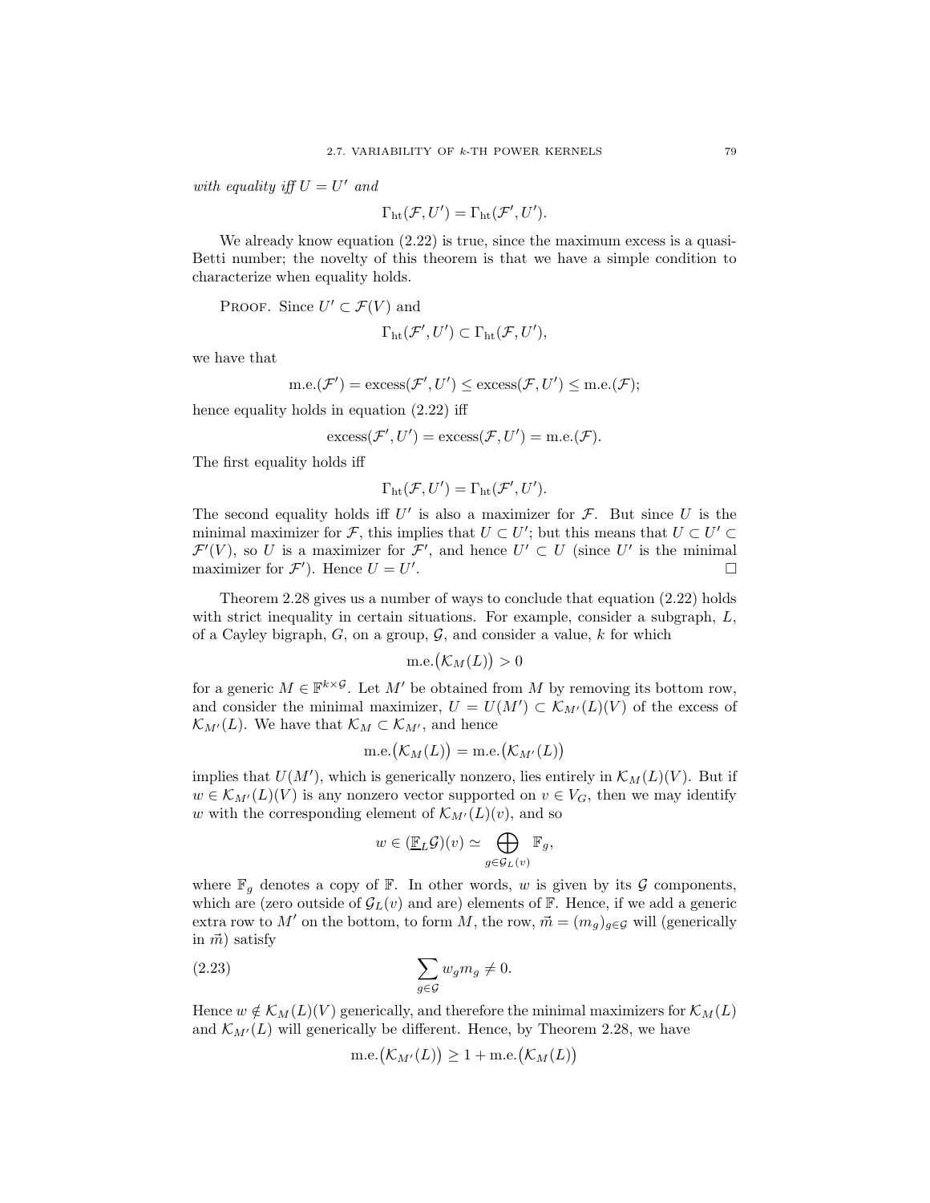*with equality iff* $U = U'$ *and*

$$\Gamma_{\rm ht}(\mathcal{F}, U') = \Gamma_{\rm ht}(\mathcal{F}', U').$$

We already know equation (2.22) is true, since the maximum excess is a quasi-Betti number; the novelty of this theorem is that we have a simple condition to characterize when equality holds.

PROOF. Since $U' \subset \mathcal{F}(V)$ and

$$\Gamma_{\rm ht}(\mathcal{F}', U') \subset \Gamma_{\rm ht}(\mathcal{F}, U'),$$

we have that

$$\text{m.e.}(\mathcal{F}') = \text{excess}(\mathcal{F}', U') \leq \text{excess}(\mathcal{F}, U') \leq \text{m.e.}(\mathcal{F});$$

hence equality holds in equation (2.22) iff

$$\text{excess}(\mathcal{F}', U') = \text{excess}(\mathcal{F}, U') = \text{m.e.}(\mathcal{F}).$$

The first equality holds iff

$$\Gamma_{\rm ht}(\mathcal{F}, U') = \Gamma_{\rm ht}(\mathcal{F}', U').$$

The second equality holds iff $U'$ is also a maximizer for $\mathcal{F}$. But since $U$ is the minimal maximizer for $\mathcal{F}$, this implies that $U \subset U'$; but this means that $U \subset U' \subset \mathcal{F}'(V)$, so $U$ is a maximizer for $\mathcal{F}'$, and hence $U' \subset U$ (since $U'$ is the minimal maximizer for $\mathcal{F}'$). Hence $U = U'$. $\square$

Theorem 2.28 gives us a number of ways to conclude that equation (2.22) holds with strict inequality in certain situations. For example, consider a subgraph, $L$, of a Cayley bigraph, $G$, on a group, $\mathcal{G}$, and consider a value, $k$ for which

$$\text{m.e.}\big(\mathcal{K}_M(L)\big) > 0$$

for a generic $M \in \mathbb{F}^{k\times\mathcal{G}}$. Let $M'$ be obtained from $M$ by removing its bottom row, and consider the minimal maximizer, $U = U(M') \subset \mathcal{K}_{M'}(L)(V)$ of the excess of $\mathcal{K}_{M'}(L)$. We have that $\mathcal{K}_M \subset \mathcal{K}_{M'}$, and hence

$$\text{m.e.}\big(\mathcal{K}_M(L)\big) = \text{m.e.}\big(\mathcal{K}_{M'}(L)\big)$$

implies that $U(M')$, which is generically nonzero, lies entirely in $\mathcal{K}_M(L)(V)$. But if $w \in \mathcal{K}_{M'}(L)(V)$ is any nonzero vector supported on $v \in V_G$, then we may identify $w$ with the corresponding element of $\mathcal{K}_{M'}(L)(v)$, and so

$$w \in (\underline{\mathbb{F}}_L\mathcal{G})(v) \simeq \bigoplus_{g\in\mathcal{G}_L(v)} \mathbb{F}_g,$$

where $\mathbb{F}_g$ denotes a copy of $\mathbb{F}$. In other words, $w$ is given by its $\mathcal{G}$ components, which are (zero outside of $\mathcal{G}_L(v)$ and are) elements of $\mathbb{F}$. Hence, if we add a generic extra row to $M'$ on the bottom, to form $M$, the row, $\vec{m} = (m_g)_{g\in\mathcal{G}}$ will (generically in $\vec{m}$) satisfy

$$\sum_{g\in\mathcal{G}} w_g m_g \neq 0. \tag{2.23}$$

Hence $w \notin \mathcal{K}_M(L)(V)$ generically, and therefore the minimal maximizers for $\mathcal{K}_M(L)$ and $\mathcal{K}_{M'}(L)$ will generically be different. Hence, by Theorem 2.28, we have

$$\text{m.e.}\big(\mathcal{K}_{M'}(L)\big) \geq 1 + \text{m.e.}\big(\mathcal{K}_M(L)\big)$$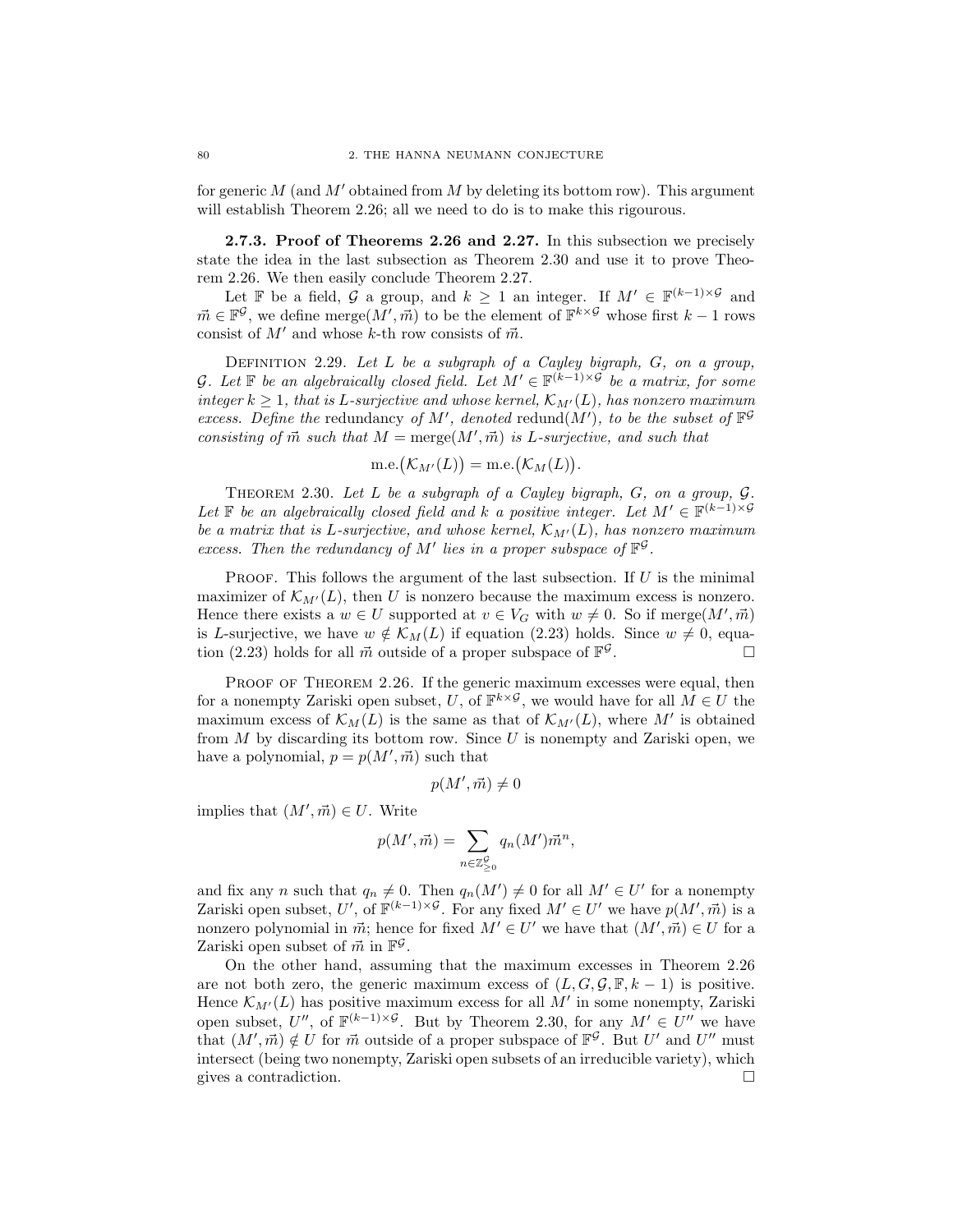for generic $M$ (and $M'$ obtained from $M$ by deleting its bottom row). This argument will establish Theorem 2.26; all we need to do is to make this rigourous.

**2.7.3. Proof of Theorems 2.26 and 2.27.** In this subsection we precisely state the idea in the last subsection as Theorem 2.30 and use it to prove Theorem 2.26. We then easily conclude Theorem 2.27.

Let $\mathbb{F}$ be a field, $\mathcal{G}$ a group, and $k \geq 1$ an integer. If $M' \in \mathbb{F}^{(k-1)\times\mathcal{G}}$ and $\vec{m} \in \mathbb{F}^{\mathcal{G}}$, we define $\mathrm{merge}(M', \vec{m})$ to be the element of $\mathbb{F}^{k\times\mathcal{G}}$ whose first $k-1$ rows consist of $M'$ and whose $k$-th row consists of $\vec{m}$.

Definition 2.29. *Let $L$ be a subgraph of a Cayley bigraph, $G$, on a group, $\mathcal{G}$. Let $\mathbb{F}$ be an algebraically closed field. Let $M' \in \mathbb{F}^{(k-1)\times\mathcal{G}}$ be a matrix, for some integer $k \geq 1$, that is $L$-surjective and whose kernel, $\mathcal{K}_{M'}(L)$, has nonzero maximum excess. Define the* redundancy *of $M'$, denoted $\mathrm{redund}(M')$, to be the subset of $\mathbb{F}^{\mathcal{G}}$ consisting of $\vec{m}$ such that $M = \mathrm{merge}(M', \vec{m})$ is $L$-surjective, and such that*

$$\mathrm{m.e.}\big(\mathcal{K}_{M'}(L)\big) = \mathrm{m.e.}\big(\mathcal{K}_{M}(L)\big).$$

Theorem 2.30. *Let $L$ be a subgraph of a Cayley bigraph, $G$, on a group, $\mathcal{G}$. Let $\mathbb{F}$ be an algebraically closed field and $k$ a positive integer. Let $M' \in \mathbb{F}^{(k-1)\times\mathcal{G}}$ be a matrix that is $L$-surjective, and whose kernel, $\mathcal{K}_{M'}(L)$, has nonzero maximum excess. Then the redundancy of $M'$ lies in a proper subspace of $\mathbb{F}^{\mathcal{G}}$.*

Proof. This follows the argument of the last subsection. If $U$ is the minimal maximizer of $\mathcal{K}_{M'}(L)$, then $U$ is nonzero because the maximum excess is nonzero. Hence there exists a $w \in U$ supported at $v \in V_G$ with $w \neq 0$. So if $\mathrm{merge}(M', \vec{m})$ is $L$-surjective, we have $w \notin \mathcal{K}_M(L)$ if equation (2.23) holds. Since $w \neq 0$, equation (2.23) holds for all $\vec{m}$ outside of a proper subspace of $\mathbb{F}^{\mathcal{G}}$. $\square$

Proof of Theorem 2.26. If the generic maximum excesses were equal, then for a nonempty Zariski open subset, $U$, of $\mathbb{F}^{k\times\mathcal{G}}$, we would have for all $M \in U$ the maximum excess of $\mathcal{K}_M(L)$ is the same as that of $\mathcal{K}_{M'}(L)$, where $M'$ is obtained from $M$ by discarding its bottom row. Since $U$ is nonempty and Zariski open, we have a polynomial, $p = p(M', \vec{m})$ such that

$$p(M', \vec{m}) \neq 0$$

implies that $(M', \vec{m}) \in U$. Write

$$p(M', \vec{m}) = \sum_{n \in \mathbb{Z}_{\geq 0}^{\mathcal{G}}} q_n(M')\vec{m}^n,$$

and fix any $n$ such that $q_n \neq 0$. Then $q_n(M') \neq 0$ for all $M' \in U'$ for a nonempty Zariski open subset, $U'$, of $\mathbb{F}^{(k-1)\times\mathcal{G}}$. For any fixed $M' \in U'$ we have $p(M', \vec{m})$ is a nonzero polynomial in $\vec{m}$; hence for fixed $M' \in U'$ we have that $(M', \vec{m}) \in U$ for a Zariski open subset of $\vec{m}$ in $\mathbb{F}^{\mathcal{G}}$.

On the other hand, assuming that the maximum excesses in Theorem 2.26 are not both zero, the generic maximum excess of $(L, G, \mathcal{G}, \mathbb{F}, k-1)$ is positive. Hence $\mathcal{K}_{M'}(L)$ has positive maximum excess for all $M'$ in some nonempty, Zariski open subset, $U''$, of $\mathbb{F}^{(k-1)\times\mathcal{G}}$. But by Theorem 2.30, for any $M' \in U''$ we have that $(M', \vec{m}) \notin U$ for $\vec{m}$ outside of a proper subspace of $\mathbb{F}^{\mathcal{G}}$. But $U'$ and $U''$ must intersect (being two nonempty, Zariski open subsets of an irreducible variety), which gives a contradiction. $\square$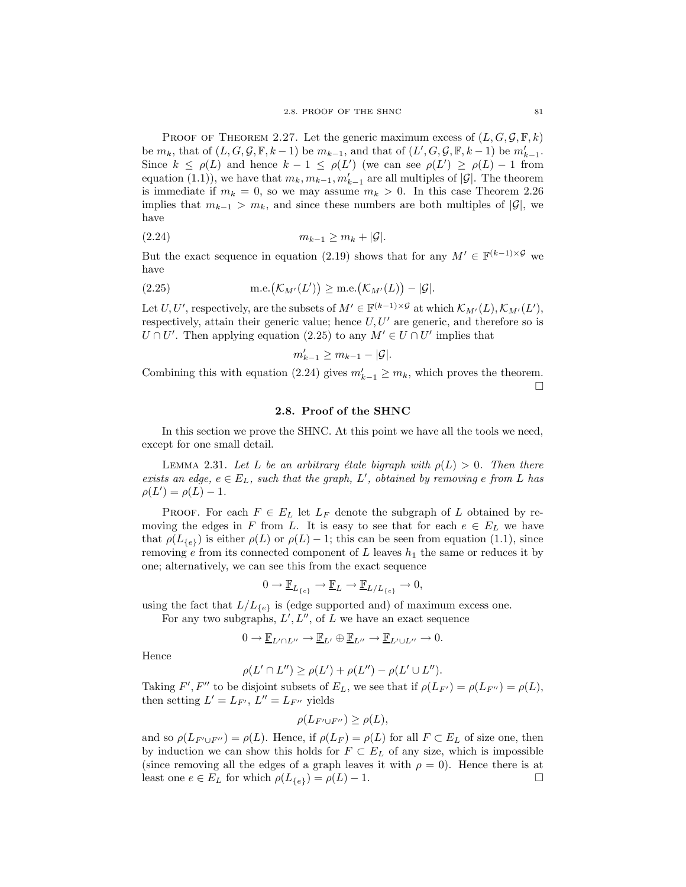Proof of Theorem 2.27. Let the generic maximum excess of $(L, G, \mathcal{G}, \mathbb{F}, k)$ be $m_k$, that of $(L, G, \mathcal{G}, \mathbb{F}, k-1)$ be $m_{k-1}$, and that of $(L', G, \mathcal{G}, \mathbb{F}, k-1)$ be $m'_{k-1}$. Since $k \le \rho(L)$ and hence $k - 1 \le \rho(L')$ (we can see $\rho(L') \ge \rho(L) - 1$ from equation (1.1)), we have that $m_k, m_{k-1}, m'_{k-1}$ are all multiples of $|\mathcal{G}|$. The theorem is immediate if $m_k = 0$, so we may assume $m_k > 0$. In this case Theorem 2.26 implies that $m_{k-1} > m_k$, and since these numbers are both multiples of $|\mathcal{G}|$, we have

$$m_{k-1} \ge m_k + |\mathcal{G}|. \tag{2.24}$$

But the exact sequence in equation (2.19) shows that for any $M' \in \mathbb{F}^{(k-1)\times\mathcal{G}}$ we have

$$\text{m.e.}\big(\mathcal{K}_{M'}(L')\big) \ge \text{m.e.}\big(\mathcal{K}_{M'}(L)\big) - |\mathcal{G}|. \tag{2.25}$$

Let $U, U'$, respectively, are the subsets of $M' \in \mathbb{F}^{(k-1)\times\mathcal{G}}$ at which $\mathcal{K}_{M'}(L), \mathcal{K}_{M'}(L')$, respectively, attain their generic value; hence $U, U'$ are generic, and therefore so is $U \cap U'$. Then applying equation (2.25) to any $M' \in U \cap U'$ implies that

$$m'_{k-1} \ge m_{k-1} - |\mathcal{G}|.$$

Combining this with equation (2.24) gives $m'_{k-1} \ge m_k$, which proves the theorem. □

## 2.8. Proof of the SHNC

In this section we prove the SHNC. At this point we have all the tools we need, except for one small detail.

Lemma 2.31. *Let $L$ be an arbitrary étale bigraph with $\rho(L) > 0$. Then there exists an edge, $e \in E_L$, such that the graph, $L'$, obtained by removing $e$ from $L$ has $\rho(L') = \rho(L) - 1$.*

Proof. For each $F \in E_L$ let $L_F$ denote the subgraph of $L$ obtained by removing the edges in $F$ from $L$. It is easy to see that for each $e \in E_L$ we have that $\rho(L_{\{e\}})$ is either $\rho(L)$ or $\rho(L) - 1$; this can be seen from equation (1.1), since removing $e$ from its connected component of $L$ leaves $h_1$ the same or reduces it by one; alternatively, we can see this from the exact sequence

$$0 \to \underline{\mathbb{F}}_{L_{\{e\}}} \to \underline{\mathbb{F}}_L \to \underline{\mathbb{F}}_{L/L_{\{e\}}} \to 0,$$

using the fact that $L/L_{\{e\}}$ is (edge supported and) of maximum excess one.

For any two subgraphs, $L', L''$, of $L$ we have an exact sequence

$$0 \to \underline{\mathbb{F}}_{L' \cap L''} \to \underline{\mathbb{F}}_{L'} \oplus \underline{\mathbb{F}}_{L''} \to \underline{\mathbb{F}}_{L' \cup L''} \to 0.$$

Hence

$$\rho(L' \cap L'') \ge \rho(L') + \rho(L'') - \rho(L' \cup L'').$$

Taking $F', F''$ to be disjoint subsets of $E_L$, we see that if $\rho(L_{F'}) = \rho(L_{F''}) = \rho(L)$, then setting $L' = L_{F'}$, $L'' = L_{F''}$ yields

$$\rho(L_{F' \cup F''}) \ge \rho(L),$$

and so $\rho(L_{F' \cup F''}) = \rho(L)$. Hence, if $\rho(L_F) = \rho(L)$ for all $F \subset E_L$ of size one, then by induction we can show this holds for $F \subset E_L$ of any size, which is impossible (since removing all the edges of a graph leaves it with $\rho = 0$). Hence there is at least one $e \in E_L$ for which $\rho(L_{\{e\}}) = \rho(L) - 1$. □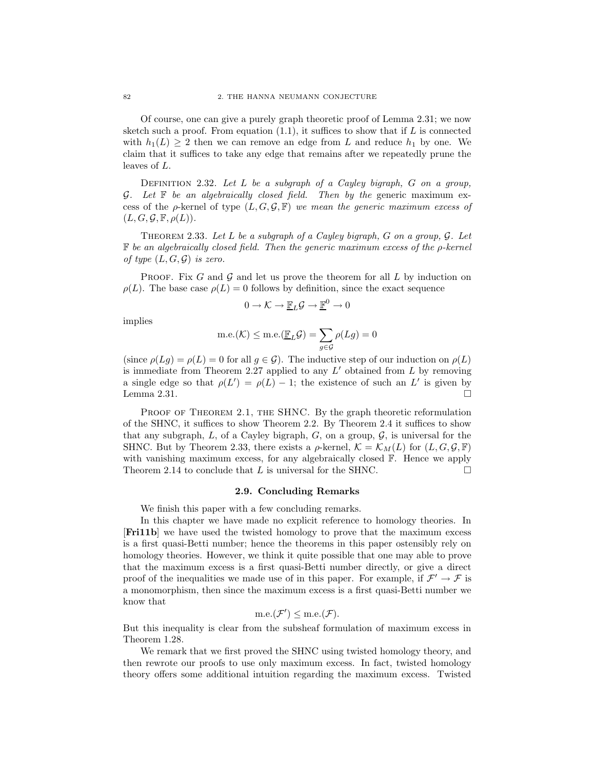Of course, one can give a purely graph theoretic proof of Lemma 2.31; we now sketch such a proof. From equation (1.1), it suffices to show that if $L$ is connected with $h_1(L) \geq 2$ then we can remove an edge from $L$ and reduce $h_1$ by one. We claim that it suffices to take any edge that remains after we repeatedly prune the leaves of $L$.

DEFINITION 2.32. *Let $L$ be a subgraph of a Cayley bigraph, $G$ on a group, $\mathcal{G}$. Let $\mathbb{F}$ be an algebraically closed field. Then by the* generic maximum excess of the $\rho$-kernel of type $(L, G, \mathcal{G}, \mathbb{F})$ *we mean the generic maximum excess of* $(L, G, \mathcal{G}, \mathbb{F}, \rho(L))$.

THEOREM 2.33. *Let $L$ be a subgraph of a Cayley bigraph, $G$ on a group, $\mathcal{G}$. Let $\mathbb{F}$ be an algebraically closed field. Then the generic maximum excess of the $\rho$-kernel of type $(L, G, \mathcal{G})$ is zero.*

PROOF. Fix $G$ and $\mathcal{G}$ and let us prove the theorem for all $L$ by induction on $\rho(L)$. The base case $\rho(L) = 0$ follows by definition, since the exact sequence

$$0 \to \mathcal{K} \to \underline{\mathbb{F}}_L \mathcal{G} \to \underline{\mathbb{F}}^0 \to 0$$

implies

$$\text{m.e.}(\mathcal{K}) \leq \text{m.e.}(\underline{\mathbb{F}}_L \mathcal{G}) = \sum_{g \in \mathcal{G}} \rho(Lg) = 0$$

(since $\rho(Lg) = \rho(L) = 0$ for all $g \in \mathcal{G}$). The inductive step of our induction on $\rho(L)$ is immediate from Theorem 2.27 applied to any $L'$ obtained from $L$ by removing a single edge so that $\rho(L') = \rho(L) - 1$; the existence of such an $L'$ is given by Lemma 2.31. $\square$

PROOF OF THEOREM 2.1, THE SHNC. By the graph theoretic reformulation of the SHNC, it suffices to show Theorem 2.2. By Theorem 2.4 it suffices to show that any subgraph, $L$, of a Cayley bigraph, $G$, on a group, $\mathcal{G}$, is universal for the SHNC. But by Theorem 2.33, there exists a $\rho$-kernel, $\mathcal{K} = \mathcal{K}_M(L)$ for $(L, G, \mathcal{G}, \mathbb{F})$ with vanishing maximum excess, for any algebraically closed $\mathbb{F}$. Hence we apply Theorem 2.14 to conclude that $L$ is universal for the SHNC. $\square$

## 2.9. Concluding Remarks

We finish this paper with a few concluding remarks.

In this chapter we have made no explicit reference to homology theories. In [**Fri11b**] we have used the twisted homology to prove that the maximum excess is a first quasi-Betti number; hence the theorems in this paper ostensibly rely on homology theories. However, we think it quite possible that one may able to prove that the maximum excess is a first quasi-Betti number directly, or give a direct proof of the inequalities we made use of in this paper. For example, if $\mathcal{F}' \to \mathcal{F}$ is a monomorphism, then since the maximum excess is a first quasi-Betti number we know that

$$\text{m.e.}(\mathcal{F}') \leq \text{m.e.}(\mathcal{F}).$$

But this inequality is clear from the subsheaf formulation of maximum excess in Theorem 1.28.

We remark that we first proved the SHNC using twisted homology theory, and then rewrote our proofs to use only maximum excess. In fact, twisted homology theory offers some additional intuition regarding the maximum excess. Twisted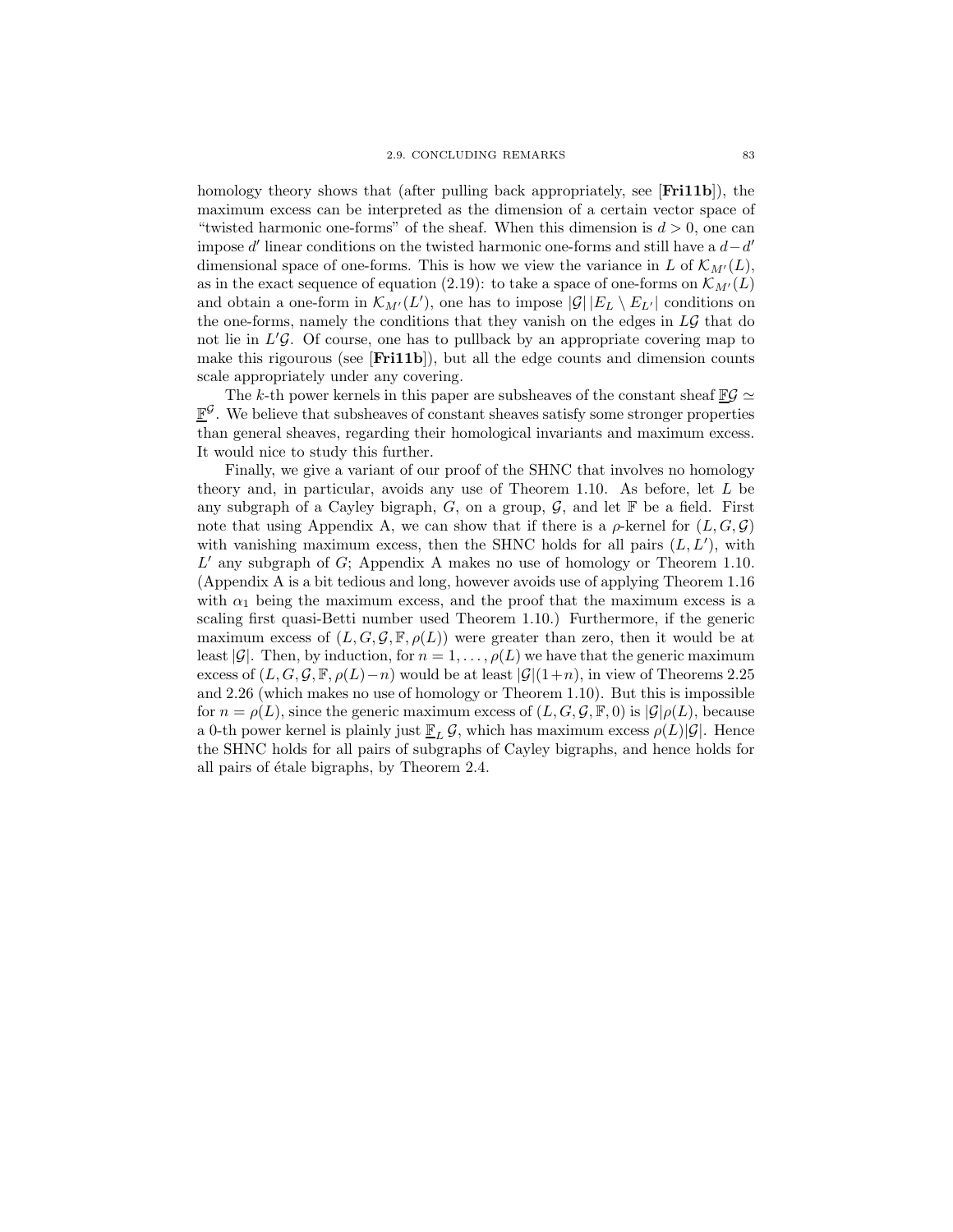homology theory shows that (after pulling back appropriately, see [**Fri11b**]), the maximum excess can be interpreted as the dimension of a certain vector space of "twisted harmonic one-forms" of the sheaf. When this dimension is $d > 0$, one can impose $d'$ linear conditions on the twisted harmonic one-forms and still have a $d - d'$ dimensional space of one-forms. This is how we view the variance in $L$ of $\mathcal{K}_{M'}(L)$, as in the exact sequence of equation (2.19): to take a space of one-forms on $\mathcal{K}_{M'}(L)$ and obtain a one-form in $\mathcal{K}_{M'}(L')$, one has to impose $|\mathcal{G}|\,|E_L \setminus E_{L'}|$ conditions on the one-forms, namely the conditions that they vanish on the edges in $L\mathcal{G}$ that do not lie in $L'\mathcal{G}$. Of course, one has to pullback by an appropriate covering map to make this rigourous (see [**Fri11b**]), but all the edge counts and dimension counts scale appropriately under any covering.

The $k$-th power kernels in this paper are subsheaves of the constant sheaf $\underline{\mathbb{F}\mathcal{G}} \simeq \underline{\mathbb{F}}^{\mathcal{G}}$. We believe that subsheaves of constant sheaves satisfy some stronger properties than general sheaves, regarding their homological invariants and maximum excess. It would nice to study this further.

Finally, we give a variant of our proof of the SHNC that involves no homology theory and, in particular, avoids any use of Theorem 1.10. As before, let $L$ be any subgraph of a Cayley bigraph, $G$, on a group, $\mathcal{G}$, and let $\mathbb{F}$ be a field. First note that using Appendix A, we can show that if there is a $\rho$-kernel for $(L, G, \mathcal{G})$ with vanishing maximum excess, then the SHNC holds for all pairs $(L, L')$, with $L'$ any subgraph of $G$; Appendix A makes no use of homology or Theorem 1.10. (Appendix A is a bit tedious and long, however avoids use of applying Theorem 1.16 with $\alpha_1$ being the maximum excess, and the proof that the maximum excess is a scaling first quasi-Betti number used Theorem 1.10.) Furthermore, if the generic maximum excess of $(L, G, \mathcal{G}, \mathbb{F}, \rho(L))$ were greater than zero, then it would be at least $|\mathcal{G}|$. Then, by induction, for $n = 1, \ldots, \rho(L)$ we have that the generic maximum excess of $(L, G, \mathcal{G}, \mathbb{F}, \rho(L) - n)$ would be at least $|\mathcal{G}|(1+n)$, in view of Theorems 2.25 and 2.26 (which makes no use of homology or Theorem 1.10). But this is impossible for $n = \rho(L)$, since the generic maximum excess of $(L, G, \mathcal{G}, \mathbb{F}, 0)$ is $|\mathcal{G}|\rho(L)$, because a 0-th power kernel is plainly just $\underline{\mathbb{F}}_L\,\mathcal{G}$, which has maximum excess $\rho(L)|\mathcal{G}|$. Hence the SHNC holds for all pairs of subgraphs of Cayley bigraphs, and hence holds for all pairs of étale bigraphs, by Theorem 2.4.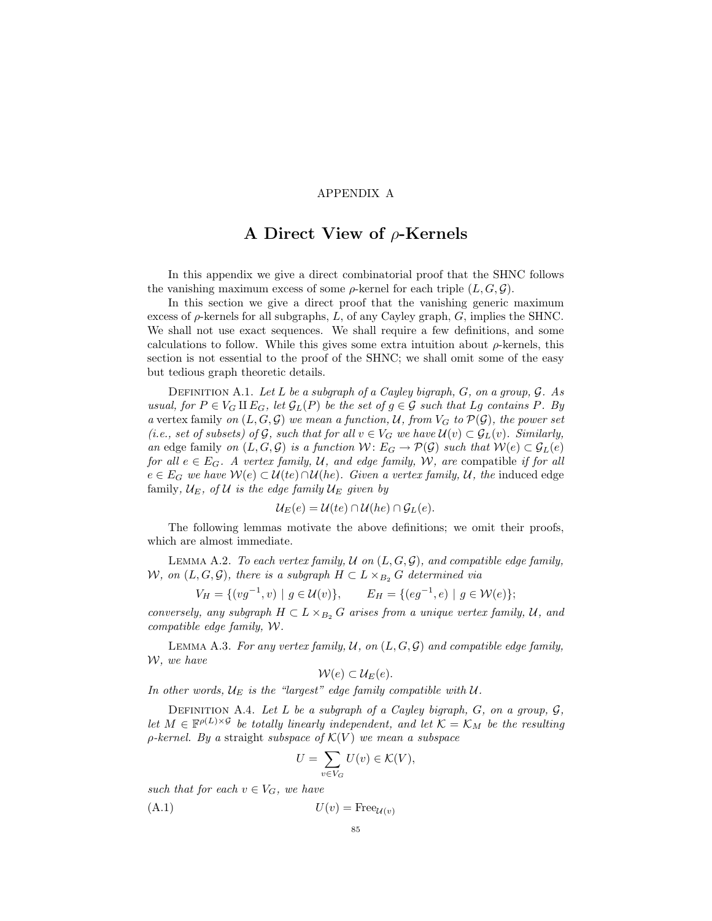APPENDIX A

# A Direct View of $\rho$-Kernels

In this appendix we give a direct combinatorial proof that the SHNC follows the vanishing maximum excess of some $\rho$-kernel for each triple $(L, G, \mathcal{G})$.

In this section we give a direct proof that the vanishing generic maximum excess of $\rho$-kernels for all subgraphs, $L$, of any Cayley graph, $G$, implies the SHNC. We shall not use exact sequences. We shall require a few definitions, and some calculations to follow. While this gives some extra intuition about $\rho$-kernels, this section is not essential to the proof of the SHNC; we shall omit some of the easy but tedious graph theoretic details.

Definition A.1. *Let $L$ be a subgraph of a Cayley bigraph, $G$, on a group, $\mathcal{G}$. As usual, for $P \in V_G \amalg E_G$, let $\mathcal{G}_L(P)$ be the set of $g \in \mathcal{G}$ such that $Lg$ contains $P$. By a* vertex family *on $(L, G, \mathcal{G})$ we mean a function, $\mathcal{U}$, from $V_G$ to $\mathcal{P}(\mathcal{G})$, the power set (i.e., set of subsets) of $\mathcal{G}$, such that for all $v \in V_G$ we have $\mathcal{U}(v) \subset \mathcal{G}_L(v)$. Similarly, an* edge family *on $(L, G, \mathcal{G})$ is a function $\mathcal{W}\colon E_G \to \mathcal{P}(\mathcal{G})$ such that $\mathcal{W}(e) \subset \mathcal{G}_L(e)$ for all $e \in E_G$. A vertex family, $\mathcal{U}$, and edge family, $\mathcal{W}$, are* compatible *if for all $e \in E_G$ we have $\mathcal{W}(e) \subset \mathcal{U}(te) \cap \mathcal{U}(he)$. Given a vertex family, $\mathcal{U}$, the* induced edge family*, $\mathcal{U}_E$, of $\mathcal{U}$ is the edge family $\mathcal{U}_E$ given by*

$$\mathcal{U}_E(e) = \mathcal{U}(te) \cap \mathcal{U}(he) \cap \mathcal{G}_L(e).$$

The following lemmas motivate the above definitions; we omit their proofs, which are almost immediate.

Lemma A.2. *To each vertex family, $\mathcal{U}$ on $(L, G, \mathcal{G})$, and compatible edge family, $\mathcal{W}$, on $(L, G, \mathcal{G})$, there is a subgraph $H \subset L \times_{B_2} G$ determined via*

$$V_H = \{(vg^{-1}, v) \mid g \in \mathcal{U}(v)\}, \qquad E_H = \{(eg^{-1}, e) \mid g \in \mathcal{W}(e)\};$$

*conversely, any subgraph $H \subset L \times_{B_2} G$ arises from a unique vertex family, $\mathcal{U}$, and compatible edge family, $\mathcal{W}$.*

Lemma A.3. *For any vertex family, $\mathcal{U}$, on $(L, G, \mathcal{G})$ and compatible edge family, $\mathcal{W}$, we have*

$$\mathcal{W}(e) \subset \mathcal{U}_E(e).$$

*In other words, $\mathcal{U}_E$ is the "largest" edge family compatible with $\mathcal{U}$.*

Definition A.4. *Let $L$ be a subgraph of a Cayley bigraph, $G$, on a group, $\mathcal{G}$, let $M \in \mathbb{F}^{\rho(L) \times \mathcal{G}}$ be totally linearly independent, and let $\mathcal{K} = \mathcal{K}_M$ be the resulting $\rho$-kernel. By a* straight *subspace of $\mathcal{K}(V)$ we mean a subspace*

$$U = \sum_{v \in V_G} U(v) \in \mathcal{K}(V),$$

*such that for each $v \in V_G$, we have*

$$U(v) = \mathrm{Free}_{\mathcal{U}(v)} \tag{A.1}$$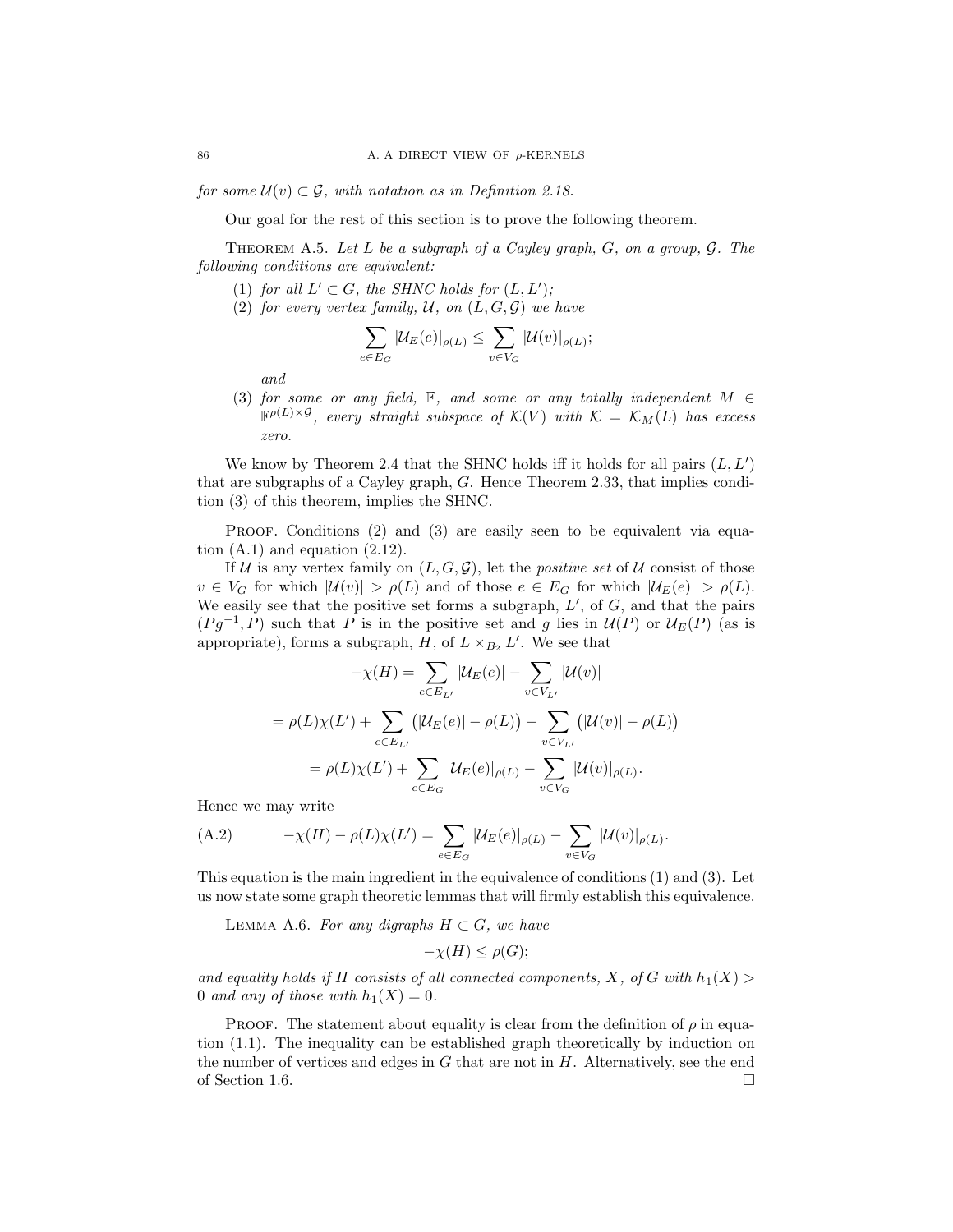*for some* $\mathcal{U}(v) \subset \mathcal{G}$*, with notation as in Definition 2.18.*

Our goal for the rest of this section is to prove the following theorem.

THEOREM A.5. *Let* $L$ *be a subgraph of a Cayley graph,* $G$*, on a group,* $\mathcal{G}$*. The following conditions are equivalent:*

1. *for all* $L' \subset G$*, the SHNC holds for* $(L, L')$*;*
2. *for every vertex family,* $\mathcal{U}$*, on* $(L, G, \mathcal{G})$ *we have*
$$\sum_{e \in E_G} |\mathcal{U}_E(e)|_{\rho(L)} \le \sum_{v \in V_G} |\mathcal{U}(v)|_{\rho(L)};$$
*and*
3. *for some or any field,* $\mathbb{F}$*, and some or any totally independent* $M \in \mathbb{F}^{\rho(L) \times \mathcal{G}}$*, every straight subspace of* $\mathcal{K}(V)$ *with* $\mathcal{K} = \mathcal{K}_M(L)$ *has excess zero.*

We know by Theorem 2.4 that the SHNC holds iff it holds for all pairs $(L, L')$ that are subgraphs of a Cayley graph, $G$. Hence Theorem 2.33, that implies condition (3) of this theorem, implies the SHNC.

PROOF. Conditions (2) and (3) are easily seen to be equivalent via equation (A.1) and equation (2.12).

If $\mathcal{U}$ is any vertex family on $(L, G, \mathcal{G})$, let the *positive set* of $\mathcal{U}$ consist of those $v \in V_G$ for which $|\mathcal{U}(v)| > \rho(L)$ and of those $e \in E_G$ for which $|\mathcal{U}_E(e)| > \rho(L)$. We easily see that the positive set forms a subgraph, $L'$, of $G$, and that the pairs $(Pg^{-1}, P)$ such that $P$ is in the positive set and $g$ lies in $\mathcal{U}(P)$ or $\mathcal{U}_E(P)$ (as is appropriate), forms a subgraph, $H$, of $L \times_{B_2} L'$. We see that

$$-\chi(H) = \sum_{e \in E_{L'}} |\mathcal{U}_E(e)| - \sum_{v \in V_{L'}} |\mathcal{U}(v)|$$

$$= \rho(L)\chi(L') + \sum_{e \in E_{L'}} \bigl(|\mathcal{U}_E(e)| - \rho(L)\bigr) - \sum_{v \in V_{L'}} \bigl(|\mathcal{U}(v)| - \rho(L)\bigr)$$

$$= \rho(L)\chi(L') + \sum_{e \in E_G} |\mathcal{U}_E(e)|_{\rho(L)} - \sum_{v \in V_G} |\mathcal{U}(v)|_{\rho(L)}.$$

Hence we may write

$$-\chi(H) - \rho(L)\chi(L') = \sum_{e \in E_G} |\mathcal{U}_E(e)|_{\rho(L)} - \sum_{v \in V_G} |\mathcal{U}(v)|_{\rho(L)}. \tag{A.2}$$

This equation is the main ingredient in the equivalence of conditions (1) and (3). Let us now state some graph theoretic lemmas that will firmly establish this equivalence.

LEMMA A.6. *For any digraphs* $H \subset G$*, we have*

$$-\chi(H) \le \rho(G);$$

*and equality holds if* $H$ *consists of all connected components,* $X$*, of* $G$ *with* $h_1(X) > 0$ *and any of those with* $h_1(X) = 0$*.*

PROOF. The statement about equality is clear from the definition of $\rho$ in equation (1.1). The inequality can be established graph theoretically by induction on the number of vertices and edges in $G$ that are not in $H$. Alternatively, see the end of Section 1.6. □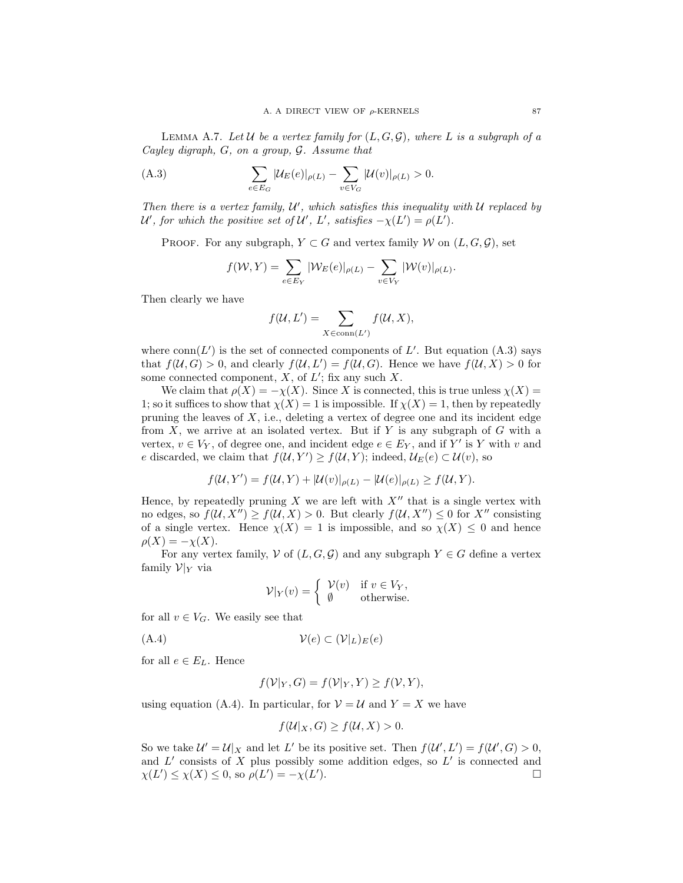Lemma A.7. *Let $\mathcal{U}$ be a vertex family for $(L, G, \mathcal{G})$, where $L$ is a subgraph of a Cayley digraph, $G$, on a group, $\mathcal{G}$. Assume that*

$$\sum_{e \in E_G} |\mathcal{U}_E(e)|_{\rho(L)} - \sum_{v \in V_G} |\mathcal{U}(v)|_{\rho(L)} > 0. \tag{A.3}$$

*Then there is a vertex family, $\mathcal{U}'$, which satisfies this inequality with $\mathcal{U}$ replaced by $\mathcal{U}'$, for which the positive set of $\mathcal{U}'$, $L'$, satisfies $-\chi(L') = \rho(L')$.*

Proof. For any subgraph, $Y \subset G$ and vertex family $\mathcal{W}$ on $(L, G, \mathcal{G})$, set

$$f(\mathcal{W}, Y) = \sum_{e \in E_Y} |\mathcal{W}_E(e)|_{\rho(L)} - \sum_{v \in V_Y} |\mathcal{W}(v)|_{\rho(L)}.$$

Then clearly we have

$$f(\mathcal{U}, L') = \sum_{X \in \mathrm{conn}(L')} f(\mathcal{U}, X),$$

where $\mathrm{conn}(L')$ is the set of connected components of $L'$. But equation (A.3) says that $f(\mathcal{U}, G) > 0$, and clearly $f(\mathcal{U}, L') = f(\mathcal{U}, G)$. Hence we have $f(\mathcal{U}, X) > 0$ for some connected component, $X$, of $L'$; fix any such $X$.

We claim that $\rho(X) = -\chi(X)$. Since $X$ is connected, this is true unless $\chi(X) = 1$; so it suffices to show that $\chi(X) = 1$ is impossible. If $\chi(X) = 1$, then by repeatedly pruning the leaves of $X$, i.e., deleting a vertex of degree one and its incident edge from $X$, we arrive at an isolated vertex. But if $Y$ is any subgraph of $G$ with a vertex, $v \in V_Y$, of degree one, and incident edge $e \in E_Y$, and if $Y'$ is $Y$ with $v$ and $e$ discarded, we claim that $f(\mathcal{U}, Y') \geq f(\mathcal{U}, Y)$; indeed, $\mathcal{U}_E(e) \subset \mathcal{U}(v)$, so

$$f(\mathcal{U}, Y') = f(\mathcal{U}, Y) + |\mathcal{U}(v)|_{\rho(L)} - |\mathcal{U}(e)|_{\rho(L)} \geq f(\mathcal{U}, Y).$$

Hence, by repeatedly pruning $X$ we are left with $X''$ that is a single vertex with no edges, so $f(\mathcal{U}, X'') \geq f(\mathcal{U}, X) > 0$. But clearly $f(\mathcal{U}, X'') \leq 0$ for $X''$ consisting of a single vertex. Hence $\chi(X) = 1$ is impossible, and so $\chi(X) \leq 0$ and hence $\rho(X) = -\chi(X)$.

For any vertex family, $\mathcal{V}$ of $(L, G, \mathcal{G})$ and any subgraph $Y \in G$ define a vertex family $\mathcal{V}|_Y$ via

$$\mathcal{V}|_Y(v) = \begin{cases} \mathcal{V}(v) & \text{if } v \in V_Y, \\ \emptyset & \text{otherwise.} \end{cases}$$

for all $v \in V_G$. We easily see that

$$\mathcal{V}(e) \subset (\mathcal{V}|_L)_E(e) \tag{A.4}$$

for all $e \in E_L$. Hence

$$f(\mathcal{V}|_Y, G) = f(\mathcal{V}|_Y, Y) \geq f(\mathcal{V}, Y),$$

using equation (A.4). In particular, for $\mathcal{V} = \mathcal{U}$ and $Y = X$ we have

$$f(\mathcal{U}|_X, G) \geq f(\mathcal{U}, X) > 0.$$

So we take $\mathcal{U}' = \mathcal{U}|_X$ and let $L'$ be its positive set. Then $f(\mathcal{U}', L') = f(\mathcal{U}', G) > 0$, and $L'$ consists of $X$ plus possibly some addition edges, so $L'$ is connected and $\chi(L') \leq \chi(X) \leq 0$, so $\rho(L') = -\chi(L')$. $\square$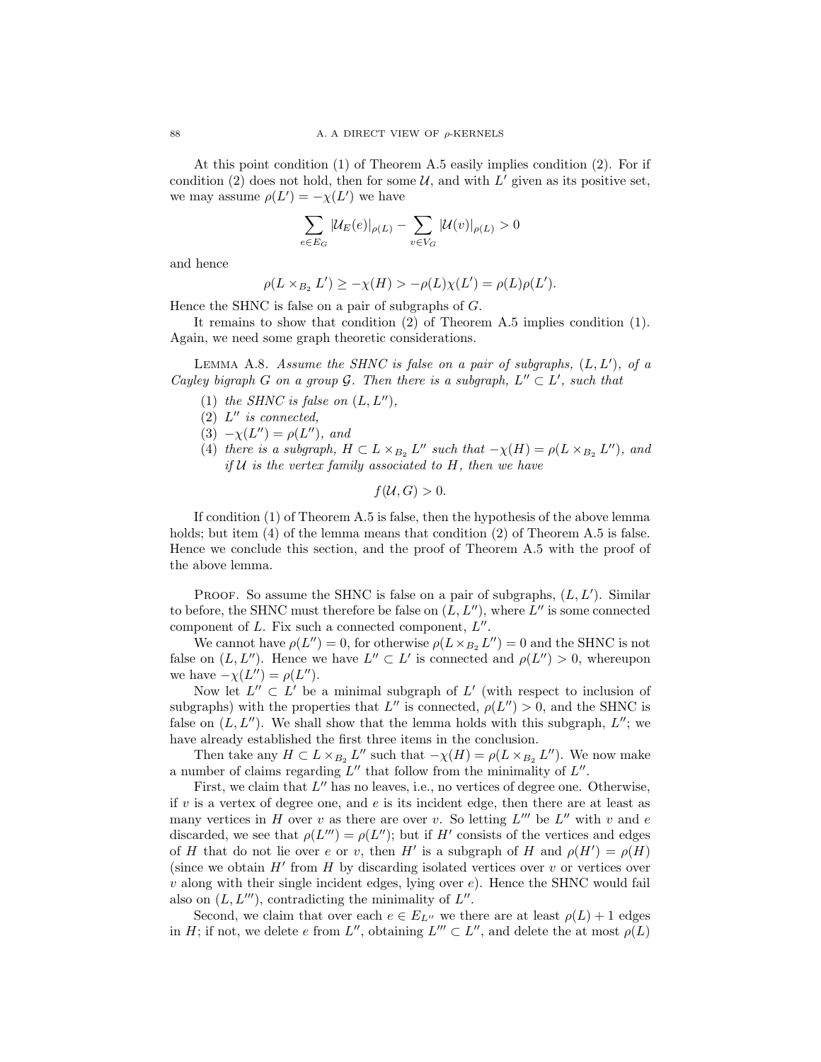At this point condition (1) of Theorem A.5 easily implies condition (2). For if condition (2) does not hold, then for some $\mathcal{U}$, and with $L'$ given as its positive set, we may assume $\rho(L') = -\chi(L')$ we have

$$\sum_{e \in E_G} |\mathcal{U}_E(e)|_{\rho(L)} - \sum_{v \in V_G} |\mathcal{U}(v)|_{\rho(L)} > 0$$

and hence

$$\rho(L \times_{B_2} L') \geq -\chi(H) > -\rho(L)\chi(L') = \rho(L)\rho(L').$$

Hence the SHNC is false on a pair of subgraphs of $G$.

It remains to show that condition (2) of Theorem A.5 implies condition (1). Again, we need some graph theoretic considerations.

Lemma A.8. *Assume the SHNC is false on a pair of subgraphs, $(L, L')$, of a Cayley bigraph $G$ on a group $\mathcal{G}$. Then there is a subgraph, $L'' \subset L'$, such that*

1. *the SHNC is false on $(L, L'')$,*
2. *$L''$ is connected,*
3. *$-\chi(L'') = \rho(L'')$, and*
4. *there is a subgraph, $H \subset L \times_{B_2} L''$ such that $-\chi(H) = \rho(L \times_{B_2} L'')$, and if $\mathcal{U}$ is the vertex family associated to $H$, then we have*

$$f(\mathcal{U}, G) > 0.$$

If condition (1) of Theorem A.5 is false, then the hypothesis of the above lemma holds; but item (4) of the lemma means that condition (2) of Theorem A.5 is false. Hence we conclude this section, and the proof of Theorem A.5 with the proof of the above lemma.

Proof. So assume the SHNC is false on a pair of subgraphs, $(L, L')$. Similar to before, the SHNC must therefore be false on $(L, L'')$, where $L''$ is some connected component of $L$. Fix such a connected component, $L''$.

We cannot have $\rho(L'') = 0$, for otherwise $\rho(L \times_{B_2} L'') = 0$ and the SHNC is not false on $(L, L'')$. Hence we have $L'' \subset L'$ is connected and $\rho(L'') > 0$, whereupon we have $-\chi(L'') = \rho(L'')$.

Now let $L'' \subset L'$ be a minimal subgraph of $L'$ (with respect to inclusion of subgraphs) with the properties that $L''$ is connected, $\rho(L'') > 0$, and the SHNC is false on $(L, L'')$. We shall show that the lemma holds with this subgraph, $L''$; we have already established the first three items in the conclusion.

Then take any $H \subset L \times_{B_2} L''$ such that $-\chi(H) = \rho(L \times_{B_2} L'')$. We now make a number of claims regarding $L''$ that follow from the minimality of $L''$.

First, we claim that $L''$ has no leaves, i.e., no vertices of degree one. Otherwise, if $v$ is a vertex of degree one, and $e$ is its incident edge, then there are at least as many vertices in $H$ over $v$ as there are over $v$. So letting $L'''$ be $L''$ with $v$ and $e$ discarded, we see that $\rho(L''') = \rho(L'')$; but if $H'$ consists of the vertices and edges of $H$ that do not lie over $e$ or $v$, then $H'$ is a subgraph of $H$ and $\rho(H') = \rho(H)$ (since we obtain $H'$ from $H$ by discarding isolated vertices over $v$ or vertices over $v$ along with their single incident edges, lying over $e$). Hence the SHNC would fail also on $(L, L''')$, contradicting the minimality of $L''$.

Second, we claim that over each $e \in E_{L''}$ we there are at least $\rho(L) + 1$ edges in $H$; if not, we delete $e$ from $L''$, obtaining $L''' \subset L''$, and delete the at most $\rho(L)$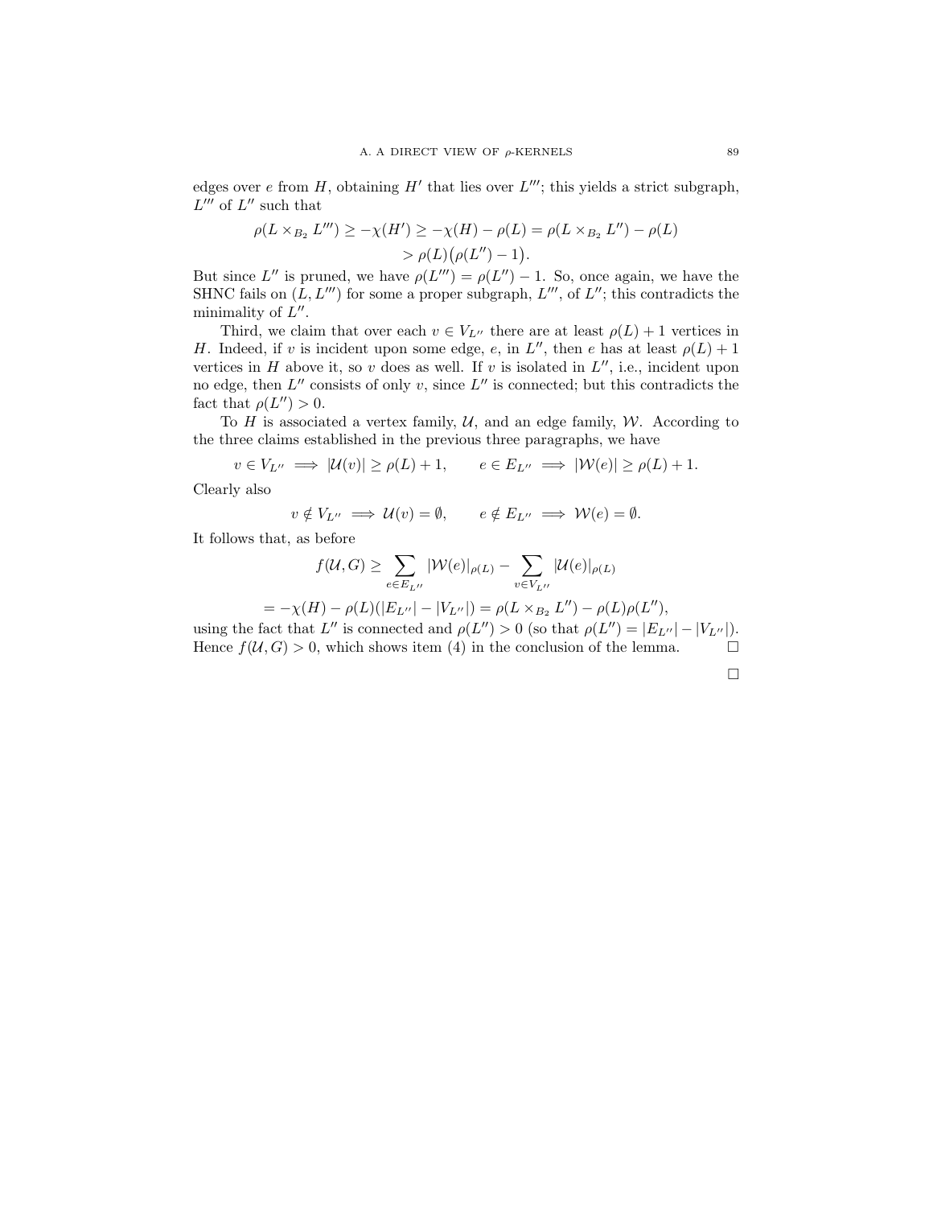edges over $e$ from $H$, obtaining $H'$ that lies over $L'''$; this yields a strict subgraph, $L'''$ of $L''$ such that

$$\rho(L \times_{B_2} L''') \geq -\chi(H') \geq -\chi(H) - \rho(L) = \rho(L \times_{B_2} L'') - \rho(L)$$
$$> \rho(L)\big(\rho(L'') - 1\big).$$

But since $L''$ is pruned, we have $\rho(L''') = \rho(L'') - 1$. So, once again, we have the SHNC fails on $(L, L''')$ for some a proper subgraph, $L'''$, of $L''$; this contradicts the minimality of $L''$.

Third, we claim that over each $v \in V_{L''}$ there are at least $\rho(L) + 1$ vertices in $H$. Indeed, if $v$ is incident upon some edge, $e$, in $L''$, then $e$ has at least $\rho(L) + 1$ vertices in $H$ above it, so $v$ does as well. If $v$ is isolated in $L''$, i.e., incident upon no edge, then $L''$ consists of only $v$, since $L''$ is connected; but this contradicts the fact that $\rho(L'') > 0$.

To $H$ is associated a vertex family, $\mathcal{U}$, and an edge family, $\mathcal{W}$. According to the three claims established in the previous three paragraphs, we have

$$v \in V_{L''} \implies |\mathcal{U}(v)| \geq \rho(L) + 1, \qquad e \in E_{L''} \implies |\mathcal{W}(e)| \geq \rho(L) + 1.$$

Clearly also

$$v \notin V_{L''} \implies \mathcal{U}(v) = \emptyset, \qquad e \notin E_{L''} \implies \mathcal{W}(e) = \emptyset.$$

It follows that, as before

$$f(\mathcal{U}, G) \geq \sum_{e \in E_{L''}} |\mathcal{W}(e)|_{\rho(L)} - \sum_{v \in V_{L''}} |\mathcal{U}(e)|_{\rho(L)}$$

$$= -\chi(H) - \rho(L)(|E_{L''}| - |V_{L''}|) = \rho(L \times_{B_2} L'') - \rho(L)\rho(L''),$$

using the fact that $L''$ is connected and $\rho(L'') > 0$ (so that $\rho(L'') = |E_{L''}| - |V_{L''}|$). Hence $f(\mathcal{U}, G) > 0$, which shows item (4) in the conclusion of the lemma. □

□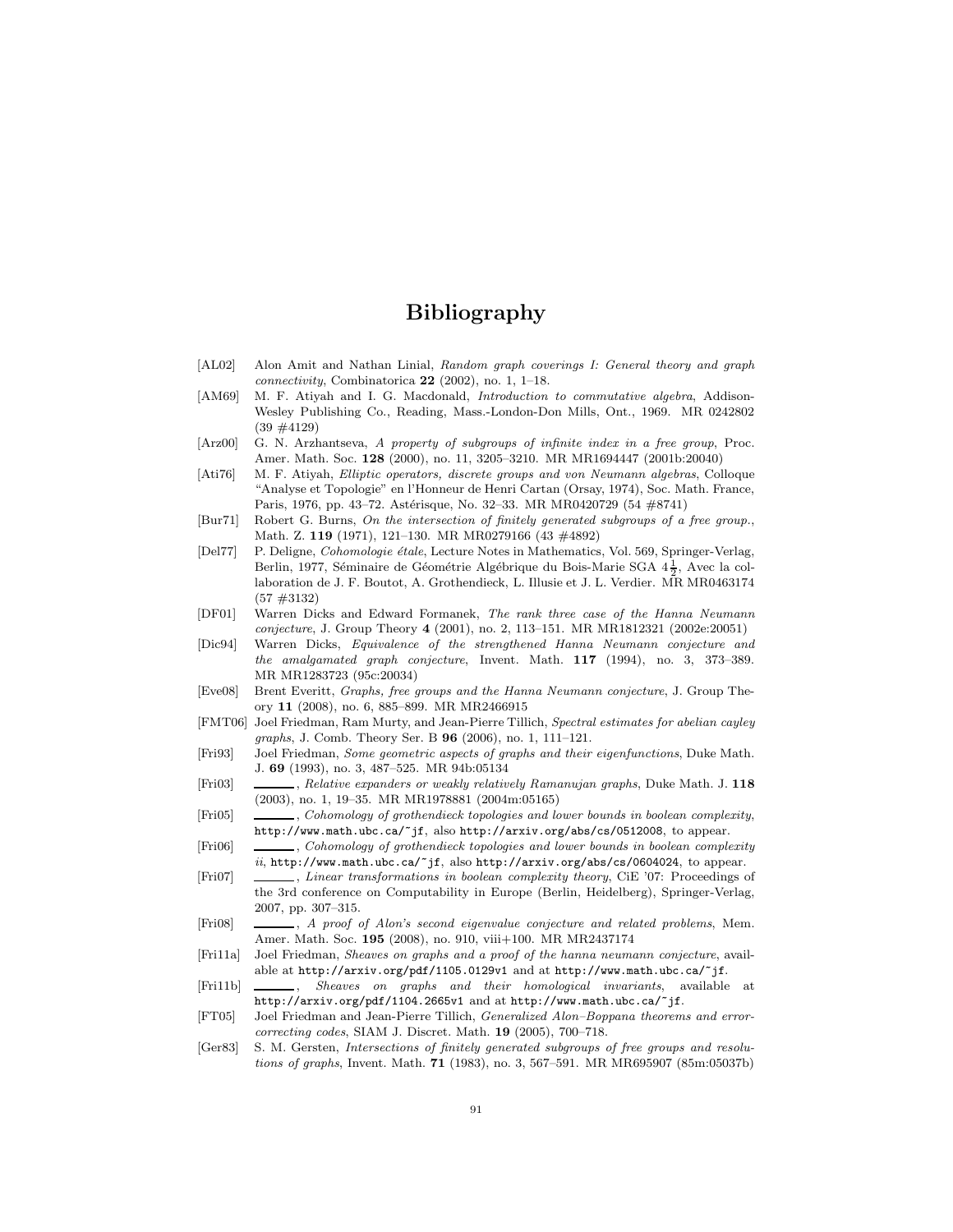# Bibliography

[AL02] Alon Amit and Nathan Linial, *Random graph coverings I: General theory and graph connectivity*, Combinatorica **22** (2002), no. 1, 1–18.

[AM69] M. F. Atiyah and I. G. Macdonald, *Introduction to commutative algebra*, Addison-Wesley Publishing Co., Reading, Mass.-London-Don Mills, Ont., 1969. MR 0242802 (39 #4129)

[Arz00] G. N. Arzhantseva, *A property of subgroups of infinite index in a free group*, Proc. Amer. Math. Soc. **128** (2000), no. 11, 3205–3210. MR MR1694447 (2001b:20040)

[Ati76] M. F. Atiyah, *Elliptic operators, discrete groups and von Neumann algebras*, Colloque "Analyse et Topologie" en l'Honneur de Henri Cartan (Orsay, 1974), Soc. Math. France, Paris, 1976, pp. 43–72. Astérisque, No. 32–33. MR MR0420729 (54 #8741)

[Bur71] Robert G. Burns, *On the intersection of finitely generated subgroups of a free group.*, Math. Z. **119** (1971), 121–130. MR MR0279166 (43 #4892)

[Del77] P. Deligne, *Cohomologie étale*, Lecture Notes in Mathematics, Vol. 569, Springer-Verlag, Berlin, 1977, Séminaire de Géométrie Algébrique du Bois-Marie SGA $4\frac{1}{2}$, Avec la collaboration de J. F. Boutot, A. Grothendieck, L. Illusie et J. L. Verdier. MR MR0463174 (57 #3132)

[DF01] Warren Dicks and Edward Formanek, *The rank three case of the Hanna Neumann conjecture*, J. Group Theory **4** (2001), no. 2, 113–151. MR MR1812321 (2002e:20051)

[Dic94] Warren Dicks, *Equivalence of the strengthened Hanna Neumann conjecture and the amalgamated graph conjecture*, Invent. Math. **117** (1994), no. 3, 373–389. MR MR1283723 (95c:20034)

[Eve08] Brent Everitt, *Graphs, free groups and the Hanna Neumann conjecture*, J. Group Theory **11** (2008), no. 6, 885–899. MR MR2466915

[FMT06] Joel Friedman, Ram Murty, and Jean-Pierre Tillich, *Spectral estimates for abelian cayley graphs*, J. Comb. Theory Ser. B **96** (2006), no. 1, 111–121.

[Fri93] Joel Friedman, *Some geometric aspects of graphs and their eigenfunctions*, Duke Math. J. **69** (1993), no. 3, 487–525. MR 94b:05134

[Fri03] ______, *Relative expanders or weakly relatively Ramanujan graphs*, Duke Math. J. **118** (2003), no. 1, 19–35. MR MR1978881 (2004m:05165)

[Fri05] ______, *Cohomology of grothendieck topologies and lower bounds in boolean complexity*, http://www.math.ubc.ca/~jf, also http://arxiv.org/abs/cs/0512008, to appear.

[Fri06] ______, *Cohomology of grothendieck topologies and lower bounds in boolean complexity ii*, http://www.math.ubc.ca/~jf, also http://arxiv.org/abs/cs/0604024, to appear.

[Fri07] ______, *Linear transformations in boolean complexity theory*, CiE '07: Proceedings of the 3rd conference on Computability in Europe (Berlin, Heidelberg), Springer-Verlag, 2007, pp. 307–315.

[Fri08] ______, *A proof of Alon's second eigenvalue conjecture and related problems*, Mem. Amer. Math. Soc. **195** (2008), no. 910, viii+100. MR MR2437174

[Fri11a] Joel Friedman, *Sheaves on graphs and a proof of the hanna neumann conjecture*, available at http://arxiv.org/pdf/1105.0129v1 and at http://www.math.ubc.ca/~jf.

[Fri11b] ______, *Sheaves on graphs and their homological invariants*, available at http://arxiv.org/pdf/1104.2665v1 and at http://www.math.ubc.ca/~jf.

[FT05] Joel Friedman and Jean-Pierre Tillich, *Generalized Alon–Boppana theorems and error-correcting codes*, SIAM J. Discret. Math. **19** (2005), 700–718.

[Ger83] S. M. Gersten, *Intersections of finitely generated subgroups of free groups and resolutions of graphs*, Invent. Math. **71** (1983), no. 3, 567–591. MR MR695907 (85m:05037b)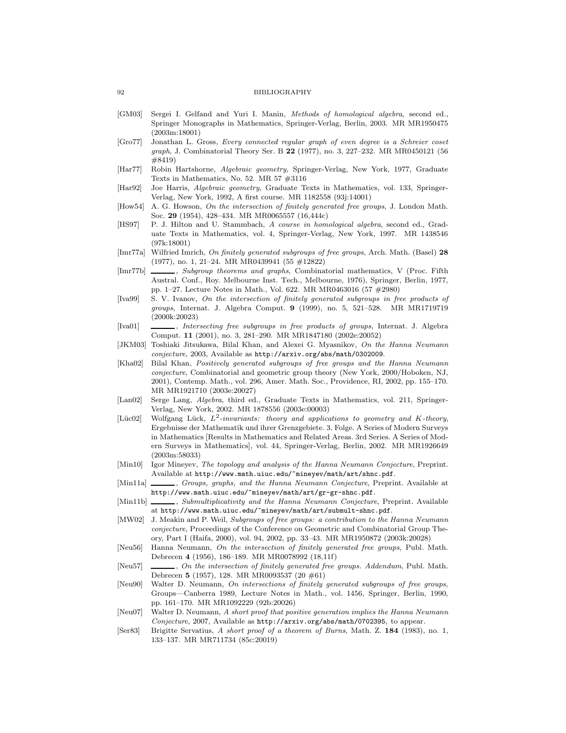[GM03] Sergei I. Gelfand and Yuri I. Manin, *Methods of homological algebra*, second ed., Springer Monographs in Mathematics, Springer-Verlag, Berlin, 2003. MR MR1950475 (2003m:18001)

[Gro77] Jonathan L. Gross, *Every connected regular graph of even degree is a Schreier coset graph*, J. Combinatorial Theory Ser. B **22** (1977), no. 3, 227–232. MR MR0450121 (56 #8419)

[Har77] Robin Hartshorne, *Algebraic geometry*, Springer-Verlag, New York, 1977, Graduate Texts in Mathematics, No. 52. MR 57 #3116

[Har92] Joe Harris, *Algebraic geometry*, Graduate Texts in Mathematics, vol. 133, Springer-Verlag, New York, 1992, A first course. MR 1182558 (93j:14001)

[How54] A. G. Howson, *On the intersection of finitely generated free groups*, J. London Math. Soc. **29** (1954), 428–434. MR MR0065557 (16,444c)

[HS97] P. J. Hilton and U. Stammbach, *A course in homological algebra*, second ed., Graduate Texts in Mathematics, vol. 4, Springer-Verlag, New York, 1997. MR 1438546 (97k:18001)

[Imr77a] Wilfried Imrich, *On finitely generated subgroups of free groups*, Arch. Math. (Basel) **28** (1977), no. 1, 21–24. MR MR0439941 (55 #12822)

[Imr77b] ______, *Subgroup theorems and graphs*, Combinatorial mathematics, V (Proc. Fifth Austral. Conf., Roy. Melbourne Inst. Tech., Melbourne, 1976), Springer, Berlin, 1977, pp. 1–27. Lecture Notes in Math., Vol. 622. MR MR0463016 (57 #2980)

[Iva99] S. V. Ivanov, *On the intersection of finitely generated subgroups in free products of groups*, Internat. J. Algebra Comput. **9** (1999), no. 5, 521–528. MR MR1719719 (2000k:20023)

[Iva01] ______, *Intersecting free subgroups in free products of groups*, Internat. J. Algebra Comput. **11** (2001), no. 3, 281–290. MR MR1847180 (2002e:20052)

[JKM03] Toshiaki Jitsukawa, Bilal Khan, and Alexei G. Myasnikov, *On the Hanna Neumann conjecture*, 2003, Available as `http://arxiv.org/abs/math/0302009`.

[Kha02] Bilal Khan, *Positively generated subgroups of free groups and the Hanna Neumann conjecture*, Combinatorial and geometric group theory (New York, 2000/Hoboken, NJ, 2001), Contemp. Math., vol. 296, Amer. Math. Soc., Providence, RI, 2002, pp. 155–170. MR MR1921710 (2003e:20027)

[Lan02] Serge Lang, *Algebra*, third ed., Graduate Texts in Mathematics, vol. 211, Springer-Verlag, New York, 2002. MR 1878556 (2003e:00003)

[Lüc02] Wolfgang Lück, *$L^2$-invariants: theory and applications to geometry and $K$-theory*, Ergebnisse der Mathematik und ihrer Grenzgebiete. 3. Folge. A Series of Modern Surveys in Mathematics [Results in Mathematics and Related Areas. 3rd Series. A Series of Modern Surveys in Mathematics], vol. 44, Springer-Verlag, Berlin, 2002. MR MR1926649 (2003m:58033)

[Min10] Igor Mineyev, *The topology and analysis of the Hanna Neumann Conjecture*, Preprint. Available at `http://www.math.uiuc.edu/~mineyev/math/art/shnc.pdf`.

[Min11a] ______, *Groups, graphs, and the Hanna Neumann Conjecture*, Preprint. Available at `http://www.math.uiuc.edu/~mineyev/math/art/gr-gr-shnc.pdf`.

[Min11b] ______, *Submultiplicativity and the Hanna Neumann Conjecture*, Preprint. Available at `http://www.math.uiuc.edu/~mineyev/math/art/submult-shnc.pdf`.

[MW02] J. Meakin and P. Weil, *Subgroups of free groups: a contribution to the Hanna Neumann conjecture*, Proceedings of the Conference on Geometric and Combinatorial Group Theory, Part I (Haifa, 2000), vol. 94, 2002, pp. 33–43. MR MR1950872 (2003k:20028)

[Neu56] Hanna Neumann, *On the intersection of finitely generated free groups*, Publ. Math. Debrecen **4** (1956), 186–189. MR MR0078992 (18,11f)

[Neu57] ______, *On the intersection of finitely generated free groups. Addendum*, Publ. Math. Debrecen **5** (1957), 128. MR MR0093537 (20 #61)

[Neu90] Walter D. Neumann, *On intersections of finitely generated subgroups of free groups*, Groups—Canberra 1989, Lecture Notes in Math., vol. 1456, Springer, Berlin, 1990, pp. 161–170. MR MR1092229 (92b:20026)

[Neu07] Walter D. Neumann, *A short proof that positive generation implies the Hanna Neumann Conjecture*, 2007, Available as `http://arxiv.org/abs/math/0702395`, to appear.

[Ser83] Brigitte Servatius, *A short proof of a theorem of Burns*, Math. Z. **184** (1983), no. 1, 133–137. MR MR711734 (85c:20019)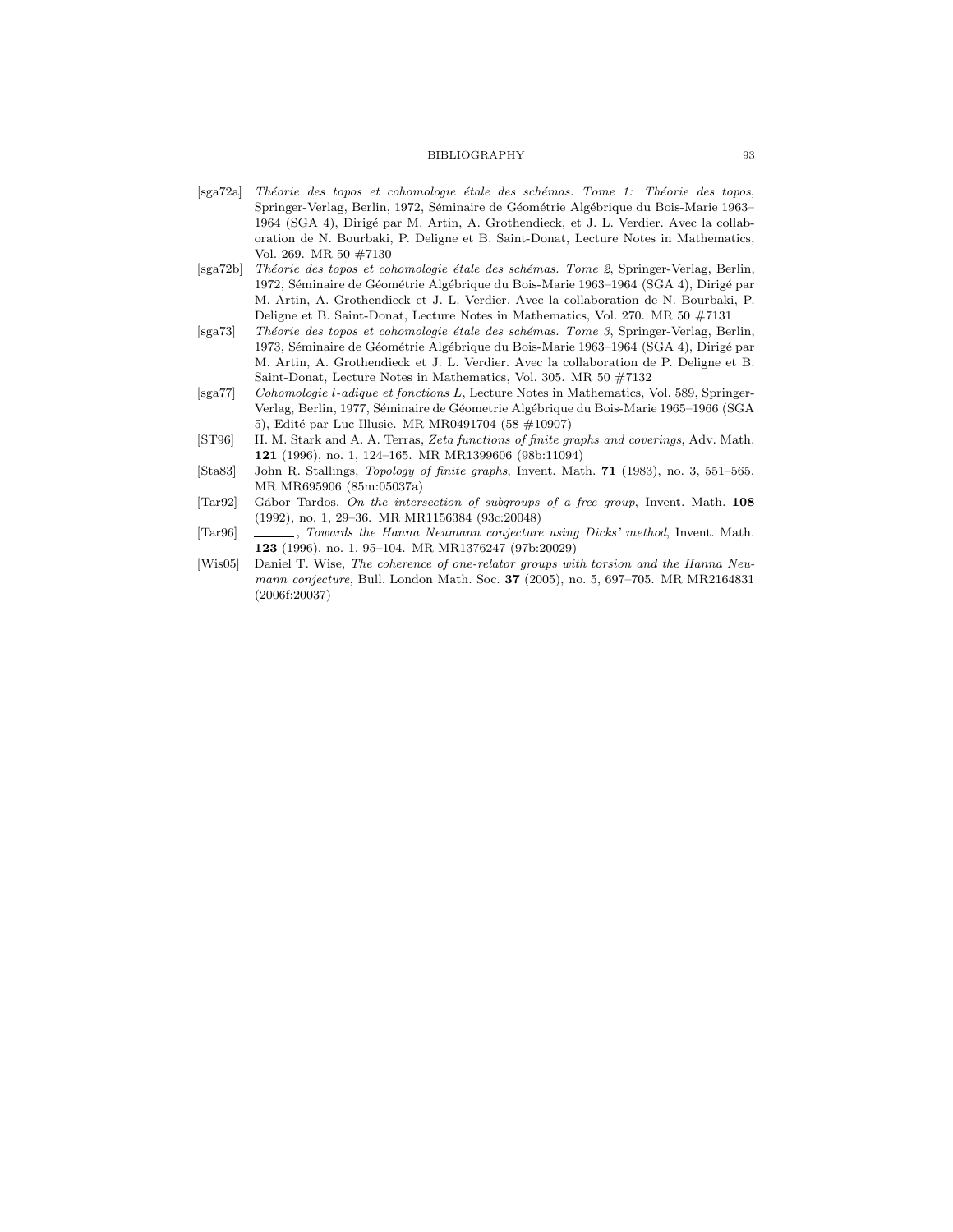[sga72a] *Théorie des topos et cohomologie étale des schémas. Tome 1: Théorie des topos*, Springer-Verlag, Berlin, 1972, Séminaire de Géométrie Algébrique du Bois-Marie 1963–1964 (SGA 4), Dirigé par M. Artin, A. Grothendieck, et J. L. Verdier. Avec la collaboration de N. Bourbaki, P. Deligne et B. Saint-Donat, Lecture Notes in Mathematics, Vol. 269. MR 50 #7130

[sga72b] *Théorie des topos et cohomologie étale des schémas. Tome 2*, Springer-Verlag, Berlin, 1972, Séminaire de Géométrie Algébrique du Bois-Marie 1963–1964 (SGA 4), Dirigé par M. Artin, A. Grothendieck et J. L. Verdier. Avec la collaboration de N. Bourbaki, P. Deligne et B. Saint-Donat, Lecture Notes in Mathematics, Vol. 270. MR 50 #7131

[sga73] *Théorie des topos et cohomologie étale des schémas. Tome 3*, Springer-Verlag, Berlin, 1973, Séminaire de Géométrie Algébrique du Bois-Marie 1963–1964 (SGA 4), Dirigé par M. Artin, A. Grothendieck et J. L. Verdier. Avec la collaboration de P. Deligne et B. Saint-Donat, Lecture Notes in Mathematics, Vol. 305. MR 50 #7132

[sga77] *Cohomologie l-adique et fonctions L*, Lecture Notes in Mathematics, Vol. 589, Springer-Verlag, Berlin, 1977, Séminaire de Géometrie Algébrique du Bois-Marie 1965–1966 (SGA 5), Edité par Luc Illusie. MR MR0491704 (58 #10907)

[ST96] H. M. Stark and A. A. Terras, *Zeta functions of finite graphs and coverings*, Adv. Math. **121** (1996), no. 1, 124–165. MR MR1399606 (98b:11094)

[Sta83] John R. Stallings, *Topology of finite graphs*, Invent. Math. **71** (1983), no. 3, 551–565. MR MR695906 (85m:05037a)

[Tar92] Gábor Tardos, *On the intersection of subgroups of a free group*, Invent. Math. **108** (1992), no. 1, 29–36. MR MR1156384 (93c:20048)

[Tar96] ———, *Towards the Hanna Neumann conjecture using Dicks' method*, Invent. Math. **123** (1996), no. 1, 95–104. MR MR1376247 (97b:20029)

[Wis05] Daniel T. Wise, *The coherence of one-relator groups with torsion and the Hanna Neumann conjecture*, Bull. London Math. Soc. **37** (2005), no. 5, 697–705. MR MR2164831 (2006f:20037)